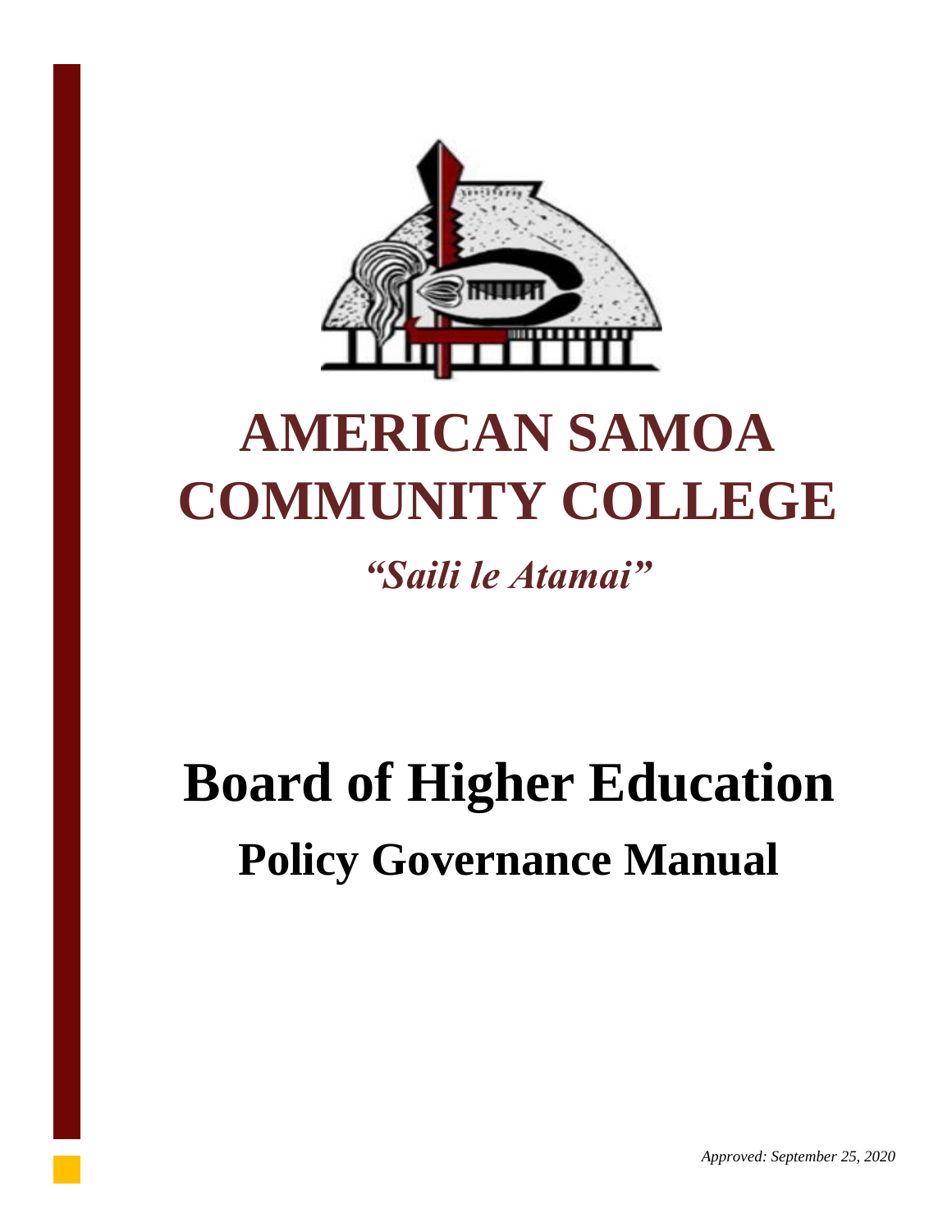# AMERICAN SAMOA COMMUNITY COLLEGE

*"Saili le Atamai"*

# Board of Higher Education

## Policy Governance Manual

*Approved: September 25, 2020*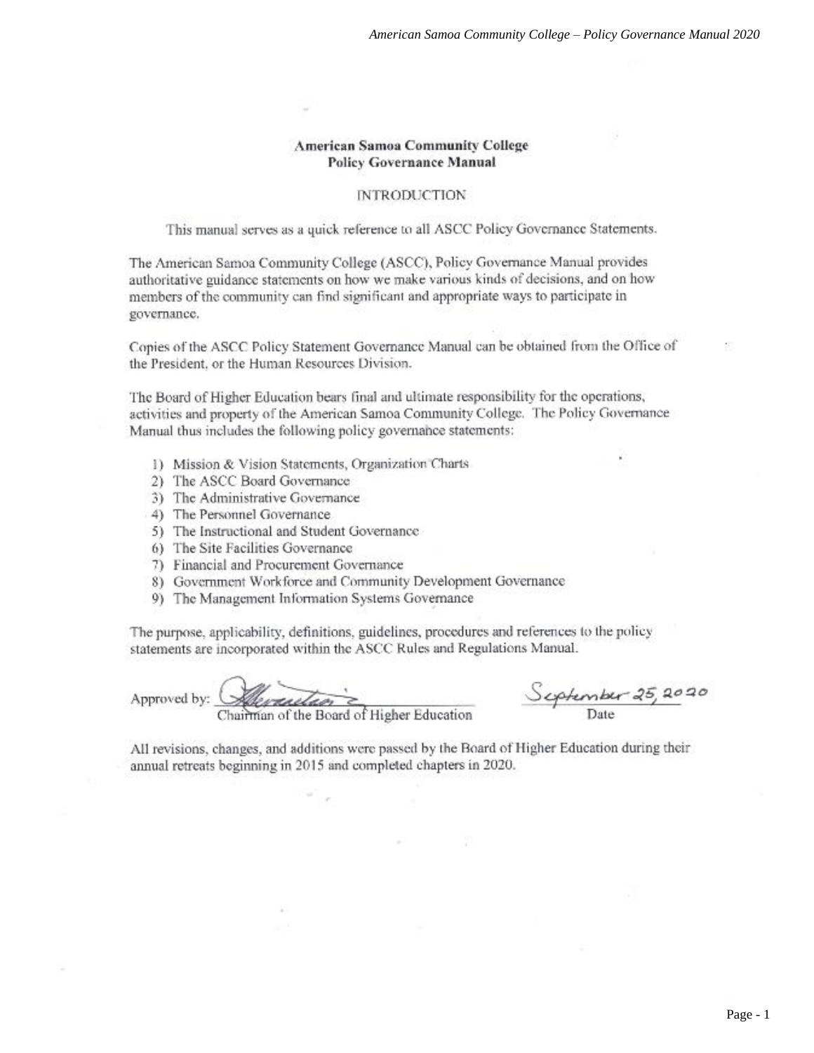# American Samoa Community College
## Policy Governance Manual

### INTRODUCTION

This manual serves as a quick reference to all ASCC Policy Governance Statements.

The American Samoa Community College (ASCC), Policy Governance Manual provides authoritative guidance statements on how we make various kinds of decisions, and on how members of the community can find significant and appropriate ways to participate in governance.

Copies of the ASCC Policy Statement Governance Manual can be obtained from the Office of the President, or the Human Resources Division.

The Board of Higher Education bears final and ultimate responsibility for the operations, activities and property of the American Samoa Community College. The Policy Governance Manual thus includes the following policy governance statements:

1) Mission & Vision Statements, Organization Charts
2) The ASCC Board Governance
3) The Administrative Governance
4) The Personnel Governance
5) The Instructional and Student Governance
6) The Site Facilities Governance
7) Financial and Procurement Governance
8) Government Workforce and Community Development Governance
9) The Management Information Systems Governance

The purpose, applicability, definitions, guidelines, procedures and references to the policy statements are incorporated within the ASCC Rules and Regulations Manual.

Approved by: _______________________
Chairman of the Board of Higher Education

September 25, 2020
Date

All revisions, changes, and additions were passed by the Board of Higher Education during their annual retreats beginning in 2015 and completed chapters in 2020.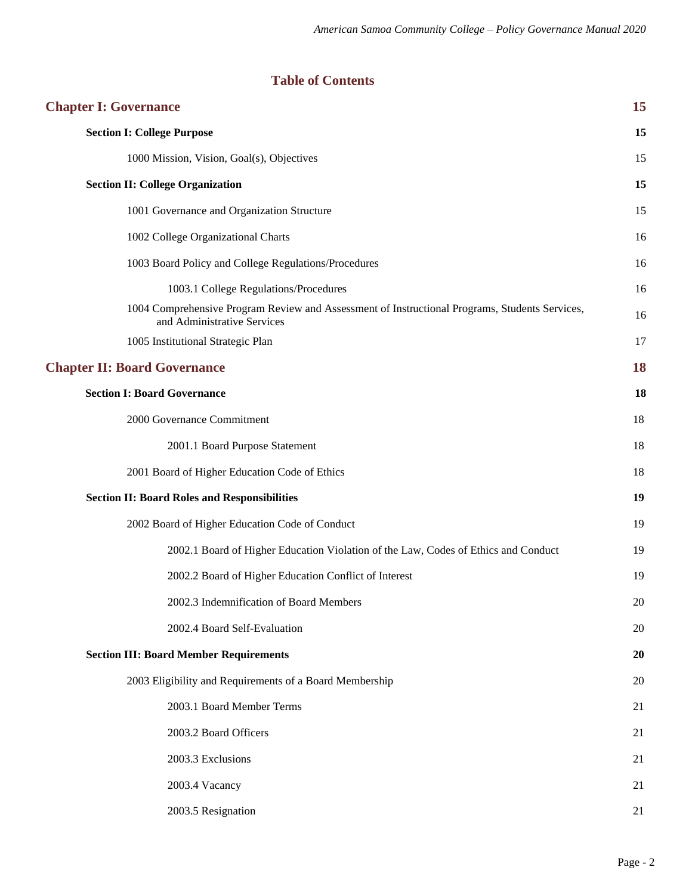## Table of Contents

| | |
|---|---|
| **Chapter I: Governance** | **15** |
| **Section I: College Purpose** | **15** |
| 1000 Mission, Vision, Goal(s), Objectives | 15 |
| **Section II: College Organization** | **15** |
| 1001 Governance and Organization Structure | 15 |
| 1002 College Organizational Charts | 16 |
| 1003 Board Policy and College Regulations/Procedures | 16 |
| 1003.1 College Regulations/Procedures | 16 |
| 1004 Comprehensive Program Review and Assessment of Instructional Programs, Students Services, and Administrative Services | 16 |
| 1005 Institutional Strategic Plan | 17 |
| **Chapter II: Board Governance** | **18** |
| **Section I: Board Governance** | **18** |
| 2000 Governance Commitment | 18 |
| 2001.1 Board Purpose Statement | 18 |
| 2001 Board of Higher Education Code of Ethics | 18 |
| **Section II: Board Roles and Responsibilities** | **19** |
| 2002 Board of Higher Education Code of Conduct | 19 |
| 2002.1 Board of Higher Education Violation of the Law, Codes of Ethics and Conduct | 19 |
| 2002.2 Board of Higher Education Conflict of Interest | 19 |
| 2002.3 Indemnification of Board Members | 20 |
| 2002.4 Board Self-Evaluation | 20 |
| **Section III: Board Member Requirements** | **20** |
| 2003 Eligibility and Requirements of a Board Membership | 20 |
| 2003.1 Board Member Terms | 21 |
| 2003.2 Board Officers | 21 |
| 2003.3 Exclusions | 21 |
| 2003.4 Vacancy | 21 |
| 2003.5 Resignation | 21 |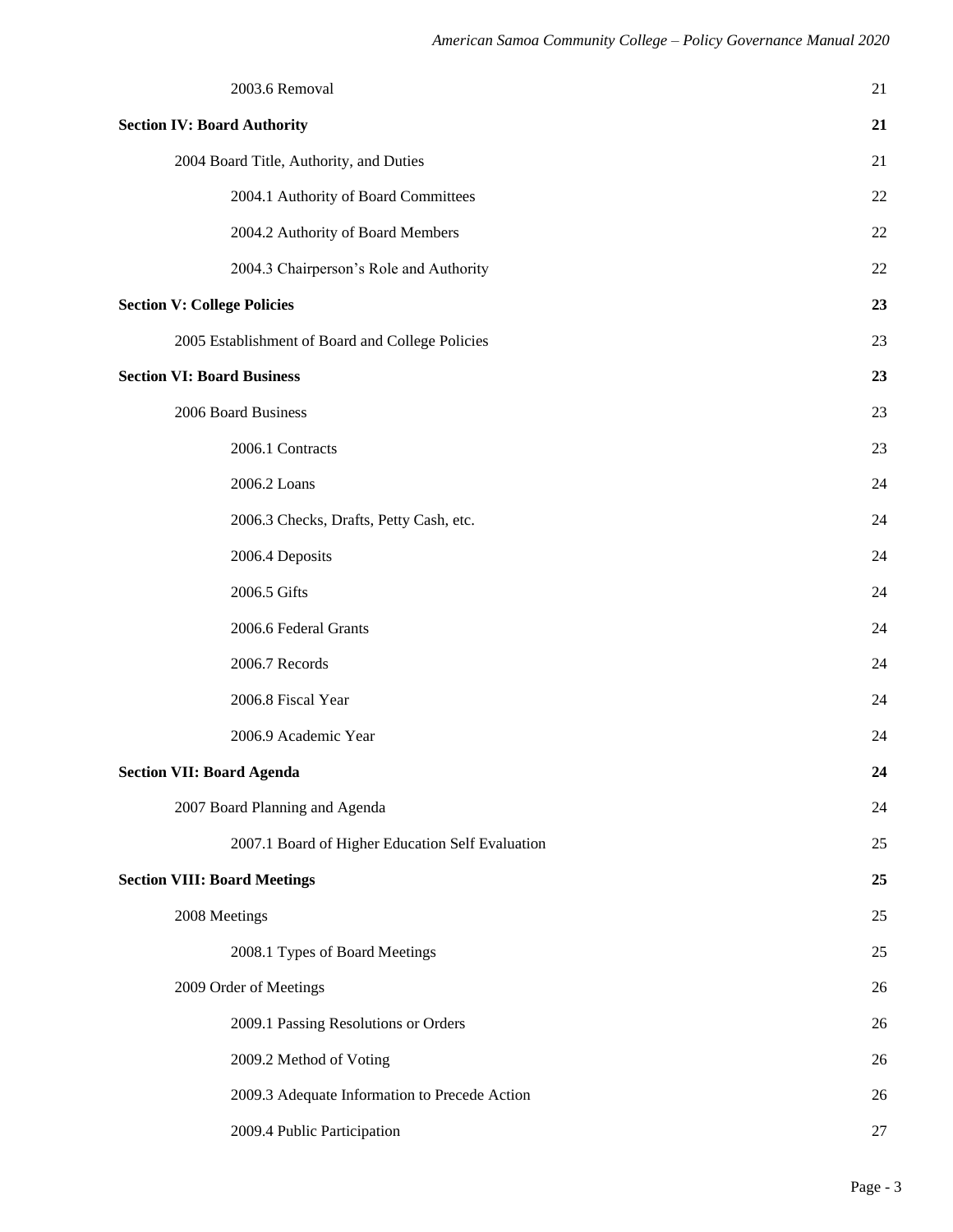| | |
|---|---|
| 2003.6 Removal | 21 |
| **Section IV: Board Authority** | **21** |
| 2004 Board Title, Authority, and Duties | 21 |
| 2004.1 Authority of Board Committees | 22 |
| 2004.2 Authority of Board Members | 22 |
| 2004.3 Chairperson's Role and Authority | 22 |
| **Section V: College Policies** | **23** |
| 2005 Establishment of Board and College Policies | 23 |
| **Section VI: Board Business** | **23** |
| 2006 Board Business | 23 |
| 2006.1 Contracts | 23 |
| 2006.2 Loans | 24 |
| 2006.3 Checks, Drafts, Petty Cash, etc. | 24 |
| 2006.4 Deposits | 24 |
| 2006.5 Gifts | 24 |
| 2006.6 Federal Grants | 24 |
| 2006.7 Records | 24 |
| 2006.8 Fiscal Year | 24 |
| 2006.9 Academic Year | 24 |
| **Section VII: Board Agenda** | **24** |
| 2007 Board Planning and Agenda | 24 |
| 2007.1 Board of Higher Education Self Evaluation | 25 |
| **Section VIII: Board Meetings** | **25** |
| 2008 Meetings | 25 |
| 2008.1 Types of Board Meetings | 25 |
| 2009 Order of Meetings | 26 |
| 2009.1 Passing Resolutions or Orders | 26 |
| 2009.2 Method of Voting | 26 |
| 2009.3 Adequate Information to Precede Action | 26 |
| 2009.4 Public Participation | 27 |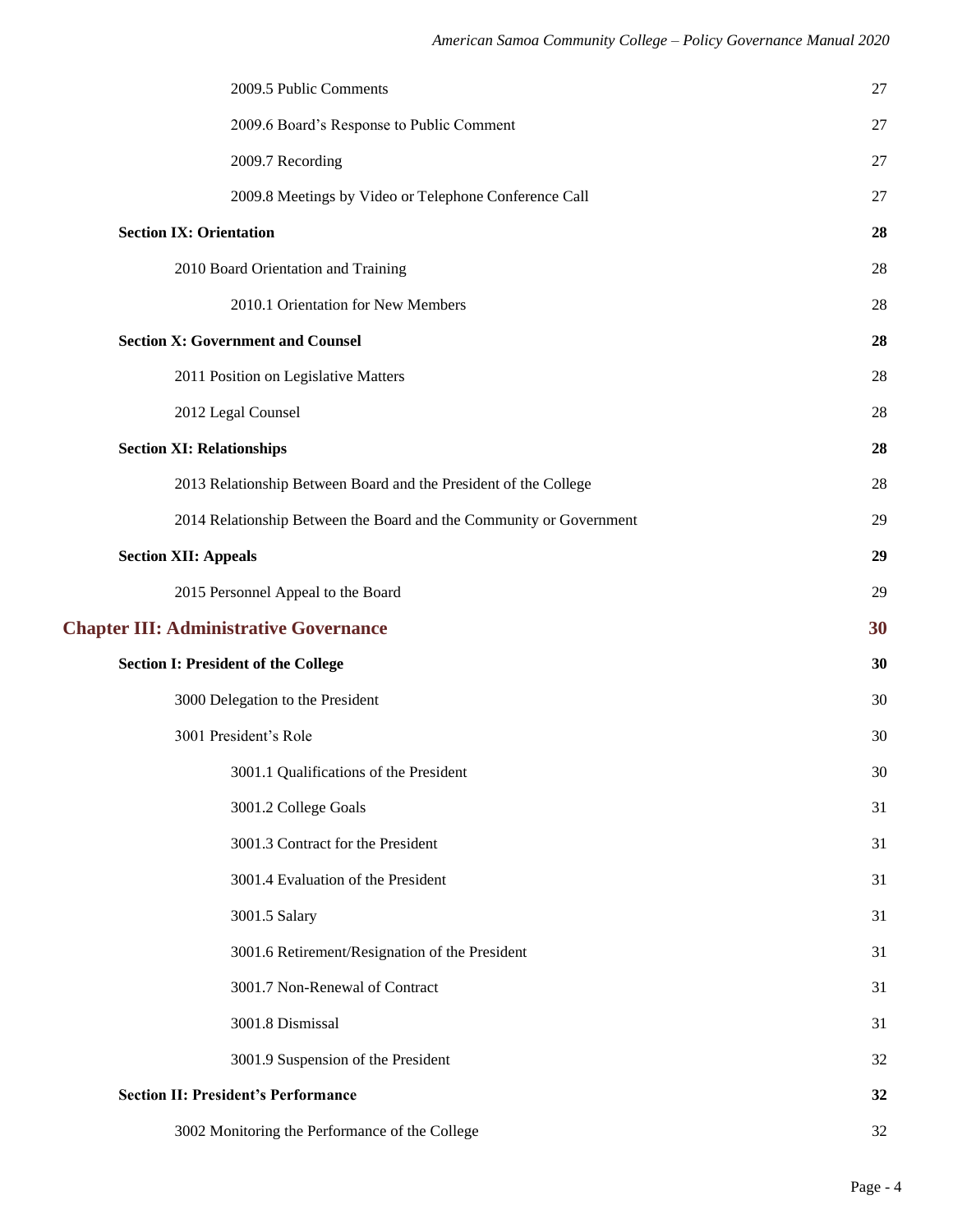2009.5 Public Comments 27

2009.6 Board's Response to Public Comment 27

2009.7 Recording 27

2009.8 Meetings by Video or Telephone Conference Call 27

**Section IX: Orientation** **28**

2010 Board Orientation and Training 28

2010.1 Orientation for New Members 28

**Section X: Government and Counsel** **28**

2011 Position on Legislative Matters 28

2012 Legal Counsel 28

**Section XI: Relationships** **28**

2013 Relationship Between Board and the President of the College 28

2014 Relationship Between the Board and the Community or Government 29

**Section XII: Appeals** **29**

2015 Personnel Appeal to the Board 29

## Chapter III: Administrative Governance 30

**Section I: President of the College** **30**

3000 Delegation to the President 30

3001 President's Role 30

3001.1 Qualifications of the President 30

3001.2 College Goals 31

3001.3 Contract for the President 31

3001.4 Evaluation of the President 31

3001.5 Salary 31

3001.6 Retirement/Resignation of the President 31

3001.7 Non-Renewal of Contract 31

3001.8 Dismissal 31

3001.9 Suspension of the President 32

**Section II: President's Performance** **32**

3002 Monitoring the Performance of the College 32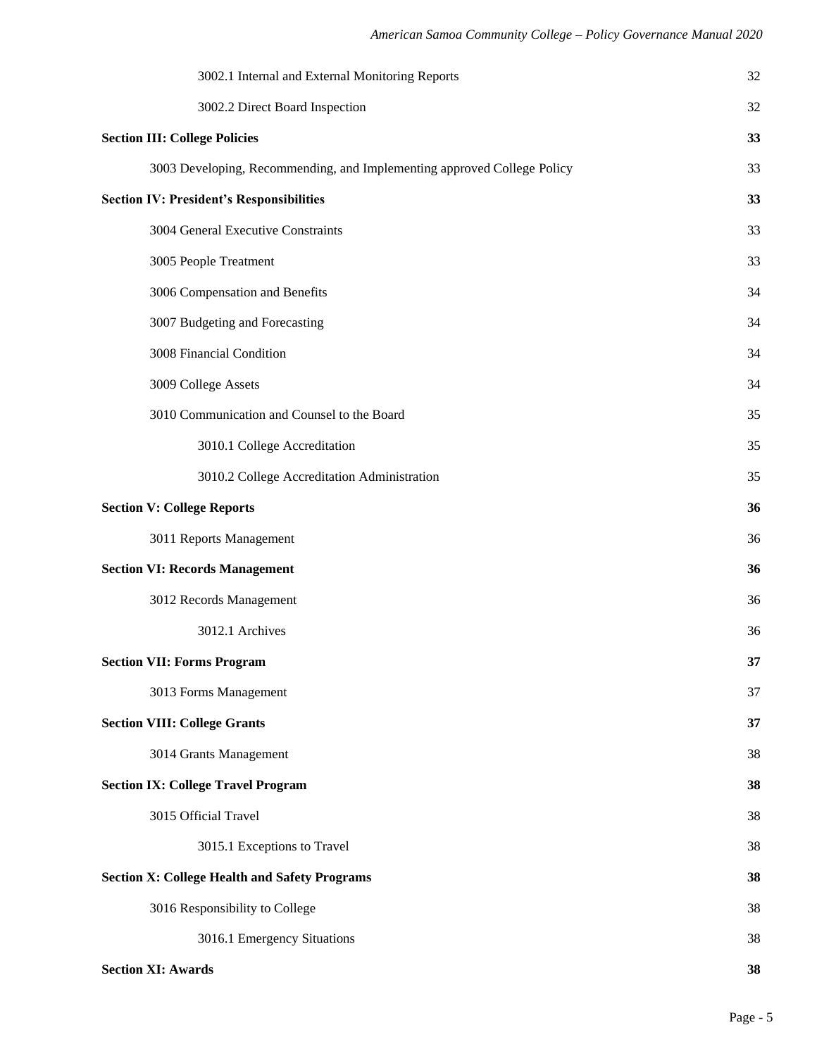3002.1 Internal and External Monitoring Reports 32

3002.2 Direct Board Inspection 32

**Section III: College Policies** **33**

3003 Developing, Recommending, and Implementing approved College Policy 33

**Section IV: President's Responsibilities** **33**

3004 General Executive Constraints 33

3005 People Treatment 33

3006 Compensation and Benefits 34

3007 Budgeting and Forecasting 34

3008 Financial Condition 34

3009 College Assets 34

3010 Communication and Counsel to the Board 35

3010.1 College Accreditation 35

3010.2 College Accreditation Administration 35

**Section V: College Reports** **36**

3011 Reports Management 36

**Section VI: Records Management** **36**

3012 Records Management 36

3012.1 Archives 36

**Section VII: Forms Program** **37**

3013 Forms Management 37

**Section VIII: College Grants** **37**

3014 Grants Management 38

**Section IX: College Travel Program** **38**

3015 Official Travel 38

3015.1 Exceptions to Travel 38

**Section X: College Health and Safety Programs** **38**

3016 Responsibility to College 38

3016.1 Emergency Situations 38

**Section XI: Awards** **38**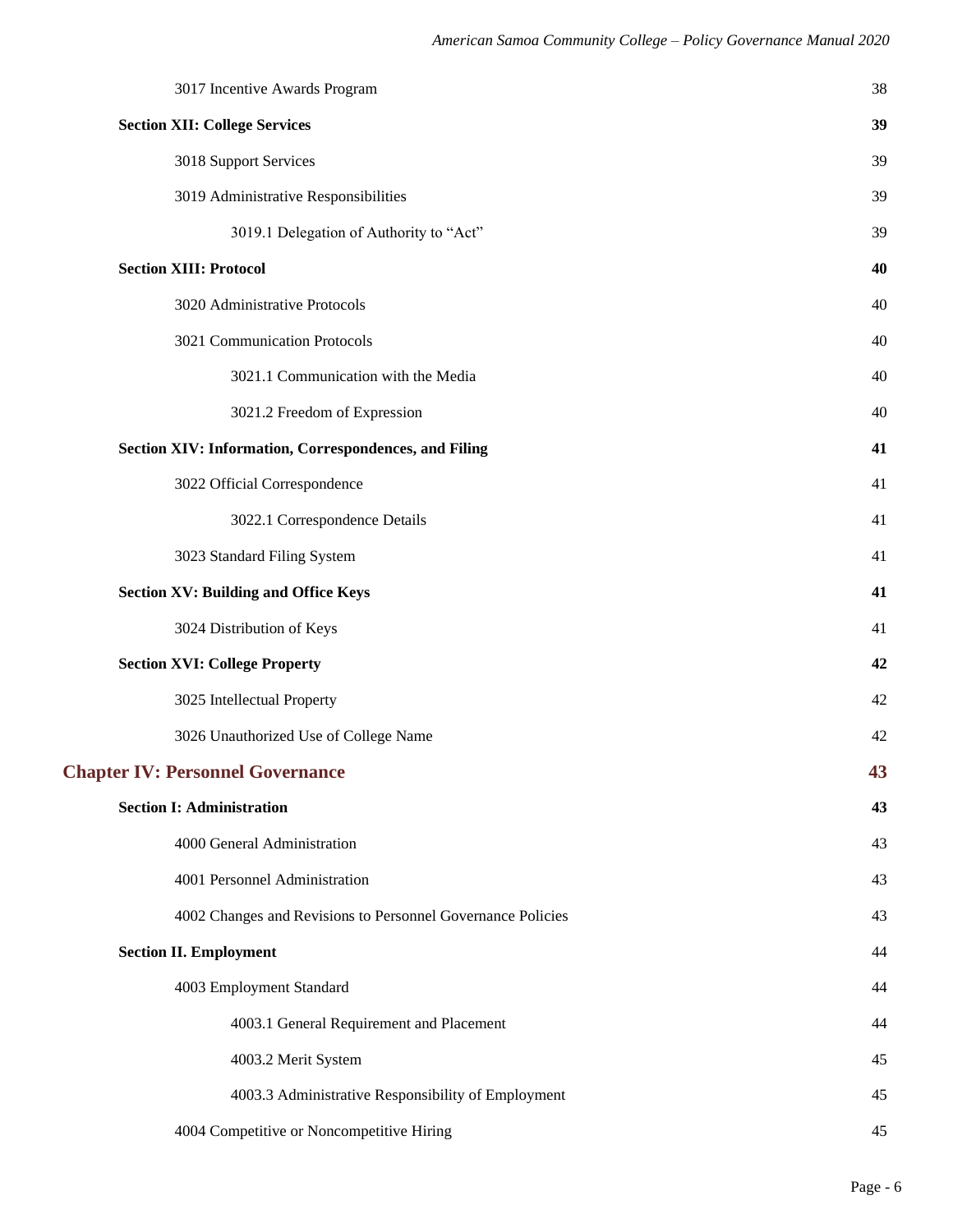3017 Incentive Awards Program 38

**Section XII: College Services** **39**

3018 Support Services 39

3019 Administrative Responsibilities 39

3019.1 Delegation of Authority to "Act" 39

**Section XIII: Protocol** **40**

3020 Administrative Protocols 40

3021 Communication Protocols 40

3021.1 Communication with the Media 40

3021.2 Freedom of Expression 40

**Section XIV: Information, Correspondences, and Filing** **41**

3022 Official Correspondence 41

3022.1 Correspondence Details 41

3023 Standard Filing System 41

**Section XV: Building and Office Keys** **41**

3024 Distribution of Keys 41

**Section XVI: College Property** **42**

3025 Intellectual Property 42

3026 Unauthorized Use of College Name 42

**Chapter IV: Personnel Governance** **43**

**Section I: Administration** **43**

4000 General Administration 43

4001 Personnel Administration 43

4002 Changes and Revisions to Personnel Governance Policies 43

**Section II. Employment** 44

4003 Employment Standard 44

4003.1 General Requirement and Placement 44

4003.2 Merit System 45

4003.3 Administrative Responsibility of Employment 45

4004 Competitive or Noncompetitive Hiring 45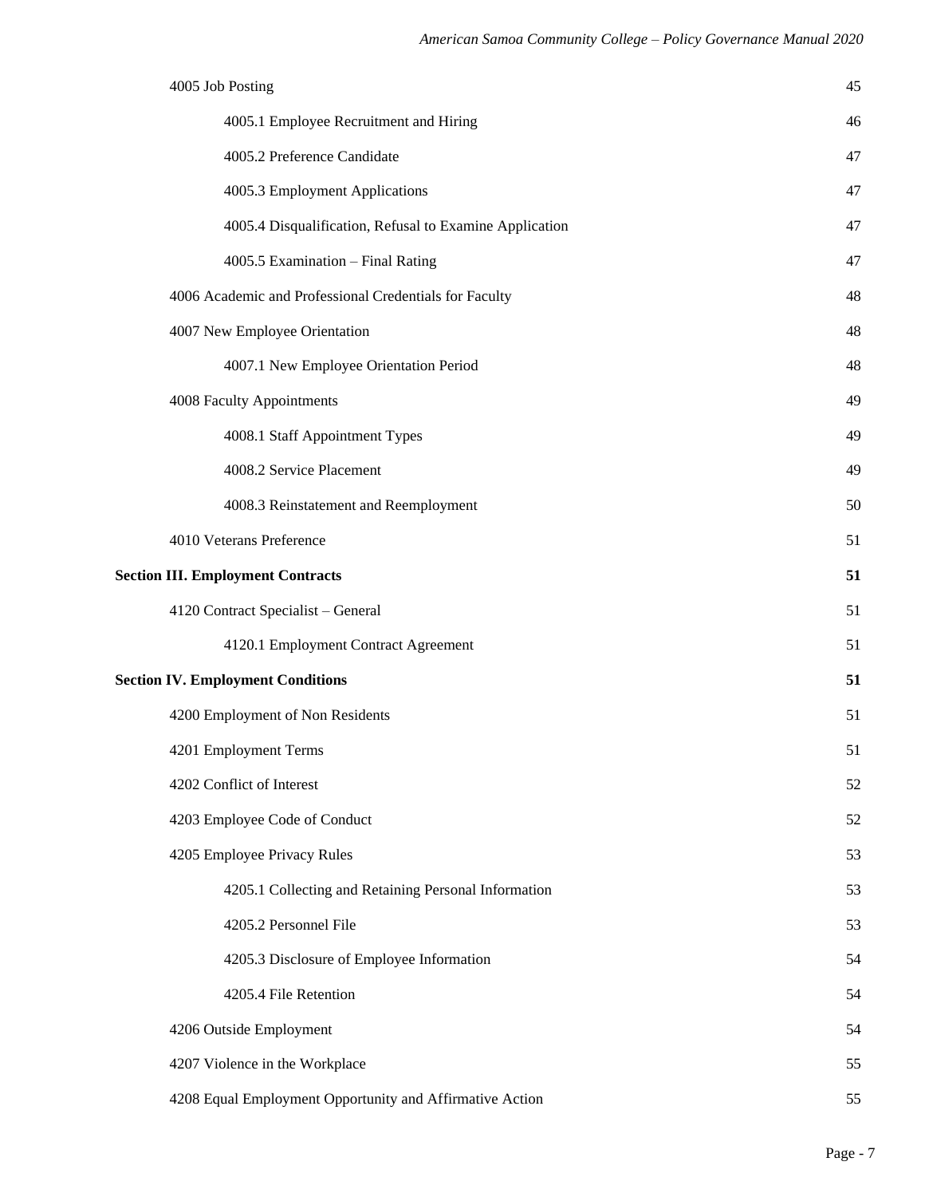4005 Job Posting 45

4005.1 Employee Recruitment and Hiring 46

4005.2 Preference Candidate 47

4005.3 Employment Applications 47

4005.4 Disqualification, Refusal to Examine Application 47

4005.5 Examination – Final Rating 47

4006 Academic and Professional Credentials for Faculty 48

4007 New Employee Orientation 48

4007.1 New Employee Orientation Period 48

4008 Faculty Appointments 49

4008.1 Staff Appointment Types 49

4008.2 Service Placement 49

4008.3 Reinstatement and Reemployment 50

4010 Veterans Preference 51

**Section III. Employment Contracts 51**

4120 Contract Specialist – General 51

4120.1 Employment Contract Agreement 51

**Section IV. Employment Conditions 51**

4200 Employment of Non Residents 51

4201 Employment Terms 51

4202 Conflict of Interest 52

4203 Employee Code of Conduct 52

4205 Employee Privacy Rules 53

4205.1 Collecting and Retaining Personal Information 53

4205.2 Personnel File 53

4205.3 Disclosure of Employee Information 54

4205.4 File Retention 54

4206 Outside Employment 54

4207 Violence in the Workplace 55

4208 Equal Employment Opportunity and Affirmative Action 55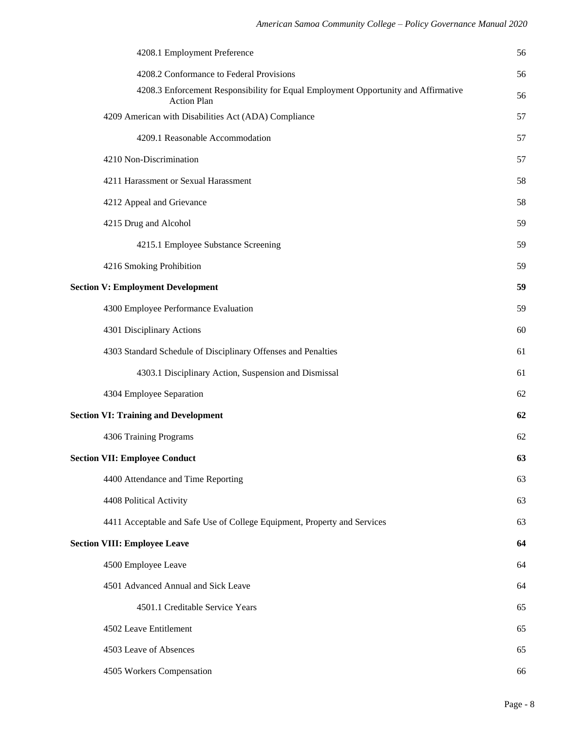| | |
|---|---|
| 4208.1 Employment Preference | 56 |
| 4208.2 Conformance to Federal Provisions | 56 |
| 4208.3 Enforcement Responsibility for Equal Employment Opportunity and Affirmative Action Plan | 56 |
| 4209 American with Disabilities Act (ADA) Compliance | 57 |
| 4209.1 Reasonable Accommodation | 57 |
| 4210 Non-Discrimination | 57 |
| 4211 Harassment or Sexual Harassment | 58 |
| 4212 Appeal and Grievance | 58 |
| 4215 Drug and Alcohol | 59 |
| 4215.1 Employee Substance Screening | 59 |
| 4216 Smoking Prohibition | 59 |
| **Section V: Employment Development** | **59** |
| 4300 Employee Performance Evaluation | 59 |
| 4301 Disciplinary Actions | 60 |
| 4303 Standard Schedule of Disciplinary Offenses and Penalties | 61 |
| 4303.1 Disciplinary Action, Suspension and Dismissal | 61 |
| 4304 Employee Separation | 62 |
| **Section VI: Training and Development** | **62** |
| 4306 Training Programs | 62 |
| **Section VII: Employee Conduct** | **63** |
| 4400 Attendance and Time Reporting | 63 |
| 4408 Political Activity | 63 |
| 4411 Acceptable and Safe Use of College Equipment, Property and Services | 63 |
| **Section VIII: Employee Leave** | **64** |
| 4500 Employee Leave | 64 |
| 4501 Advanced Annual and Sick Leave | 64 |
| 4501.1 Creditable Service Years | 65 |
| 4502 Leave Entitlement | 65 |
| 4503 Leave of Absences | 65 |
| 4505 Workers Compensation | 66 |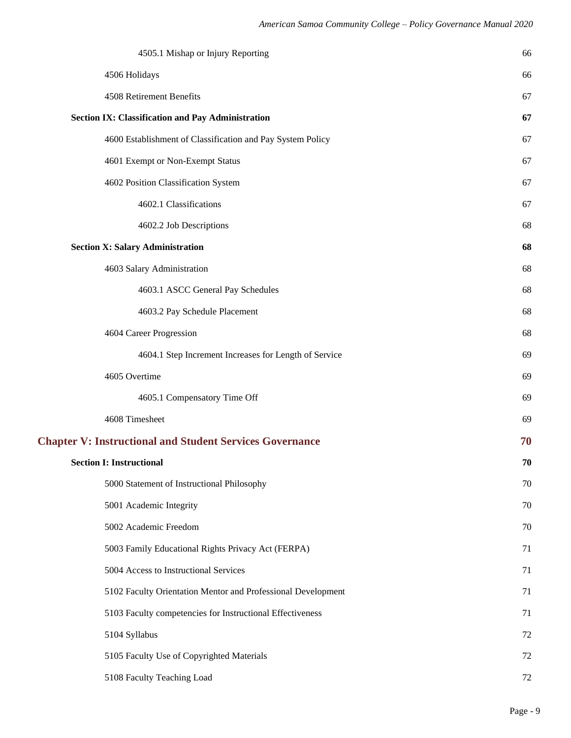4505.1 Mishap or Injury Reporting 66

4506 Holidays 66

4508 Retirement Benefits 67

**Section IX: Classification and Pay Administration** **67**

4600 Establishment of Classification and Pay System Policy 67

4601 Exempt or Non-Exempt Status 67

4602 Position Classification System 67

4602.1 Classifications 67

4602.2 Job Descriptions 68

**Section X: Salary Administration** **68**

4603 Salary Administration 68

4603.1 ASCC General Pay Schedules 68

4603.2 Pay Schedule Placement 68

4604 Career Progression 68

4604.1 Step Increment Increases for Length of Service 69

4605 Overtime 69

4605.1 Compensatory Time Off 69

4608 Timesheet 69

**Chapter V: Instructional and Student Services Governance** **70**

**Section I: Instructional** **70**

5000 Statement of Instructional Philosophy 70

5001 Academic Integrity 70

5002 Academic Freedom 70

5003 Family Educational Rights Privacy Act (FERPA) 71

5004 Access to Instructional Services 71

5102 Faculty Orientation Mentor and Professional Development 71

5103 Faculty competencies for Instructional Effectiveness 71

5104 Syllabus 72

5105 Faculty Use of Copyrighted Materials 72

5108 Faculty Teaching Load 72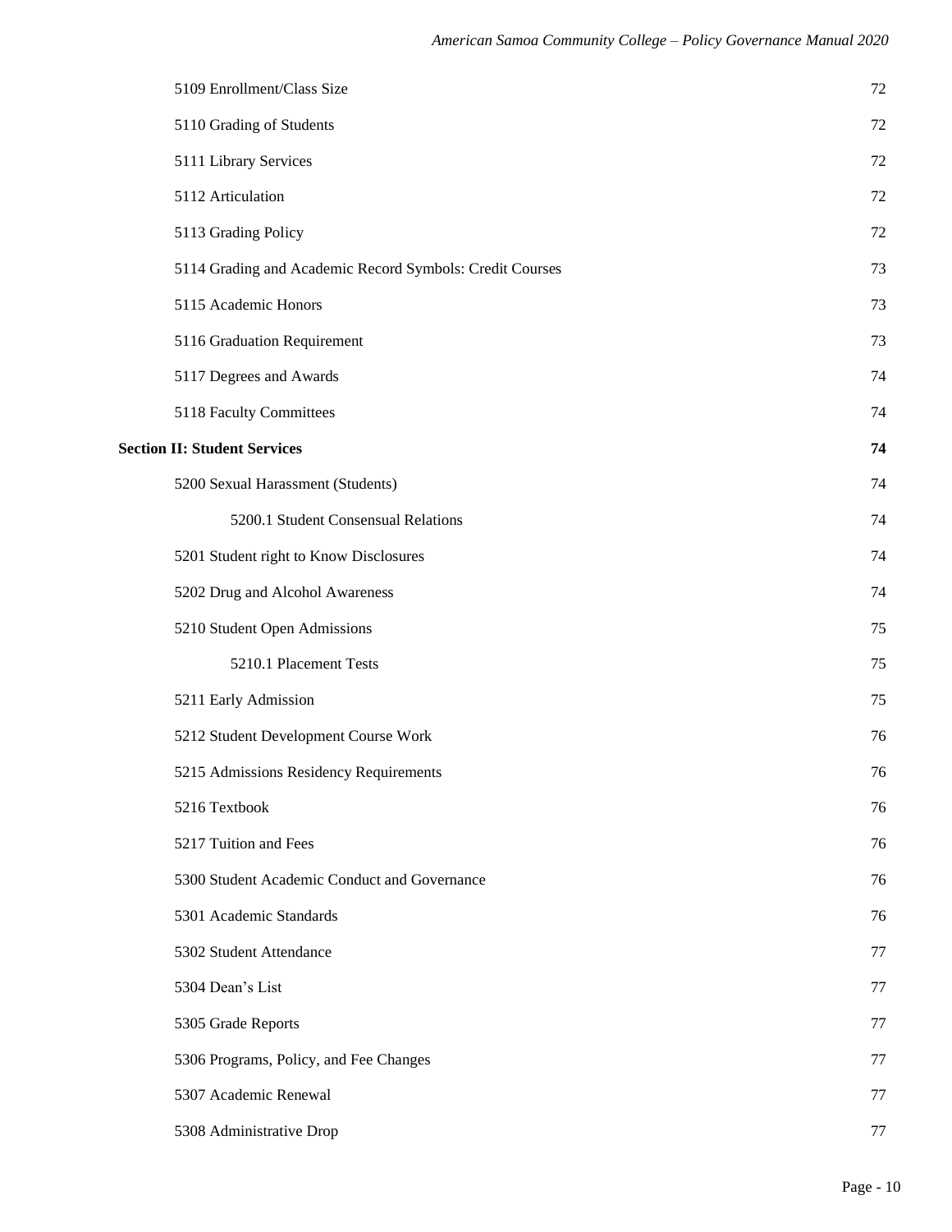| | |
|---|---|
| 5109 Enrollment/Class Size | 72 |
| 5110 Grading of Students | 72 |
| 5111 Library Services | 72 |
| 5112 Articulation | 72 |
| 5113 Grading Policy | 72 |
| 5114 Grading and Academic Record Symbols: Credit Courses | 73 |
| 5115 Academic Honors | 73 |
| 5116 Graduation Requirement | 73 |
| 5117 Degrees and Awards | 74 |
| 5118 Faculty Committees | 74 |
| **Section II: Student Services** | **74** |
| 5200 Sexual Harassment (Students) | 74 |
| 5200.1 Student Consensual Relations | 74 |
| 5201 Student right to Know Disclosures | 74 |
| 5202 Drug and Alcohol Awareness | 74 |
| 5210 Student Open Admissions | 75 |
| 5210.1 Placement Tests | 75 |
| 5211 Early Admission | 75 |
| 5212 Student Development Course Work | 76 |
| 5215 Admissions Residency Requirements | 76 |
| 5216 Textbook | 76 |
| 5217 Tuition and Fees | 76 |
| 5300 Student Academic Conduct and Governance | 76 |
| 5301 Academic Standards | 76 |
| 5302 Student Attendance | 77 |
| 5304 Dean's List | 77 |
| 5305 Grade Reports | 77 |
| 5306 Programs, Policy, and Fee Changes | 77 |
| 5307 Academic Renewal | 77 |
| 5308 Administrative Drop | 77 |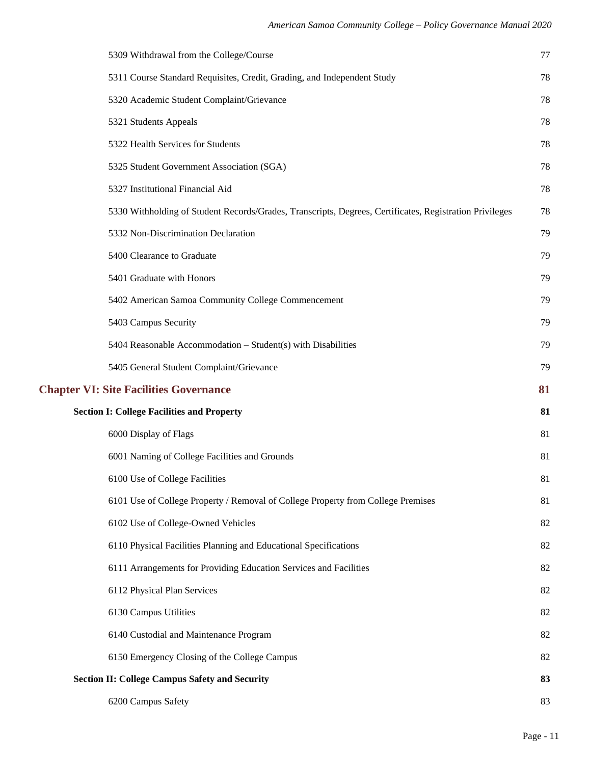| | |
|---|---|
| 5309 Withdrawal from the College/Course | 77 |
| 5311 Course Standard Requisites, Credit, Grading, and Independent Study | 78 |
| 5320 Academic Student Complaint/Grievance | 78 |
| 5321 Students Appeals | 78 |
| 5322 Health Services for Students | 78 |
| 5325 Student Government Association (SGA) | 78 |
| 5327 Institutional Financial Aid | 78 |
| 5330 Withholding of Student Records/Grades, Transcripts, Degrees, Certificates, Registration Privileges | 78 |
| 5332 Non-Discrimination Declaration | 79 |
| 5400 Clearance to Graduate | 79 |
| 5401 Graduate with Honors | 79 |
| 5402 American Samoa Community College Commencement | 79 |
| 5403 Campus Security | 79 |
| 5404 Reasonable Accommodation – Student(s) with Disabilities | 79 |
| 5405 General Student Complaint/Grievance | 79 |
| **Chapter VI: Site Facilities Governance** | **81** |
| **Section I: College Facilities and Property** | **81** |
| 6000 Display of Flags | 81 |
| 6001 Naming of College Facilities and Grounds | 81 |
| 6100 Use of College Facilities | 81 |
| 6101 Use of College Property / Removal of College Property from College Premises | 81 |
| 6102 Use of College-Owned Vehicles | 82 |
| 6110 Physical Facilities Planning and Educational Specifications | 82 |
| 6111 Arrangements for Providing Education Services and Facilities | 82 |
| 6112 Physical Plan Services | 82 |
| 6130 Campus Utilities | 82 |
| 6140 Custodial and Maintenance Program | 82 |
| 6150 Emergency Closing of the College Campus | 82 |
| **Section II: College Campus Safety and Security** | **83** |
| 6200 Campus Safety | 83 |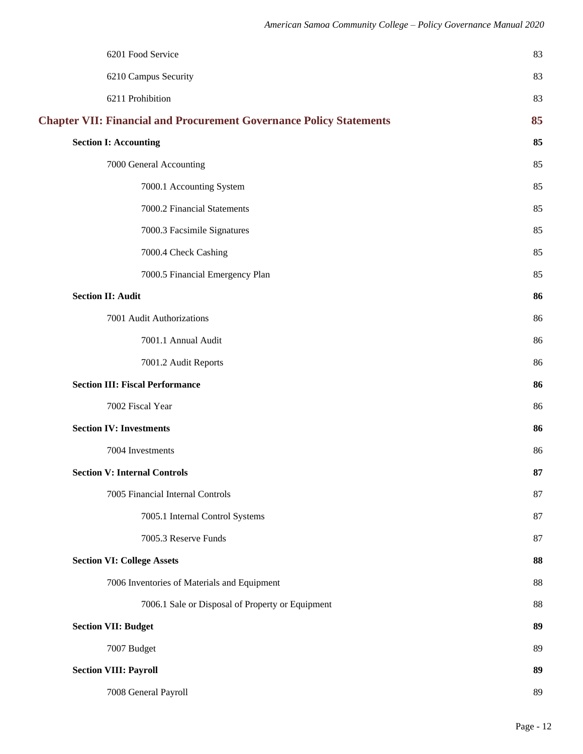6201 Food Service 83

6210 Campus Security 83

6211 Prohibition 83

**Chapter VII: Financial and Procurement Governance Policy Statements** **85**

**Section I: Accounting** **85**

7000 General Accounting 85

7000.1 Accounting System 85

7000.2 Financial Statements 85

7000.3 Facsimile Signatures 85

7000.4 Check Cashing 85

7000.5 Financial Emergency Plan 85

**Section II: Audit** **86**

7001 Audit Authorizations 86

7001.1 Annual Audit 86

7001.2 Audit Reports 86

**Section III: Fiscal Performance** **86**

7002 Fiscal Year 86

**Section IV: Investments** **86**

7004 Investments 86

**Section V: Internal Controls** **87**

7005 Financial Internal Controls 87

7005.1 Internal Control Systems 87

7005.3 Reserve Funds 87

**Section VI: College Assets** **88**

7006 Inventories of Materials and Equipment 88

7006.1 Sale or Disposal of Property or Equipment 88

**Section VII: Budget** **89**

7007 Budget 89

**Section VIII: Payroll** **89**

7008 General Payroll 89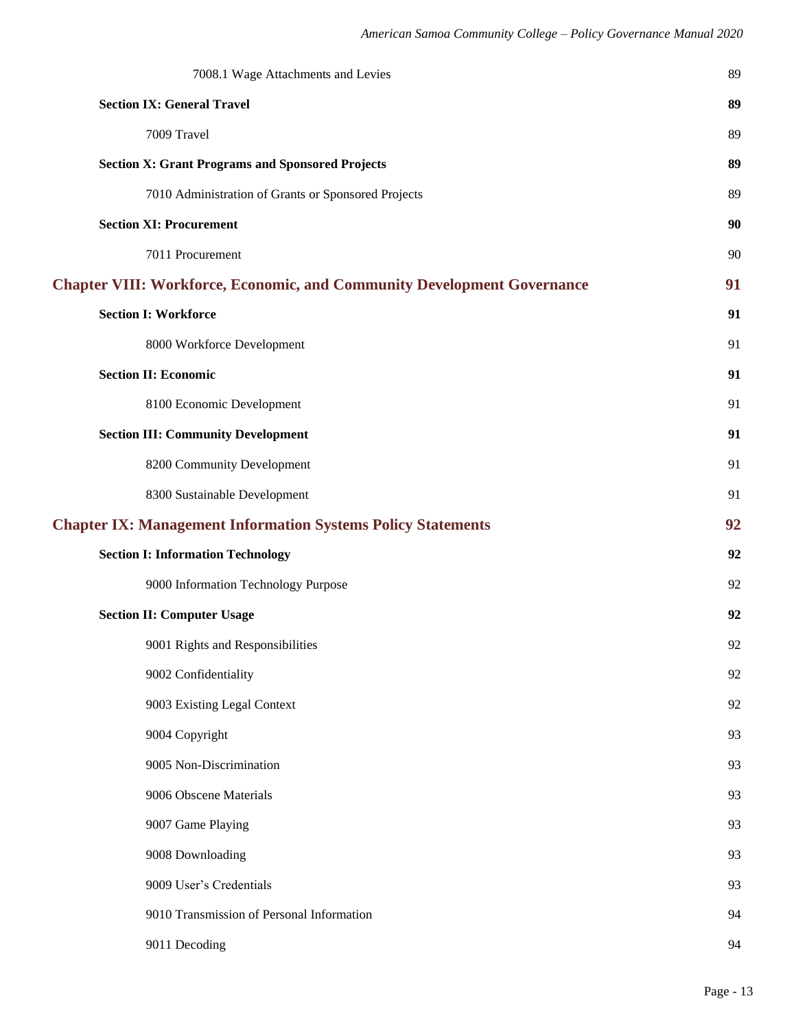7008.1 Wage Attachments and Levies 89

**Section IX: General Travel** **89**

7009 Travel 89

**Section X: Grant Programs and Sponsored Projects** **89**

7010 Administration of Grants or Sponsored Projects 89

**Section XI: Procurement** **90**

7011 Procurement 90

## Chapter VIII: Workforce, Economic, and Community Development Governance 91

**Section I: Workforce** **91**

8000 Workforce Development 91

**Section II: Economic** **91**

8100 Economic Development 91

**Section III: Community Development** **91**

8200 Community Development 91

8300 Sustainable Development 91

## Chapter IX: Management Information Systems Policy Statements 92

**Section I: Information Technology** **92**

9000 Information Technology Purpose 92

**Section II: Computer Usage** **92**

9001 Rights and Responsibilities 92

9002 Confidentiality 92

9003 Existing Legal Context 92

9004 Copyright 93

9005 Non-Discrimination 93

9006 Obscene Materials 93

9007 Game Playing 93

9008 Downloading 93

9009 User's Credentials 93

9010 Transmission of Personal Information 94

9011 Decoding 94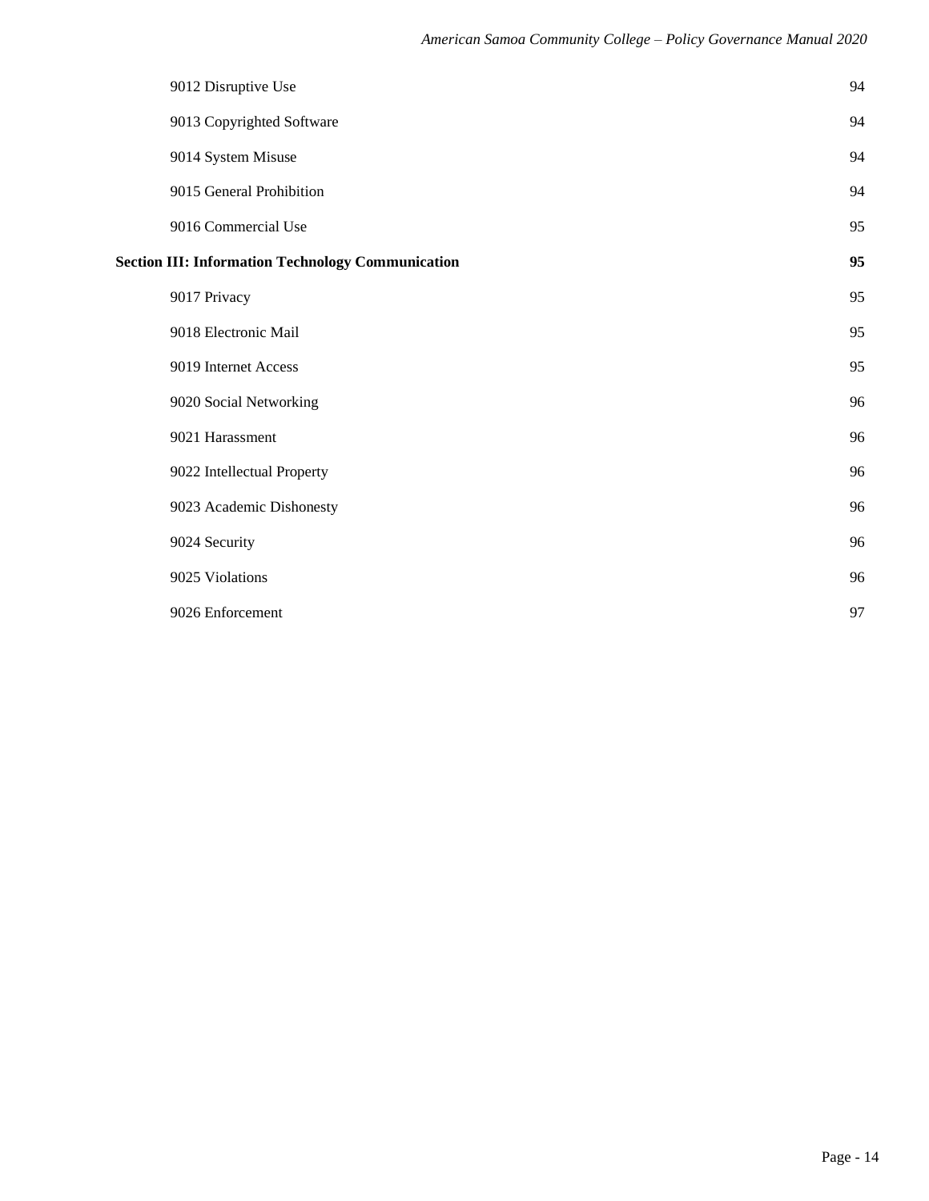| | |
|---|---|
| 9012 Disruptive Use | 94 |
| 9013 Copyrighted Software | 94 |
| 9014 System Misuse | 94 |
| 9015 General Prohibition | 94 |
| 9016 Commercial Use | 95 |
| **Section III: Information Technology Communication** | **95** |
| 9017 Privacy | 95 |
| 9018 Electronic Mail | 95 |
| 9019 Internet Access | 95 |
| 9020 Social Networking | 96 |
| 9021 Harassment | 96 |
| 9022 Intellectual Property | 96 |
| 9023 Academic Dishonesty | 96 |
| 9024 Security | 96 |
| 9025 Violations | 96 |
| 9026 Enforcement | 97 |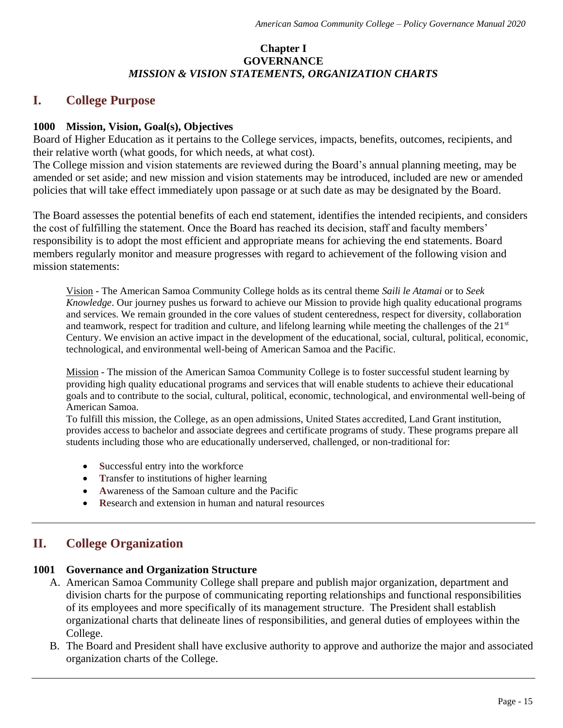**Chapter I**
**GOVERNANCE**
***MISSION & VISION STATEMENTS, ORGANIZATION CHARTS***

# I. College Purpose

### 1000 Mission, Vision, Goal(s), Objectives

Board of Higher Education as it pertains to the College services, impacts, benefits, outcomes, recipients, and their relative worth (what goods, for which needs, at what cost).
The College mission and vision statements are reviewed during the Board's annual planning meeting, may be amended or set aside; and new mission and vision statements may be introduced, included are new or amended policies that will take effect immediately upon passage or at such date as may be designated by the Board.

The Board assesses the potential benefits of each end statement, identifies the intended recipients, and considers the cost of fulfilling the statement. Once the Board has reached its decision, staff and faculty members' responsibility is to adopt the most efficient and appropriate means for achieving the end statements. Board members regularly monitor and measure progresses with regard to achievement of the following vision and mission statements:

Vision - The American Samoa Community College holds as its central theme *Saili le Atamai* or to *Seek Knowledge*. Our journey pushes us forward to achieve our Mission to provide high quality educational programs and services. We remain grounded in the core values of student centeredness, respect for diversity, collaboration and teamwork, respect for tradition and culture, and lifelong learning while meeting the challenges of the 21st Century. We envision an active impact in the development of the educational, social, cultural, political, economic, technological, and environmental well-being of American Samoa and the Pacific.

Mission - The mission of the American Samoa Community College is to foster successful student learning by providing high quality educational programs and services that will enable students to achieve their educational goals and to contribute to the social, cultural, political, economic, technological, and environmental well-being of American Samoa.
To fulfill this mission, the College, as an open admissions, United States accredited, Land Grant institution, provides access to bachelor and associate degrees and certificate programs of study. These programs prepare all students including those who are educationally underserved, challenged, or non-traditional for:

- **S**uccessful entry into the workforce
- **T**ransfer to institutions of higher learning
- **A**wareness of the Samoan culture and the Pacific
- **R**esearch and extension in human and natural resources

---

# II. College Organization

### 1001 Governance and Organization Structure

A. American Samoa Community College shall prepare and publish major organization, department and division charts for the purpose of communicating reporting relationships and functional responsibilities of its employees and more specifically of its management structure. The President shall establish organizational charts that delineate lines of responsibilities, and general duties of employees within the College.
B. The Board and President shall have exclusive authority to approve and authorize the major and associated organization charts of the College.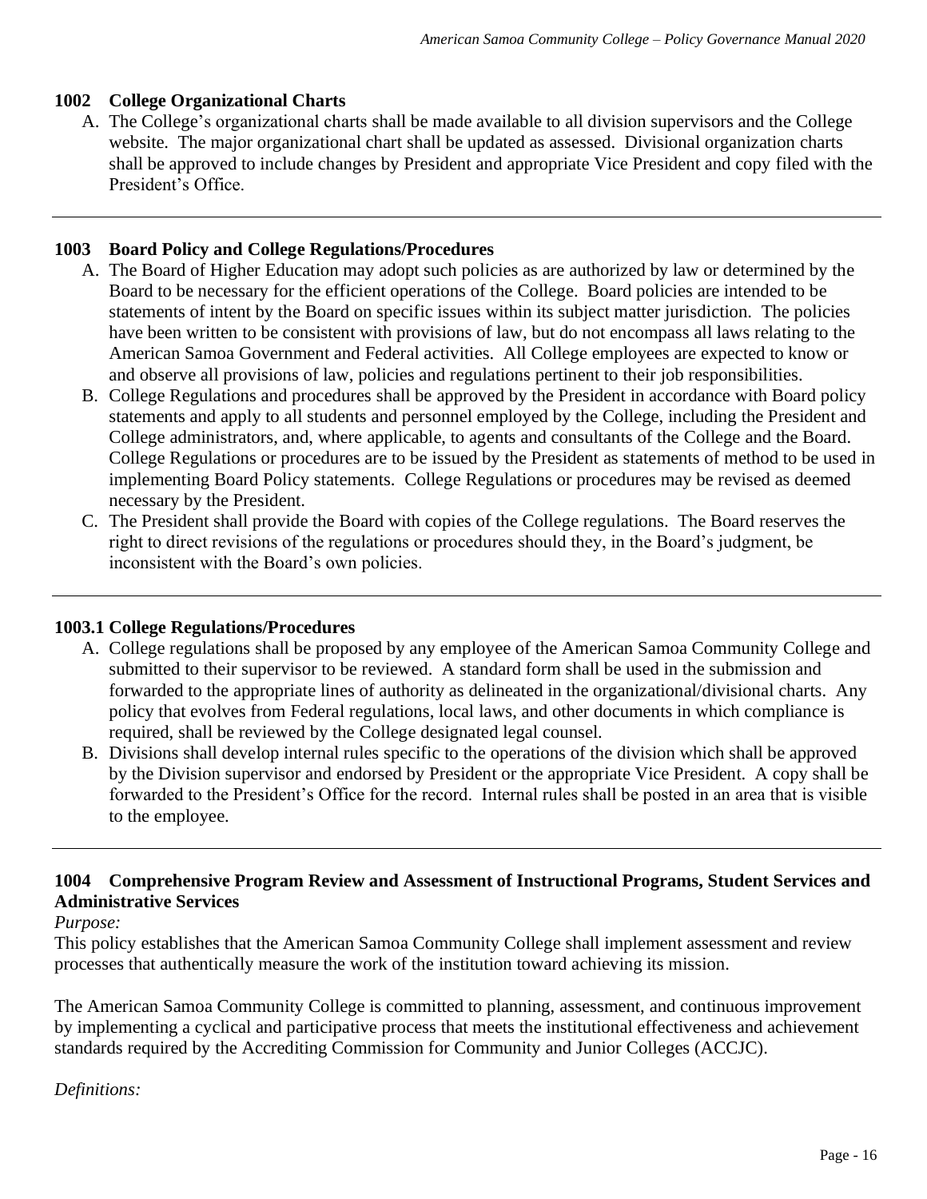### 1002 College Organizational Charts

A. The College's organizational charts shall be made available to all division supervisors and the College website. The major organizational chart shall be updated as assessed. Divisional organization charts shall be approved to include changes by President and appropriate Vice President and copy filed with the President's Office.

---

### 1003 Board Policy and College Regulations/Procedures

A. The Board of Higher Education may adopt such policies as are authorized by law or determined by the Board to be necessary for the efficient operations of the College. Board policies are intended to be statements of intent by the Board on specific issues within its subject matter jurisdiction. The policies have been written to be consistent with provisions of law, but do not encompass all laws relating to the American Samoa Government and Federal activities. All College employees are expected to know or and observe all provisions of law, policies and regulations pertinent to their job responsibilities.

B. College Regulations and procedures shall be approved by the President in accordance with Board policy statements and apply to all students and personnel employed by the College, including the President and College administrators, and, where applicable, to agents and consultants of the College and the Board. College Regulations or procedures are to be issued by the President as statements of method to be used in implementing Board Policy statements. College Regulations or procedures may be revised as deemed necessary by the President.

C. The President shall provide the Board with copies of the College regulations. The Board reserves the right to direct revisions of the regulations or procedures should they, in the Board's judgment, be inconsistent with the Board's own policies.

---

### 1003.1 College Regulations/Procedures

A. College regulations shall be proposed by any employee of the American Samoa Community College and submitted to their supervisor to be reviewed. A standard form shall be used in the submission and forwarded to the appropriate lines of authority as delineated in the organizational/divisional charts. Any policy that evolves from Federal regulations, local laws, and other documents in which compliance is required, shall be reviewed by the College designated legal counsel.

B. Divisions shall develop internal rules specific to the operations of the division which shall be approved by the Division supervisor and endorsed by President or the appropriate Vice President. A copy shall be forwarded to the President's Office for the record. Internal rules shall be posted in an area that is visible to the employee.

---

### 1004 Comprehensive Program Review and Assessment of Instructional Programs, Student Services and Administrative Services

*Purpose:*

This policy establishes that the American Samoa Community College shall implement assessment and review processes that authentically measure the work of the institution toward achieving its mission.

The American Samoa Community College is committed to planning, assessment, and continuous improvement by implementing a cyclical and participative process that meets the institutional effectiveness and achievement standards required by the Accrediting Commission for Community and Junior Colleges (ACCJC).

*Definitions:*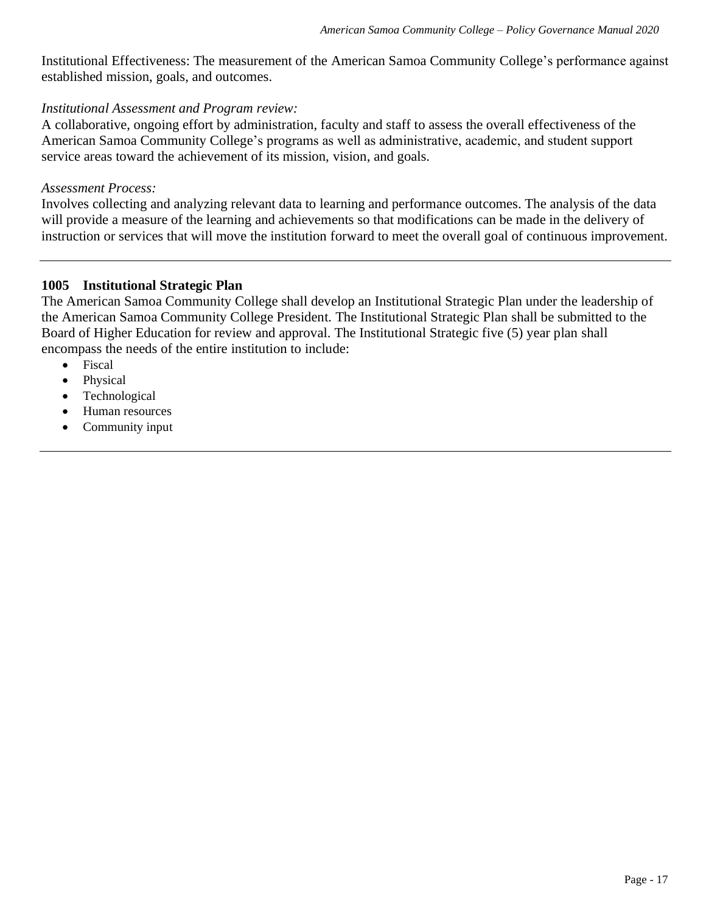Institutional Effectiveness: The measurement of the American Samoa Community College's performance against established mission, goals, and outcomes.

*Institutional Assessment and Program review:*
A collaborative, ongoing effort by administration, faculty and staff to assess the overall effectiveness of the American Samoa Community College's programs as well as administrative, academic, and student support service areas toward the achievement of its mission, vision, and goals.

*Assessment Process:*
Involves collecting and analyzing relevant data to learning and performance outcomes. The analysis of the data will provide a measure of the learning and achievements so that modifications can be made in the delivery of instruction or services that will move the institution forward to meet the overall goal of continuous improvement.

---

### 1005 Institutional Strategic Plan

The American Samoa Community College shall develop an Institutional Strategic Plan under the leadership of the American Samoa Community College President. The Institutional Strategic Plan shall be submitted to the Board of Higher Education for review and approval. The Institutional Strategic five (5) year plan shall encompass the needs of the entire institution to include:

- Fiscal
- Physical
- Technological
- Human resources
- Community input

---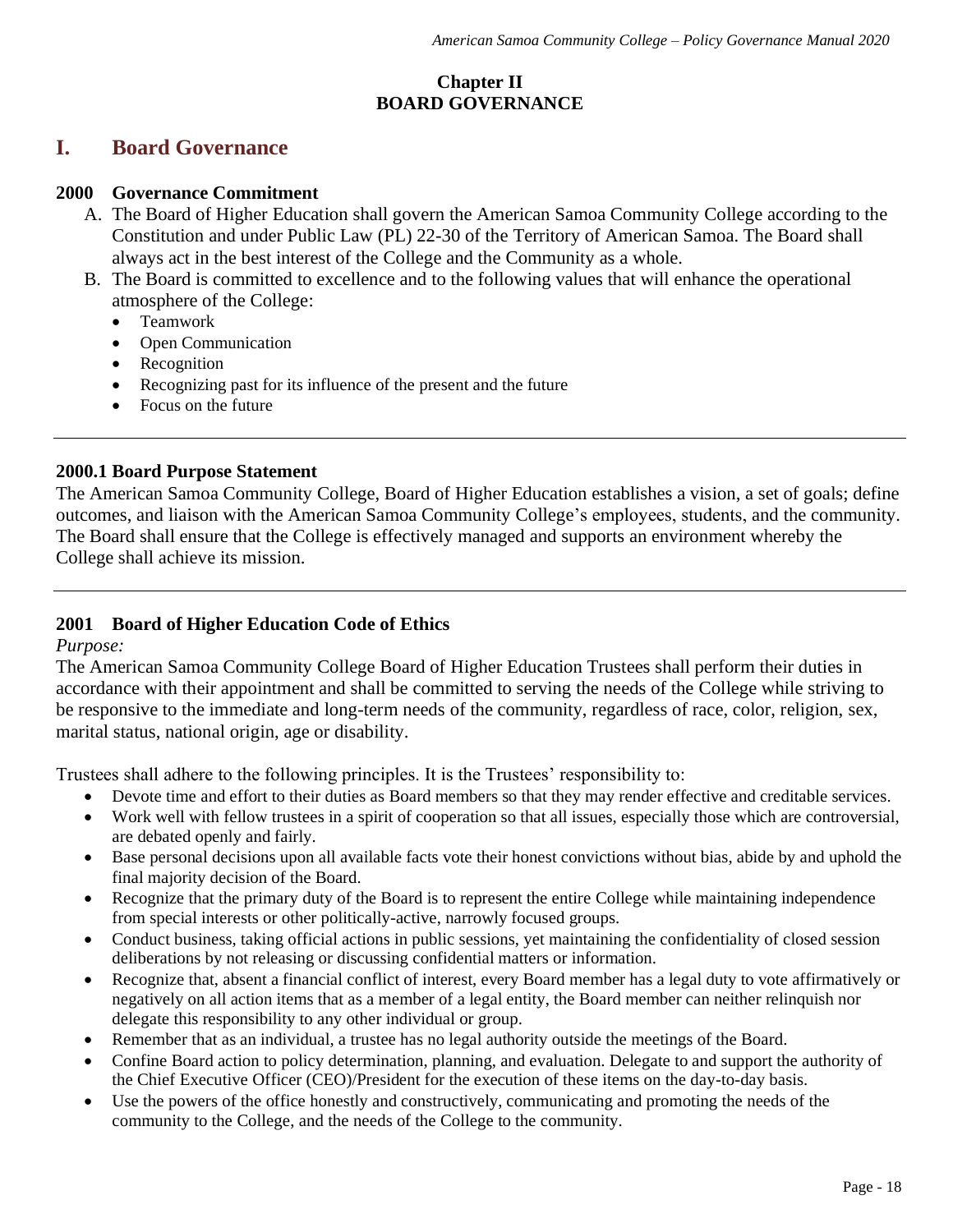**Chapter II**
**BOARD GOVERNANCE**

## I. Board Governance

### 2000 Governance Commitment

A. The Board of Higher Education shall govern the American Samoa Community College according to the Constitution and under Public Law (PL) 22-30 of the Territory of American Samoa. The Board shall always act in the best interest of the College and the Community as a whole.

B. The Board is committed to excellence and to the following values that will enhance the operational atmosphere of the College:
   - Teamwork
   - Open Communication
   - Recognition
   - Recognizing past for its influence of the present and the future
   - Focus on the future

---

### 2000.1 Board Purpose Statement

The American Samoa Community College, Board of Higher Education establishes a vision, a set of goals; define outcomes, and liaison with the American Samoa Community College's employees, students, and the community. The Board shall ensure that the College is effectively managed and supports an environment whereby the College shall achieve its mission.

---

### 2001 Board of Higher Education Code of Ethics

*Purpose:*

The American Samoa Community College Board of Higher Education Trustees shall perform their duties in accordance with their appointment and shall be committed to serving the needs of the College while striving to be responsive to the immediate and long-term needs of the community, regardless of race, color, religion, sex, marital status, national origin, age or disability.

Trustees shall adhere to the following principles. It is the Trustees' responsibility to:

- Devote time and effort to their duties as Board members so that they may render effective and creditable services.
- Work well with fellow trustees in a spirit of cooperation so that all issues, especially those which are controversial, are debated openly and fairly.
- Base personal decisions upon all available facts vote their honest convictions without bias, abide by and uphold the final majority decision of the Board.
- Recognize that the primary duty of the Board is to represent the entire College while maintaining independence from special interests or other politically-active, narrowly focused groups.
- Conduct business, taking official actions in public sessions, yet maintaining the confidentiality of closed session deliberations by not releasing or discussing confidential matters or information.
- Recognize that, absent a financial conflict of interest, every Board member has a legal duty to vote affirmatively or negatively on all action items that as a member of a legal entity, the Board member can neither relinquish nor delegate this responsibility to any other individual or group.
- Remember that as an individual, a trustee has no legal authority outside the meetings of the Board.
- Confine Board action to policy determination, planning, and evaluation. Delegate to and support the authority of the Chief Executive Officer (CEO)/President for the execution of these items on the day-to-day basis.
- Use the powers of the office honestly and constructively, communicating and promoting the needs of the community to the College, and the needs of the College to the community.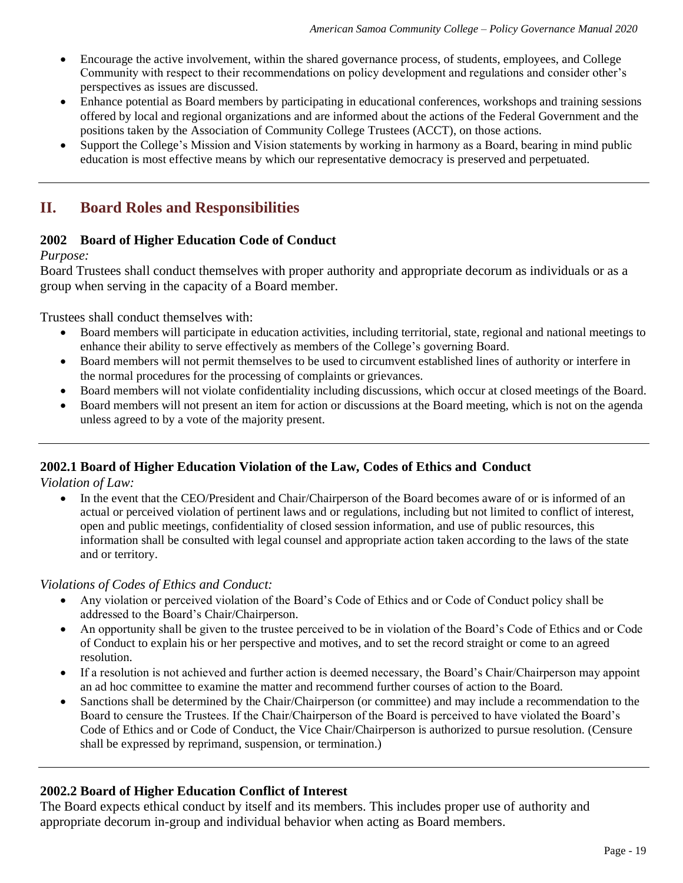- Encourage the active involvement, within the shared governance process, of students, employees, and College Community with respect to their recommendations on policy development and regulations and consider other's perspectives as issues are discussed.
- Enhance potential as Board members by participating in educational conferences, workshops and training sessions offered by local and regional organizations and are informed about the actions of the Federal Government and the positions taken by the Association of Community College Trustees (ACCT), on those actions.
- Support the College's Mission and Vision statements by working in harmony as a Board, bearing in mind public education is most effective means by which our representative democracy is preserved and perpetuated.

---

## II. Board Roles and Responsibilities

### 2002 Board of Higher Education Code of Conduct

*Purpose:*

Board Trustees shall conduct themselves with proper authority and appropriate decorum as individuals or as a group when serving in the capacity of a Board member.

Trustees shall conduct themselves with:

- Board members will participate in education activities, including territorial, state, regional and national meetings to enhance their ability to serve effectively as members of the College's governing Board.
- Board members will not permit themselves to be used to circumvent established lines of authority or interfere in the normal procedures for the processing of complaints or grievances.
- Board members will not violate confidentiality including discussions, which occur at closed meetings of the Board.
- Board members will not present an item for action or discussions at the Board meeting, which is not on the agenda unless agreed to by a vote of the majority present.

---

### 2002.1 Board of Higher Education Violation of the Law, Codes of Ethics and Conduct

*Violation of Law:*

- In the event that the CEO/President and Chair/Chairperson of the Board becomes aware of or is informed of an actual or perceived violation of pertinent laws and or regulations, including but not limited to conflict of interest, open and public meetings, confidentiality of closed session information, and use of public resources, this information shall be consulted with legal counsel and appropriate action taken according to the laws of the state and or territory.

*Violations of Codes of Ethics and Conduct:*

- Any violation or perceived violation of the Board's Code of Ethics and or Code of Conduct policy shall be addressed to the Board's Chair/Chairperson.
- An opportunity shall be given to the trustee perceived to be in violation of the Board's Code of Ethics and or Code of Conduct to explain his or her perspective and motives, and to set the record straight or come to an agreed resolution.
- If a resolution is not achieved and further action is deemed necessary, the Board's Chair/Chairperson may appoint an ad hoc committee to examine the matter and recommend further courses of action to the Board.
- Sanctions shall be determined by the Chair/Chairperson (or committee) and may include a recommendation to the Board to censure the Trustees. If the Chair/Chairperson of the Board is perceived to have violated the Board's Code of Ethics and or Code of Conduct, the Vice Chair/Chairperson is authorized to pursue resolution. (Censure shall be expressed by reprimand, suspension, or termination.)

---

### 2002.2 Board of Higher Education Conflict of Interest

The Board expects ethical conduct by itself and its members. This includes proper use of authority and appropriate decorum in-group and individual behavior when acting as Board members.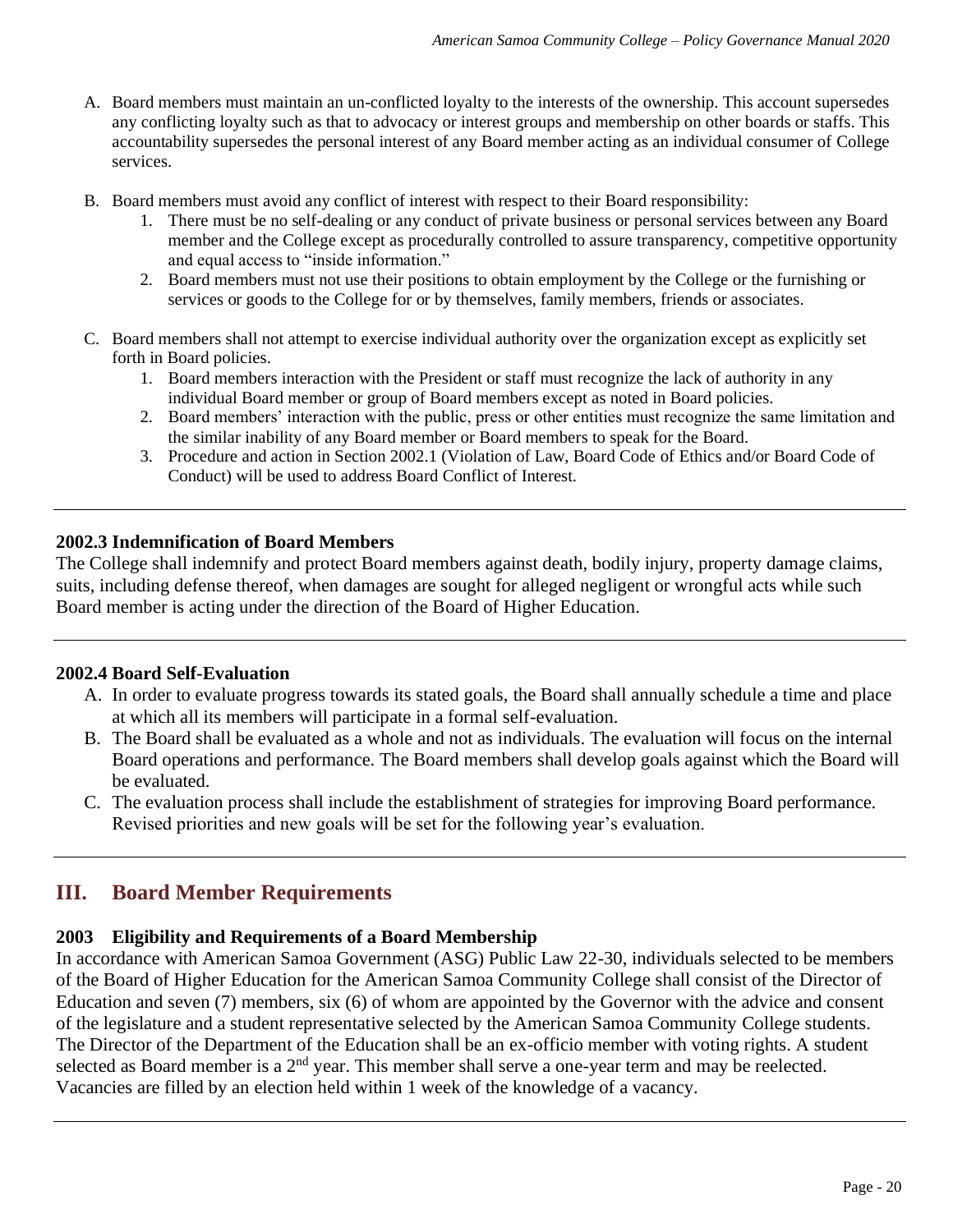A. Board members must maintain an un-conflicted loyalty to the interests of the ownership. This account supersedes any conflicting loyalty such as that to advocacy or interest groups and membership on other boards or staffs. This accountability supersedes the personal interest of any Board member acting as an individual consumer of College services.

B. Board members must avoid any conflict of interest with respect to their Board responsibility:
   1. There must be no self-dealing or any conduct of private business or personal services between any Board member and the College except as procedurally controlled to assure transparency, competitive opportunity and equal access to "inside information."
   2. Board members must not use their positions to obtain employment by the College or the furnishing or services or goods to the College for or by themselves, family members, friends or associates.

C. Board members shall not attempt to exercise individual authority over the organization except as explicitly set forth in Board policies.
   1. Board members interaction with the President or staff must recognize the lack of authority in any individual Board member or group of Board members except as noted in Board policies.
   2. Board members' interaction with the public, press or other entities must recognize the same limitation and the similar inability of any Board member or Board members to speak for the Board.
   3. Procedure and action in Section 2002.1 (Violation of Law, Board Code of Ethics and/or Board Code of Conduct) will be used to address Board Conflict of Interest.

---

### 2002.3 Indemnification of Board Members

The College shall indemnify and protect Board members against death, bodily injury, property damage claims, suits, including defense thereof, when damages are sought for alleged negligent or wrongful acts while such Board member is acting under the direction of the Board of Higher Education.

---

### 2002.4 Board Self-Evaluation

A. In order to evaluate progress towards its stated goals, the Board shall annually schedule a time and place at which all its members will participate in a formal self-evaluation.
B. The Board shall be evaluated as a whole and not as individuals. The evaluation will focus on the internal Board operations and performance. The Board members shall develop goals against which the Board will be evaluated.
C. The evaluation process shall include the establishment of strategies for improving Board performance. Revised priorities and new goals will be set for the following year's evaluation.

---

## III. Board Member Requirements

### 2003 Eligibility and Requirements of a Board Membership

In accordance with American Samoa Government (ASG) Public Law 22-30, individuals selected to be members of the Board of Higher Education for the American Samoa Community College shall consist of the Director of Education and seven (7) members, six (6) of whom are appointed by the Governor with the advice and consent of the legislature and a student representative selected by the American Samoa Community College students. The Director of the Department of the Education shall be an ex-officio member with voting rights. A student selected as Board member is a 2nd year. This member shall serve a one-year term and may be reelected. Vacancies are filled by an election held within 1 week of the knowledge of a vacancy.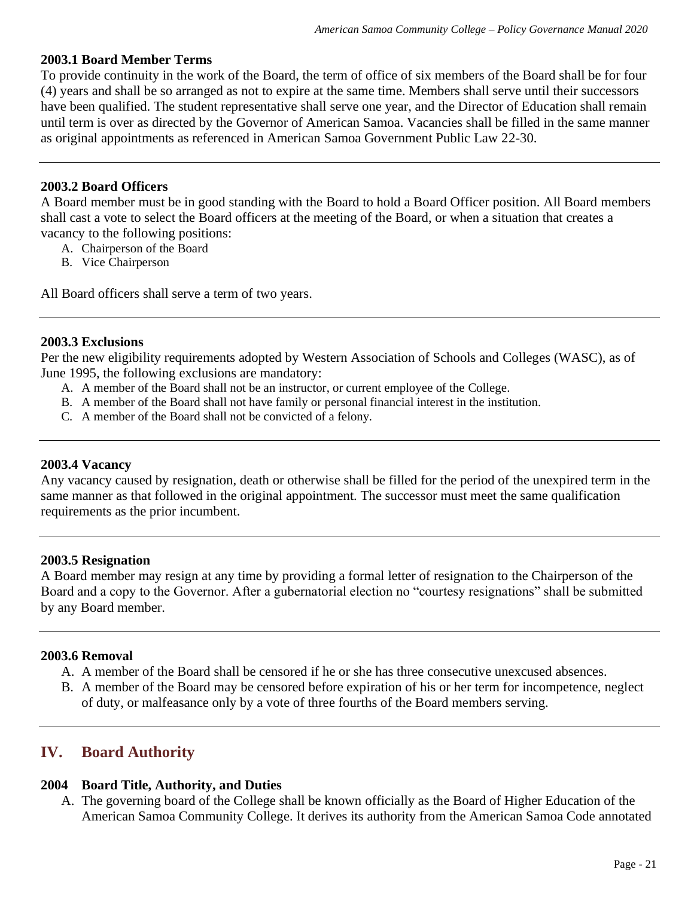### 2003.1 Board Member Terms

To provide continuity in the work of the Board, the term of office of six members of the Board shall be for four (4) years and shall be so arranged as not to expire at the same time. Members shall serve until their successors have been qualified. The student representative shall serve one year, and the Director of Education shall remain until term is over as directed by the Governor of American Samoa. Vacancies shall be filled in the same manner as original appointments as referenced in American Samoa Government Public Law 22-30.

---

### 2003.2 Board Officers

A Board member must be in good standing with the Board to hold a Board Officer position. All Board members shall cast a vote to select the Board officers at the meeting of the Board, or when a situation that creates a vacancy to the following positions:

A. Chairperson of the Board
B. Vice Chairperson

All Board officers shall serve a term of two years.

---

### 2003.3 Exclusions

Per the new eligibility requirements adopted by Western Association of Schools and Colleges (WASC), as of June 1995, the following exclusions are mandatory:

A. A member of the Board shall not be an instructor, or current employee of the College.
B. A member of the Board shall not have family or personal financial interest in the institution.
C. A member of the Board shall not be convicted of a felony.

---

### 2003.4 Vacancy

Any vacancy caused by resignation, death or otherwise shall be filled for the period of the unexpired term in the same manner as that followed in the original appointment. The successor must meet the same qualification requirements as the prior incumbent.

---

### 2003.5 Resignation

A Board member may resign at any time by providing a formal letter of resignation to the Chairperson of the Board and a copy to the Governor. After a gubernatorial election no "courtesy resignations" shall be submitted by any Board member.

---

### 2003.6 Removal

A. A member of the Board shall be censored if he or she has three consecutive unexcused absences.
B. A member of the Board may be censored before expiration of his or her term for incompetence, neglect of duty, or malfeasance only by a vote of three fourths of the Board members serving.

---

## IV. Board Authority

### 2004 Board Title, Authority, and Duties

A. The governing board of the College shall be known officially as the Board of Higher Education of the American Samoa Community College. It derives its authority from the American Samoa Code annotated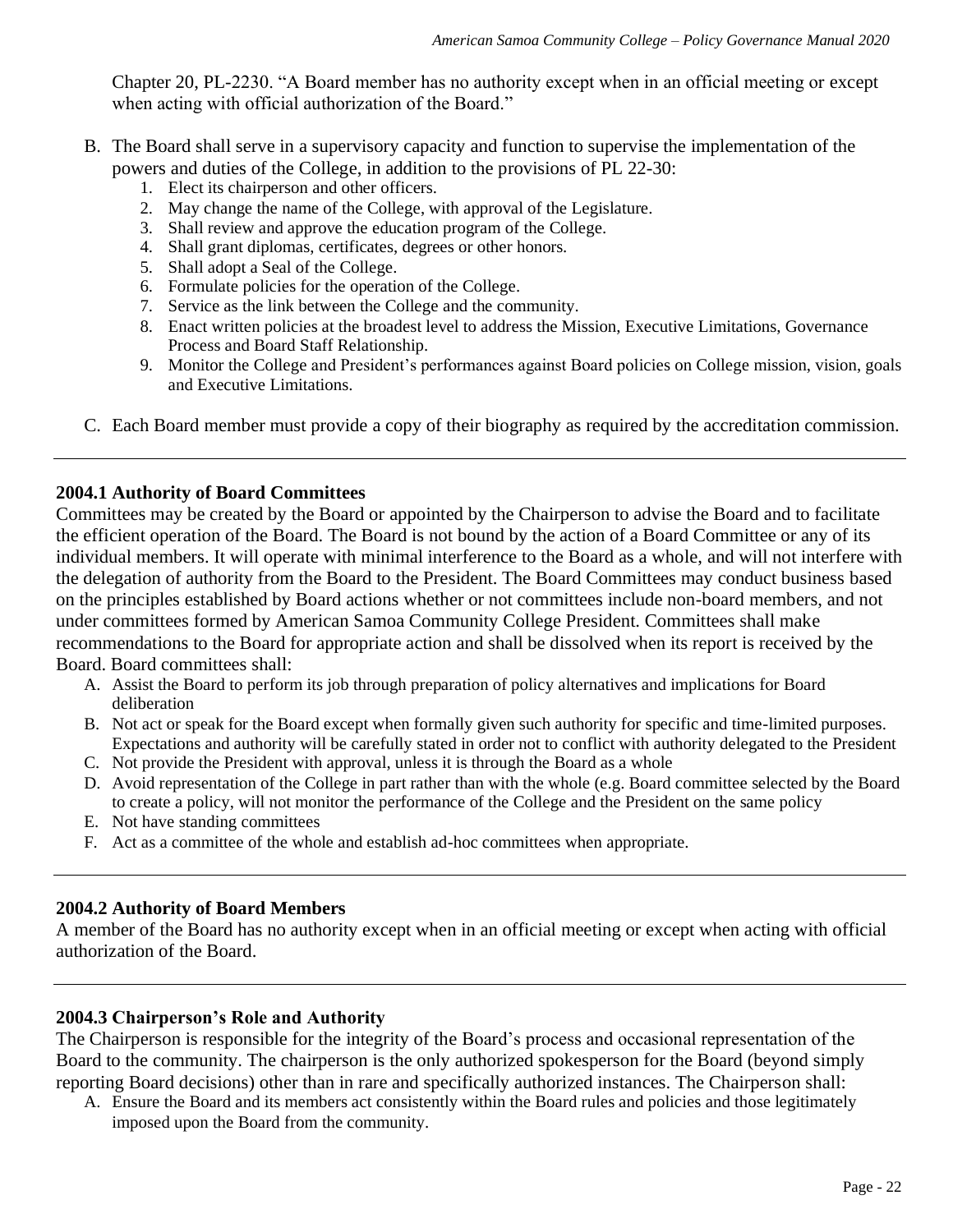Chapter 20, PL-2230. "A Board member has no authority except when in an official meeting or except when acting with official authorization of the Board."

B. The Board shall serve in a supervisory capacity and function to supervise the implementation of the powers and duties of the College, in addition to the provisions of PL 22-30:
   1. Elect its chairperson and other officers.
   2. May change the name of the College, with approval of the Legislature.
   3. Shall review and approve the education program of the College.
   4. Shall grant diplomas, certificates, degrees or other honors.
   5. Shall adopt a Seal of the College.
   6. Formulate policies for the operation of the College.
   7. Service as the link between the College and the community.
   8. Enact written policies at the broadest level to address the Mission, Executive Limitations, Governance Process and Board Staff Relationship.
   9. Monitor the College and President's performances against Board policies on College mission, vision, goals and Executive Limitations.

C. Each Board member must provide a copy of their biography as required by the accreditation commission.

---

### 2004.1 Authority of Board Committees

Committees may be created by the Board or appointed by the Chairperson to advise the Board and to facilitate the efficient operation of the Board. The Board is not bound by the action of a Board Committee or any of its individual members. It will operate with minimal interference to the Board as a whole, and will not interfere with the delegation of authority from the Board to the President. The Board Committees may conduct business based on the principles established by Board actions whether or not committees include non-board members, and not under committees formed by American Samoa Community College President. Committees shall make recommendations to the Board for appropriate action and shall be dissolved when its report is received by the Board. Board committees shall:

A. Assist the Board to perform its job through preparation of policy alternatives and implications for Board deliberation
B. Not act or speak for the Board except when formally given such authority for specific and time-limited purposes. Expectations and authority will be carefully stated in order not to conflict with authority delegated to the President
C. Not provide the President with approval, unless it is through the Board as a whole
D. Avoid representation of the College in part rather than with the whole (e.g. Board committee selected by the Board to create a policy, will not monitor the performance of the College and the President on the same policy
E. Not have standing committees
F. Act as a committee of the whole and establish ad-hoc committees when appropriate.

---

### 2004.2 Authority of Board Members

A member of the Board has no authority except when in an official meeting or except when acting with official authorization of the Board.

---

### 2004.3 Chairperson's Role and Authority

The Chairperson is responsible for the integrity of the Board's process and occasional representation of the Board to the community. The chairperson is the only authorized spokesperson for the Board (beyond simply reporting Board decisions) other than in rare and specifically authorized instances. The Chairperson shall:

A. Ensure the Board and its members act consistently within the Board rules and policies and those legitimately imposed upon the Board from the community.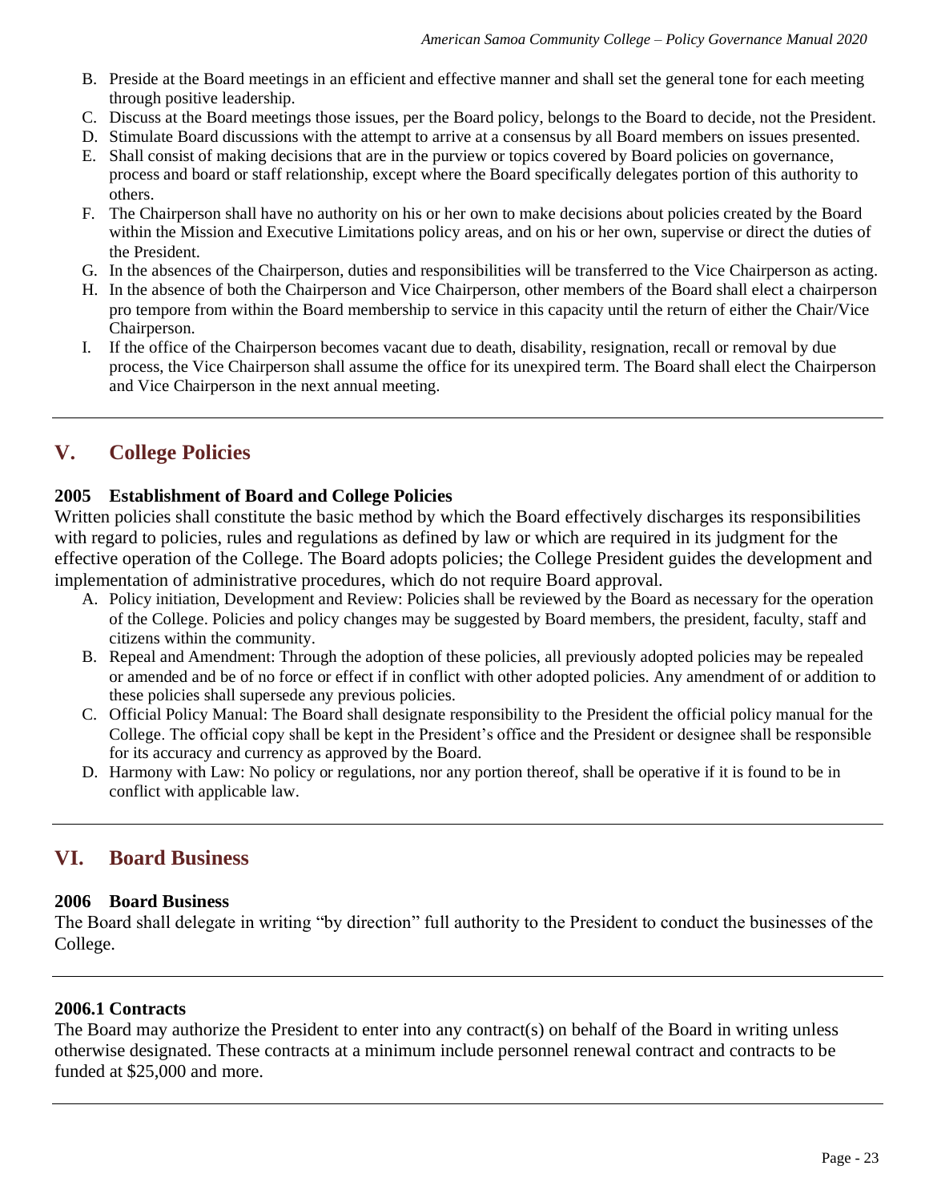B. Preside at the Board meetings in an efficient and effective manner and shall set the general tone for each meeting through positive leadership.
C. Discuss at the Board meetings those issues, per the Board policy, belongs to the Board to decide, not the President.
D. Stimulate Board discussions with the attempt to arrive at a consensus by all Board members on issues presented.
E. Shall consist of making decisions that are in the purview or topics covered by Board policies on governance, process and board or staff relationship, except where the Board specifically delegates portion of this authority to others.
F. The Chairperson shall have no authority on his or her own to make decisions about policies created by the Board within the Mission and Executive Limitations policy areas, and on his or her own, supervise or direct the duties of the President.
G. In the absences of the Chairperson, duties and responsibilities will be transferred to the Vice Chairperson as acting.
H. In the absence of both the Chairperson and Vice Chairperson, other members of the Board shall elect a chairperson pro tempore from within the Board membership to service in this capacity until the return of either the Chair/Vice Chairperson.
I. If the office of the Chairperson becomes vacant due to death, disability, resignation, recall or removal by due process, the Vice Chairperson shall assume the office for its unexpired term. The Board shall elect the Chairperson and Vice Chairperson in the next annual meeting.

---

## V. College Policies

### 2005 Establishment of Board and College Policies

Written policies shall constitute the basic method by which the Board effectively discharges its responsibilities with regard to policies, rules and regulations as defined by law or which are required in its judgment for the effective operation of the College. The Board adopts policies; the College President guides the development and implementation of administrative procedures, which do not require Board approval.

A. Policy initiation, Development and Review: Policies shall be reviewed by the Board as necessary for the operation of the College. Policies and policy changes may be suggested by Board members, the president, faculty, staff and citizens within the community.
B. Repeal and Amendment: Through the adoption of these policies, all previously adopted policies may be repealed or amended and be of no force or effect if in conflict with other adopted policies. Any amendment of or addition to these policies shall supersede any previous policies.
C. Official Policy Manual: The Board shall designate responsibility to the President the official policy manual for the College. The official copy shall be kept in the President's office and the President or designee shall be responsible for its accuracy and currency as approved by the Board.
D. Harmony with Law: No policy or regulations, nor any portion thereof, shall be operative if it is found to be in conflict with applicable law.

---

## VI. Board Business

### 2006 Board Business

The Board shall delegate in writing "by direction" full authority to the President to conduct the businesses of the College.

---

### 2006.1 Contracts

The Board may authorize the President to enter into any contract(s) on behalf of the Board in writing unless otherwise designated. These contracts at a minimum include personnel renewal contract and contracts to be funded at $25,000 and more.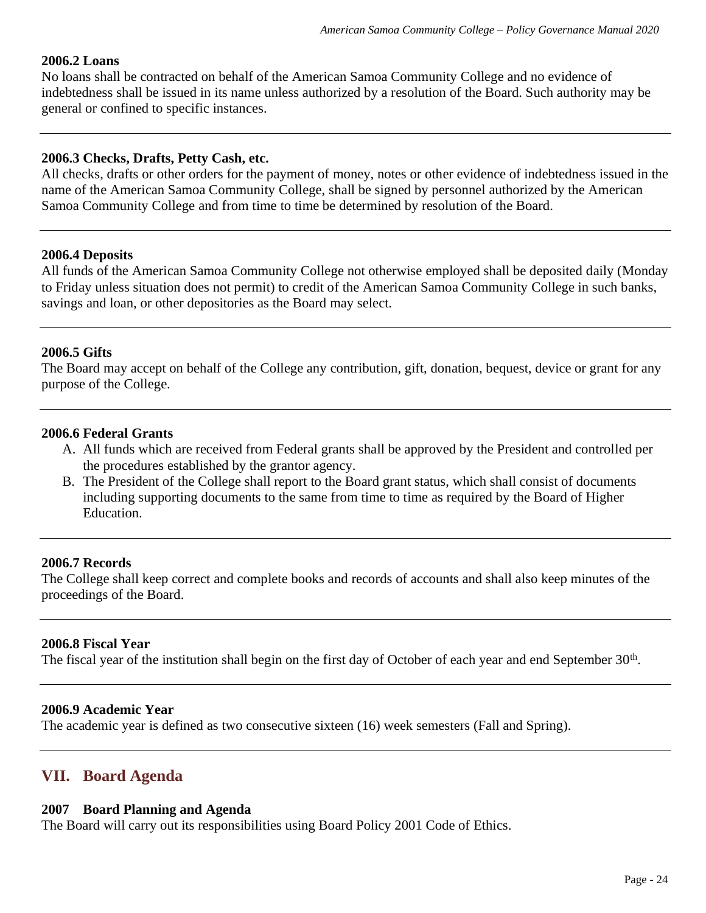#### 2006.2 Loans

No loans shall be contracted on behalf of the American Samoa Community College and no evidence of indebtedness shall be issued in its name unless authorized by a resolution of the Board. Such authority may be general or confined to specific instances.

---

#### 2006.3 Checks, Drafts, Petty Cash, etc.

All checks, drafts or other orders for the payment of money, notes or other evidence of indebtedness issued in the name of the American Samoa Community College, shall be signed by personnel authorized by the American Samoa Community College and from time to time be determined by resolution of the Board.

---

#### 2006.4 Deposits

All funds of the American Samoa Community College not otherwise employed shall be deposited daily (Monday to Friday unless situation does not permit) to credit of the American Samoa Community College in such banks, savings and loan, or other depositories as the Board may select.

---

#### 2006.5 Gifts

The Board may accept on behalf of the College any contribution, gift, donation, bequest, device or grant for any purpose of the College.

---

#### 2006.6 Federal Grants

A. All funds which are received from Federal grants shall be approved by the President and controlled per the procedures established by the grantor agency.
B. The President of the College shall report to the Board grant status, which shall consist of documents including supporting documents to the same from time to time as required by the Board of Higher Education.

---

#### 2006.7 Records

The College shall keep correct and complete books and records of accounts and shall also keep minutes of the proceedings of the Board.

---

#### 2006.8 Fiscal Year

The fiscal year of the institution shall begin on the first day of October of each year and end September 30th.

---

#### 2006.9 Academic Year

The academic year is defined as two consecutive sixteen (16) week semesters (Fall and Spring).

---

## VII. Board Agenda

#### 2007 Board Planning and Agenda

The Board will carry out its responsibilities using Board Policy 2001 Code of Ethics.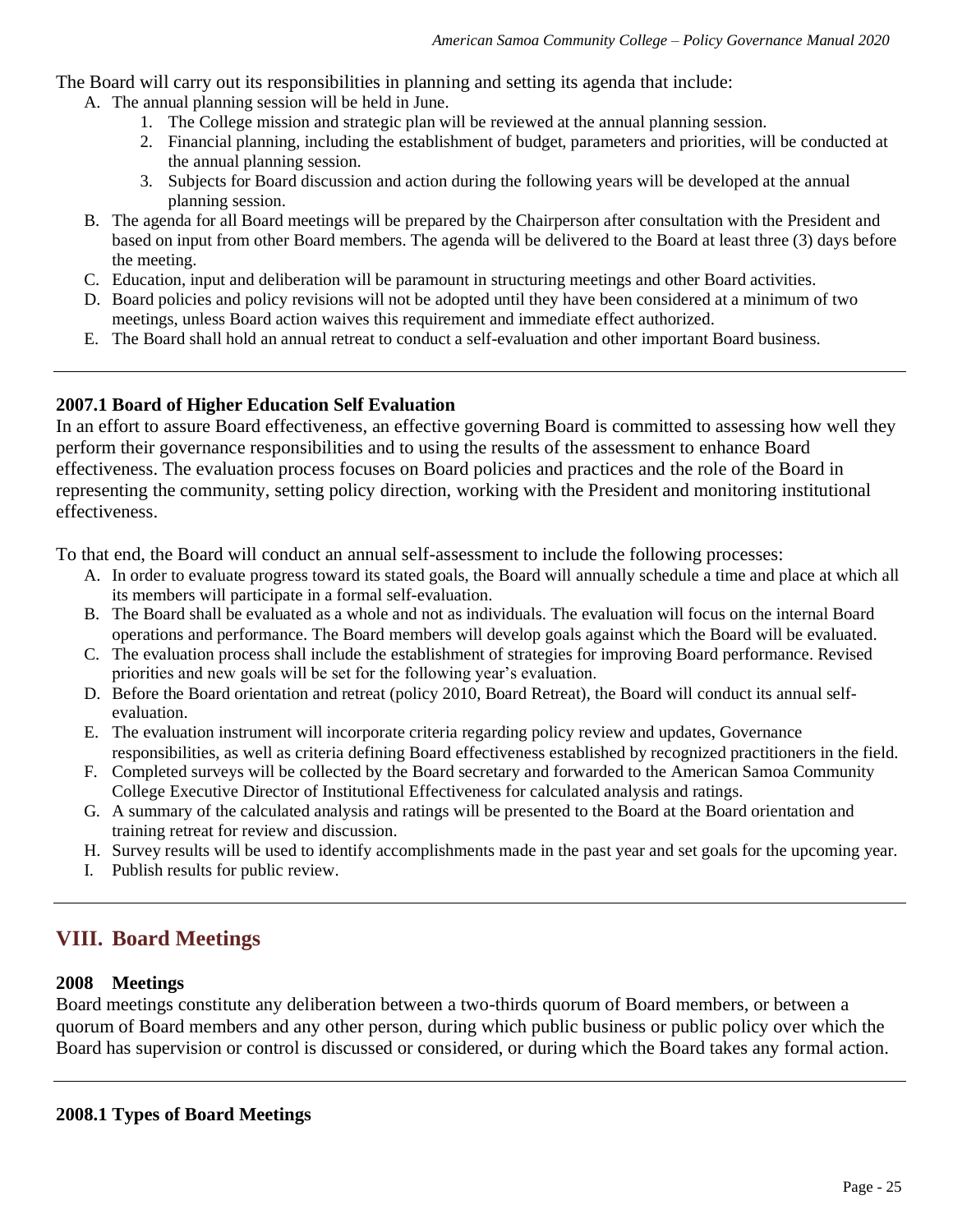The Board will carry out its responsibilities in planning and setting its agenda that include:

A. The annual planning session will be held in June.
   1. The College mission and strategic plan will be reviewed at the annual planning session.
   2. Financial planning, including the establishment of budget, parameters and priorities, will be conducted at the annual planning session.
   3. Subjects for Board discussion and action during the following years will be developed at the annual planning session.
B. The agenda for all Board meetings will be prepared by the Chairperson after consultation with the President and based on input from other Board members. The agenda will be delivered to the Board at least three (3) days before the meeting.
C. Education, input and deliberation will be paramount in structuring meetings and other Board activities.
D. Board policies and policy revisions will not be adopted until they have been considered at a minimum of two meetings, unless Board action waives this requirement and immediate effect authorized.
E. The Board shall hold an annual retreat to conduct a self-evaluation and other important Board business.

---

**2007.1 Board of Higher Education Self Evaluation**

In an effort to assure Board effectiveness, an effective governing Board is committed to assessing how well they perform their governance responsibilities and to using the results of the assessment to enhance Board effectiveness. The evaluation process focuses on Board policies and practices and the role of the Board in representing the community, setting policy direction, working with the President and monitoring institutional effectiveness.

To that end, the Board will conduct an annual self-assessment to include the following processes:

A. In order to evaluate progress toward its stated goals, the Board will annually schedule a time and place at which all its members will participate in a formal self-evaluation.
B. The Board shall be evaluated as a whole and not as individuals. The evaluation will focus on the internal Board operations and performance. The Board members will develop goals against which the Board will be evaluated.
C. The evaluation process shall include the establishment of strategies for improving Board performance. Revised priorities and new goals will be set for the following year's evaluation.
D. Before the Board orientation and retreat (policy 2010, Board Retreat), the Board will conduct its annual self-evaluation.
E. The evaluation instrument will incorporate criteria regarding policy review and updates, Governance responsibilities, as well as criteria defining Board effectiveness established by recognized practitioners in the field.
F. Completed surveys will be collected by the Board secretary and forwarded to the American Samoa Community College Executive Director of Institutional Effectiveness for calculated analysis and ratings.
G. A summary of the calculated analysis and ratings will be presented to the Board at the Board orientation and training retreat for review and discussion.
H. Survey results will be used to identify accomplishments made in the past year and set goals for the upcoming year.
I. Publish results for public review.

---

## VIII. Board Meetings

**2008 Meetings**

Board meetings constitute any deliberation between a two-thirds quorum of Board members, or between a quorum of Board members and any other person, during which public business or public policy over which the Board has supervision or control is discussed or considered, or during which the Board takes any formal action.

---

**2008.1 Types of Board Meetings**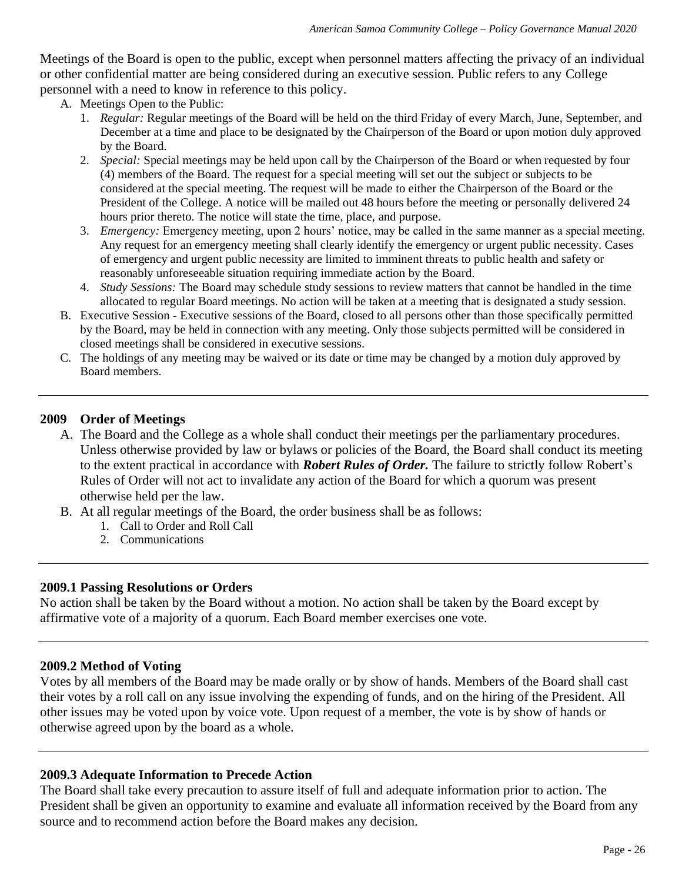Meetings of the Board is open to the public, except when personnel matters affecting the privacy of an individual or other confidential matter are being considered during an executive session. Public refers to any College personnel with a need to know in reference to this policy.

A. Meetings Open to the Public:
   1. *Regular:* Regular meetings of the Board will be held on the third Friday of every March, June, September, and December at a time and place to be designated by the Chairperson of the Board or upon motion duly approved by the Board.
   2. *Special:* Special meetings may be held upon call by the Chairperson of the Board or when requested by four (4) members of the Board. The request for a special meeting will set out the subject or subjects to be considered at the special meeting. The request will be made to either the Chairperson of the Board or the President of the College. A notice will be mailed out 48 hours before the meeting or personally delivered 24 hours prior thereto. The notice will state the time, place, and purpose.
   3. *Emergency:* Emergency meeting, upon 2 hours' notice, may be called in the same manner as a special meeting. Any request for an emergency meeting shall clearly identify the emergency or urgent public necessity. Cases of emergency and urgent public necessity are limited to imminent threats to public health and safety or reasonably unforeseeable situation requiring immediate action by the Board.
   4. *Study Sessions:* The Board may schedule study sessions to review matters that cannot be handled in the time allocated to regular Board meetings. No action will be taken at a meeting that is designated a study session.

B. Executive Session - Executive sessions of the Board, closed to all persons other than those specifically permitted by the Board, may be held in connection with any meeting. Only those subjects permitted will be considered in closed meetings shall be considered in executive sessions.

C. The holdings of any meeting may be waived or its date or time may be changed by a motion duly approved by Board members.

---

### 2009 Order of Meetings

A. The Board and the College as a whole shall conduct their meetings per the parliamentary procedures. Unless otherwise provided by law or bylaws or policies of the Board, the Board shall conduct its meeting to the extent practical in accordance with ***Robert Rules of Order.*** The failure to strictly follow Robert's Rules of Order will not act to invalidate any action of the Board for which a quorum was present otherwise held per the law.

B. At all regular meetings of the Board, the order business shall be as follows:
   1. Call to Order and Roll Call
   2. Communications

---

### 2009.1 Passing Resolutions or Orders

No action shall be taken by the Board without a motion. No action shall be taken by the Board except by affirmative vote of a majority of a quorum. Each Board member exercises one vote.

---

### 2009.2 Method of Voting

Votes by all members of the Board may be made orally or by show of hands. Members of the Board shall cast their votes by a roll call on any issue involving the expending of funds, and on the hiring of the President. All other issues may be voted upon by voice vote. Upon request of a member, the vote is by show of hands or otherwise agreed upon by the board as a whole.

---

### 2009.3 Adequate Information to Precede Action

The Board shall take every precaution to assure itself of full and adequate information prior to action. The President shall be given an opportunity to examine and evaluate all information received by the Board from any source and to recommend action before the Board makes any decision.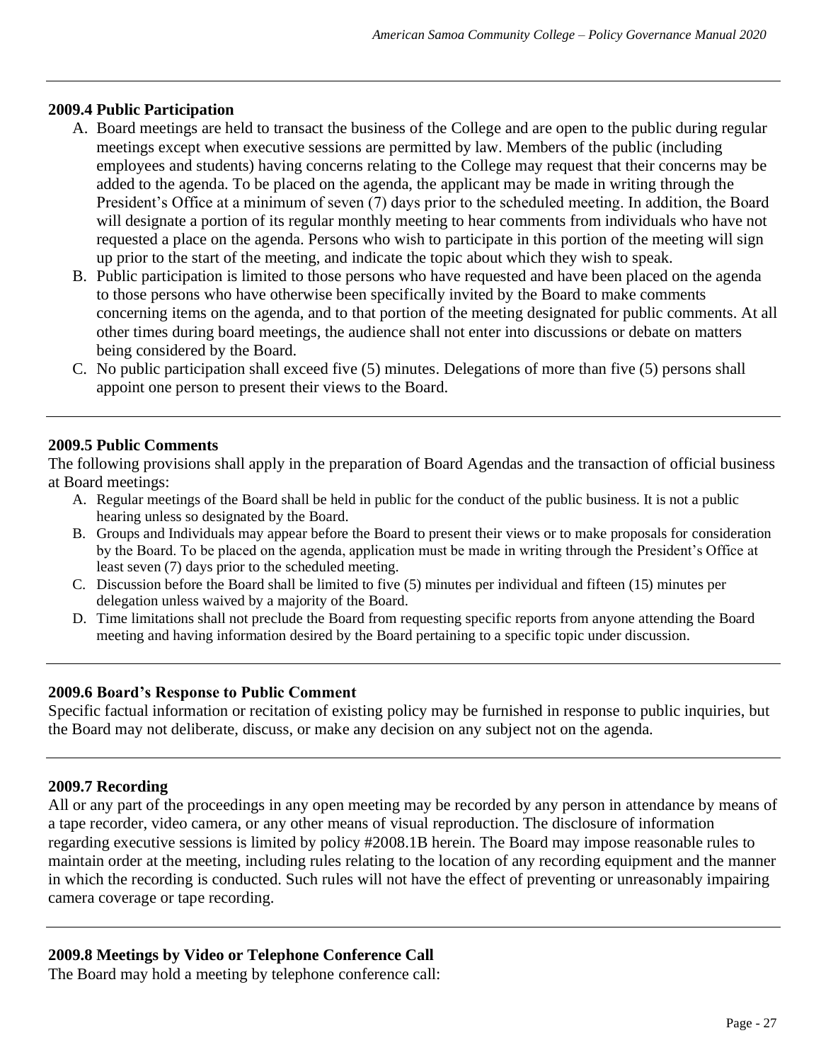### 2009.4 Public Participation

A. Board meetings are held to transact the business of the College and are open to the public during regular meetings except when executive sessions are permitted by law. Members of the public (including employees and students) having concerns relating to the College may request that their concerns may be added to the agenda. To be placed on the agenda, the applicant may be made in writing through the President's Office at a minimum of seven (7) days prior to the scheduled meeting. In addition, the Board will designate a portion of its regular monthly meeting to hear comments from individuals who have not requested a place on the agenda. Persons who wish to participate in this portion of the meeting will sign up prior to the start of the meeting, and indicate the topic about which they wish to speak.
B. Public participation is limited to those persons who have requested and have been placed on the agenda to those persons who have otherwise been specifically invited by the Board to make comments concerning items on the agenda, and to that portion of the meeting designated for public comments. At all other times during board meetings, the audience shall not enter into discussions or debate on matters being considered by the Board.
C. No public participation shall exceed five (5) minutes. Delegations of more than five (5) persons shall appoint one person to present their views to the Board.

### 2009.5 Public Comments

The following provisions shall apply in the preparation of Board Agendas and the transaction of official business at Board meetings:

A. Regular meetings of the Board shall be held in public for the conduct of the public business. It is not a public hearing unless so designated by the Board.
B. Groups and Individuals may appear before the Board to present their views or to make proposals for consideration by the Board. To be placed on the agenda, application must be made in writing through the President's Office at least seven (7) days prior to the scheduled meeting.
C. Discussion before the Board shall be limited to five (5) minutes per individual and fifteen (15) minutes per delegation unless waived by a majority of the Board.
D. Time limitations shall not preclude the Board from requesting specific reports from anyone attending the Board meeting and having information desired by the Board pertaining to a specific topic under discussion.

### 2009.6 Board's Response to Public Comment

Specific factual information or recitation of existing policy may be furnished in response to public inquiries, but the Board may not deliberate, discuss, or make any decision on any subject not on the agenda.

### 2009.7 Recording

All or any part of the proceedings in any open meeting may be recorded by any person in attendance by means of a tape recorder, video camera, or any other means of visual reproduction. The disclosure of information regarding executive sessions is limited by policy #2008.1B herein. The Board may impose reasonable rules to maintain order at the meeting, including rules relating to the location of any recording equipment and the manner in which the recording is conducted. Such rules will not have the effect of preventing or unreasonably impairing camera coverage or tape recording.

### 2009.8 Meetings by Video or Telephone Conference Call

The Board may hold a meeting by telephone conference call: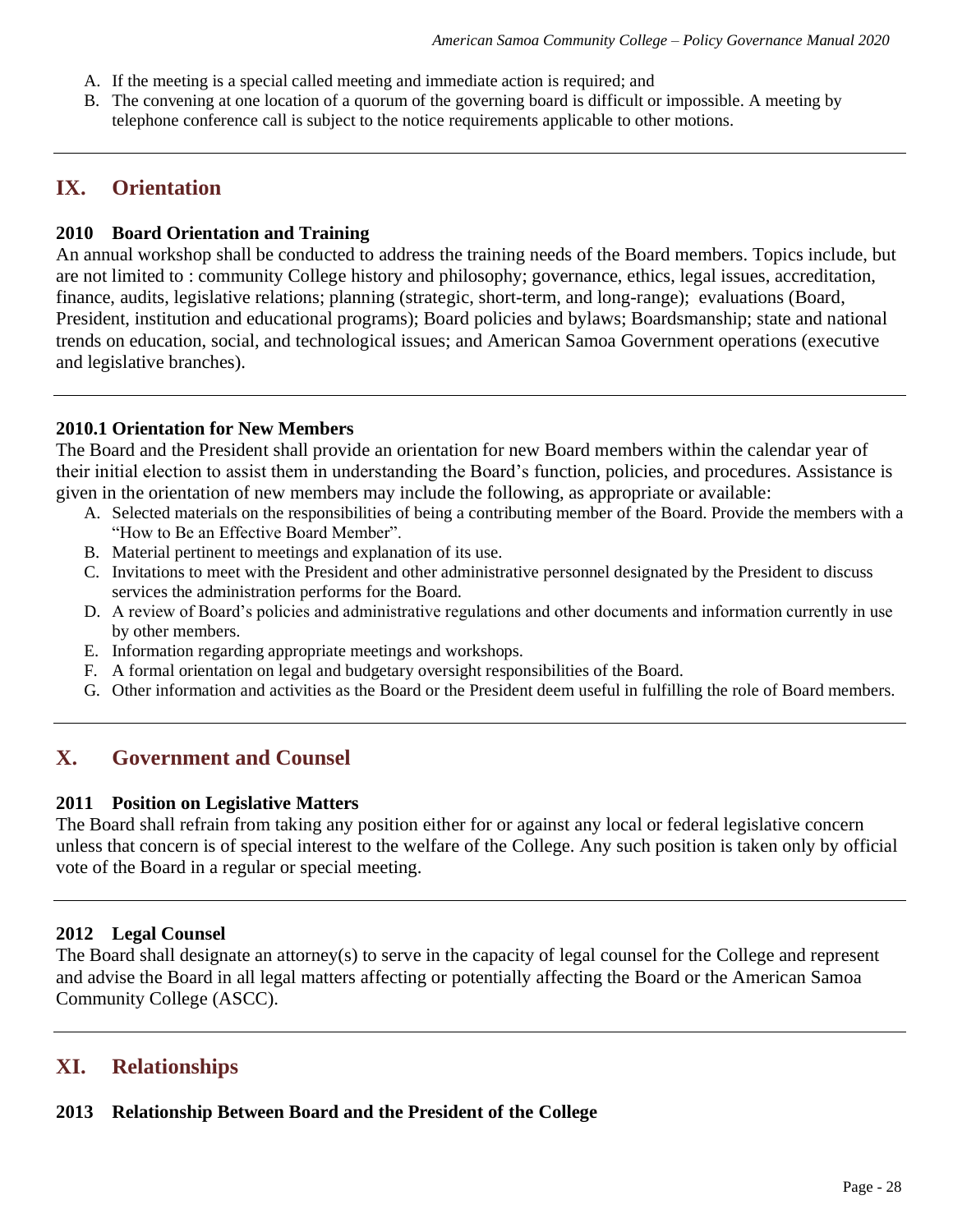A. If the meeting is a special called meeting and immediate action is required; and
B. The convening at one location of a quorum of the governing board is difficult or impossible. A meeting by telephone conference call is subject to the notice requirements applicable to other motions.

---

## IX. Orientation

### 2010 Board Orientation and Training

An annual workshop shall be conducted to address the training needs of the Board members. Topics include, but are not limited to : community College history and philosophy; governance, ethics, legal issues, accreditation, finance, audits, legislative relations; planning (strategic, short-term, and long-range); evaluations (Board, President, institution and educational programs); Board policies and bylaws; Boardsmanship; state and national trends on education, social, and technological issues; and American Samoa Government operations (executive and legislative branches).

---

### 2010.1 Orientation for New Members

The Board and the President shall provide an orientation for new Board members within the calendar year of their initial election to assist them in understanding the Board's function, policies, and procedures. Assistance is given in the orientation of new members may include the following, as appropriate or available:

A. Selected materials on the responsibilities of being a contributing member of the Board. Provide the members with a "How to Be an Effective Board Member".
B. Material pertinent to meetings and explanation of its use.
C. Invitations to meet with the President and other administrative personnel designated by the President to discuss services the administration performs for the Board.
D. A review of Board's policies and administrative regulations and other documents and information currently in use by other members.
E. Information regarding appropriate meetings and workshops.
F. A formal orientation on legal and budgetary oversight responsibilities of the Board.
G. Other information and activities as the Board or the President deem useful in fulfilling the role of Board members.

---

## X. Government and Counsel

### 2011 Position on Legislative Matters

The Board shall refrain from taking any position either for or against any local or federal legislative concern unless that concern is of special interest to the welfare of the College. Any such position is taken only by official vote of the Board in a regular or special meeting.

---

### 2012 Legal Counsel

The Board shall designate an attorney(s) to serve in the capacity of legal counsel for the College and represent and advise the Board in all legal matters affecting or potentially affecting the Board or the American Samoa Community College (ASCC).

---

## XI. Relationships

### 2013 Relationship Between Board and the President of the College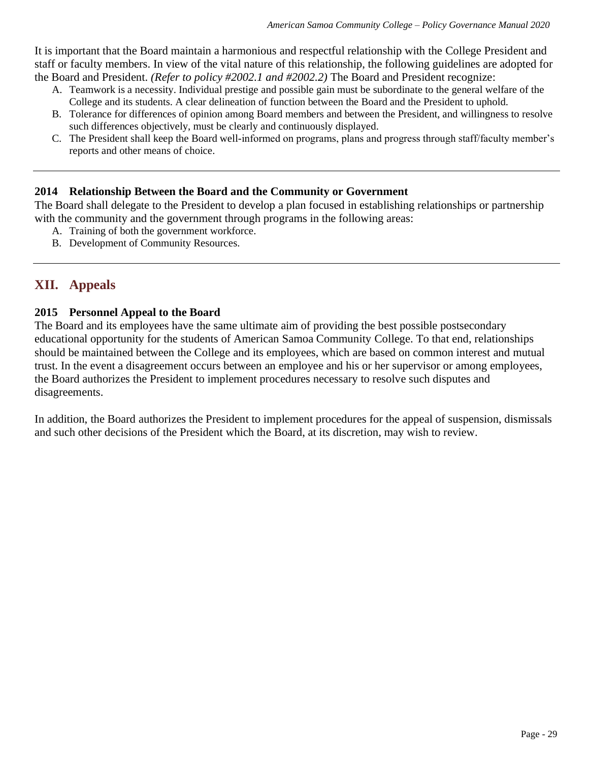It is important that the Board maintain a harmonious and respectful relationship with the College President and staff or faculty members. In view of the vital nature of this relationship, the following guidelines are adopted for the Board and President. *(Refer to policy #2002.1 and #2002.2)* The Board and President recognize:

A. Teamwork is a necessity. Individual prestige and possible gain must be subordinate to the general welfare of the College and its students. A clear delineation of function between the Board and the President to uphold.
B. Tolerance for differences of opinion among Board members and between the President, and willingness to resolve such differences objectively, must be clearly and continuously displayed.
C. The President shall keep the Board well-informed on programs, plans and progress through staff/faculty member's reports and other means of choice.

---

### 2014 Relationship Between the Board and the Community or Government

The Board shall delegate to the President to develop a plan focused in establishing relationships or partnership with the community and the government through programs in the following areas:

A. Training of both the government workforce.
B. Development of Community Resources.

---

## XII. Appeals

### 2015 Personnel Appeal to the Board

The Board and its employees have the same ultimate aim of providing the best possible postsecondary educational opportunity for the students of American Samoa Community College. To that end, relationships should be maintained between the College and its employees, which are based on common interest and mutual trust. In the event a disagreement occurs between an employee and his or her supervisor or among employees, the Board authorizes the President to implement procedures necessary to resolve such disputes and disagreements.

In addition, the Board authorizes the President to implement procedures for the appeal of suspension, dismissals and such other decisions of the President which the Board, at its discretion, may wish to review.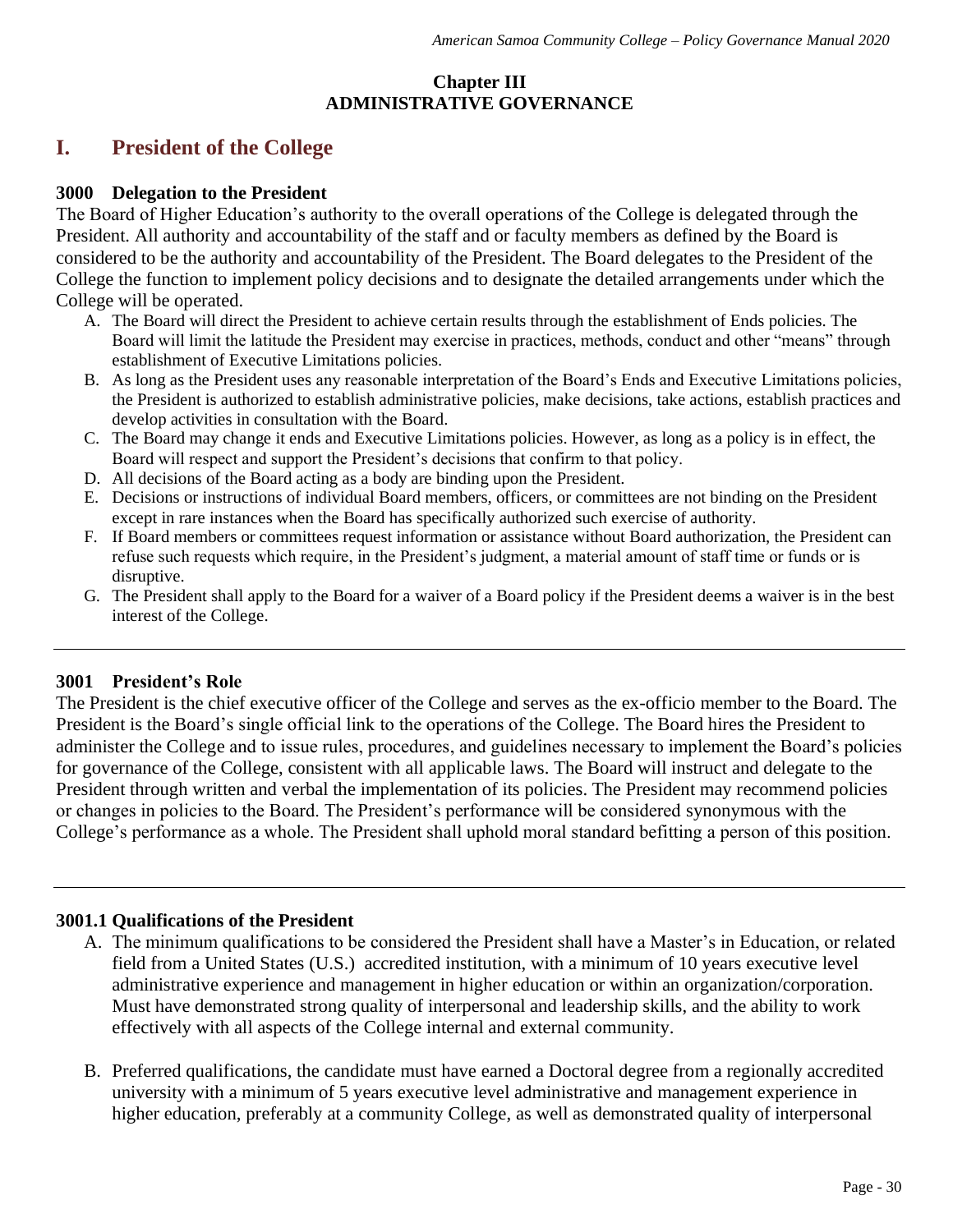## Chapter III
## ADMINISTRATIVE GOVERNANCE

# I. President of the College

### 3000 Delegation to the President

The Board of Higher Education's authority to the overall operations of the College is delegated through the President. All authority and accountability of the staff and or faculty members as defined by the Board is considered to be the authority and accountability of the President. The Board delegates to the President of the College the function to implement policy decisions and to designate the detailed arrangements under which the College will be operated.

A. The Board will direct the President to achieve certain results through the establishment of Ends policies. The Board will limit the latitude the President may exercise in practices, methods, conduct and other "means" through establishment of Executive Limitations policies.
B. As long as the President uses any reasonable interpretation of the Board's Ends and Executive Limitations policies, the President is authorized to establish administrative policies, make decisions, take actions, establish practices and develop activities in consultation with the Board.
C. The Board may change it ends and Executive Limitations policies. However, as long as a policy is in effect, the Board will respect and support the President's decisions that confirm to that policy.
D. All decisions of the Board acting as a body are binding upon the President.
E. Decisions or instructions of individual Board members, officers, or committees are not binding on the President except in rare instances when the Board has specifically authorized such exercise of authority.
F. If Board members or committees request information or assistance without Board authorization, the President can refuse such requests which require, in the President's judgment, a material amount of staff time or funds or is disruptive.
G. The President shall apply to the Board for a waiver of a Board policy if the President deems a waiver is in the best interest of the College.

---

### 3001 President's Role

The President is the chief executive officer of the College and serves as the ex-officio member to the Board. The President is the Board's single official link to the operations of the College. The Board hires the President to administer the College and to issue rules, procedures, and guidelines necessary to implement the Board's policies for governance of the College, consistent with all applicable laws. The Board will instruct and delegate to the President through written and verbal the implementation of its policies. The President may recommend policies or changes in policies to the Board. The President's performance will be considered synonymous with the College's performance as a whole. The President shall uphold moral standard befitting a person of this position.

---

### 3001.1 Qualifications of the President

A. The minimum qualifications to be considered the President shall have a Master's in Education, or related field from a United States (U.S.) accredited institution, with a minimum of 10 years executive level administrative experience and management in higher education or within an organization/corporation. Must have demonstrated strong quality of interpersonal and leadership skills, and the ability to work effectively with all aspects of the College internal and external community.

B. Preferred qualifications, the candidate must have earned a Doctoral degree from a regionally accredited university with a minimum of 5 years executive level administrative and management experience in higher education, preferably at a community College, as well as demonstrated quality of interpersonal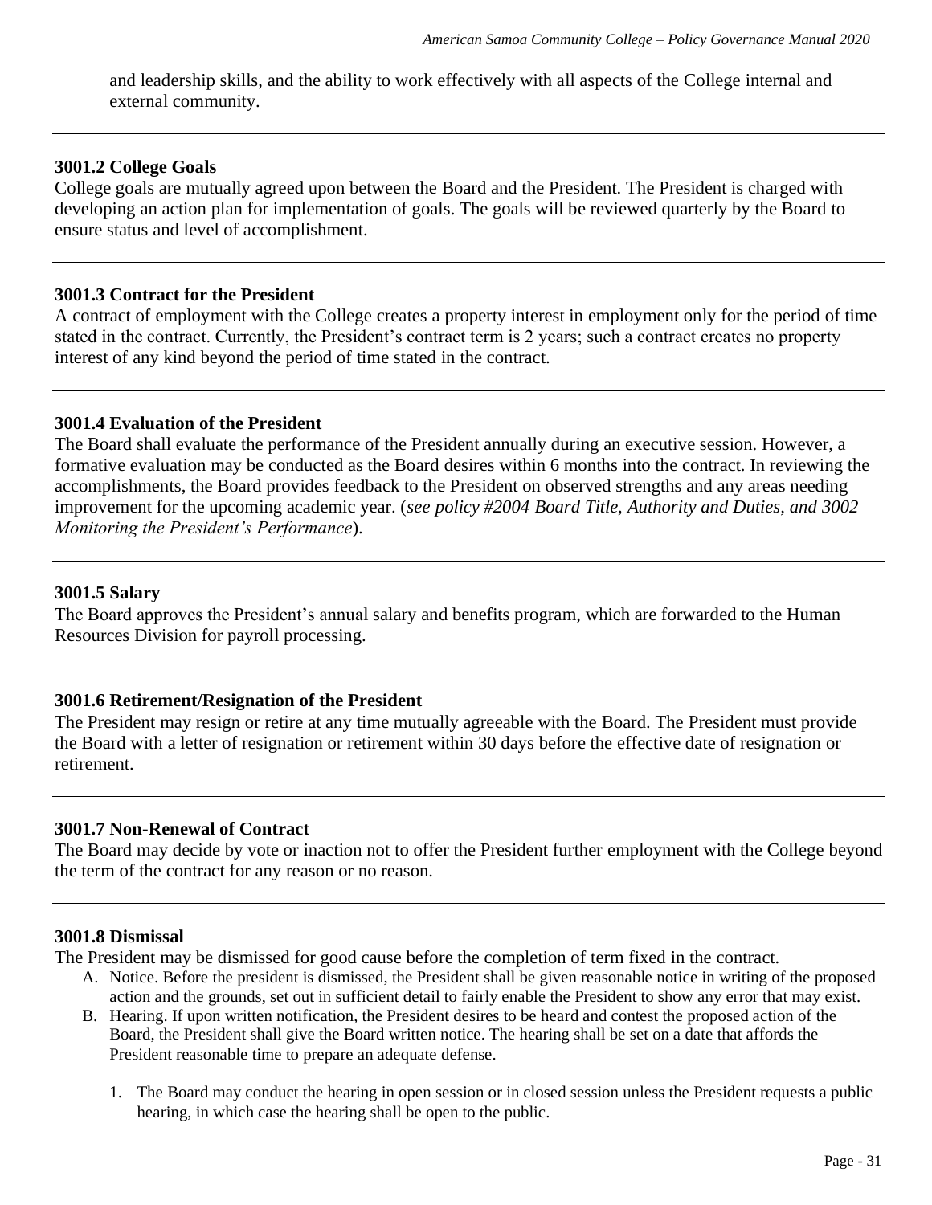and leadership skills, and the ability to work effectively with all aspects of the College internal and external community.

---

### 3001.2 College Goals

College goals are mutually agreed upon between the Board and the President. The President is charged with developing an action plan for implementation of goals. The goals will be reviewed quarterly by the Board to ensure status and level of accomplishment.

---

### 3001.3 Contract for the President

A contract of employment with the College creates a property interest in employment only for the period of time stated in the contract. Currently, the President's contract term is 2 years; such a contract creates no property interest of any kind beyond the period of time stated in the contract.

---

### 3001.4 Evaluation of the President

The Board shall evaluate the performance of the President annually during an executive session. However, a formative evaluation may be conducted as the Board desires within 6 months into the contract. In reviewing the accomplishments, the Board provides feedback to the President on observed strengths and any areas needing improvement for the upcoming academic year. (*see policy #2004 Board Title, Authority and Duties, and 3002 Monitoring the President's Performance*).

---

### 3001.5 Salary

The Board approves the President's annual salary and benefits program, which are forwarded to the Human Resources Division for payroll processing.

---

### 3001.6 Retirement/Resignation of the President

The President may resign or retire at any time mutually agreeable with the Board. The President must provide the Board with a letter of resignation or retirement within 30 days before the effective date of resignation or retirement.

---

### 3001.7 Non-Renewal of Contract

The Board may decide by vote or inaction not to offer the President further employment with the College beyond the term of the contract for any reason or no reason.

---

### 3001.8 Dismissal

The President may be dismissed for good cause before the completion of term fixed in the contract.

A. Notice. Before the president is dismissed, the President shall be given reasonable notice in writing of the proposed action and the grounds, set out in sufficient detail to fairly enable the President to show any error that may exist.

B. Hearing. If upon written notification, the President desires to be heard and contest the proposed action of the Board, the President shall give the Board written notice. The hearing shall be set on a date that affords the President reasonable time to prepare an adequate defense.

   1. The Board may conduct the hearing in open session or in closed session unless the President requests a public hearing, in which case the hearing shall be open to the public.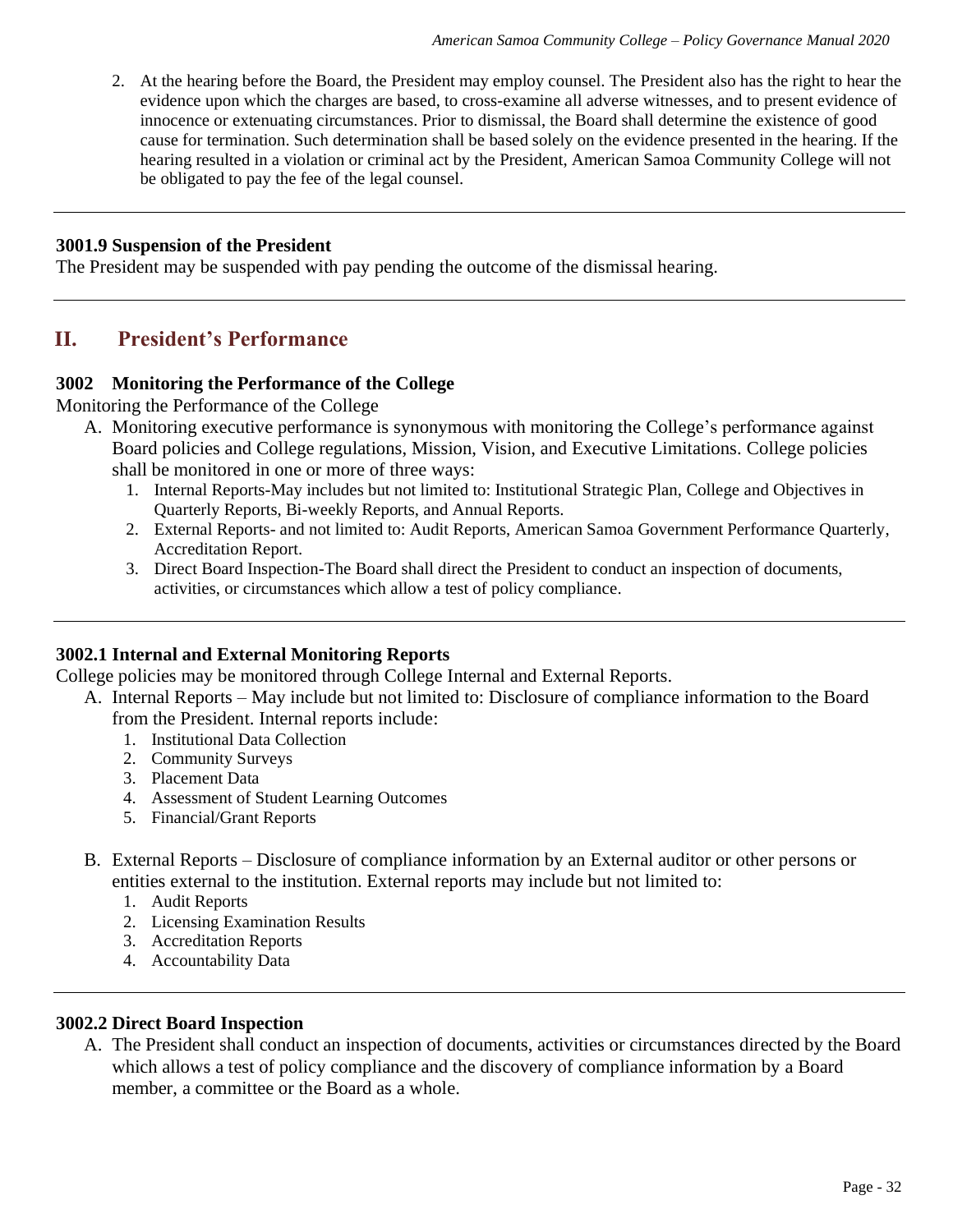2. At the hearing before the Board, the President may employ counsel. The President also has the right to hear the evidence upon which the charges are based, to cross-examine all adverse witnesses, and to present evidence of innocence or extenuating circumstances. Prior to dismissal, the Board shall determine the existence of good cause for termination. Such determination shall be based solely on the evidence presented in the hearing. If the hearing resulted in a violation or criminal act by the President, American Samoa Community College will not be obligated to pay the fee of the legal counsel.

---

**3001.9 Suspension of the President**

The President may be suspended with pay pending the outcome of the dismissal hearing.

---

## II. President's Performance

**3002 Monitoring the Performance of the College**

Monitoring the Performance of the College

A. Monitoring executive performance is synonymous with monitoring the College's performance against Board policies and College regulations, Mission, Vision, and Executive Limitations. College policies shall be monitored in one or more of three ways:
   1. Internal Reports-May includes but not limited to: Institutional Strategic Plan, College and Objectives in Quarterly Reports, Bi-weekly Reports, and Annual Reports.
   2. External Reports- and not limited to: Audit Reports, American Samoa Government Performance Quarterly, Accreditation Report.
   3. Direct Board Inspection-The Board shall direct the President to conduct an inspection of documents, activities, or circumstances which allow a test of policy compliance.

---

**3002.1 Internal and External Monitoring Reports**

College policies may be monitored through College Internal and External Reports.

A. Internal Reports – May include but not limited to: Disclosure of compliance information to the Board from the President. Internal reports include:
   1. Institutional Data Collection
   2. Community Surveys
   3. Placement Data
   4. Assessment of Student Learning Outcomes
   5. Financial/Grant Reports

B. External Reports – Disclosure of compliance information by an External auditor or other persons or entities external to the institution. External reports may include but not limited to:
   1. Audit Reports
   2. Licensing Examination Results
   3. Accreditation Reports
   4. Accountability Data

---

**3002.2 Direct Board Inspection**

A. The President shall conduct an inspection of documents, activities or circumstances directed by the Board which allows a test of policy compliance and the discovery of compliance information by a Board member, a committee or the Board as a whole.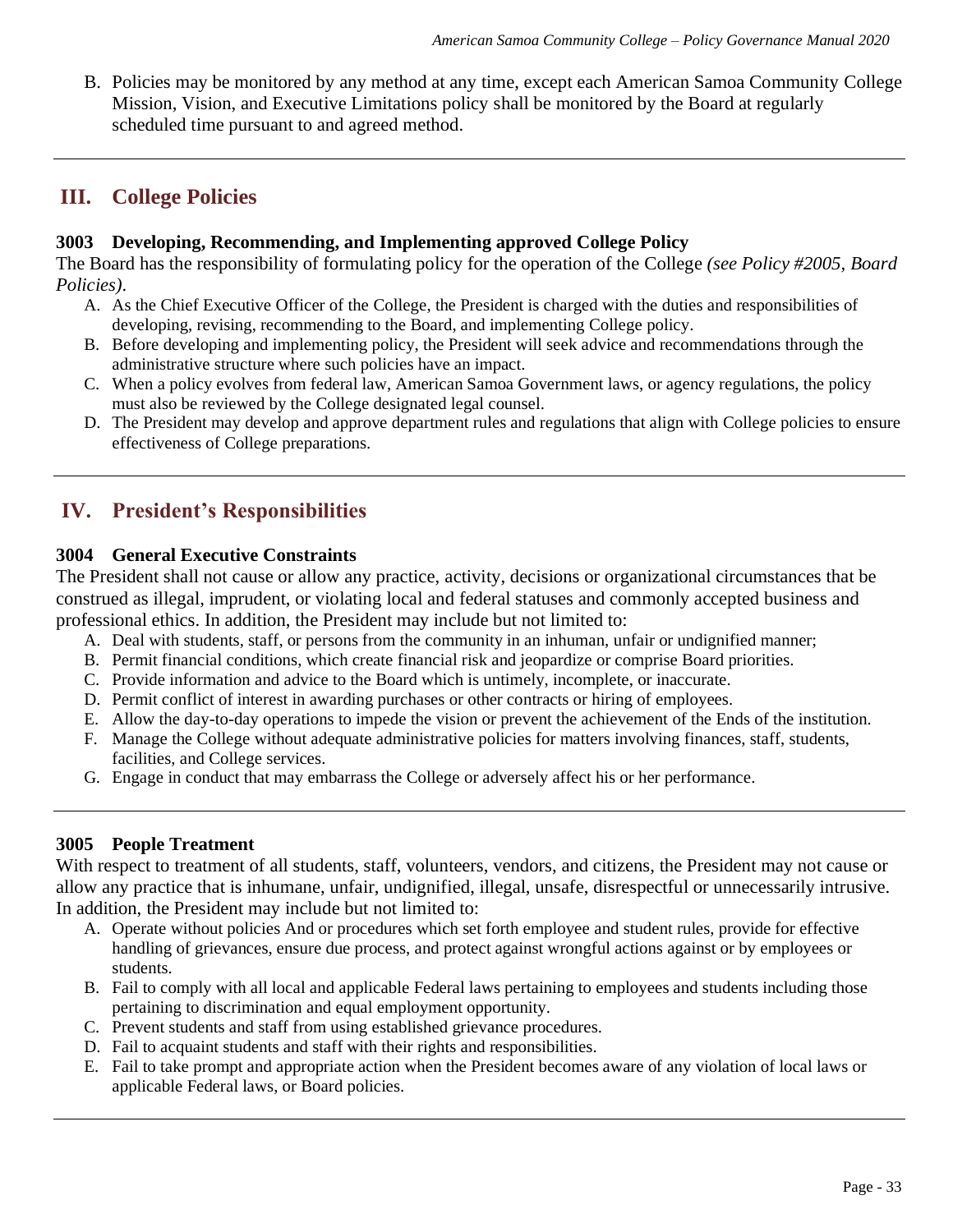B. Policies may be monitored by any method at any time, except each American Samoa Community College Mission, Vision, and Executive Limitations policy shall be monitored by the Board at regularly scheduled time pursuant to and agreed method.

---

## III. College Policies

### 3003 Developing, Recommending, and Implementing approved College Policy

The Board has the responsibility of formulating policy for the operation of the College *(see Policy #2005, Board Policies)*.

A. As the Chief Executive Officer of the College, the President is charged with the duties and responsibilities of developing, revising, recommending to the Board, and implementing College policy.
B. Before developing and implementing policy, the President will seek advice and recommendations through the administrative structure where such policies have an impact.
C. When a policy evolves from federal law, American Samoa Government laws, or agency regulations, the policy must also be reviewed by the College designated legal counsel.
D. The President may develop and approve department rules and regulations that align with College policies to ensure effectiveness of College preparations.

---

## IV. President's Responsibilities

### 3004 General Executive Constraints

The President shall not cause or allow any practice, activity, decisions or organizational circumstances that be construed as illegal, imprudent, or violating local and federal statuses and commonly accepted business and professional ethics. In addition, the President may include but not limited to:

A. Deal with students, staff, or persons from the community in an inhuman, unfair or undignified manner;
B. Permit financial conditions, which create financial risk and jeopardize or comprise Board priorities.
C. Provide information and advice to the Board which is untimely, incomplete, or inaccurate.
D. Permit conflict of interest in awarding purchases or other contracts or hiring of employees.
E. Allow the day-to-day operations to impede the vision or prevent the achievement of the Ends of the institution.
F. Manage the College without adequate administrative policies for matters involving finances, staff, students, facilities, and College services.
G. Engage in conduct that may embarrass the College or adversely affect his or her performance.

---

### 3005 People Treatment

With respect to treatment of all students, staff, volunteers, vendors, and citizens, the President may not cause or allow any practice that is inhumane, unfair, undignified, illegal, unsafe, disrespectful or unnecessarily intrusive. In addition, the President may include but not limited to:

A. Operate without policies And or procedures which set forth employee and student rules, provide for effective handling of grievances, ensure due process, and protect against wrongful actions against or by employees or students.
B. Fail to comply with all local and applicable Federal laws pertaining to employees and students including those pertaining to discrimination and equal employment opportunity.
C. Prevent students and staff from using established grievance procedures.
D. Fail to acquaint students and staff with their rights and responsibilities.
E. Fail to take prompt and appropriate action when the President becomes aware of any violation of local laws or applicable Federal laws, or Board policies.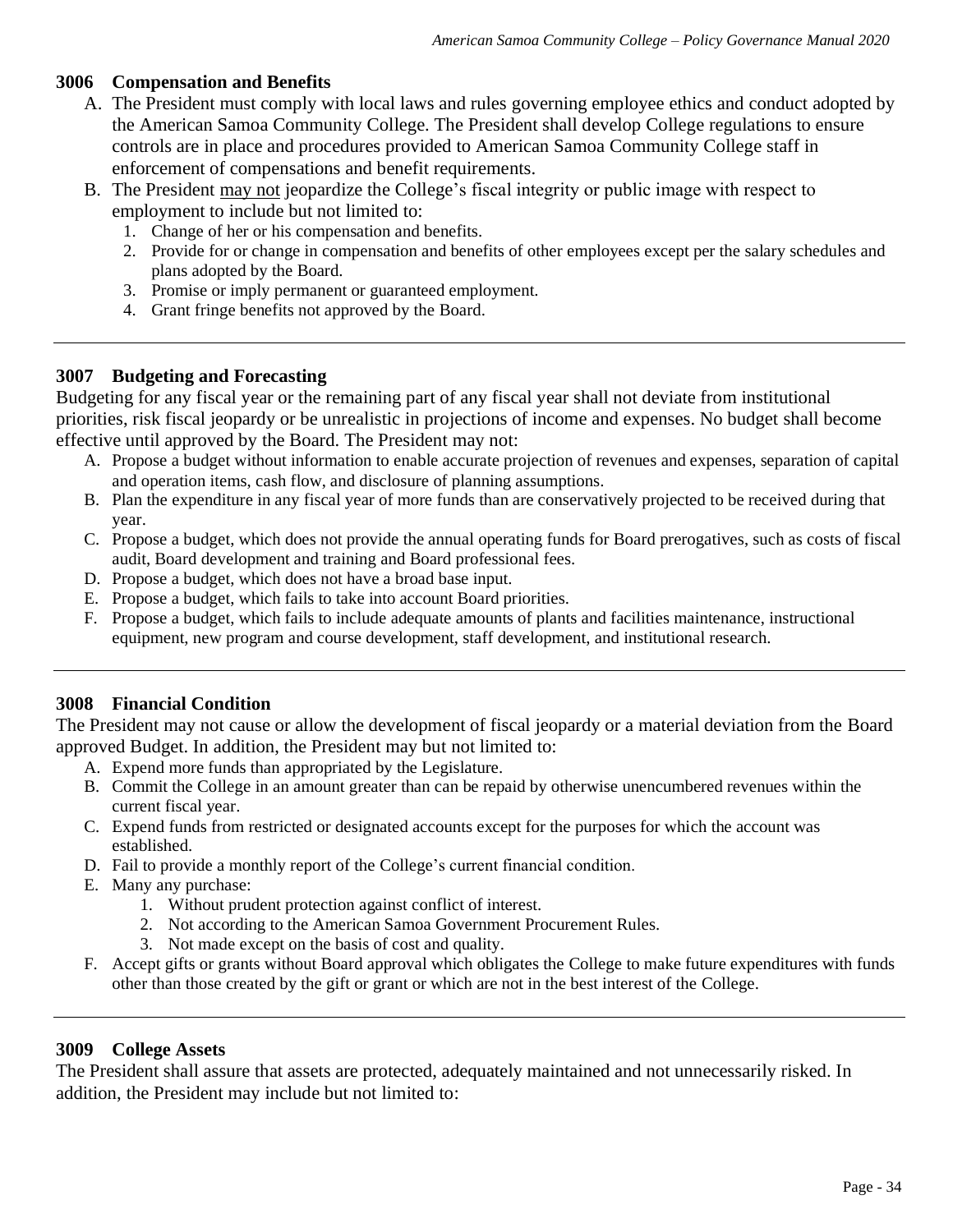### 3006 Compensation and Benefits

A. The President must comply with local laws and rules governing employee ethics and conduct adopted by the American Samoa Community College. The President shall develop College regulations to ensure controls are in place and procedures provided to American Samoa Community College staff in enforcement of compensations and benefit requirements.

B. The President <u>may not</u> jeopardize the College's fiscal integrity or public image with respect to employment to include but not limited to:

   1. Change of her or his compensation and benefits.
   2. Provide for or change in compensation and benefits of other employees except per the salary schedules and plans adopted by the Board.
   3. Promise or imply permanent or guaranteed employment.
   4. Grant fringe benefits not approved by the Board.

---

### 3007 Budgeting and Forecasting

Budgeting for any fiscal year or the remaining part of any fiscal year shall not deviate from institutional priorities, risk fiscal jeopardy or be unrealistic in projections of income and expenses. No budget shall become effective until approved by the Board. The President may not:

A. Propose a budget without information to enable accurate projection of revenues and expenses, separation of capital and operation items, cash flow, and disclosure of planning assumptions.
B. Plan the expenditure in any fiscal year of more funds than are conservatively projected to be received during that year.
C. Propose a budget, which does not provide the annual operating funds for Board prerogatives, such as costs of fiscal audit, Board development and training and Board professional fees.
D. Propose a budget, which does not have a broad base input.
E. Propose a budget, which fails to take into account Board priorities.
F. Propose a budget, which fails to include adequate amounts of plants and facilities maintenance, instructional equipment, new program and course development, staff development, and institutional research.

---

### 3008 Financial Condition

The President may not cause or allow the development of fiscal jeopardy or a material deviation from the Board approved Budget. In addition, the President may but not limited to:

A. Expend more funds than appropriated by the Legislature.
B. Commit the College in an amount greater than can be repaid by otherwise unencumbered revenues within the current fiscal year.
C. Expend funds from restricted or designated accounts except for the purposes for which the account was established.
D. Fail to provide a monthly report of the College's current financial condition.
E. Many any purchase:
   1. Without prudent protection against conflict of interest.
   2. Not according to the American Samoa Government Procurement Rules.
   3. Not made except on the basis of cost and quality.
F. Accept gifts or grants without Board approval which obligates the College to make future expenditures with funds other than those created by the gift or grant or which are not in the best interest of the College.

---

### 3009 College Assets

The President shall assure that assets are protected, adequately maintained and not unnecessarily risked. In addition, the President may include but not limited to: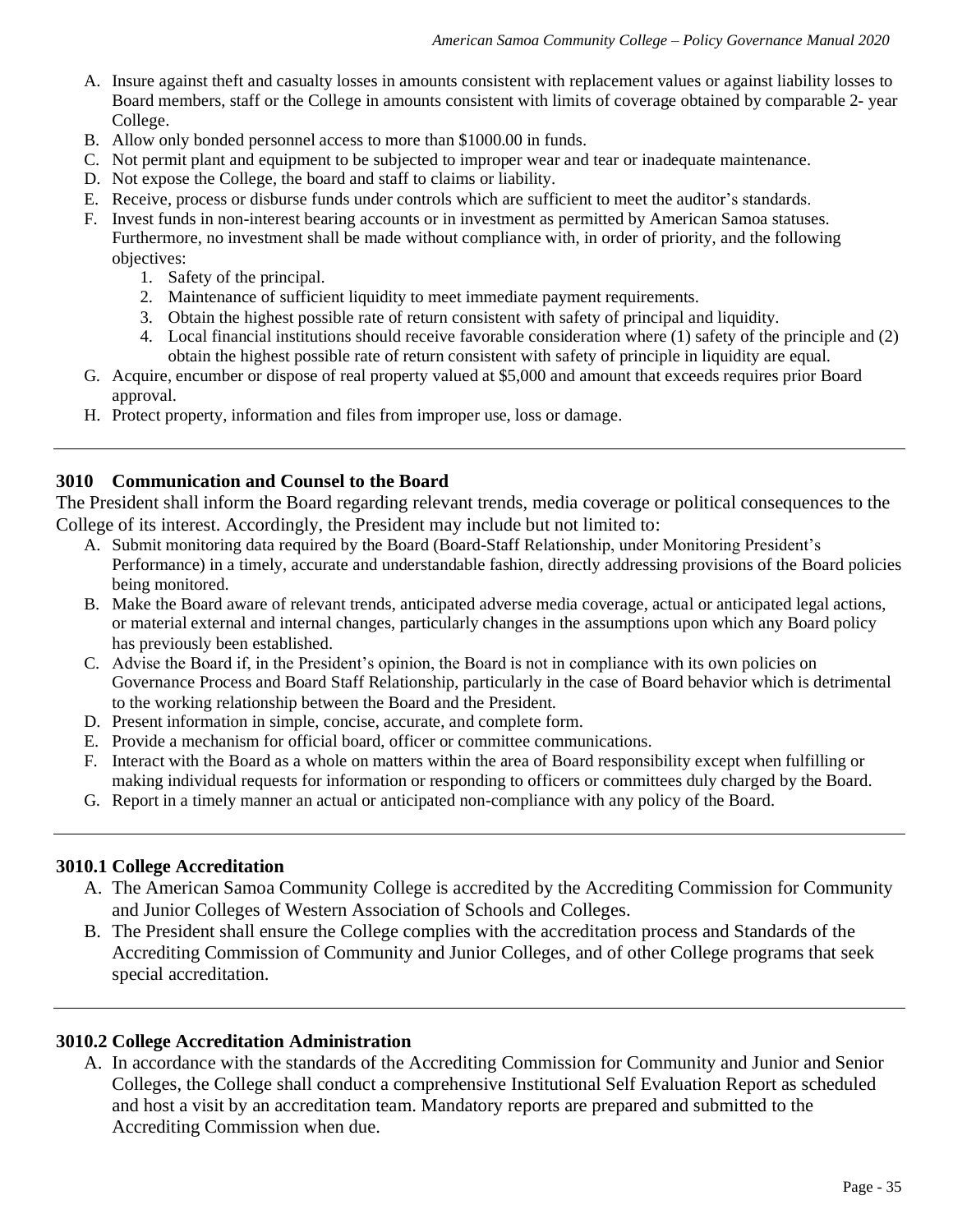A. Insure against theft and casualty losses in amounts consistent with replacement values or against liability losses to Board members, staff or the College in amounts consistent with limits of coverage obtained by comparable 2- year College.
B. Allow only bonded personnel access to more than $1000.00 in funds.
C. Not permit plant and equipment to be subjected to improper wear and tear or inadequate maintenance.
D. Not expose the College, the board and staff to claims or liability.
E. Receive, process or disburse funds under controls which are sufficient to meet the auditor's standards.
F. Invest funds in non-interest bearing accounts or in investment as permitted by American Samoa statuses. Furthermore, no investment shall be made without compliance with, in order of priority, and the following objectives:
    1. Safety of the principal.
    2. Maintenance of sufficient liquidity to meet immediate payment requirements.
    3. Obtain the highest possible rate of return consistent with safety of principal and liquidity.
    4. Local financial institutions should receive favorable consideration where (1) safety of the principle and (2) obtain the highest possible rate of return consistent with safety of principle in liquidity are equal.
G. Acquire, encumber or dispose of real property valued at $5,000 and amount that exceeds requires prior Board approval.
H. Protect property, information and files from improper use, loss or damage.

---

### 3010 Communication and Counsel to the Board

The President shall inform the Board regarding relevant trends, media coverage or political consequences to the College of its interest. Accordingly, the President may include but not limited to:

A. Submit monitoring data required by the Board (Board-Staff Relationship, under Monitoring President's Performance) in a timely, accurate and understandable fashion, directly addressing provisions of the Board policies being monitored.
B. Make the Board aware of relevant trends, anticipated adverse media coverage, actual or anticipated legal actions, or material external and internal changes, particularly changes in the assumptions upon which any Board policy has previously been established.
C. Advise the Board if, in the President's opinion, the Board is not in compliance with its own policies on Governance Process and Board Staff Relationship, particularly in the case of Board behavior which is detrimental to the working relationship between the Board and the President.
D. Present information in simple, concise, accurate, and complete form.
E. Provide a mechanism for official board, officer or committee communications.
F. Interact with the Board as a whole on matters within the area of Board responsibility except when fulfilling or making individual requests for information or responding to officers or committees duly charged by the Board.
G. Report in a timely manner an actual or anticipated non-compliance with any policy of the Board.

---

### 3010.1 College Accreditation

A. The American Samoa Community College is accredited by the Accrediting Commission for Community and Junior Colleges of Western Association of Schools and Colleges.
B. The President shall ensure the College complies with the accreditation process and Standards of the Accrediting Commission of Community and Junior Colleges, and of other College programs that seek special accreditation.

---

### 3010.2 College Accreditation Administration

A. In accordance with the standards of the Accrediting Commission for Community and Junior and Senior Colleges, the College shall conduct a comprehensive Institutional Self Evaluation Report as scheduled and host a visit by an accreditation team. Mandatory reports are prepared and submitted to the Accrediting Commission when due.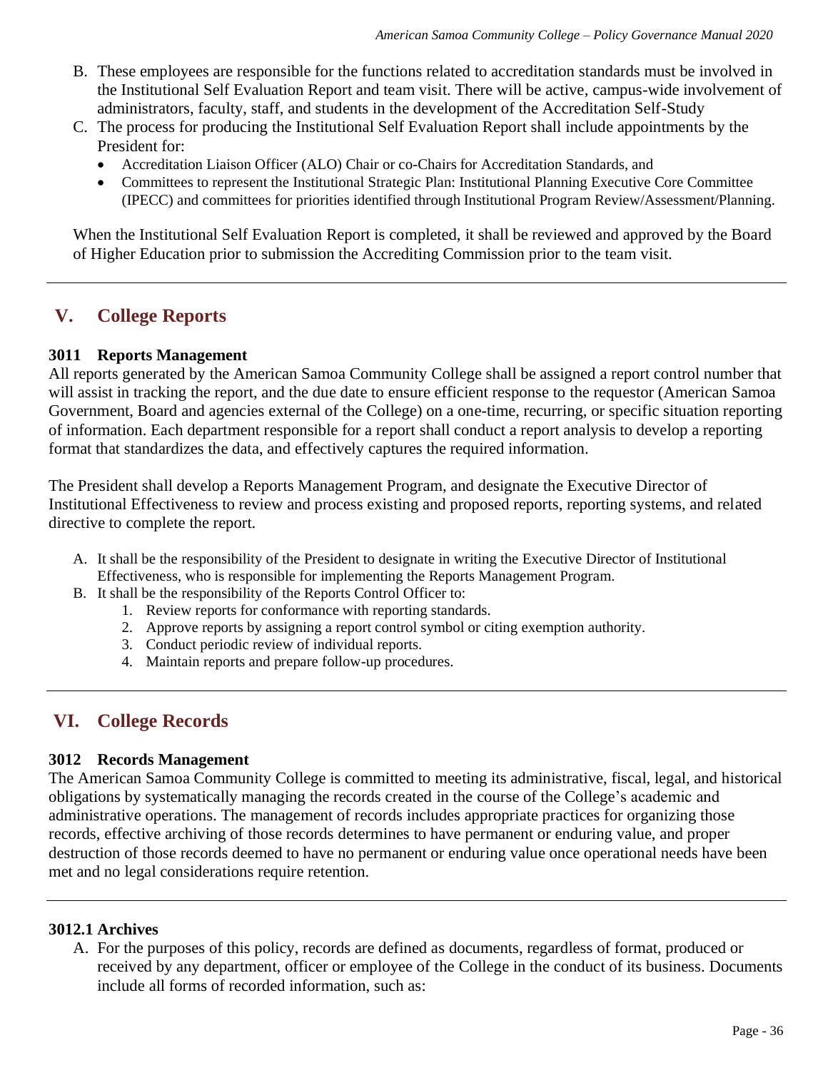B. These employees are responsible for the functions related to accreditation standards must be involved in the Institutional Self Evaluation Report and team visit. There will be active, campus-wide involvement of administrators, faculty, staff, and students in the development of the Accreditation Self-Study

C. The process for producing the Institutional Self Evaluation Report shall include appointments by the President for:
   - Accreditation Liaison Officer (ALO) Chair or co-Chairs for Accreditation Standards, and
   - Committees to represent the Institutional Strategic Plan: Institutional Planning Executive Core Committee (IPECC) and committees for priorities identified through Institutional Program Review/Assessment/Planning.

When the Institutional Self Evaluation Report is completed, it shall be reviewed and approved by the Board of Higher Education prior to submission the Accrediting Commission prior to the team visit.

---

## V. College Reports

### 3011 Reports Management

All reports generated by the American Samoa Community College shall be assigned a report control number that will assist in tracking the report, and the due date to ensure efficient response to the requestor (American Samoa Government, Board and agencies external of the College) on a one-time, recurring, or specific situation reporting of information. Each department responsible for a report shall conduct a report analysis to develop a reporting format that standardizes the data, and effectively captures the required information.

The President shall develop a Reports Management Program, and designate the Executive Director of Institutional Effectiveness to review and process existing and proposed reports, reporting systems, and related directive to complete the report.

A. It shall be the responsibility of the President to designate in writing the Executive Director of Institutional Effectiveness, who is responsible for implementing the Reports Management Program.

B. It shall be the responsibility of the Reports Control Officer to:
   1. Review reports for conformance with reporting standards.
   2. Approve reports by assigning a report control symbol or citing exemption authority.
   3. Conduct periodic review of individual reports.
   4. Maintain reports and prepare follow-up procedures.

---

## VI. College Records

### 3012 Records Management

The American Samoa Community College is committed to meeting its administrative, fiscal, legal, and historical obligations by systematically managing the records created in the course of the College's academic and administrative operations. The management of records includes appropriate practices for organizing those records, effective archiving of those records determines to have permanent or enduring value, and proper destruction of those records deemed to have no permanent or enduring value once operational needs have been met and no legal considerations require retention.

---

### 3012.1 Archives

A. For the purposes of this policy, records are defined as documents, regardless of format, produced or received by any department, officer or employee of the College in the conduct of its business. Documents include all forms of recorded information, such as: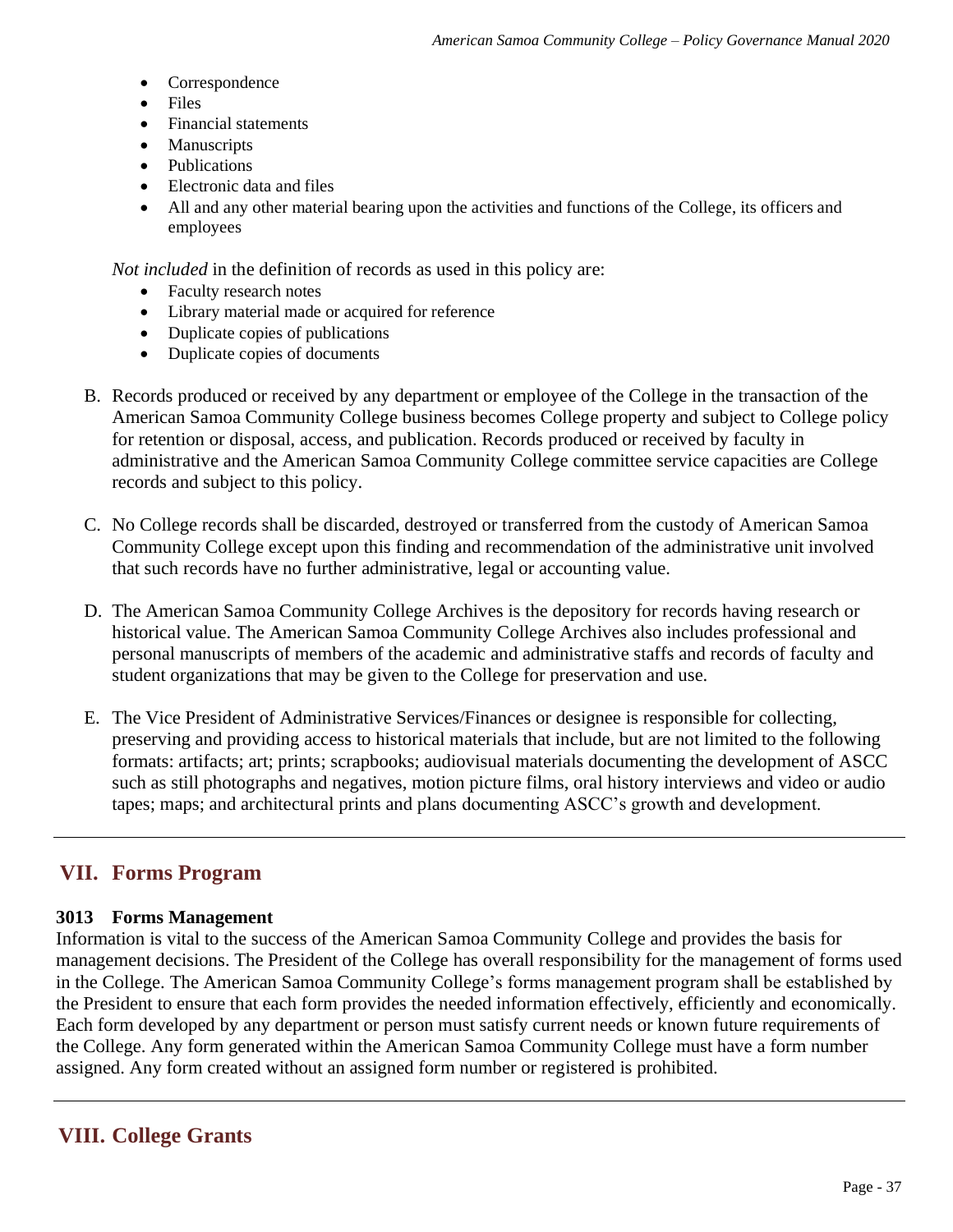- Correspondence
- Files
- Financial statements
- Manuscripts
- Publications
- Electronic data and files
- All and any other material bearing upon the activities and functions of the College, its officers and employees

*Not included* in the definition of records as used in this policy are:

- Faculty research notes
- Library material made or acquired for reference
- Duplicate copies of publications
- Duplicate copies of documents

B. Records produced or received by any department or employee of the College in the transaction of the American Samoa Community College business becomes College property and subject to College policy for retention or disposal, access, and publication. Records produced or received by faculty in administrative and the American Samoa Community College committee service capacities are College records and subject to this policy.

C. No College records shall be discarded, destroyed or transferred from the custody of American Samoa Community College except upon this finding and recommendation of the administrative unit involved that such records have no further administrative, legal or accounting value.

D. The American Samoa Community College Archives is the depository for records having research or historical value. The American Samoa Community College Archives also includes professional and personal manuscripts of members of the academic and administrative staffs and records of faculty and student organizations that may be given to the College for preservation and use.

E. The Vice President of Administrative Services/Finances or designee is responsible for collecting, preserving and providing access to historical materials that include, but are not limited to the following formats: artifacts; art; prints; scrapbooks; audiovisual materials documenting the development of ASCC such as still photographs and negatives, motion picture films, oral history interviews and video or audio tapes; maps; and architectural prints and plans documenting ASCC's growth and development.

## VII. Forms Program

### 3013 Forms Management

Information is vital to the success of the American Samoa Community College and provides the basis for management decisions. The President of the College has overall responsibility for the management of forms used in the College. The American Samoa Community College's forms management program shall be established by the President to ensure that each form provides the needed information effectively, efficiently and economically. Each form developed by any department or person must satisfy current needs or known future requirements of the College. Any form generated within the American Samoa Community College must have a form number assigned. Any form created without an assigned form number or registered is prohibited.

## VIII. College Grants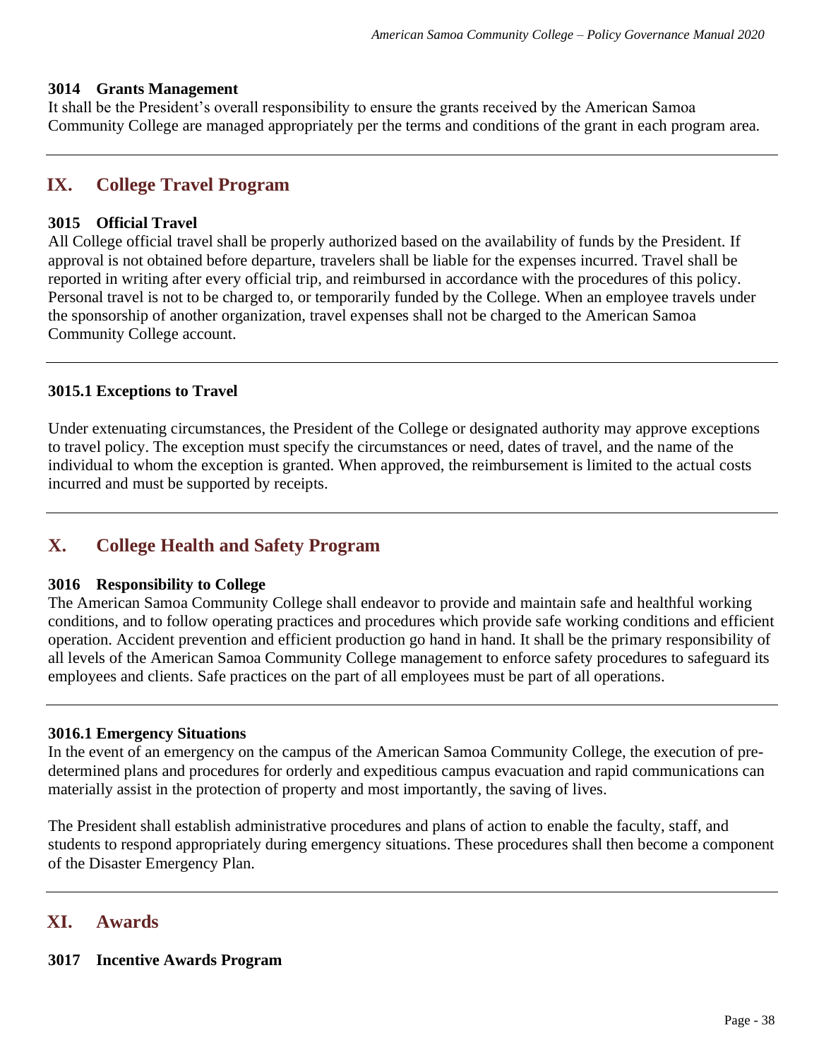### 3014 Grants Management

It shall be the President's overall responsibility to ensure the grants received by the American Samoa Community College are managed appropriately per the terms and conditions of the grant in each program area.

---

## IX. College Travel Program

### 3015 Official Travel

All College official travel shall be properly authorized based on the availability of funds by the President. If approval is not obtained before departure, travelers shall be liable for the expenses incurred. Travel shall be reported in writing after every official trip, and reimbursed in accordance with the procedures of this policy. Personal travel is not to be charged to, or temporarily funded by the College. When an employee travels under the sponsorship of another organization, travel expenses shall not be charged to the American Samoa Community College account.

---

### 3015.1 Exceptions to Travel

Under extenuating circumstances, the President of the College or designated authority may approve exceptions to travel policy. The exception must specify the circumstances or need, dates of travel, and the name of the individual to whom the exception is granted. When approved, the reimbursement is limited to the actual costs incurred and must be supported by receipts.

---

## X. College Health and Safety Program

### 3016 Responsibility to College

The American Samoa Community College shall endeavor to provide and maintain safe and healthful working conditions, and to follow operating practices and procedures which provide safe working conditions and efficient operation. Accident prevention and efficient production go hand in hand. It shall be the primary responsibility of all levels of the American Samoa Community College management to enforce safety procedures to safeguard its employees and clients. Safe practices on the part of all employees must be part of all operations.

---

### 3016.1 Emergency Situations

In the event of an emergency on the campus of the American Samoa Community College, the execution of pre-determined plans and procedures for orderly and expeditious campus evacuation and rapid communications can materially assist in the protection of property and most importantly, the saving of lives.

The President shall establish administrative procedures and plans of action to enable the faculty, staff, and students to respond appropriately during emergency situations. These procedures shall then become a component of the Disaster Emergency Plan.

---

## XI. Awards

### 3017 Incentive Awards Program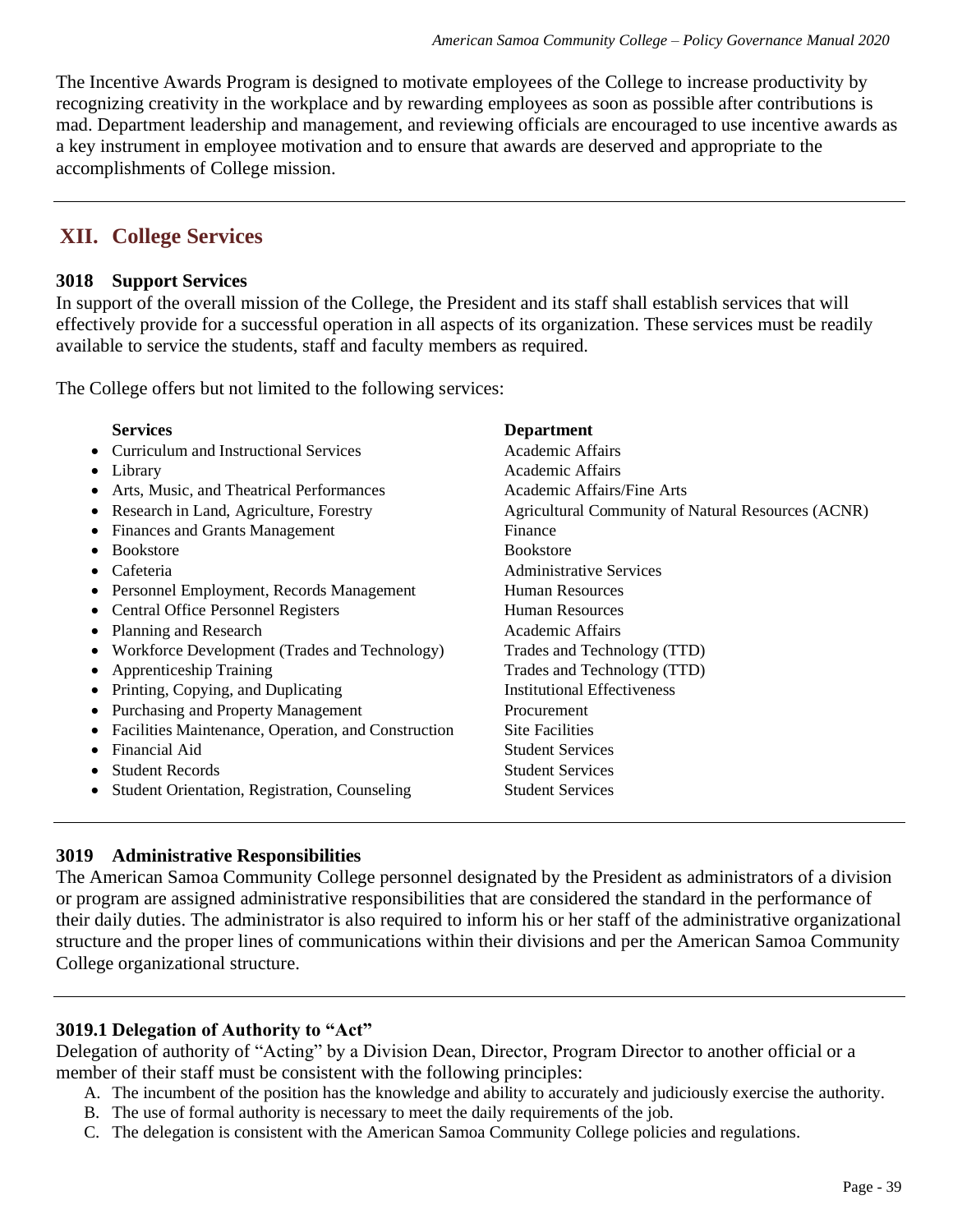The Incentive Awards Program is designed to motivate employees of the College to increase productivity by recognizing creativity in the workplace and by rewarding employees as soon as possible after contributions is mad. Department leadership and management, and reviewing officials are encouraged to use incentive awards as a key instrument in employee motivation and to ensure that awards are deserved and appropriate to the accomplishments of College mission.

---

## XII. College Services

### 3018 Support Services

In support of the overall mission of the College, the President and its staff shall establish services that will effectively provide for a successful operation in all aspects of its organization. These services must be readily available to service the students, staff and faculty members as required.

The College offers but not limited to the following services:

| Services | Department |
|---|---|
| • Curriculum and Instructional Services | Academic Affairs |
| • Library | Academic Affairs |
| • Arts, Music, and Theatrical Performances | Academic Affairs/Fine Arts |
| • Research in Land, Agriculture, Forestry | Agricultural Community of Natural Resources (ACNR) |
| • Finances and Grants Management | Finance |
| • Bookstore | Bookstore |
| • Cafeteria | Administrative Services |
| • Personnel Employment, Records Management | Human Resources |
| • Central Office Personnel Registers | Human Resources |
| • Planning and Research | Academic Affairs |
| • Workforce Development (Trades and Technology) | Trades and Technology (TTD) |
| • Apprenticeship Training | Trades and Technology (TTD) |
| • Printing, Copying, and Duplicating | Institutional Effectiveness |
| • Purchasing and Property Management | Procurement |
| • Facilities Maintenance, Operation, and Construction | Site Facilities |
| • Financial Aid | Student Services |
| • Student Records | Student Services |
| • Student Orientation, Registration, Counseling | Student Services |

---

### 3019 Administrative Responsibilities

The American Samoa Community College personnel designated by the President as administrators of a division or program are assigned administrative responsibilities that are considered the standard in the performance of their daily duties. The administrator is also required to inform his or her staff of the administrative organizational structure and the proper lines of communications within their divisions and per the American Samoa Community College organizational structure.

---

#### 3019.1 Delegation of Authority to "Act"

Delegation of authority of "Acting" by a Division Dean, Director, Program Director to another official or a member of their staff must be consistent with the following principles:

A. The incumbent of the position has the knowledge and ability to accurately and judiciously exercise the authority.
B. The use of formal authority is necessary to meet the daily requirements of the job.
C. The delegation is consistent with the American Samoa Community College policies and regulations.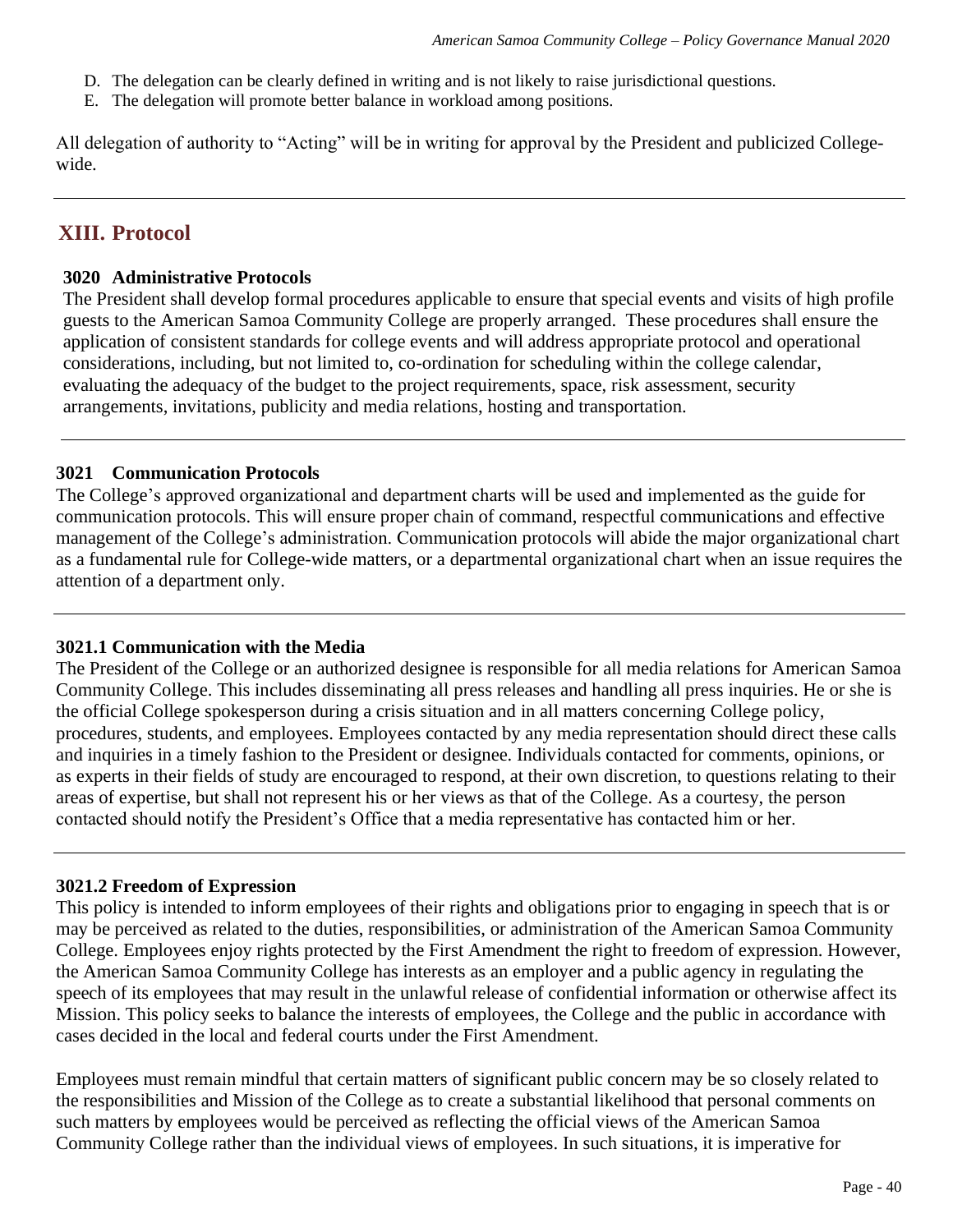D. The delegation can be clearly defined in writing and is not likely to raise jurisdictional questions.
E. The delegation will promote better balance in workload among positions.

All delegation of authority to "Acting" will be in writing for approval by the President and publicized College-wide.

---

## XIII. Protocol

### 3020 Administrative Protocols

The President shall develop formal procedures applicable to ensure that special events and visits of high profile guests to the American Samoa Community College are properly arranged. These procedures shall ensure the application of consistent standards for college events and will address appropriate protocol and operational considerations, including, but not limited to, co-ordination for scheduling within the college calendar, evaluating the adequacy of the budget to the project requirements, space, risk assessment, security arrangements, invitations, publicity and media relations, hosting and transportation.

---

### 3021 Communication Protocols

The College's approved organizational and department charts will be used and implemented as the guide for communication protocols. This will ensure proper chain of command, respectful communications and effective management of the College's administration. Communication protocols will abide the major organizational chart as a fundamental rule for College-wide matters, or a departmental organizational chart when an issue requires the attention of a department only.

---

### 3021.1 Communication with the Media

The President of the College or an authorized designee is responsible for all media relations for American Samoa Community College. This includes disseminating all press releases and handling all press inquiries. He or she is the official College spokesperson during a crisis situation and in all matters concerning College policy, procedures, students, and employees. Employees contacted by any media representation should direct these calls and inquiries in a timely fashion to the President or designee. Individuals contacted for comments, opinions, or as experts in their fields of study are encouraged to respond, at their own discretion, to questions relating to their areas of expertise, but shall not represent his or her views as that of the College. As a courtesy, the person contacted should notify the President's Office that a media representative has contacted him or her.

---

### 3021.2 Freedom of Expression

This policy is intended to inform employees of their rights and obligations prior to engaging in speech that is or may be perceived as related to the duties, responsibilities, or administration of the American Samoa Community College. Employees enjoy rights protected by the First Amendment the right to freedom of expression. However, the American Samoa Community College has interests as an employer and a public agency in regulating the speech of its employees that may result in the unlawful release of confidential information or otherwise affect its Mission. This policy seeks to balance the interests of employees, the College and the public in accordance with cases decided in the local and federal courts under the First Amendment.

Employees must remain mindful that certain matters of significant public concern may be so closely related to the responsibilities and Mission of the College as to create a substantial likelihood that personal comments on such matters by employees would be perceived as reflecting the official views of the American Samoa Community College rather than the individual views of employees. In such situations, it is imperative for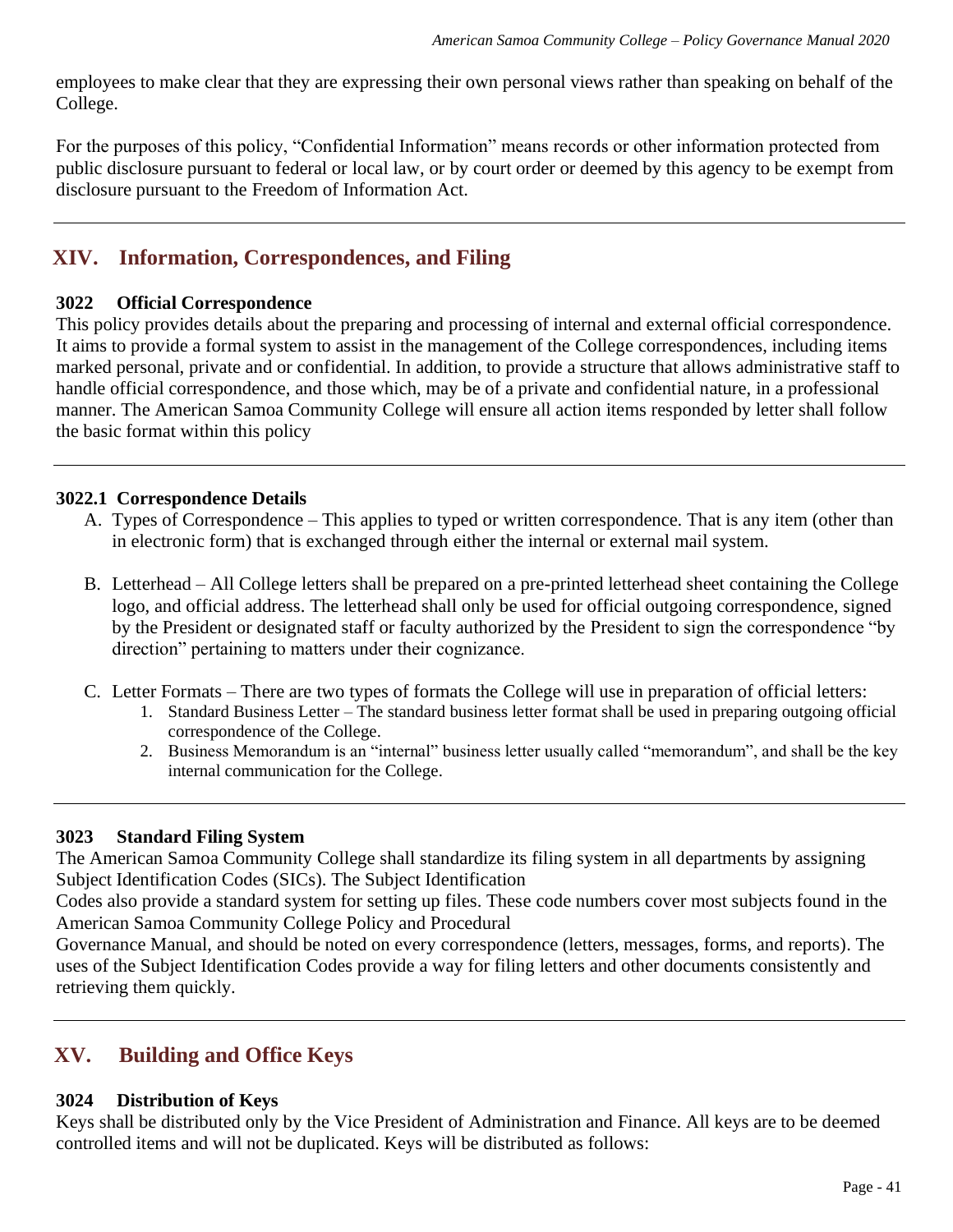employees to make clear that they are expressing their own personal views rather than speaking on behalf of the College.

For the purposes of this policy, "Confidential Information" means records or other information protected from public disclosure pursuant to federal or local law, or by court order or deemed by this agency to be exempt from disclosure pursuant to the Freedom of Information Act.

---

## XIV. Information, Correspondences, and Filing

### 3022 Official Correspondence

This policy provides details about the preparing and processing of internal and external official correspondence. It aims to provide a formal system to assist in the management of the College correspondences, including items marked personal, private and or confidential. In addition, to provide a structure that allows administrative staff to handle official correspondence, and those which, may be of a private and confidential nature, in a professional manner. The American Samoa Community College will ensure all action items responded by letter shall follow the basic format within this policy

---

### 3022.1 Correspondence Details

A. Types of Correspondence – This applies to typed or written correspondence. That is any item (other than in electronic form) that is exchanged through either the internal or external mail system.

B. Letterhead – All College letters shall be prepared on a pre-printed letterhead sheet containing the College logo, and official address. The letterhead shall only be used for official outgoing correspondence, signed by the President or designated staff or faculty authorized by the President to sign the correspondence "by direction" pertaining to matters under their cognizance.

C. Letter Formats – There are two types of formats the College will use in preparation of official letters:
   1. Standard Business Letter – The standard business letter format shall be used in preparing outgoing official correspondence of the College.
   2. Business Memorandum is an "internal" business letter usually called "memorandum", and shall be the key internal communication for the College.

---

### 3023 Standard Filing System

The American Samoa Community College shall standardize its filing system in all departments by assigning Subject Identification Codes (SICs). The Subject Identification Codes also provide a standard system for setting up files. These code numbers cover most subjects found in the American Samoa Community College Policy and Procedural Governance Manual, and should be noted on every correspondence (letters, messages, forms, and reports). The uses of the Subject Identification Codes provide a way for filing letters and other documents consistently and retrieving them quickly.

---

## XV. Building and Office Keys

### 3024 Distribution of Keys

Keys shall be distributed only by the Vice President of Administration and Finance. All keys are to be deemed controlled items and will not be duplicated. Keys will be distributed as follows: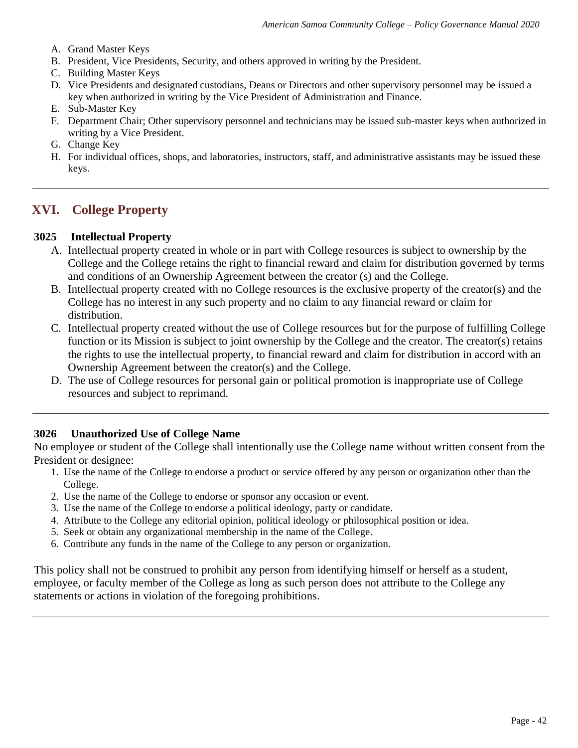A. Grand Master Keys
B. President, Vice Presidents, Security, and others approved in writing by the President.
C. Building Master Keys
D. Vice Presidents and designated custodians, Deans or Directors and other supervisory personnel may be issued a key when authorized in writing by the Vice President of Administration and Finance.
E. Sub-Master Key
F. Department Chair; Other supervisory personnel and technicians may be issued sub-master keys when authorized in writing by a Vice President.
G. Change Key
H. For individual offices, shops, and laboratories, instructors, staff, and administrative assistants may be issued these keys.

---

## XVI. College Property

### 3025 Intellectual Property

A. Intellectual property created in whole or in part with College resources is subject to ownership by the College and the College retains the right to financial reward and claim for distribution governed by terms and conditions of an Ownership Agreement between the creator (s) and the College.
B. Intellectual property created with no College resources is the exclusive property of the creator(s) and the College has no interest in any such property and no claim to any financial reward or claim for distribution.
C. Intellectual property created without the use of College resources but for the purpose of fulfilling College function or its Mission is subject to joint ownership by the College and the creator. The creator(s) retains the rights to use the intellectual property, to financial reward and claim for distribution in accord with an Ownership Agreement between the creator(s) and the College.
D. The use of College resources for personal gain or political promotion is inappropriate use of College resources and subject to reprimand.

---

### 3026 Unauthorized Use of College Name

No employee or student of the College shall intentionally use the College name without written consent from the President or designee:

1. Use the name of the College to endorse a product or service offered by any person or organization other than the College.
2. Use the name of the College to endorse or sponsor any occasion or event.
3. Use the name of the College to endorse a political ideology, party or candidate.
4. Attribute to the College any editorial opinion, political ideology or philosophical position or idea.
5. Seek or obtain any organizational membership in the name of the College.
6. Contribute any funds in the name of the College to any person or organization.

This policy shall not be construed to prohibit any person from identifying himself or herself as a student, employee, or faculty member of the College as long as such person does not attribute to the College any statements or actions in violation of the foregoing prohibitions.

---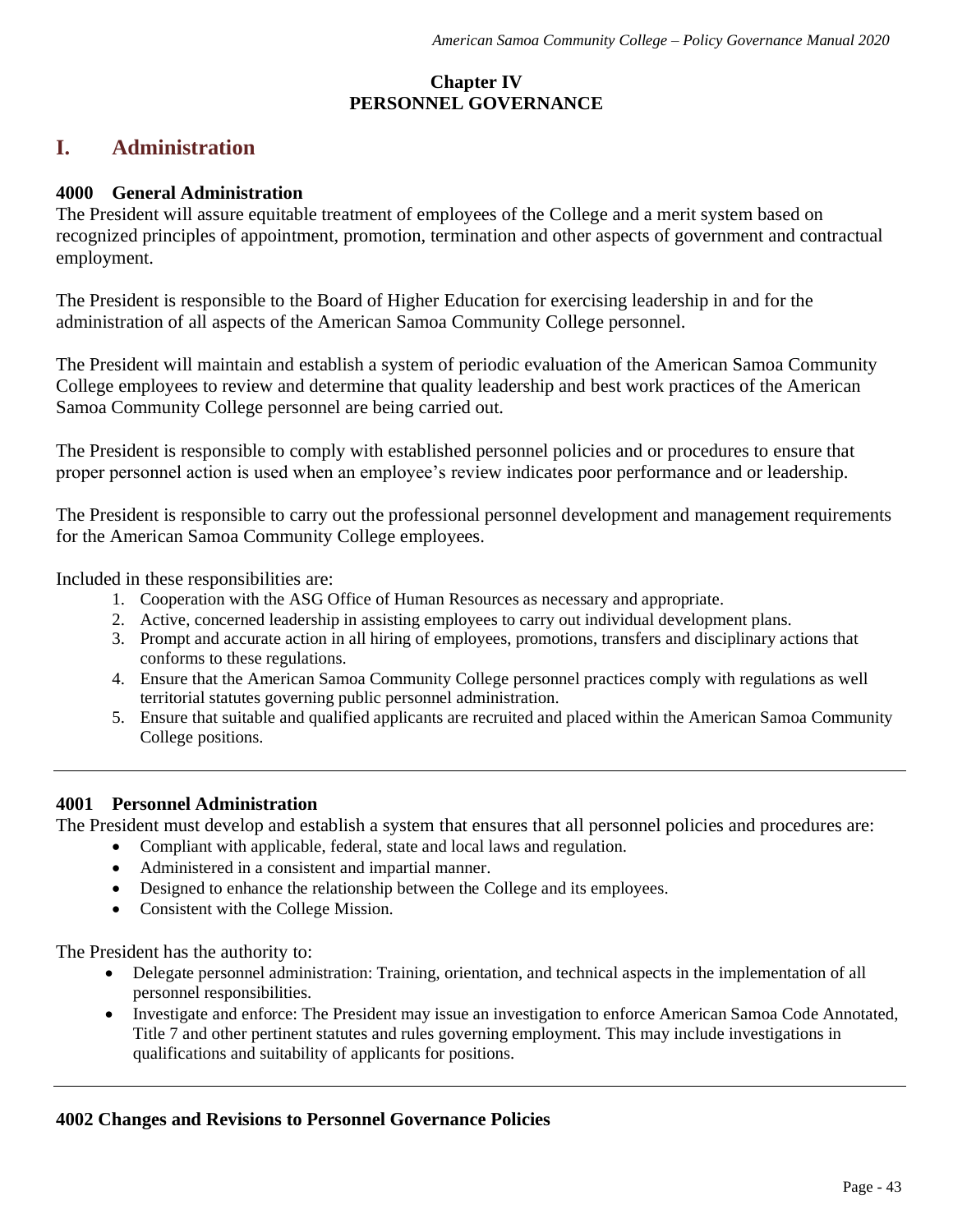**Chapter IV**
**PERSONNEL GOVERNANCE**

## I. Administration

### 4000 General Administration

The President will assure equitable treatment of employees of the College and a merit system based on recognized principles of appointment, promotion, termination and other aspects of government and contractual employment.

The President is responsible to the Board of Higher Education for exercising leadership in and for the administration of all aspects of the American Samoa Community College personnel.

The President will maintain and establish a system of periodic evaluation of the American Samoa Community College employees to review and determine that quality leadership and best work practices of the American Samoa Community College personnel are being carried out.

The President is responsible to comply with established personnel policies and or procedures to ensure that proper personnel action is used when an employee's review indicates poor performance and or leadership.

The President is responsible to carry out the professional personnel development and management requirements for the American Samoa Community College employees.

Included in these responsibilities are:

1. Cooperation with the ASG Office of Human Resources as necessary and appropriate.
2. Active, concerned leadership in assisting employees to carry out individual development plans.
3. Prompt and accurate action in all hiring of employees, promotions, transfers and disciplinary actions that conforms to these regulations.
4. Ensure that the American Samoa Community College personnel practices comply with regulations as well territorial statutes governing public personnel administration.
5. Ensure that suitable and qualified applicants are recruited and placed within the American Samoa Community College positions.

---

### 4001 Personnel Administration

The President must develop and establish a system that ensures that all personnel policies and procedures are:

- Compliant with applicable, federal, state and local laws and regulation.
- Administered in a consistent and impartial manner.
- Designed to enhance the relationship between the College and its employees.
- Consistent with the College Mission.

The President has the authority to:

- Delegate personnel administration: Training, orientation, and technical aspects in the implementation of all personnel responsibilities.
- Investigate and enforce: The President may issue an investigation to enforce American Samoa Code Annotated, Title 7 and other pertinent statutes and rules governing employment. This may include investigations in qualifications and suitability of applicants for positions.

---

### 4002 Changes and Revisions to Personnel Governance Policies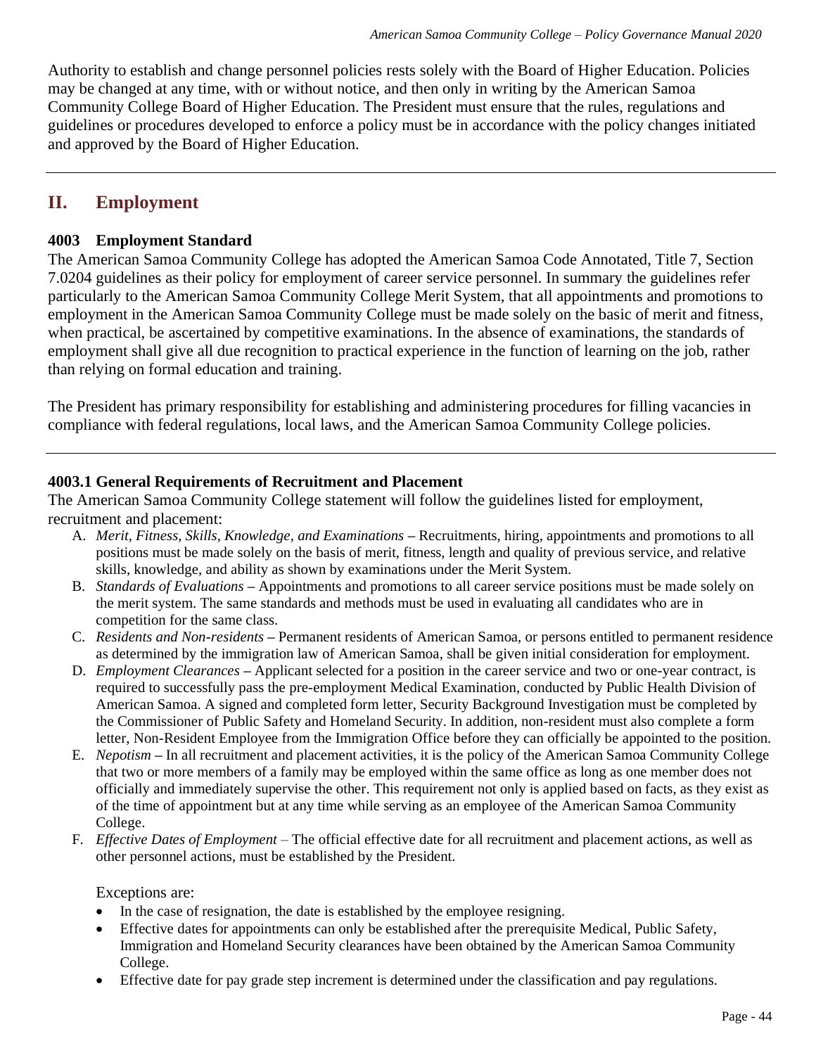Authority to establish and change personnel policies rests solely with the Board of Higher Education. Policies may be changed at any time, with or without notice, and then only in writing by the American Samoa Community College Board of Higher Education. The President must ensure that the rules, regulations and guidelines or procedures developed to enforce a policy must be in accordance with the policy changes initiated and approved by the Board of Higher Education.

---

## II. Employment

### 4003 Employment Standard

The American Samoa Community College has adopted the American Samoa Code Annotated, Title 7, Section 7.0204 guidelines as their policy for employment of career service personnel. In summary the guidelines refer particularly to the American Samoa Community College Merit System, that all appointments and promotions to employment in the American Samoa Community College must be made solely on the basic of merit and fitness, when practical, be ascertained by competitive examinations. In the absence of examinations, the standards of employment shall give all due recognition to practical experience in the function of learning on the job, rather than relying on formal education and training.

The President has primary responsibility for establishing and administering procedures for filling vacancies in compliance with federal regulations, local laws, and the American Samoa Community College policies.

---

### 4003.1 General Requirements of Recruitment and Placement

The American Samoa Community College statement will follow the guidelines listed for employment, recruitment and placement:

A. *Merit, Fitness, Skills, Knowledge, and Examinations* – Recruitments, hiring, appointments and promotions to all positions must be made solely on the basis of merit, fitness, length and quality of previous service, and relative skills, knowledge, and ability as shown by examinations under the Merit System.
B. *Standards of Evaluations* – Appointments and promotions to all career service positions must be made solely on the merit system. The same standards and methods must be used in evaluating all candidates who are in competition for the same class.
C. *Residents and Non-residents* – Permanent residents of American Samoa, or persons entitled to permanent residence as determined by the immigration law of American Samoa, shall be given initial consideration for employment.
D. *Employment Clearances* – Applicant selected for a position in the career service and two or one-year contract, is required to successfully pass the pre-employment Medical Examination, conducted by Public Health Division of American Samoa. A signed and completed form letter, Security Background Investigation must be completed by the Commissioner of Public Safety and Homeland Security. In addition, non-resident must also complete a form letter, Non-Resident Employee from the Immigration Office before they can officially be appointed to the position.
E. *Nepotism* – In all recruitment and placement activities, it is the policy of the American Samoa Community College that two or more members of a family may be employed within the same office as long as one member does not officially and immediately supervise the other. This requirement not only is applied based on facts, as they exist as of the time of appointment but at any time while serving as an employee of the American Samoa Community College.
F. *Effective Dates of Employment* – The official effective date for all recruitment and placement actions, as well as other personnel actions, must be established by the President.

   Exceptions are:

   - In the case of resignation, the date is established by the employee resigning.
   - Effective dates for appointments can only be established after the prerequisite Medical, Public Safety, Immigration and Homeland Security clearances have been obtained by the American Samoa Community College.
   - Effective date for pay grade step increment is determined under the classification and pay regulations.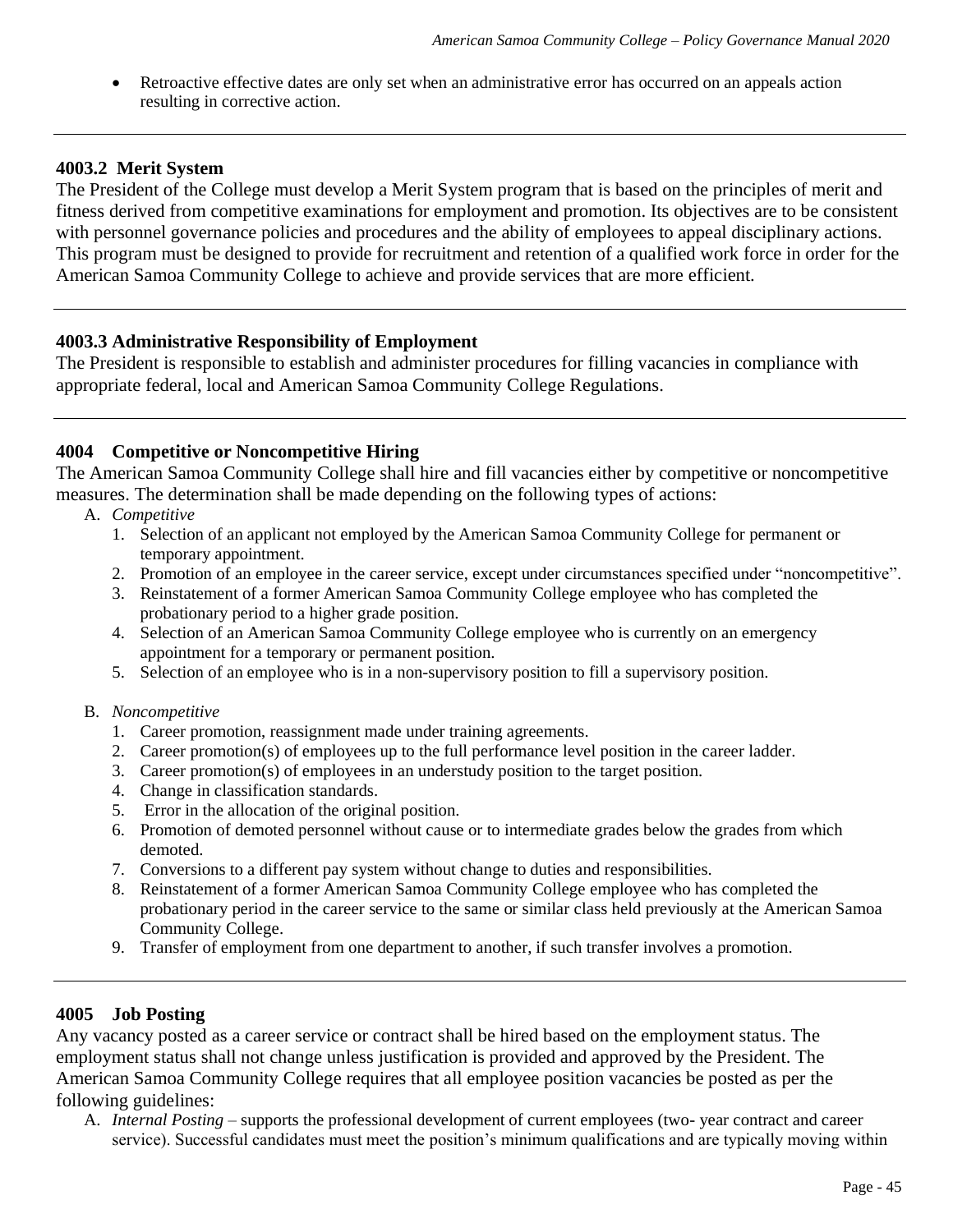- Retroactive effective dates are only set when an administrative error has occurred on an appeals action resulting in corrective action.

---

### 4003.2 Merit System

The President of the College must develop a Merit System program that is based on the principles of merit and fitness derived from competitive examinations for employment and promotion. Its objectives are to be consistent with personnel governance policies and procedures and the ability of employees to appeal disciplinary actions. This program must be designed to provide for recruitment and retention of a qualified work force in order for the American Samoa Community College to achieve and provide services that are more efficient.

---

### 4003.3 Administrative Responsibility of Employment

The President is responsible to establish and administer procedures for filling vacancies in compliance with appropriate federal, local and American Samoa Community College Regulations.

---

### 4004 Competitive or Noncompetitive Hiring

The American Samoa Community College shall hire and fill vacancies either by competitive or noncompetitive measures. The determination shall be made depending on the following types of actions:

A. *Competitive*
   1. Selection of an applicant not employed by the American Samoa Community College for permanent or temporary appointment.
   2. Promotion of an employee in the career service, except under circumstances specified under "noncompetitive".
   3. Reinstatement of a former American Samoa Community College employee who has completed the probationary period to a higher grade position.
   4. Selection of an American Samoa Community College employee who is currently on an emergency appointment for a temporary or permanent position.
   5. Selection of an employee who is in a non-supervisory position to fill a supervisory position.

B. *Noncompetitive*
   1. Career promotion, reassignment made under training agreements.
   2. Career promotion(s) of employees up to the full performance level position in the career ladder.
   3. Career promotion(s) of employees in an understudy position to the target position.
   4. Change in classification standards.
   5. Error in the allocation of the original position.
   6. Promotion of demoted personnel without cause or to intermediate grades below the grades from which demoted.
   7. Conversions to a different pay system without change to duties and responsibilities.
   8. Reinstatement of a former American Samoa Community College employee who has completed the probationary period in the career service to the same or similar class held previously at the American Samoa Community College.
   9. Transfer of employment from one department to another, if such transfer involves a promotion.

---

### 4005 Job Posting

Any vacancy posted as a career service or contract shall be hired based on the employment status. The employment status shall not change unless justification is provided and approved by the President. The American Samoa Community College requires that all employee position vacancies be posted as per the following guidelines:

A. *Internal Posting* – supports the professional development of current employees (two- year contract and career service). Successful candidates must meet the position's minimum qualifications and are typically moving within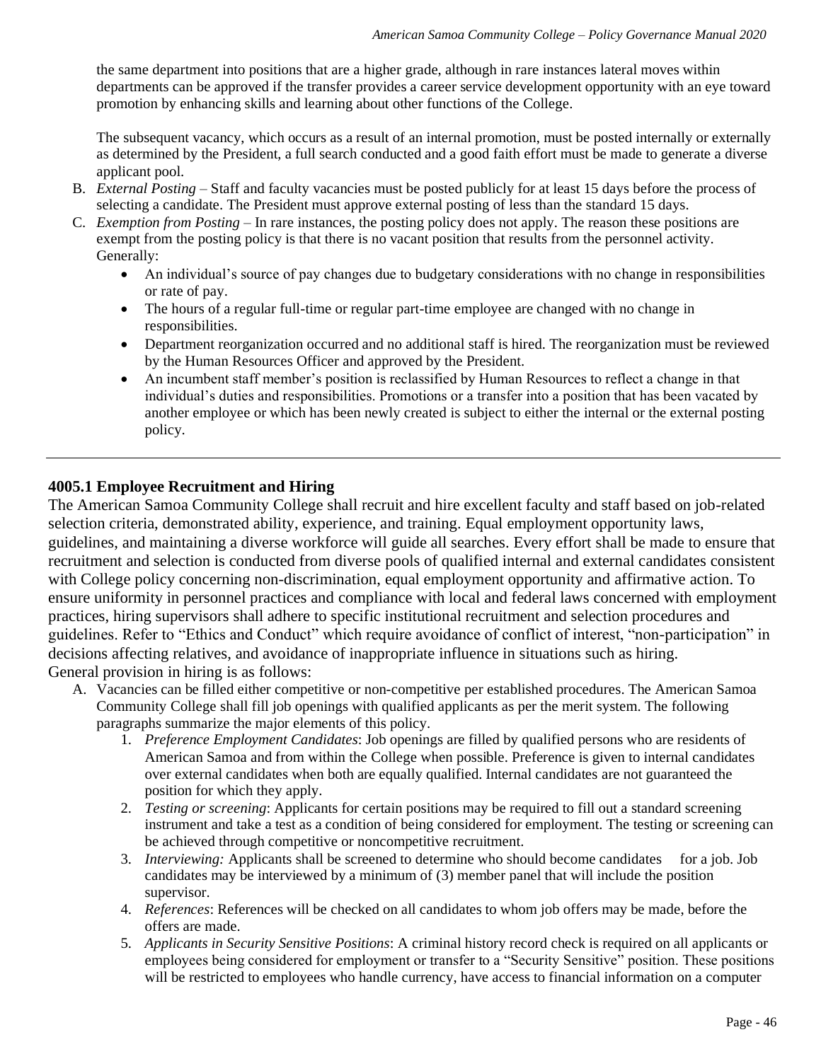the same department into positions that are a higher grade, although in rare instances lateral moves within departments can be approved if the transfer provides a career service development opportunity with an eye toward promotion by enhancing skills and learning about other functions of the College.

The subsequent vacancy, which occurs as a result of an internal promotion, must be posted internally or externally as determined by the President, a full search conducted and a good faith effort must be made to generate a diverse applicant pool.

B. *External Posting* – Staff and faculty vacancies must be posted publicly for at least 15 days before the process of selecting a candidate. The President must approve external posting of less than the standard 15 days.
C. *Exemption from Posting* – In rare instances, the posting policy does not apply. The reason these positions are exempt from the posting policy is that there is no vacant position that results from the personnel activity. Generally:
   - An individual's source of pay changes due to budgetary considerations with no change in responsibilities or rate of pay.
   - The hours of a regular full-time or regular part-time employee are changed with no change in responsibilities.
   - Department reorganization occurred and no additional staff is hired. The reorganization must be reviewed by the Human Resources Officer and approved by the President.
   - An incumbent staff member's position is reclassified by Human Resources to reflect a change in that individual's duties and responsibilities. Promotions or a transfer into a position that has been vacated by another employee or which has been newly created is subject to either the internal or the external posting policy.

---

## 4005.1 Employee Recruitment and Hiring

The American Samoa Community College shall recruit and hire excellent faculty and staff based on job-related selection criteria, demonstrated ability, experience, and training. Equal employment opportunity laws, guidelines, and maintaining a diverse workforce will guide all searches. Every effort shall be made to ensure that recruitment and selection is conducted from diverse pools of qualified internal and external candidates consistent with College policy concerning non-discrimination, equal employment opportunity and affirmative action. To ensure uniformity in personnel practices and compliance with local and federal laws concerned with employment practices, hiring supervisors shall adhere to specific institutional recruitment and selection procedures and guidelines. Refer to "Ethics and Conduct" which require avoidance of conflict of interest, "non-participation" in decisions affecting relatives, and avoidance of inappropriate influence in situations such as hiring.
General provision in hiring is as follows:

A. Vacancies can be filled either competitive or non-competitive per established procedures. The American Samoa Community College shall fill job openings with qualified applicants as per the merit system. The following paragraphs summarize the major elements of this policy.
   1. *Preference Employment Candidates*: Job openings are filled by qualified persons who are residents of American Samoa and from within the College when possible. Preference is given to internal candidates over external candidates when both are equally qualified. Internal candidates are not guaranteed the position for which they apply.
   2. *Testing or screening*: Applicants for certain positions may be required to fill out a standard screening instrument and take a test as a condition of being considered for employment. The testing or screening can be achieved through competitive or noncompetitive recruitment.
   3. *Interviewing:* Applicants shall be screened to determine who should become candidates for a job. Job candidates may be interviewed by a minimum of (3) member panel that will include the position supervisor.
   4. *References*: References will be checked on all candidates to whom job offers may be made, before the offers are made.
   5. *Applicants in Security Sensitive Positions*: A criminal history record check is required on all applicants or employees being considered for employment or transfer to a "Security Sensitive" position. These positions will be restricted to employees who handle currency, have access to financial information on a computer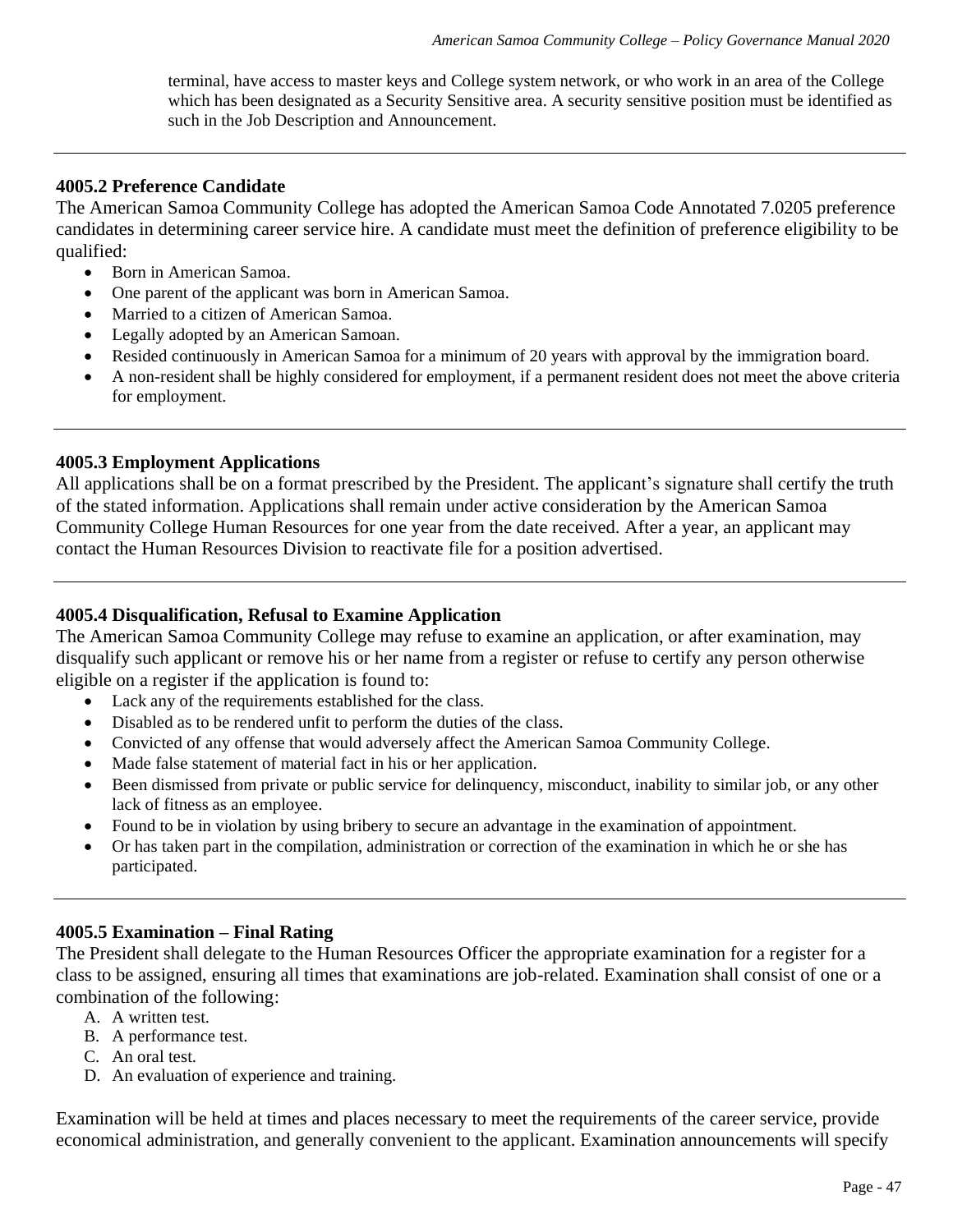terminal, have access to master keys and College system network, or who work in an area of the College which has been designated as a Security Sensitive area. A security sensitive position must be identified as such in the Job Description and Announcement.

---

### 4005.2 Preference Candidate

The American Samoa Community College has adopted the American Samoa Code Annotated 7.0205 preference candidates in determining career service hire. A candidate must meet the definition of preference eligibility to be qualified:

- Born in American Samoa.
- One parent of the applicant was born in American Samoa.
- Married to a citizen of American Samoa.
- Legally adopted by an American Samoan.
- Resided continuously in American Samoa for a minimum of 20 years with approval by the immigration board.
- A non-resident shall be highly considered for employment, if a permanent resident does not meet the above criteria for employment.

---

### 4005.3 Employment Applications

All applications shall be on a format prescribed by the President. The applicant's signature shall certify the truth of the stated information. Applications shall remain under active consideration by the American Samoa Community College Human Resources for one year from the date received. After a year, an applicant may contact the Human Resources Division to reactivate file for a position advertised.

---

### 4005.4 Disqualification, Refusal to Examine Application

The American Samoa Community College may refuse to examine an application, or after examination, may disqualify such applicant or remove his or her name from a register or refuse to certify any person otherwise eligible on a register if the application is found to:

- Lack any of the requirements established for the class.
- Disabled as to be rendered unfit to perform the duties of the class.
- Convicted of any offense that would adversely affect the American Samoa Community College.
- Made false statement of material fact in his or her application.
- Been dismissed from private or public service for delinquency, misconduct, inability to similar job, or any other lack of fitness as an employee.
- Found to be in violation by using bribery to secure an advantage in the examination of appointment.
- Or has taken part in the compilation, administration or correction of the examination in which he or she has participated.

---

### 4005.5 Examination – Final Rating

The President shall delegate to the Human Resources Officer the appropriate examination for a register for a class to be assigned, ensuring all times that examinations are job-related. Examination shall consist of one or a combination of the following:

A. A written test.
B. A performance test.
C. An oral test.
D. An evaluation of experience and training.

Examination will be held at times and places necessary to meet the requirements of the career service, provide economical administration, and generally convenient to the applicant. Examination announcements will specify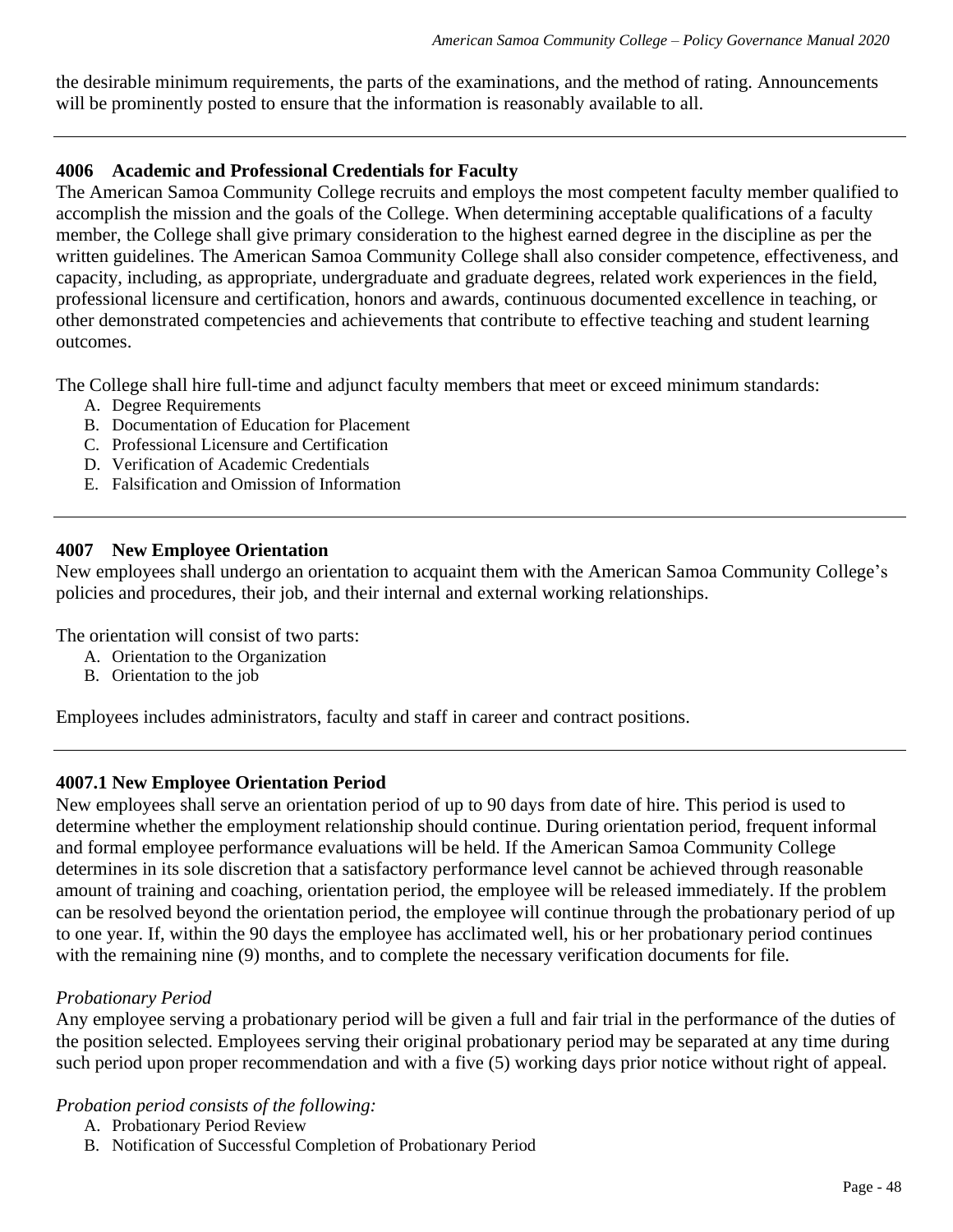the desirable minimum requirements, the parts of the examinations, and the method of rating. Announcements will be prominently posted to ensure that the information is reasonably available to all.

---

### 4006 Academic and Professional Credentials for Faculty

The American Samoa Community College recruits and employs the most competent faculty member qualified to accomplish the mission and the goals of the College. When determining acceptable qualifications of a faculty member, the College shall give primary consideration to the highest earned degree in the discipline as per the written guidelines. The American Samoa Community College shall also consider competence, effectiveness, and capacity, including, as appropriate, undergraduate and graduate degrees, related work experiences in the field, professional licensure and certification, honors and awards, continuous documented excellence in teaching, or other demonstrated competencies and achievements that contribute to effective teaching and student learning outcomes.

The College shall hire full-time and adjunct faculty members that meet or exceed minimum standards:

A. Degree Requirements
B. Documentation of Education for Placement
C. Professional Licensure and Certification
D. Verification of Academic Credentials
E. Falsification and Omission of Information

---

### 4007 New Employee Orientation

New employees shall undergo an orientation to acquaint them with the American Samoa Community College's policies and procedures, their job, and their internal and external working relationships.

The orientation will consist of two parts:

A. Orientation to the Organization
B. Orientation to the job

Employees includes administrators, faculty and staff in career and contract positions.

---

### 4007.1 New Employee Orientation Period

New employees shall serve an orientation period of up to 90 days from date of hire. This period is used to determine whether the employment relationship should continue. During orientation period, frequent informal and formal employee performance evaluations will be held. If the American Samoa Community College determines in its sole discretion that a satisfactory performance level cannot be achieved through reasonable amount of training and coaching, orientation period, the employee will be released immediately. If the problem can be resolved beyond the orientation period, the employee will continue through the probationary period of up to one year. If, within the 90 days the employee has acclimated well, his or her probationary period continues with the remaining nine (9) months, and to complete the necessary verification documents for file.

*Probationary Period*

Any employee serving a probationary period will be given a full and fair trial in the performance of the duties of the position selected. Employees serving their original probationary period may be separated at any time during such period upon proper recommendation and with a five (5) working days prior notice without right of appeal.

*Probation period consists of the following:*

A. Probationary Period Review
B. Notification of Successful Completion of Probationary Period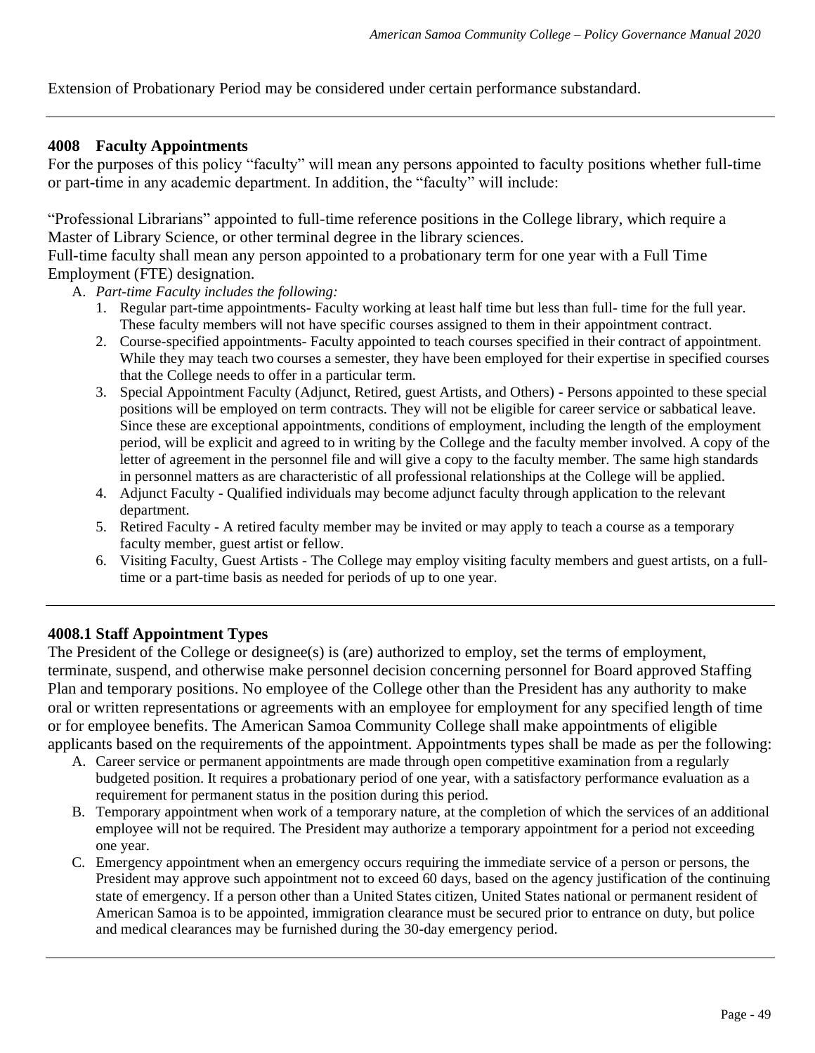Extension of Probationary Period may be considered under certain performance substandard.

---

### 4008 Faculty Appointments

For the purposes of this policy "faculty" will mean any persons appointed to faculty positions whether full-time or part-time in any academic department. In addition, the "faculty" will include:

"Professional Librarians" appointed to full-time reference positions in the College library, which require a Master of Library Science, or other terminal degree in the library sciences.
Full-time faculty shall mean any person appointed to a probationary term for one year with a Full Time Employment (FTE) designation.

A. *Part-time Faculty includes the following:*
   1. Regular part-time appointments- Faculty working at least half time but less than full- time for the full year. These faculty members will not have specific courses assigned to them in their appointment contract.
   2. Course-specified appointments- Faculty appointed to teach courses specified in their contract of appointment. While they may teach two courses a semester, they have been employed for their expertise in specified courses that the College needs to offer in a particular term.
   3. Special Appointment Faculty (Adjunct, Retired, guest Artists, and Others) - Persons appointed to these special positions will be employed on term contracts. They will not be eligible for career service or sabbatical leave. Since these are exceptional appointments, conditions of employment, including the length of the employment period, will be explicit and agreed to in writing by the College and the faculty member involved. A copy of the letter of agreement in the personnel file and will give a copy to the faculty member. The same high standards in personnel matters as are characteristic of all professional relationships at the College will be applied.
   4. Adjunct Faculty - Qualified individuals may become adjunct faculty through application to the relevant department.
   5. Retired Faculty - A retired faculty member may be invited or may apply to teach a course as a temporary faculty member, guest artist or fellow.
   6. Visiting Faculty, Guest Artists - The College may employ visiting faculty members and guest artists, on a full-time or a part-time basis as needed for periods of up to one year.

---

### 4008.1 Staff Appointment Types

The President of the College or designee(s) is (are) authorized to employ, set the terms of employment, terminate, suspend, and otherwise make personnel decision concerning personnel for Board approved Staffing Plan and temporary positions. No employee of the College other than the President has any authority to make oral or written representations or agreements with an employee for employment for any specified length of time or for employee benefits. The American Samoa Community College shall make appointments of eligible applicants based on the requirements of the appointment. Appointments types shall be made as per the following:

A. Career service or permanent appointments are made through open competitive examination from a regularly budgeted position. It requires a probationary period of one year, with a satisfactory performance evaluation as a requirement for permanent status in the position during this period.
B. Temporary appointment when work of a temporary nature, at the completion of which the services of an additional employee will not be required. The President may authorize a temporary appointment for a period not exceeding one year.
C. Emergency appointment when an emergency occurs requiring the immediate service of a person or persons, the President may approve such appointment not to exceed 60 days, based on the agency justification of the continuing state of emergency. If a person other than a United States citizen, United States national or permanent resident of American Samoa is to be appointed, immigration clearance must be secured prior to entrance on duty, but police and medical clearances may be furnished during the 30-day emergency period.

---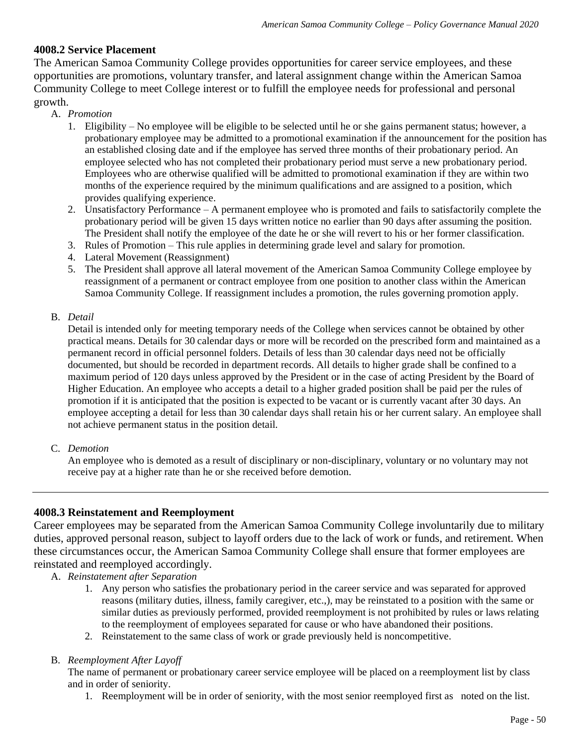### 4008.2 Service Placement

The American Samoa Community College provides opportunities for career service employees, and these opportunities are promotions, voluntary transfer, and lateral assignment change within the American Samoa Community College to meet College interest or to fulfill the employee needs for professional and personal growth.

A. *Promotion*

1. Eligibility – No employee will be eligible to be selected until he or she gains permanent status; however, a probationary employee may be admitted to a promotional examination if the announcement for the position has an established closing date and if the employee has served three months of their probationary period. An employee selected who has not completed their probationary period must serve a new probationary period. Employees who are otherwise qualified will be admitted to promotional examination if they are within two months of the experience required by the minimum qualifications and are assigned to a position, which provides qualifying experience.
2. Unsatisfactory Performance – A permanent employee who is promoted and fails to satisfactorily complete the probationary period will be given 15 days written notice no earlier than 90 days after assuming the position. The President shall notify the employee of the date he or she will revert to his or her former classification.
3. Rules of Promotion – This rule applies in determining grade level and salary for promotion.
4. Lateral Movement (Reassignment)
5. The President shall approve all lateral movement of the American Samoa Community College employee by reassignment of a permanent or contract employee from one position to another class within the American Samoa Community College. If reassignment includes a promotion, the rules governing promotion apply.

B. *Detail*

Detail is intended only for meeting temporary needs of the College when services cannot be obtained by other practical means. Details for 30 calendar days or more will be recorded on the prescribed form and maintained as a permanent record in official personnel folders. Details of less than 30 calendar days need not be officially documented, but should be recorded in department records. All details to higher grade shall be confined to a maximum period of 120 days unless approved by the President or in the case of acting President by the Board of Higher Education. An employee who accepts a detail to a higher graded position shall be paid per the rules of promotion if it is anticipated that the position is expected to be vacant or is currently vacant after 30 days. An employee accepting a detail for less than 30 calendar days shall retain his or her current salary. An employee shall not achieve permanent status in the position detail.

C. *Demotion*

An employee who is demoted as a result of disciplinary or non-disciplinary, voluntary or no voluntary may not receive pay at a higher rate than he or she received before demotion.

---

### 4008.3 Reinstatement and Reemployment

Career employees may be separated from the American Samoa Community College involuntarily due to military duties, approved personal reason, subject to layoff orders due to the lack of work or funds, and retirement. When these circumstances occur, the American Samoa Community College shall ensure that former employees are reinstated and reemployed accordingly.

A. *Reinstatement after Separation*

1. Any person who satisfies the probationary period in the career service and was separated for approved reasons (military duties, illness, family caregiver, etc.,), may be reinstated to a position with the same or similar duties as previously performed, provided reemployment is not prohibited by rules or laws relating to the reemployment of employees separated for cause or who have abandoned their positions.
2. Reinstatement to the same class of work or grade previously held is noncompetitive.

B. *Reemployment After Layoff*

The name of permanent or probationary career service employee will be placed on a reemployment list by class and in order of seniority.

1. Reemployment will be in order of seniority, with the most senior reemployed first as noted on the list.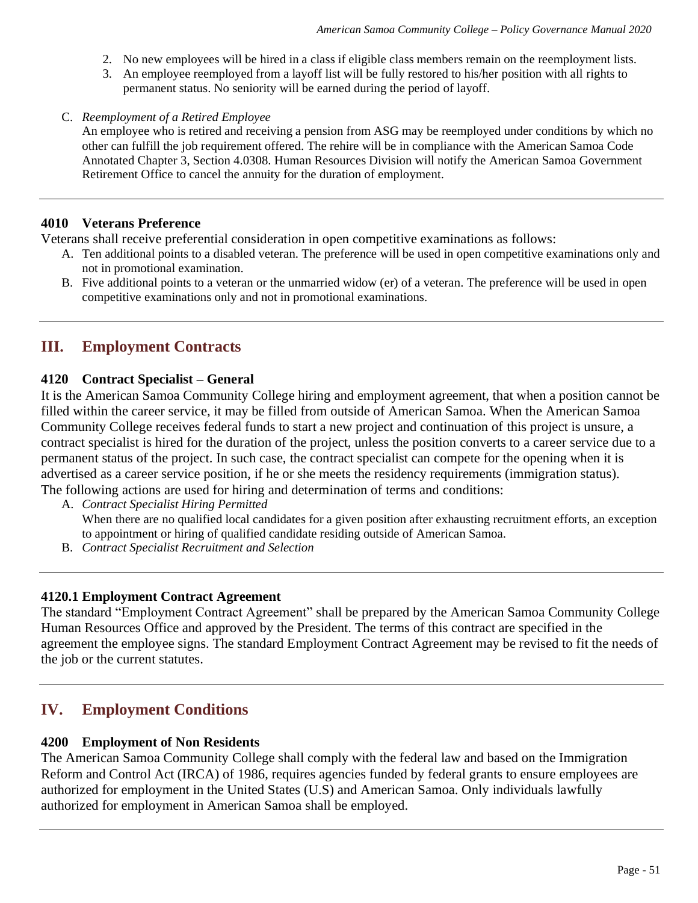2. No new employees will be hired in a class if eligible class members remain on the reemployment lists.
3. An employee reemployed from a layoff list will be fully restored to his/her position with all rights to permanent status. No seniority will be earned during the period of layoff.

C. *Reemployment of a Retired Employee*
An employee who is retired and receiving a pension from ASG may be reemployed under conditions by which no other can fulfill the job requirement offered. The rehire will be in compliance with the American Samoa Code Annotated Chapter 3, Section 4.0308. Human Resources Division will notify the American Samoa Government Retirement Office to cancel the annuity for the duration of employment.

---

### 4010 Veterans Preference

Veterans shall receive preferential consideration in open competitive examinations as follows:

A. Ten additional points to a disabled veteran. The preference will be used in open competitive examinations only and not in promotional examination.
B. Five additional points to a veteran or the unmarried widow (er) of a veteran. The preference will be used in open competitive examinations only and not in promotional examinations.

---

## III. Employment Contracts

### 4120 Contract Specialist – General

It is the American Samoa Community College hiring and employment agreement, that when a position cannot be filled within the career service, it may be filled from outside of American Samoa. When the American Samoa Community College receives federal funds to start a new project and continuation of this project is unsure, a contract specialist is hired for the duration of the project, unless the position converts to a career service due to a permanent status of the project. In such case, the contract specialist can compete for the opening when it is advertised as a career service position, if he or she meets the residency requirements (immigration status). The following actions are used for hiring and determination of terms and conditions:

A. *Contract Specialist Hiring Permitted*
When there are no qualified local candidates for a given position after exhausting recruitment efforts, an exception to appointment or hiring of qualified candidate residing outside of American Samoa.
B. *Contract Specialist Recruitment and Selection*

---

### 4120.1 Employment Contract Agreement

The standard "Employment Contract Agreement" shall be prepared by the American Samoa Community College Human Resources Office and approved by the President. The terms of this contract are specified in the agreement the employee signs. The standard Employment Contract Agreement may be revised to fit the needs of the job or the current statutes.

---

## IV. Employment Conditions

### 4200 Employment of Non Residents

The American Samoa Community College shall comply with the federal law and based on the Immigration Reform and Control Act (IRCA) of 1986, requires agencies funded by federal grants to ensure employees are authorized for employment in the United States (U.S) and American Samoa. Only individuals lawfully authorized for employment in American Samoa shall be employed.

---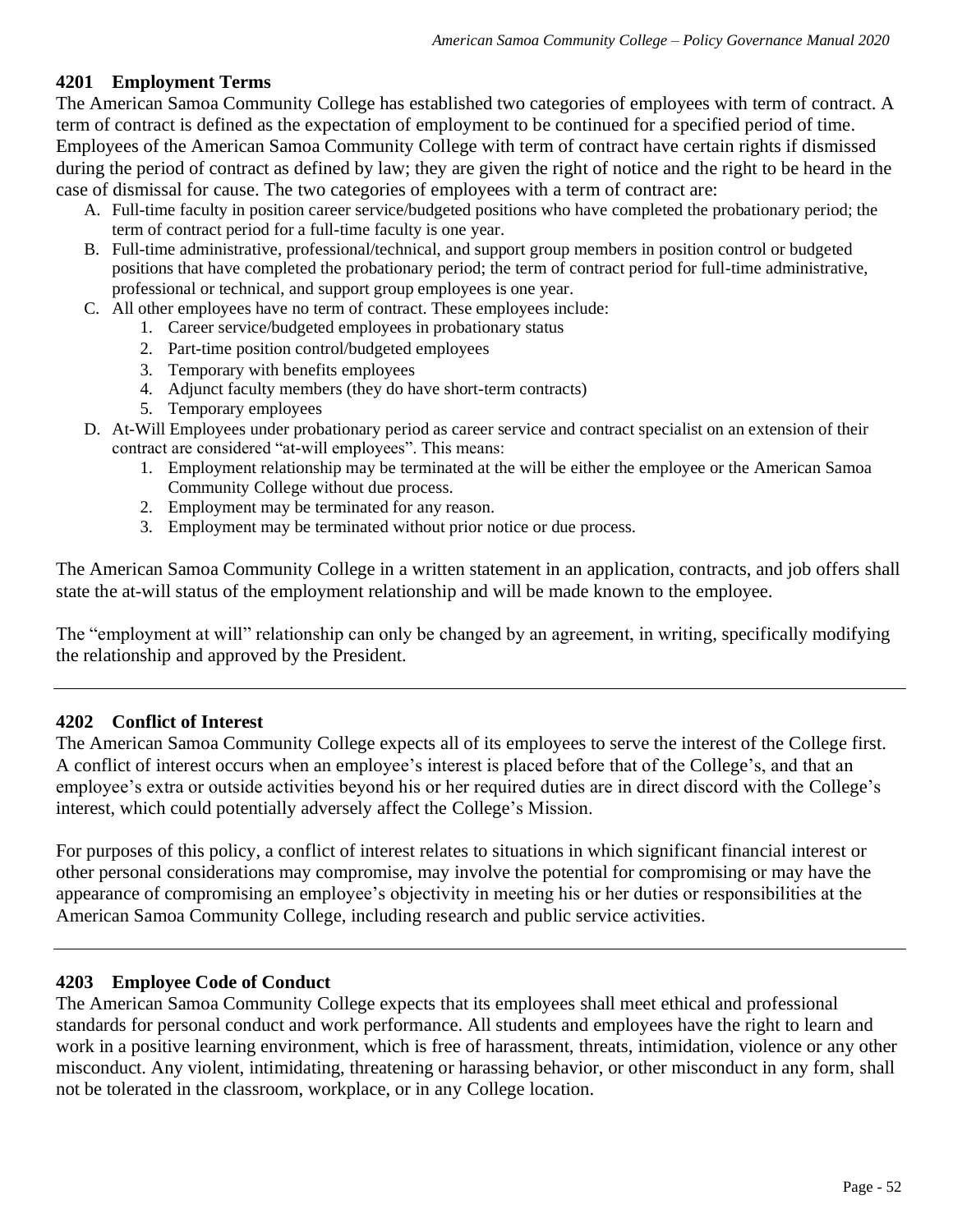### 4201 Employment Terms

The American Samoa Community College has established two categories of employees with term of contract. A term of contract is defined as the expectation of employment to be continued for a specified period of time. Employees of the American Samoa Community College with term of contract have certain rights if dismissed during the period of contract as defined by law; they are given the right of notice and the right to be heard in the case of dismissal for cause. The two categories of employees with a term of contract are:

A. Full-time faculty in position career service/budgeted positions who have completed the probationary period; the term of contract period for a full-time faculty is one year.
B. Full-time administrative, professional/technical, and support group members in position control or budgeted positions that have completed the probationary period; the term of contract period for full-time administrative, professional or technical, and support group employees is one year.
C. All other employees have no term of contract. These employees include:
   1. Career service/budgeted employees in probationary status
   2. Part-time position control/budgeted employees
   3. Temporary with benefits employees
   4. Adjunct faculty members (they do have short-term contracts)
   5. Temporary employees
D. At-Will Employees under probationary period as career service and contract specialist on an extension of their contract are considered "at-will employees". This means:
   1. Employment relationship may be terminated at the will be either the employee or the American Samoa Community College without due process.
   2. Employment may be terminated for any reason.
   3. Employment may be terminated without prior notice or due process.

The American Samoa Community College in a written statement in an application, contracts, and job offers shall state the at-will status of the employment relationship and will be made known to the employee.

The "employment at will" relationship can only be changed by an agreement, in writing, specifically modifying the relationship and approved by the President.

---

### 4202 Conflict of Interest

The American Samoa Community College expects all of its employees to serve the interest of the College first. A conflict of interest occurs when an employee's interest is placed before that of the College's, and that an employee's extra or outside activities beyond his or her required duties are in direct discord with the College's interest, which could potentially adversely affect the College's Mission.

For purposes of this policy, a conflict of interest relates to situations in which significant financial interest or other personal considerations may compromise, may involve the potential for compromising or may have the appearance of compromising an employee's objectivity in meeting his or her duties or responsibilities at the American Samoa Community College, including research and public service activities.

---

### 4203 Employee Code of Conduct

The American Samoa Community College expects that its employees shall meet ethical and professional standards for personal conduct and work performance. All students and employees have the right to learn and work in a positive learning environment, which is free of harassment, threats, intimidation, violence or any other misconduct. Any violent, intimidating, threatening or harassing behavior, or other misconduct in any form, shall not be tolerated in the classroom, workplace, or in any College location.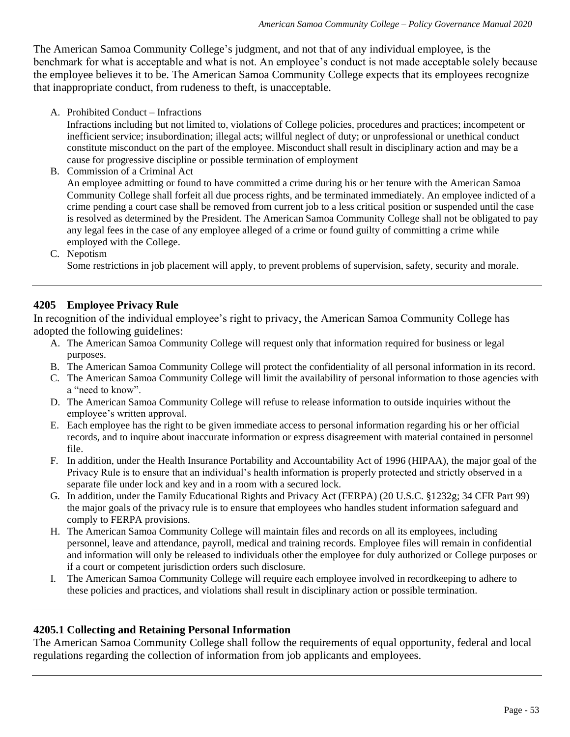The American Samoa Community College's judgment, and not that of any individual employee, is the benchmark for what is acceptable and what is not. An employee's conduct is not made acceptable solely because the employee believes it to be. The American Samoa Community College expects that its employees recognize that inappropriate conduct, from rudeness to theft, is unacceptable.

A. Prohibited Conduct – Infractions
   Infractions including but not limited to, violations of College policies, procedures and practices; incompetent or inefficient service; insubordination; illegal acts; willful neglect of duty; or unprofessional or unethical conduct constitute misconduct on the part of the employee. Misconduct shall result in disciplinary action and may be a cause for progressive discipline or possible termination of employment
B. Commission of a Criminal Act
   An employee admitting or found to have committed a crime during his or her tenure with the American Samoa Community College shall forfeit all due process rights, and be terminated immediately. An employee indicted of a crime pending a court case shall be removed from current job to a less critical position or suspended until the case is resolved as determined by the President. The American Samoa Community College shall not be obligated to pay any legal fees in the case of any employee alleged of a crime or found guilty of committing a crime while employed with the College.
C. Nepotism
   Some restrictions in job placement will apply, to prevent problems of supervision, safety, security and morale.

---

### 4205 Employee Privacy Rule

In recognition of the individual employee's right to privacy, the American Samoa Community College has adopted the following guidelines:

A. The American Samoa Community College will request only that information required for business or legal purposes.
B. The American Samoa Community College will protect the confidentiality of all personal information in its record.
C. The American Samoa Community College will limit the availability of personal information to those agencies with a "need to know".
D. The American Samoa Community College will refuse to release information to outside inquiries without the employee's written approval.
E. Each employee has the right to be given immediate access to personal information regarding his or her official records, and to inquire about inaccurate information or express disagreement with material contained in personnel file.
F. In addition, under the Health Insurance Portability and Accountability Act of 1996 (HIPAA), the major goal of the Privacy Rule is to ensure that an individual's health information is properly protected and strictly observed in a separate file under lock and key and in a room with a secured lock.
G. In addition, under the Family Educational Rights and Privacy Act (FERPA) (20 U.S.C. §1232g; 34 CFR Part 99) the major goals of the privacy rule is to ensure that employees who handles student information safeguard and comply to FERPA provisions.
H. The American Samoa Community College will maintain files and records on all its employees, including personnel, leave and attendance, payroll, medical and training records. Employee files will remain in confidential and information will only be released to individuals other the employee for duly authorized or College purposes or if a court or competent jurisdiction orders such disclosure.
I. The American Samoa Community College will require each employee involved in recordkeeping to adhere to these policies and practices, and violations shall result in disciplinary action or possible termination.

---

### 4205.1 Collecting and Retaining Personal Information

The American Samoa Community College shall follow the requirements of equal opportunity, federal and local regulations regarding the collection of information from job applicants and employees.

---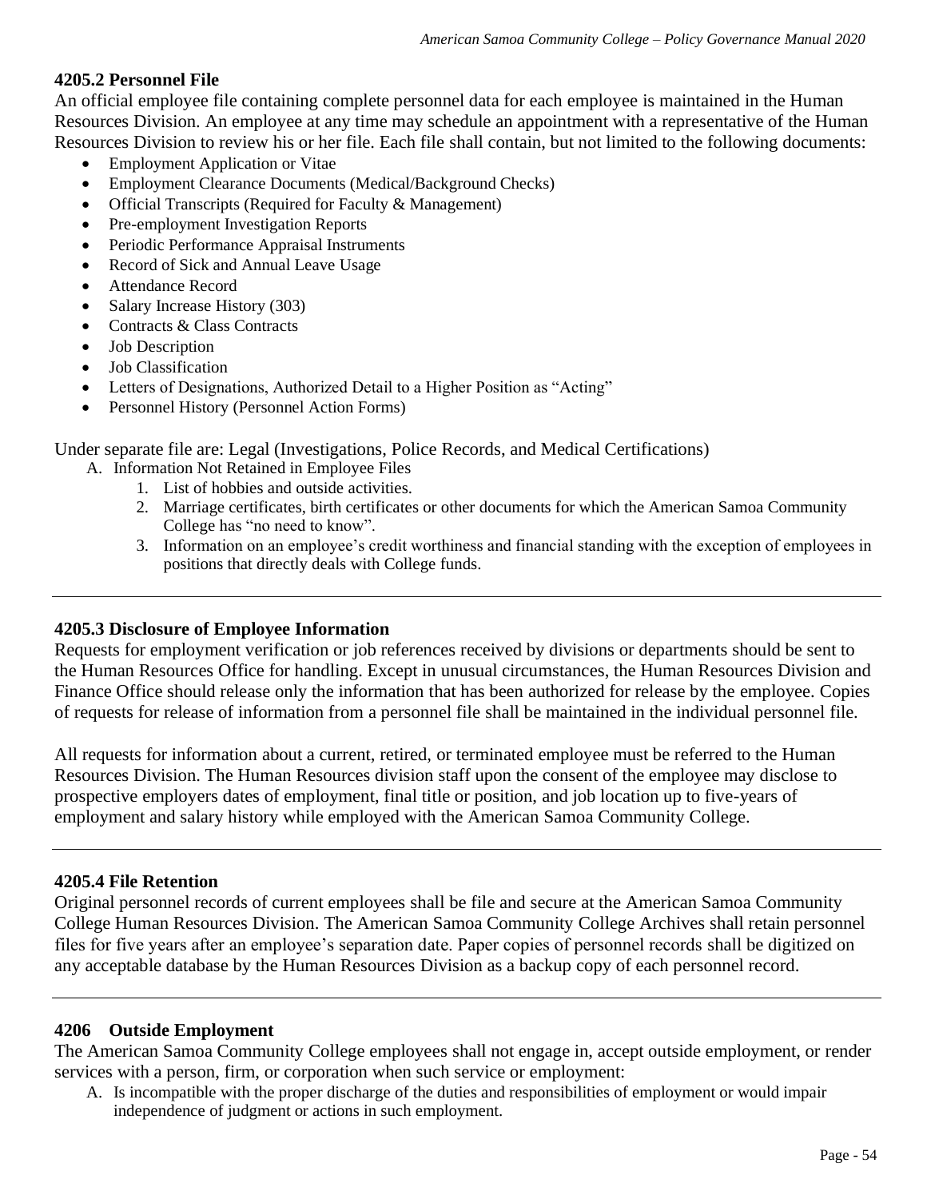#### 4205.2 Personnel File

An official employee file containing complete personnel data for each employee is maintained in the Human Resources Division. An employee at any time may schedule an appointment with a representative of the Human Resources Division to review his or her file. Each file shall contain, but not limited to the following documents:

- Employment Application or Vitae
- Employment Clearance Documents (Medical/Background Checks)
- Official Transcripts (Required for Faculty & Management)
- Pre-employment Investigation Reports
- Periodic Performance Appraisal Instruments
- Record of Sick and Annual Leave Usage
- Attendance Record
- Salary Increase History (303)
- Contracts & Class Contracts
- Job Description
- Job Classification
- Letters of Designations, Authorized Detail to a Higher Position as "Acting"
- Personnel History (Personnel Action Forms)

Under separate file are: Legal (Investigations, Police Records, and Medical Certifications)

A. Information Not Retained in Employee Files
   1. List of hobbies and outside activities.
   2. Marriage certificates, birth certificates or other documents for which the American Samoa Community College has "no need to know".
   3. Information on an employee's credit worthiness and financial standing with the exception of employees in positions that directly deals with College funds.

---

#### 4205.3 Disclosure of Employee Information

Requests for employment verification or job references received by divisions or departments should be sent to the Human Resources Office for handling. Except in unusual circumstances, the Human Resources Division and Finance Office should release only the information that has been authorized for release by the employee. Copies of requests for release of information from a personnel file shall be maintained in the individual personnel file.

All requests for information about a current, retired, or terminated employee must be referred to the Human Resources Division. The Human Resources division staff upon the consent of the employee may disclose to prospective employers dates of employment, final title or position, and job location up to five-years of employment and salary history while employed with the American Samoa Community College.

---

#### 4205.4 File Retention

Original personnel records of current employees shall be file and secure at the American Samoa Community College Human Resources Division. The American Samoa Community College Archives shall retain personnel files for five years after an employee's separation date. Paper copies of personnel records shall be digitized on any acceptable database by the Human Resources Division as a backup copy of each personnel record.

---

#### 4206 Outside Employment

The American Samoa Community College employees shall not engage in, accept outside employment, or render services with a person, firm, or corporation when such service or employment:

A. Is incompatible with the proper discharge of the duties and responsibilities of employment or would impair independence of judgment or actions in such employment.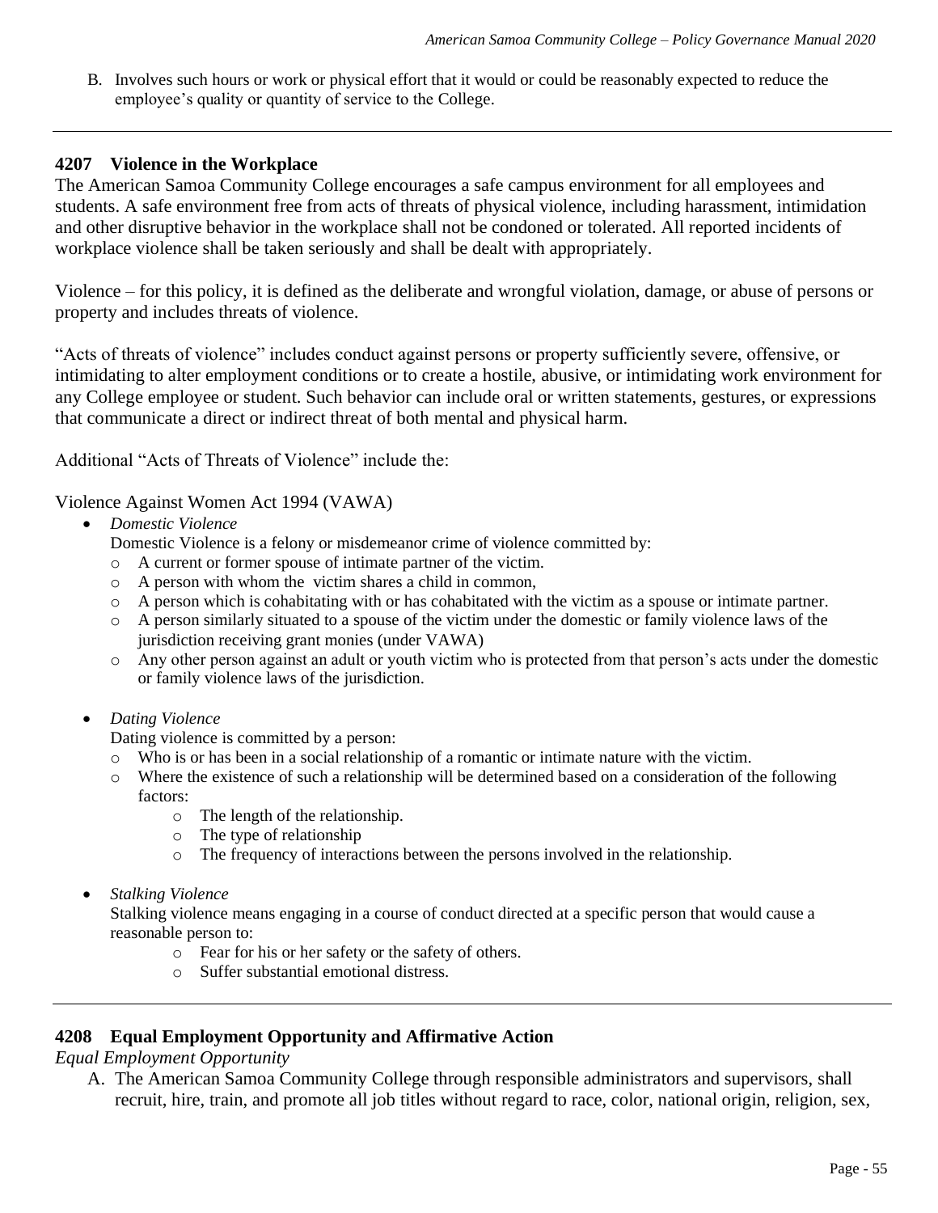B. Involves such hours or work or physical effort that it would or could be reasonably expected to reduce the employee's quality or quantity of service to the College.

---

### 4207 Violence in the Workplace

The American Samoa Community College encourages a safe campus environment for all employees and students. A safe environment free from acts of threats of physical violence, including harassment, intimidation and other disruptive behavior in the workplace shall not be condoned or tolerated. All reported incidents of workplace violence shall be taken seriously and shall be dealt with appropriately.

Violence – for this policy, it is defined as the deliberate and wrongful violation, damage, or abuse of persons or property and includes threats of violence.

"Acts of threats of violence" includes conduct against persons or property sufficiently severe, offensive, or intimidating to alter employment conditions or to create a hostile, abusive, or intimidating work environment for any College employee or student. Such behavior can include oral or written statements, gestures, or expressions that communicate a direct or indirect threat of both mental and physical harm.

Additional "Acts of Threats of Violence" include the:

Violence Against Women Act 1994 (VAWA)

- *Domestic Violence*
  Domestic Violence is a felony or misdemeanor crime of violence committed by:
  - A current or former spouse of intimate partner of the victim.
  - A person with whom the victim shares a child in common,
  - A person which is cohabitating with or has cohabitated with the victim as a spouse or intimate partner.
  - A person similarly situated to a spouse of the victim under the domestic or family violence laws of the jurisdiction receiving grant monies (under VAWA)
  - Any other person against an adult or youth victim who is protected from that person's acts under the domestic or family violence laws of the jurisdiction.

- *Dating Violence*
  Dating violence is committed by a person:
  - Who is or has been in a social relationship of a romantic or intimate nature with the victim.
  - Where the existence of such a relationship will be determined based on a consideration of the following factors:
    - The length of the relationship.
    - The type of relationship
    - The frequency of interactions between the persons involved in the relationship.

- *Stalking Violence*
  Stalking violence means engaging in a course of conduct directed at a specific person that would cause a reasonable person to:
    - Fear for his or her safety or the safety of others.
    - Suffer substantial emotional distress.

---

### 4208 Equal Employment Opportunity and Affirmative Action

*Equal Employment Opportunity*

A. The American Samoa Community College through responsible administrators and supervisors, shall recruit, hire, train, and promote all job titles without regard to race, color, national origin, religion, sex,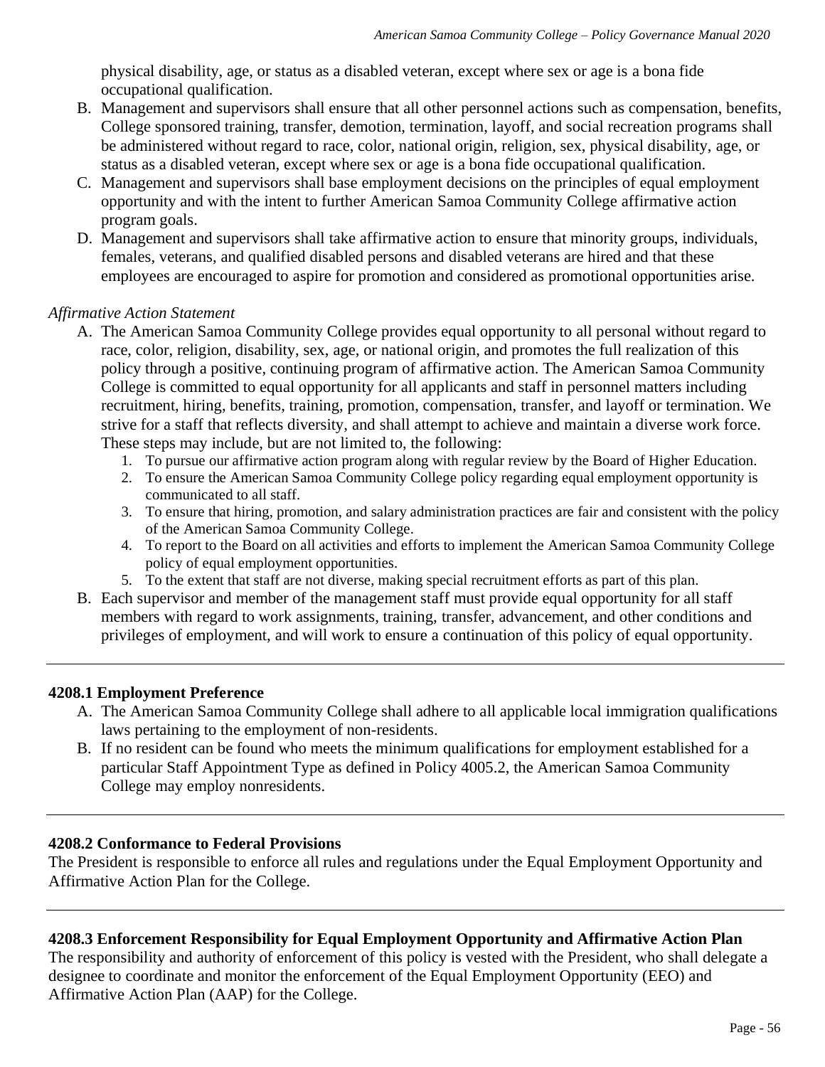physical disability, age, or status as a disabled veteran, except where sex or age is a bona fide occupational qualification.

B. Management and supervisors shall ensure that all other personnel actions such as compensation, benefits, College sponsored training, transfer, demotion, termination, layoff, and social recreation programs shall be administered without regard to race, color, national origin, religion, sex, physical disability, age, or status as a disabled veteran, except where sex or age is a bona fide occupational qualification.
C. Management and supervisors shall base employment decisions on the principles of equal employment opportunity and with the intent to further American Samoa Community College affirmative action program goals.
D. Management and supervisors shall take affirmative action to ensure that minority groups, individuals, females, veterans, and qualified disabled persons and disabled veterans are hired and that these employees are encouraged to aspire for promotion and considered as promotional opportunities arise.

*Affirmative Action Statement*

A. The American Samoa Community College provides equal opportunity to all personal without regard to race, color, religion, disability, sex, age, or national origin, and promotes the full realization of this policy through a positive, continuing program of affirmative action. The American Samoa Community College is committed to equal opportunity for all applicants and staff in personnel matters including recruitment, hiring, benefits, training, promotion, compensation, transfer, and layoff or termination. We strive for a staff that reflects diversity, and shall attempt to achieve and maintain a diverse work force. These steps may include, but are not limited to, the following:
    1. To pursue our affirmative action program along with regular review by the Board of Higher Education.
    2. To ensure the American Samoa Community College policy regarding equal employment opportunity is communicated to all staff.
    3. To ensure that hiring, promotion, and salary administration practices are fair and consistent with the policy of the American Samoa Community College.
    4. To report to the Board on all activities and efforts to implement the American Samoa Community College policy of equal employment opportunities.
    5. To the extent that staff are not diverse, making special recruitment efforts as part of this plan.
B. Each supervisor and member of the management staff must provide equal opportunity for all staff members with regard to work assignments, training, transfer, advancement, and other conditions and privileges of employment, and will work to ensure a continuation of this policy of equal opportunity.

---

**4208.1 Employment Preference**

A. The American Samoa Community College shall adhere to all applicable local immigration qualifications laws pertaining to the employment of non-residents.
B. If no resident can be found who meets the minimum qualifications for employment established for a particular Staff Appointment Type as defined in Policy 4005.2, the American Samoa Community College may employ nonresidents.

---

**4208.2 Conformance to Federal Provisions**

The President is responsible to enforce all rules and regulations under the Equal Employment Opportunity and Affirmative Action Plan for the College.

---

**4208.3 Enforcement Responsibility for Equal Employment Opportunity and Affirmative Action Plan**

The responsibility and authority of enforcement of this policy is vested with the President, who shall delegate a designee to coordinate and monitor the enforcement of the Equal Employment Opportunity (EEO) and Affirmative Action Plan (AAP) for the College.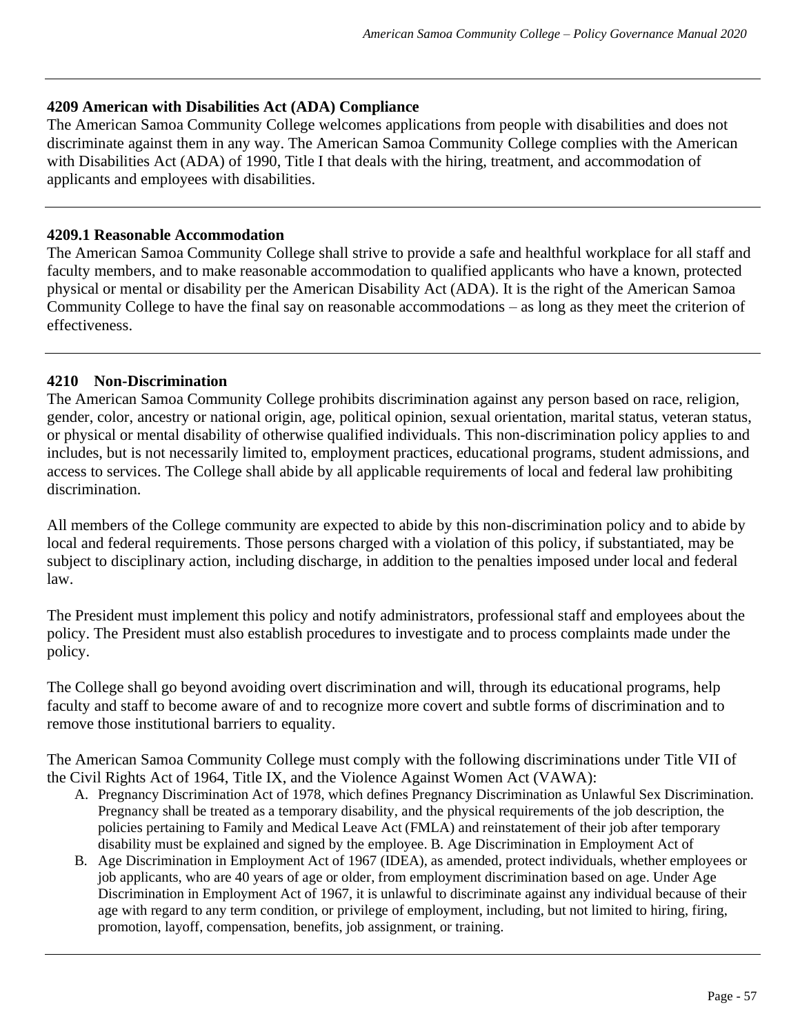#### 4209 American with Disabilities Act (ADA) Compliance

The American Samoa Community College welcomes applications from people with disabilities and does not discriminate against them in any way. The American Samoa Community College complies with the American with Disabilities Act (ADA) of 1990, Title I that deals with the hiring, treatment, and accommodation of applicants and employees with disabilities.

#### 4209.1 Reasonable Accommodation

The American Samoa Community College shall strive to provide a safe and healthful workplace for all staff and faculty members, and to make reasonable accommodation to qualified applicants who have a known, protected physical or mental or disability per the American Disability Act (ADA). It is the right of the American Samoa Community College to have the final say on reasonable accommodations – as long as they meet the criterion of effectiveness.

#### 4210 Non-Discrimination

The American Samoa Community College prohibits discrimination against any person based on race, religion, gender, color, ancestry or national origin, age, political opinion, sexual orientation, marital status, veteran status, or physical or mental disability of otherwise qualified individuals. This non-discrimination policy applies to and includes, but is not necessarily limited to, employment practices, educational programs, student admissions, and access to services. The College shall abide by all applicable requirements of local and federal law prohibiting discrimination.

All members of the College community are expected to abide by this non-discrimination policy and to abide by local and federal requirements. Those persons charged with a violation of this policy, if substantiated, may be subject to disciplinary action, including discharge, in addition to the penalties imposed under local and federal law.

The President must implement this policy and notify administrators, professional staff and employees about the policy. The President must also establish procedures to investigate and to process complaints made under the policy.

The College shall go beyond avoiding overt discrimination and will, through its educational programs, help faculty and staff to become aware of and to recognize more covert and subtle forms of discrimination and to remove those institutional barriers to equality.

The American Samoa Community College must comply with the following discriminations under Title VII of the Civil Rights Act of 1964, Title IX, and the Violence Against Women Act (VAWA):

A. Pregnancy Discrimination Act of 1978, which defines Pregnancy Discrimination as Unlawful Sex Discrimination. Pregnancy shall be treated as a temporary disability, and the physical requirements of the job description, the policies pertaining to Family and Medical Leave Act (FMLA) and reinstatement of their job after temporary disability must be explained and signed by the employee. B. Age Discrimination in Employment Act of

B. Age Discrimination in Employment Act of 1967 (IDEA), as amended, protect individuals, whether employees or job applicants, who are 40 years of age or older, from employment discrimination based on age. Under Age Discrimination in Employment Act of 1967, it is unlawful to discriminate against any individual because of their age with regard to any term condition, or privilege of employment, including, but not limited to hiring, firing, promotion, layoff, compensation, benefits, job assignment, or training.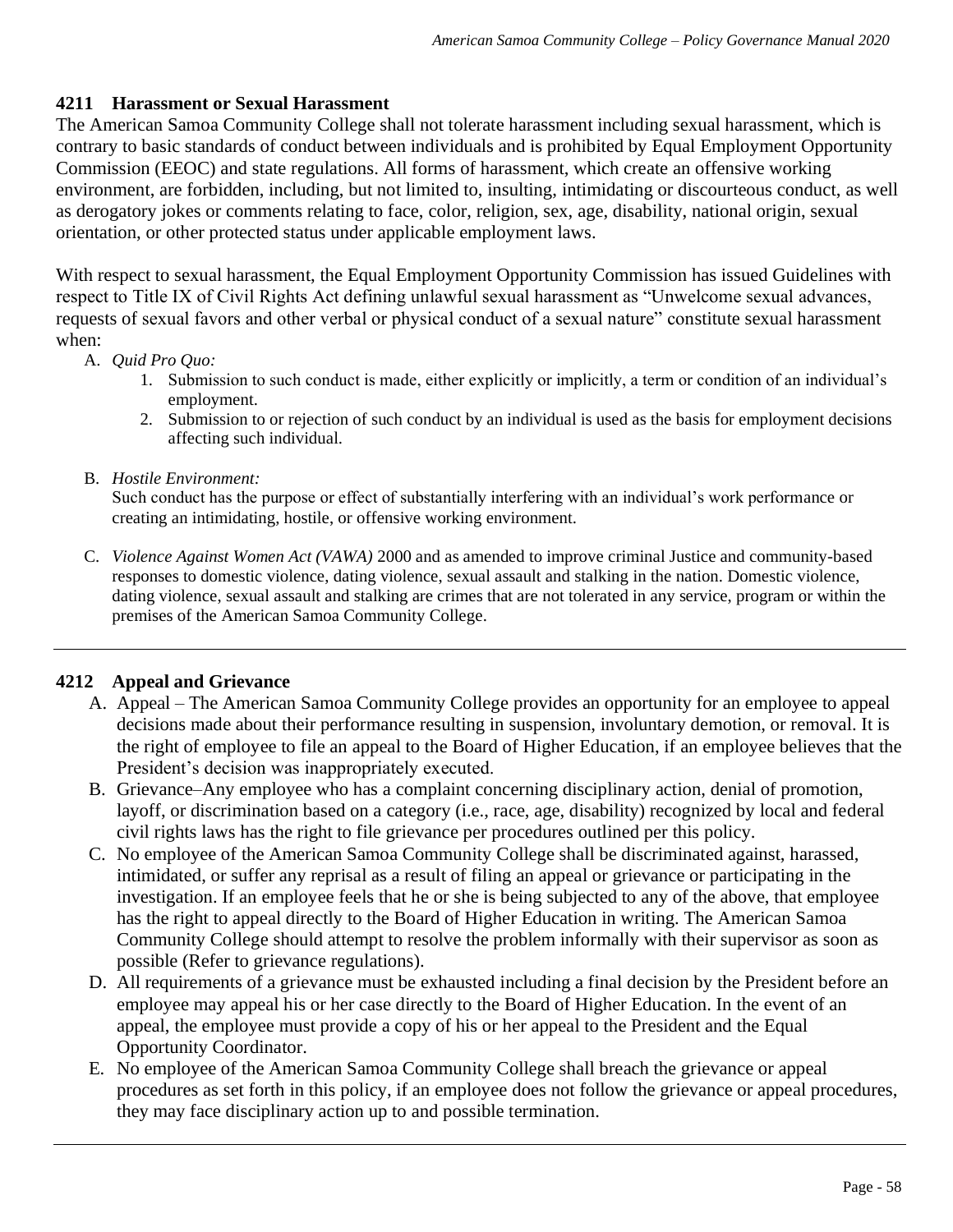### 4211 Harassment or Sexual Harassment

The American Samoa Community College shall not tolerate harassment including sexual harassment, which is contrary to basic standards of conduct between individuals and is prohibited by Equal Employment Opportunity Commission (EEOC) and state regulations. All forms of harassment, which create an offensive working environment, are forbidden, including, but not limited to, insulting, intimidating or discourteous conduct, as well as derogatory jokes or comments relating to face, color, religion, sex, age, disability, national origin, sexual orientation, or other protected status under applicable employment laws.

With respect to sexual harassment, the Equal Employment Opportunity Commission has issued Guidelines with respect to Title IX of Civil Rights Act defining unlawful sexual harassment as "Unwelcome sexual advances, requests of sexual favors and other verbal or physical conduct of a sexual nature" constitute sexual harassment when:

A. *Quid Pro Quo:*
   1. Submission to such conduct is made, either explicitly or implicitly, a term or condition of an individual's employment.
   2. Submission to or rejection of such conduct by an individual is used as the basis for employment decisions affecting such individual.

B. *Hostile Environment:*
   Such conduct has the purpose or effect of substantially interfering with an individual's work performance or creating an intimidating, hostile, or offensive working environment.

C. *Violence Against Women Act (VAWA)* 2000 and as amended to improve criminal Justice and community-based responses to domestic violence, dating violence, sexual assault and stalking in the nation. Domestic violence, dating violence, sexual assault and stalking are crimes that are not tolerated in any service, program or within the premises of the American Samoa Community College.

---

### 4212 Appeal and Grievance

A. Appeal – The American Samoa Community College provides an opportunity for an employee to appeal decisions made about their performance resulting in suspension, involuntary demotion, or removal. It is the right of employee to file an appeal to the Board of Higher Education, if an employee believes that the President's decision was inappropriately executed.
B. Grievance–Any employee who has a complaint concerning disciplinary action, denial of promotion, layoff, or discrimination based on a category (i.e., race, age, disability) recognized by local and federal civil rights laws has the right to file grievance per procedures outlined per this policy.
C. No employee of the American Samoa Community College shall be discriminated against, harassed, intimidated, or suffer any reprisal as a result of filing an appeal or grievance or participating in the investigation. If an employee feels that he or she is being subjected to any of the above, that employee has the right to appeal directly to the Board of Higher Education in writing. The American Samoa Community College should attempt to resolve the problem informally with their supervisor as soon as possible (Refer to grievance regulations).
D. All requirements of a grievance must be exhausted including a final decision by the President before an employee may appeal his or her case directly to the Board of Higher Education. In the event of an appeal, the employee must provide a copy of his or her appeal to the President and the Equal Opportunity Coordinator.
E. No employee of the American Samoa Community College shall breach the grievance or appeal procedures as set forth in this policy, if an employee does not follow the grievance or appeal procedures, they may face disciplinary action up to and possible termination.

---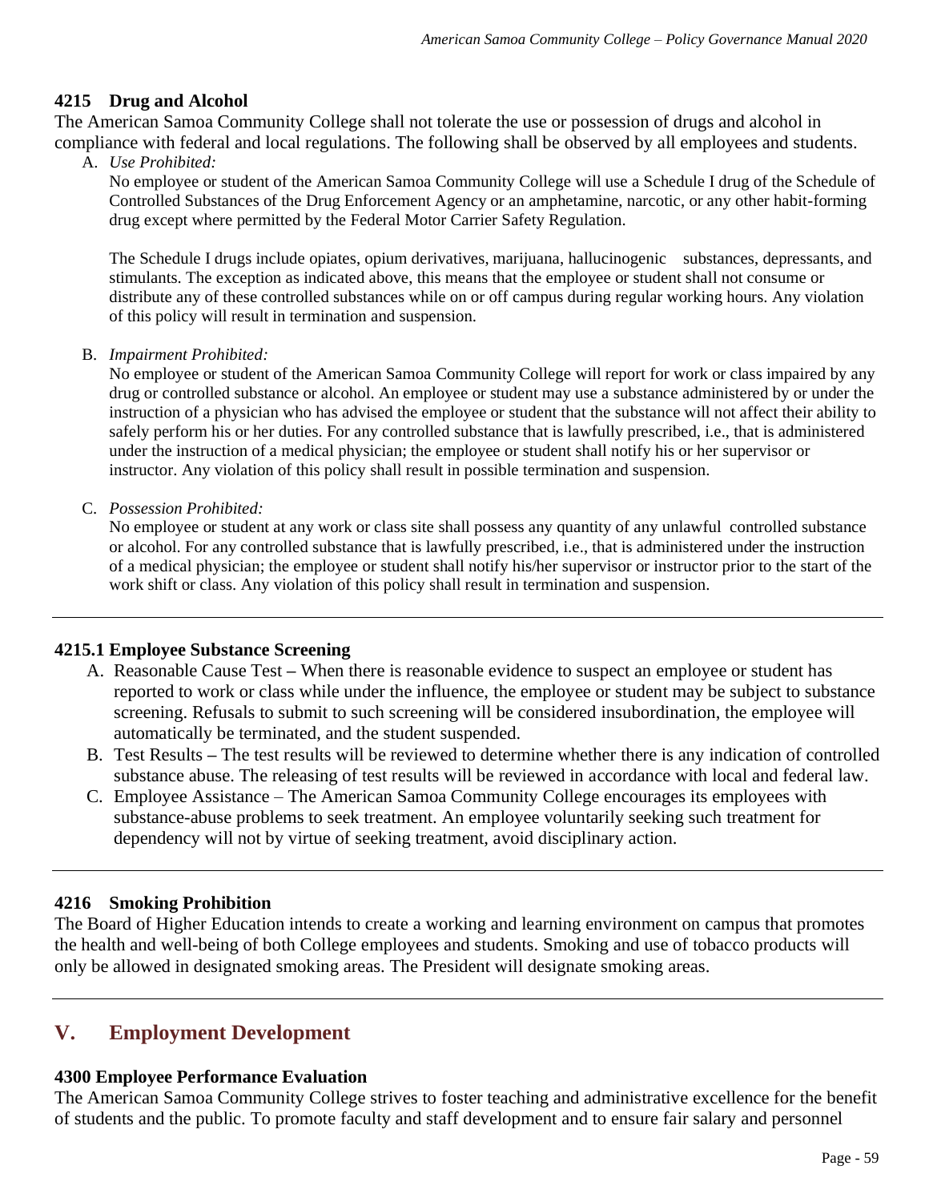### 4215 Drug and Alcohol

The American Samoa Community College shall not tolerate the use or possession of drugs and alcohol in compliance with federal and local regulations. The following shall be observed by all employees and students.

A. *Use Prohibited:*

No employee or student of the American Samoa Community College will use a Schedule I drug of the Schedule of Controlled Substances of the Drug Enforcement Agency or an amphetamine, narcotic, or any other habit-forming drug except where permitted by the Federal Motor Carrier Safety Regulation.

The Schedule I drugs include opiates, opium derivatives, marijuana, hallucinogenic substances, depressants, and stimulants. The exception as indicated above, this means that the employee or student shall not consume or distribute any of these controlled substances while on or off campus during regular working hours. Any violation of this policy will result in termination and suspension.

B. *Impairment Prohibited:*

No employee or student of the American Samoa Community College will report for work or class impaired by any drug or controlled substance or alcohol. An employee or student may use a substance administered by or under the instruction of a physician who has advised the employee or student that the substance will not affect their ability to safely perform his or her duties. For any controlled substance that is lawfully prescribed, i.e., that is administered under the instruction of a medical physician; the employee or student shall notify his or her supervisor or instructor. Any violation of this policy shall result in possible termination and suspension.

C. *Possession Prohibited:*

No employee or student at any work or class site shall possess any quantity of any unlawful controlled substance or alcohol. For any controlled substance that is lawfully prescribed, i.e., that is administered under the instruction of a medical physician; the employee or student shall notify his/her supervisor or instructor prior to the start of the work shift or class. Any violation of this policy shall result in termination and suspension.

---

### 4215.1 Employee Substance Screening

A. Reasonable Cause Test – When there is reasonable evidence to suspect an employee or student has reported to work or class while under the influence, the employee or student may be subject to substance screening. Refusals to submit to such screening will be considered insubordination, the employee will automatically be terminated, and the student suspended.
B. Test Results – The test results will be reviewed to determine whether there is any indication of controlled substance abuse. The releasing of test results will be reviewed in accordance with local and federal law.
C. Employee Assistance – The American Samoa Community College encourages its employees with substance-abuse problems to seek treatment. An employee voluntarily seeking such treatment for dependency will not by virtue of seeking treatment, avoid disciplinary action.

---

### 4216 Smoking Prohibition

The Board of Higher Education intends to create a working and learning environment on campus that promotes the health and well-being of both College employees and students. Smoking and use of tobacco products will only be allowed in designated smoking areas. The President will designate smoking areas.

---

## V. Employment Development

### 4300 Employee Performance Evaluation

The American Samoa Community College strives to foster teaching and administrative excellence for the benefit of students and the public. To promote faculty and staff development and to ensure fair salary and personnel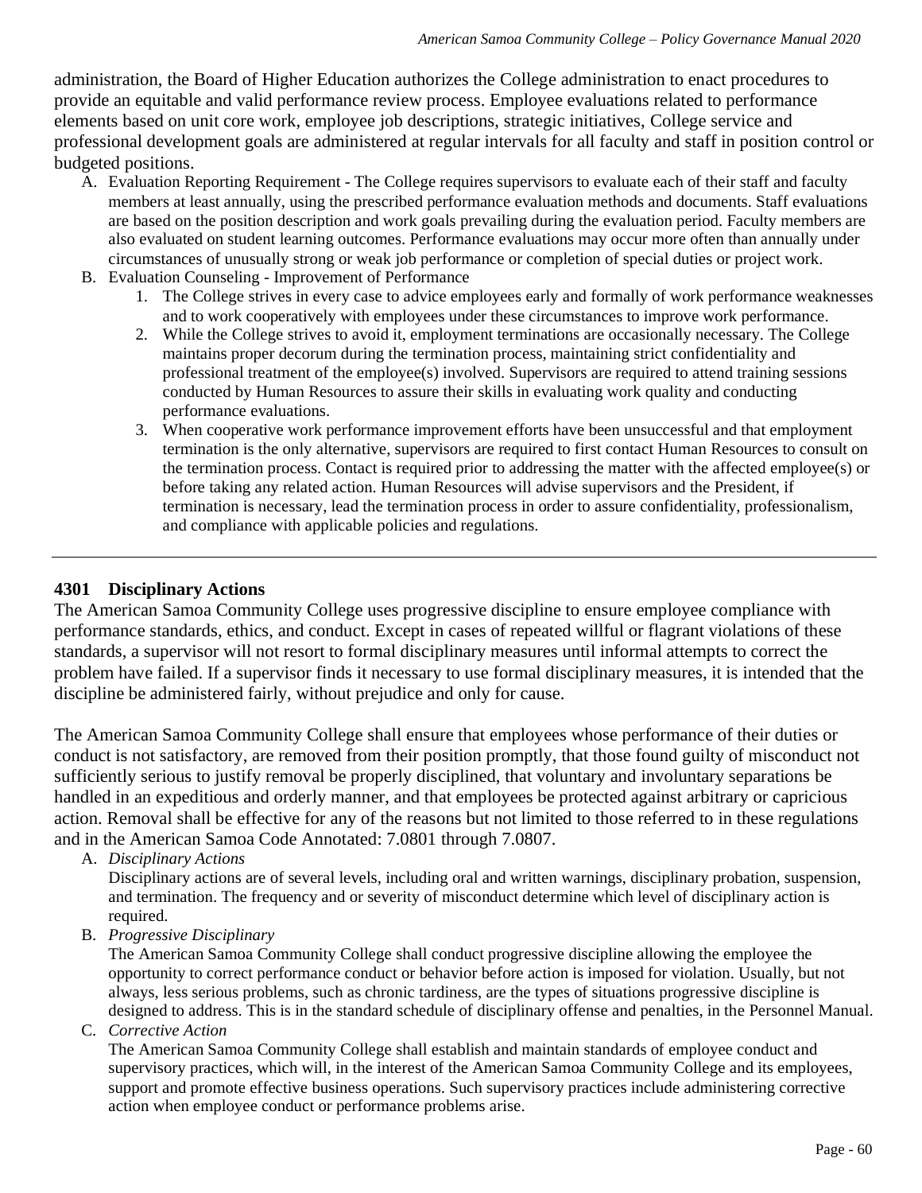administration, the Board of Higher Education authorizes the College administration to enact procedures to provide an equitable and valid performance review process. Employee evaluations related to performance elements based on unit core work, employee job descriptions, strategic initiatives, College service and professional development goals are administered at regular intervals for all faculty and staff in position control or budgeted positions.

A. Evaluation Reporting Requirement - The College requires supervisors to evaluate each of their staff and faculty members at least annually, using the prescribed performance evaluation methods and documents. Staff evaluations are based on the position description and work goals prevailing during the evaluation period. Faculty members are also evaluated on student learning outcomes. Performance evaluations may occur more often than annually under circumstances of unusually strong or weak job performance or completion of special duties or project work.
B. Evaluation Counseling - Improvement of Performance
    1. The College strives in every case to advice employees early and formally of work performance weaknesses and to work cooperatively with employees under these circumstances to improve work performance.
    2. While the College strives to avoid it, employment terminations are occasionally necessary. The College maintains proper decorum during the termination process, maintaining strict confidentiality and professional treatment of the employee(s) involved. Supervisors are required to attend training sessions conducted by Human Resources to assure their skills in evaluating work quality and conducting performance evaluations.
    3. When cooperative work performance improvement efforts have been unsuccessful and that employment termination is the only alternative, supervisors are required to first contact Human Resources to consult on the termination process. Contact is required prior to addressing the matter with the affected employee(s) or before taking any related action. Human Resources will advise supervisors and the President, if termination is necessary, lead the termination process in order to assure confidentiality, professionalism, and compliance with applicable policies and regulations.

---

### 4301 Disciplinary Actions

The American Samoa Community College uses progressive discipline to ensure employee compliance with performance standards, ethics, and conduct. Except in cases of repeated willful or flagrant violations of these standards, a supervisor will not resort to formal disciplinary measures until informal attempts to correct the problem have failed. If a supervisor finds it necessary to use formal disciplinary measures, it is intended that the discipline be administered fairly, without prejudice and only for cause.

The American Samoa Community College shall ensure that employees whose performance of their duties or conduct is not satisfactory, are removed from their position promptly, that those found guilty of misconduct not sufficiently serious to justify removal be properly disciplined, that voluntary and involuntary separations be handled in an expeditious and orderly manner, and that employees be protected against arbitrary or capricious action. Removal shall be effective for any of the reasons but not limited to those referred to in these regulations and in the American Samoa Code Annotated: 7.0801 through 7.0807.

A. *Disciplinary Actions*
   Disciplinary actions are of several levels, including oral and written warnings, disciplinary probation, suspension, and termination. The frequency and or severity of misconduct determine which level of disciplinary action is required.
B. *Progressive Disciplinary*
   The American Samoa Community College shall conduct progressive discipline allowing the employee the opportunity to correct performance conduct or behavior before action is imposed for violation. Usually, but not always, less serious problems, such as chronic tardiness, are the types of situations progressive discipline is designed to address. This is in the standard schedule of disciplinary offense and penalties, in the Personnel Manual.
C. *Corrective Action*
   The American Samoa Community College shall establish and maintain standards of employee conduct and supervisory practices, which will, in the interest of the American Samoa Community College and its employees, support and promote effective business operations. Such supervisory practices include administering corrective action when employee conduct or performance problems arise.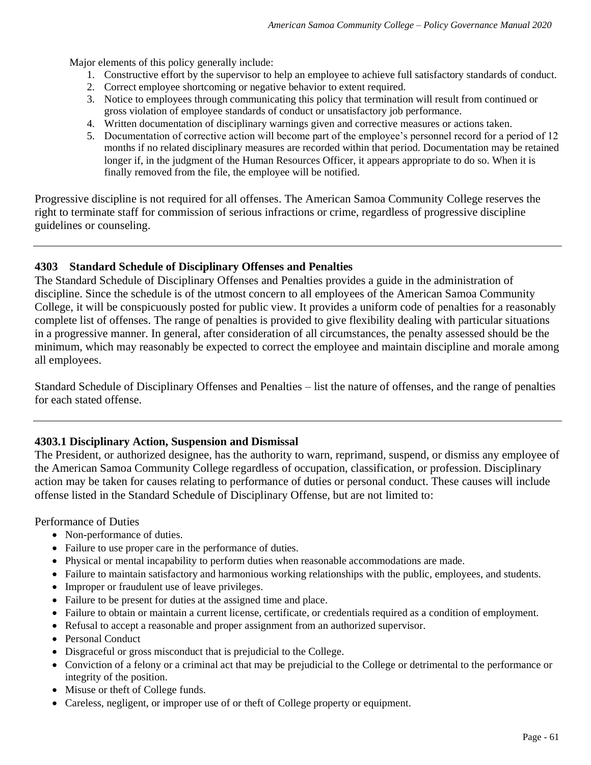Major elements of this policy generally include:

1. Constructive effort by the supervisor to help an employee to achieve full satisfactory standards of conduct.
2. Correct employee shortcoming or negative behavior to extent required.
3. Notice to employees through communicating this policy that termination will result from continued or gross violation of employee standards of conduct or unsatisfactory job performance.
4. Written documentation of disciplinary warnings given and corrective measures or actions taken.
5. Documentation of corrective action will become part of the employee's personnel record for a period of 12 months if no related disciplinary measures are recorded within that period. Documentation may be retained longer if, in the judgment of the Human Resources Officer, it appears appropriate to do so. When it is finally removed from the file, the employee will be notified.

Progressive discipline is not required for all offenses. The American Samoa Community College reserves the right to terminate staff for commission of serious infractions or crime, regardless of progressive discipline guidelines or counseling.

---

### 4303 Standard Schedule of Disciplinary Offenses and Penalties

The Standard Schedule of Disciplinary Offenses and Penalties provides a guide in the administration of discipline. Since the schedule is of the utmost concern to all employees of the American Samoa Community College, it will be conspicuously posted for public view. It provides a uniform code of penalties for a reasonably complete list of offenses. The range of penalties is provided to give flexibility dealing with particular situations in a progressive manner. In general, after consideration of all circumstances, the penalty assessed should be the minimum, which may reasonably be expected to correct the employee and maintain discipline and morale among all employees.

Standard Schedule of Disciplinary Offenses and Penalties – list the nature of offenses, and the range of penalties for each stated offense.

---

### 4303.1 Disciplinary Action, Suspension and Dismissal

The President, or authorized designee, has the authority to warn, reprimand, suspend, or dismiss any employee of the American Samoa Community College regardless of occupation, classification, or profession. Disciplinary action may be taken for causes relating to performance of duties or personal conduct. These causes will include offense listed in the Standard Schedule of Disciplinary Offense, but are not limited to:

Performance of Duties

- Non-performance of duties.
- Failure to use proper care in the performance of duties.
- Physical or mental incapability to perform duties when reasonable accommodations are made.
- Failure to maintain satisfactory and harmonious working relationships with the public, employees, and students.
- Improper or fraudulent use of leave privileges.
- Failure to be present for duties at the assigned time and place.
- Failure to obtain or maintain a current license, certificate, or credentials required as a condition of employment.
- Refusal to accept a reasonable and proper assignment from an authorized supervisor.
- Personal Conduct
- Disgraceful or gross misconduct that is prejudicial to the College.
- Conviction of a felony or a criminal act that may be prejudicial to the College or detrimental to the performance or integrity of the position.
- Misuse or theft of College funds.
- Careless, negligent, or improper use of or theft of College property or equipment.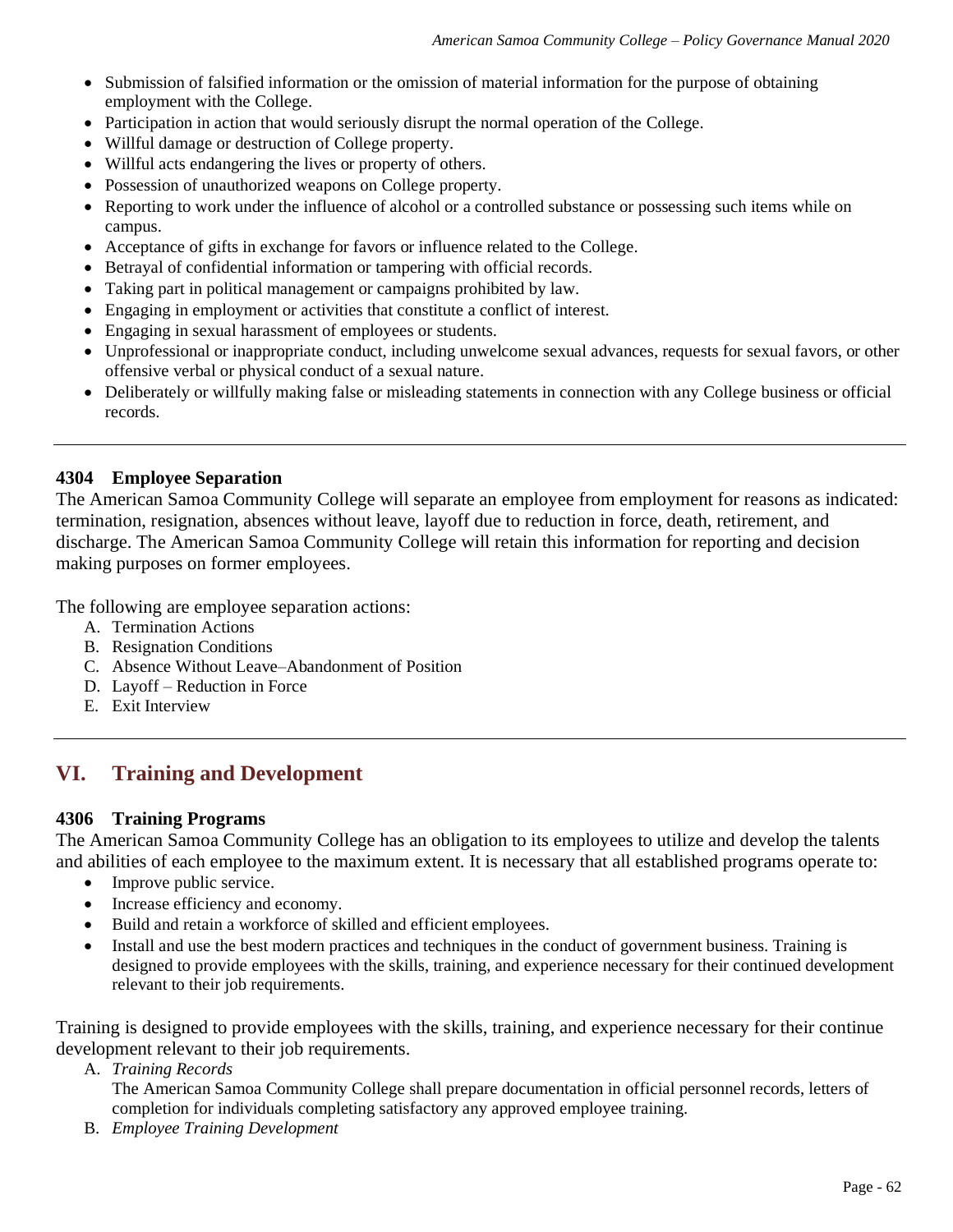- Submission of falsified information or the omission of material information for the purpose of obtaining employment with the College.
- Participation in action that would seriously disrupt the normal operation of the College.
- Willful damage or destruction of College property.
- Willful acts endangering the lives or property of others.
- Possession of unauthorized weapons on College property.
- Reporting to work under the influence of alcohol or a controlled substance or possessing such items while on campus.
- Acceptance of gifts in exchange for favors or influence related to the College.
- Betrayal of confidential information or tampering with official records.
- Taking part in political management or campaigns prohibited by law.
- Engaging in employment or activities that constitute a conflict of interest.
- Engaging in sexual harassment of employees or students.
- Unprofessional or inappropriate conduct, including unwelcome sexual advances, requests for sexual favors, or other offensive verbal or physical conduct of a sexual nature.
- Deliberately or willfully making false or misleading statements in connection with any College business or official records.

---

### 4304 Employee Separation

The American Samoa Community College will separate an employee from employment for reasons as indicated: termination, resignation, absences without leave, layoff due to reduction in force, death, retirement, and discharge. The American Samoa Community College will retain this information for reporting and decision making purposes on former employees.

The following are employee separation actions:

A. Termination Actions
B. Resignation Conditions
C. Absence Without Leave–Abandonment of Position
D. Layoff – Reduction in Force
E. Exit Interview

---

## VI. Training and Development

### 4306 Training Programs

The American Samoa Community College has an obligation to its employees to utilize and develop the talents and abilities of each employee to the maximum extent. It is necessary that all established programs operate to:

- Improve public service.
- Increase efficiency and economy.
- Build and retain a workforce of skilled and efficient employees.
- Install and use the best modern practices and techniques in the conduct of government business. Training is designed to provide employees with the skills, training, and experience necessary for their continued development relevant to their job requirements.

Training is designed to provide employees with the skills, training, and experience necessary for their continue development relevant to their job requirements.

A. *Training Records*
   The American Samoa Community College shall prepare documentation in official personnel records, letters of completion for individuals completing satisfactory any approved employee training.
B. *Employee Training Development*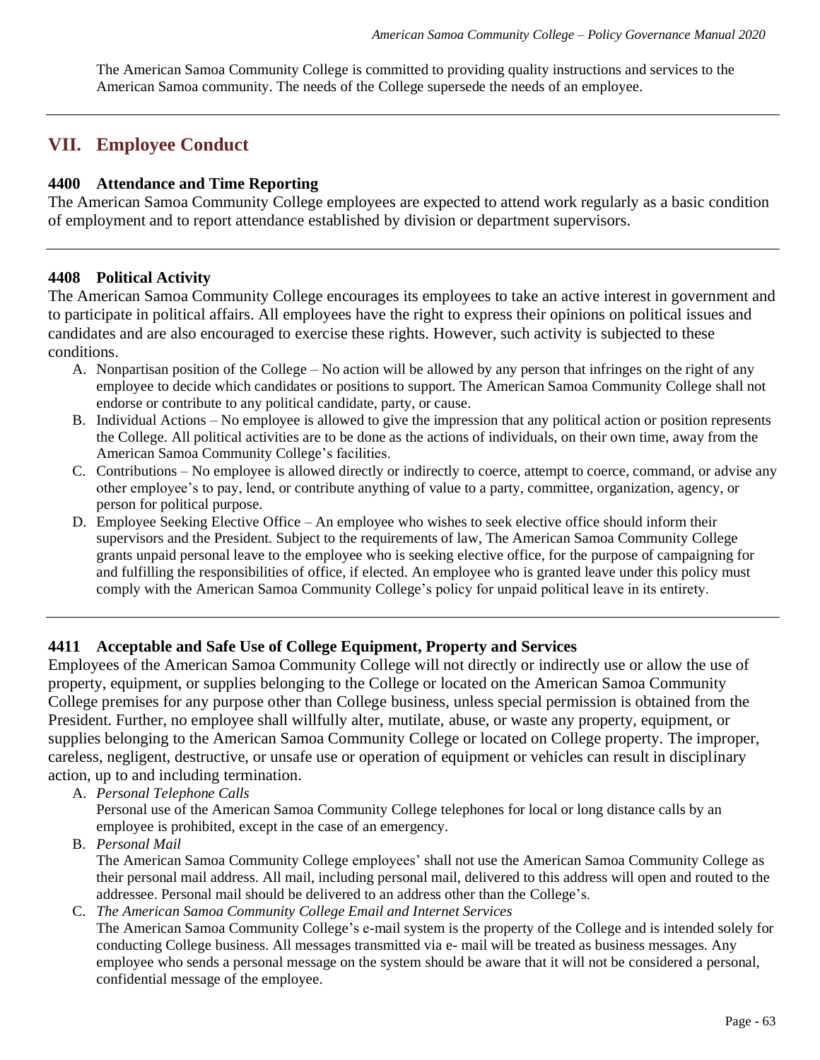The American Samoa Community College is committed to providing quality instructions and services to the American Samoa community. The needs of the College supersede the needs of an employee.

---

## VII. Employee Conduct

### 4400 Attendance and Time Reporting

The American Samoa Community College employees are expected to attend work regularly as a basic condition of employment and to report attendance established by division or department supervisors.

---

### 4408 Political Activity

The American Samoa Community College encourages its employees to take an active interest in government and to participate in political affairs. All employees have the right to express their opinions on political issues and candidates and are also encouraged to exercise these rights. However, such activity is subjected to these conditions.

A. Nonpartisan position of the College – No action will be allowed by any person that infringes on the right of any employee to decide which candidates or positions to support. The American Samoa Community College shall not endorse or contribute to any political candidate, party, or cause.
B. Individual Actions – No employee is allowed to give the impression that any political action or position represents the College. All political activities are to be done as the actions of individuals, on their own time, away from the American Samoa Community College's facilities.
C. Contributions – No employee is allowed directly or indirectly to coerce, attempt to coerce, command, or advise any other employee's to pay, lend, or contribute anything of value to a party, committee, organization, agency, or person for political purpose.
D. Employee Seeking Elective Office – An employee who wishes to seek elective office should inform their supervisors and the President. Subject to the requirements of law, The American Samoa Community College grants unpaid personal leave to the employee who is seeking elective office, for the purpose of campaigning for and fulfilling the responsibilities of office, if elected. An employee who is granted leave under this policy must comply with the American Samoa Community College's policy for unpaid political leave in its entirety.

---

### 4411 Acceptable and Safe Use of College Equipment, Property and Services

Employees of the American Samoa Community College will not directly or indirectly use or allow the use of property, equipment, or supplies belonging to the College or located on the American Samoa Community College premises for any purpose other than College business, unless special permission is obtained from the President. Further, no employee shall willfully alter, mutilate, abuse, or waste any property, equipment, or supplies belonging to the American Samoa Community College or located on College property. The improper, careless, negligent, destructive, or unsafe use or operation of equipment or vehicles can result in disciplinary action, up to and including termination.

A. *Personal Telephone Calls*
   Personal use of the American Samoa Community College telephones for local or long distance calls by an employee is prohibited, except in the case of an emergency.
B. *Personal Mail*
   The American Samoa Community College employees' shall not use the American Samoa Community College as their personal mail address. All mail, including personal mail, delivered to this address will open and routed to the addressee. Personal mail should be delivered to an address other than the College's.
C. *The American Samoa Community College Email and Internet Services*
   The American Samoa Community College's e-mail system is the property of the College and is intended solely for conducting College business. All messages transmitted via e- mail will be treated as business messages. Any employee who sends a personal message on the system should be aware that it will not be considered a personal, confidential message of the employee.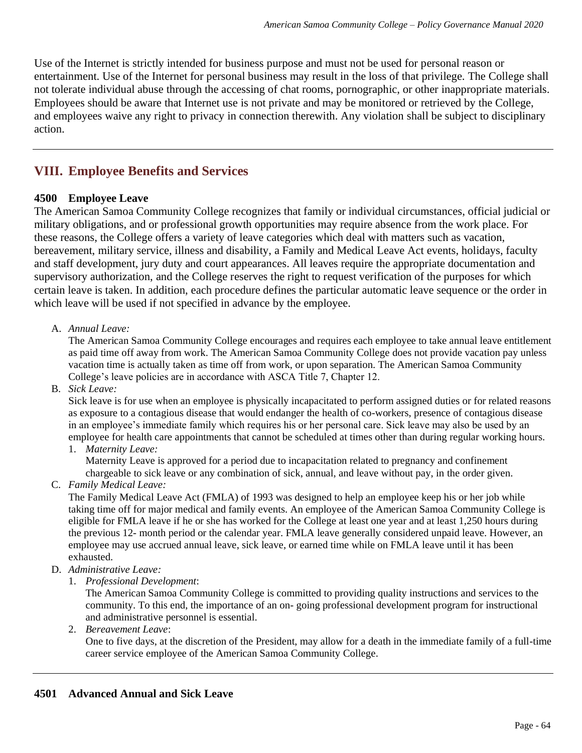Use of the Internet is strictly intended for business purpose and must not be used for personal reason or entertainment. Use of the Internet for personal business may result in the loss of that privilege. The College shall not tolerate individual abuse through the accessing of chat rooms, pornographic, or other inappropriate materials. Employees should be aware that Internet use is not private and may be monitored or retrieved by the College, and employees waive any right to privacy in connection therewith. Any violation shall be subject to disciplinary action.

---

## VIII. Employee Benefits and Services

### 4500 Employee Leave

The American Samoa Community College recognizes that family or individual circumstances, official judicial or military obligations, and or professional growth opportunities may require absence from the work place. For these reasons, the College offers a variety of leave categories which deal with matters such as vacation, bereavement, military service, illness and disability, a Family and Medical Leave Act events, holidays, faculty and staff development, jury duty and court appearances. All leaves require the appropriate documentation and supervisory authorization, and the College reserves the right to request verification of the purposes for which certain leave is taken. In addition, each procedure defines the particular automatic leave sequence or the order in which leave will be used if not specified in advance by the employee.

A. *Annual Leave:*
   The American Samoa Community College encourages and requires each employee to take annual leave entitlement as paid time off away from work. The American Samoa Community College does not provide vacation pay unless vacation time is actually taken as time off from work, or upon separation. The American Samoa Community College's leave policies are in accordance with ASCA Title 7, Chapter 12.
B. *Sick Leave:*
   Sick leave is for use when an employee is physically incapacitated to perform assigned duties or for related reasons as exposure to a contagious disease that would endanger the health of co-workers, presence of contagious disease in an employee's immediate family which requires his or her personal care. Sick leave may also be used by an employee for health care appointments that cannot be scheduled at times other than during regular working hours.
   1. *Maternity Leave:*
      Maternity Leave is approved for a period due to incapacitation related to pregnancy and confinement chargeable to sick leave or any combination of sick, annual, and leave without pay, in the order given.
C. *Family Medical Leave:*
   The Family Medical Leave Act (FMLA) of 1993 was designed to help an employee keep his or her job while taking time off for major medical and family events. An employee of the American Samoa Community College is eligible for FMLA leave if he or she has worked for the College at least one year and at least 1,250 hours during the previous 12- month period or the calendar year. FMLA leave generally considered unpaid leave. However, an employee may use accrued annual leave, sick leave, or earned time while on FMLA leave until it has been exhausted.
D. *Administrative Leave:*
   1. *Professional Development*:
      The American Samoa Community College is committed to providing quality instructions and services to the community. To this end, the importance of an on- going professional development program for instructional and administrative personnel is essential.
   2. *Bereavement Leave*:
      One to five days, at the discretion of the President, may allow for a death in the immediate family of a full-time career service employee of the American Samoa Community College.

---

### 4501 Advanced Annual and Sick Leave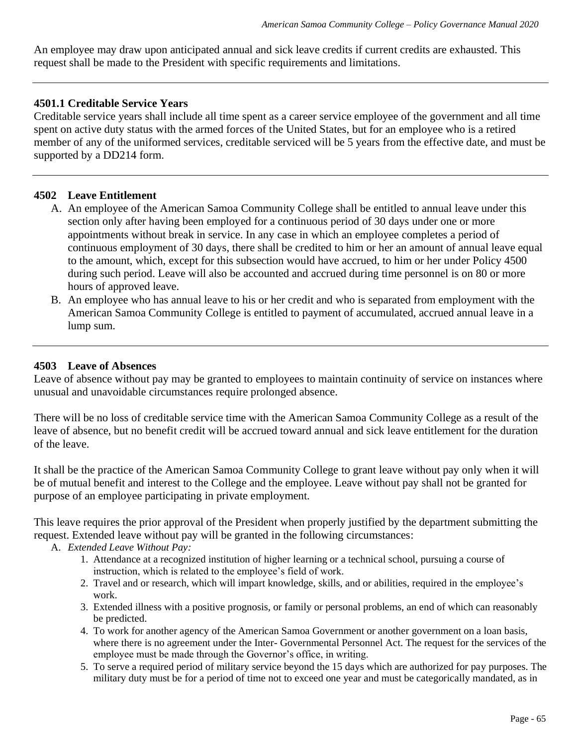An employee may draw upon anticipated annual and sick leave credits if current credits are exhausted. This request shall be made to the President with specific requirements and limitations.

---

### 4501.1 Creditable Service Years

Creditable service years shall include all time spent as a career service employee of the government and all time spent on active duty status with the armed forces of the United States, but for an employee who is a retired member of any of the uniformed services, creditable serviced will be 5 years from the effective date, and must be supported by a DD214 form.

---

### 4502 Leave Entitlement

A. An employee of the American Samoa Community College shall be entitled to annual leave under this section only after having been employed for a continuous period of 30 days under one or more appointments without break in service. In any case in which an employee completes a period of continuous employment of 30 days, there shall be credited to him or her an amount of annual leave equal to the amount, which, except for this subsection would have accrued, to him or her under Policy 4500 during such period. Leave will also be accounted and accrued during time personnel is on 80 or more hours of approved leave.
B. An employee who has annual leave to his or her credit and who is separated from employment with the American Samoa Community College is entitled to payment of accumulated, accrued annual leave in a lump sum.

---

### 4503 Leave of Absences

Leave of absence without pay may be granted to employees to maintain continuity of service on instances where unusual and unavoidable circumstances require prolonged absence.

There will be no loss of creditable service time with the American Samoa Community College as a result of the leave of absence, but no benefit credit will be accrued toward annual and sick leave entitlement for the duration of the leave.

It shall be the practice of the American Samoa Community College to grant leave without pay only when it will be of mutual benefit and interest to the College and the employee. Leave without pay shall not be granted for purpose of an employee participating in private employment.

This leave requires the prior approval of the President when properly justified by the department submitting the request. Extended leave without pay will be granted in the following circumstances:

A. *Extended Leave Without Pay:*
   1. Attendance at a recognized institution of higher learning or a technical school, pursuing a course of instruction, which is related to the employee's field of work.
   2. Travel and or research, which will impart knowledge, skills, and or abilities, required in the employee's work.
   3. Extended illness with a positive prognosis, or family or personal problems, an end of which can reasonably be predicted.
   4. To work for another agency of the American Samoa Government or another government on a loan basis, where there is no agreement under the Inter- Governmental Personnel Act. The request for the services of the employee must be made through the Governor's office, in writing.
   5. To serve a required period of military service beyond the 15 days which are authorized for pay purposes. The military duty must be for a period of time not to exceed one year and must be categorically mandated, as in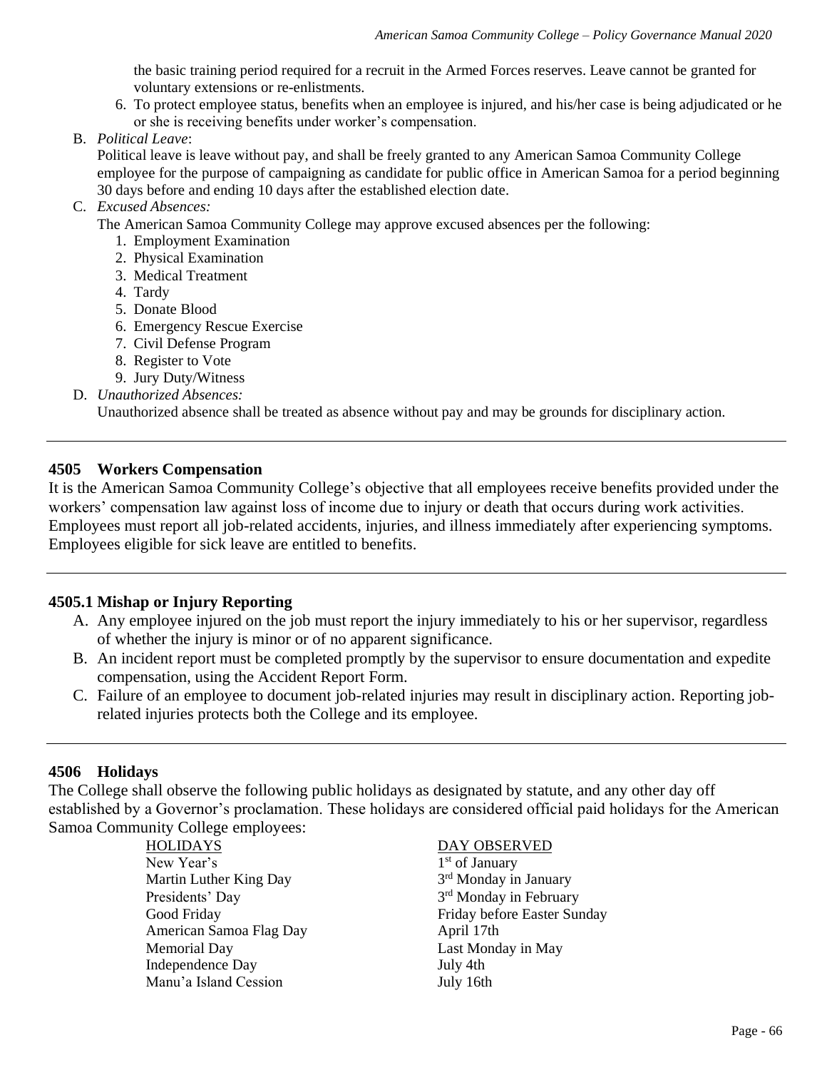the basic training period required for a recruit in the Armed Forces reserves. Leave cannot be granted for voluntary extensions or re-enlistments.

6. To protect employee status, benefits when an employee is injured, and his/her case is being adjudicated or he or she is receiving benefits under worker's compensation.

B. *Political Leave*:
Political leave is leave without pay, and shall be freely granted to any American Samoa Community College employee for the purpose of campaigning as candidate for public office in American Samoa for a period beginning 30 days before and ending 10 days after the established election date.

C. *Excused Absences:*
The American Samoa Community College may approve excused absences per the following:
   1. Employment Examination
   2. Physical Examination
   3. Medical Treatment
   4. Tardy
   5. Donate Blood
   6. Emergency Rescue Exercise
   7. Civil Defense Program
   8. Register to Vote
   9. Jury Duty/Witness

D. *Unauthorized Absences:*
Unauthorized absence shall be treated as absence without pay and may be grounds for disciplinary action.

---

## 4505 Workers Compensation

It is the American Samoa Community College's objective that all employees receive benefits provided under the workers' compensation law against loss of income due to injury or death that occurs during work activities. Employees must report all job-related accidents, injuries, and illness immediately after experiencing symptoms. Employees eligible for sick leave are entitled to benefits.

---

## 4505.1 Mishap or Injury Reporting

A. Any employee injured on the job must report the injury immediately to his or her supervisor, regardless of whether the injury is minor or of no apparent significance.
B. An incident report must be completed promptly by the supervisor to ensure documentation and expedite compensation, using the Accident Report Form.
C. Failure of an employee to document job-related injuries may result in disciplinary action. Reporting job-related injuries protects both the College and its employee.

---

## 4506 Holidays

The College shall observe the following public holidays as designated by statute, and any other day off established by a Governor's proclamation. These holidays are considered official paid holidays for the American Samoa Community College employees:

| HOLIDAYS | DAY OBSERVED |
| --- | --- |
| New Year's | 1st of January |
| Martin Luther King Day | 3rd Monday in January |
| Presidents' Day | 3rd Monday in February |
| Good Friday | Friday before Easter Sunday |
| American Samoa Flag Day | April 17th |
| Memorial Day | Last Monday in May |
| Independence Day | July 4th |
| Manu'a Island Cession | July 16th |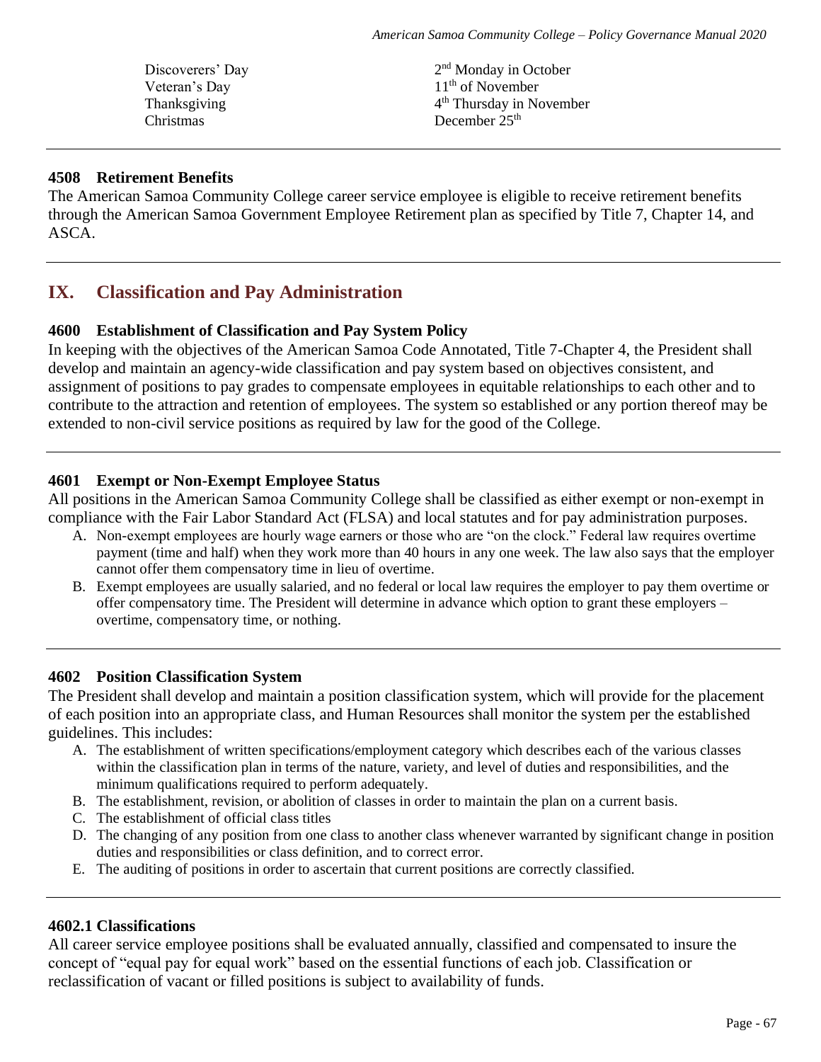| | |
|---|---|
| Discoverers' Day | 2nd Monday in October |
| Veteran's Day | 11th of November |
| Thanksgiving | 4th Thursday in November |
| Christmas | December 25th |

### 4508 Retirement Benefits

The American Samoa Community College career service employee is eligible to receive retirement benefits through the American Samoa Government Employee Retirement plan as specified by Title 7, Chapter 14, and ASCA.

## IX. Classification and Pay Administration

### 4600 Establishment of Classification and Pay System Policy

In keeping with the objectives of the American Samoa Code Annotated, Title 7-Chapter 4, the President shall develop and maintain an agency-wide classification and pay system based on objectives consistent, and assignment of positions to pay grades to compensate employees in equitable relationships to each other and to contribute to the attraction and retention of employees. The system so established or any portion thereof may be extended to non-civil service positions as required by law for the good of the College.

### 4601 Exempt or Non-Exempt Employee Status

All positions in the American Samoa Community College shall be classified as either exempt or non-exempt in compliance with the Fair Labor Standard Act (FLSA) and local statutes and for pay administration purposes.

A. Non-exempt employees are hourly wage earners or those who are "on the clock." Federal law requires overtime payment (time and half) when they work more than 40 hours in any one week. The law also says that the employer cannot offer them compensatory time in lieu of overtime.

B. Exempt employees are usually salaried, and no federal or local law requires the employer to pay them overtime or offer compensatory time. The President will determine in advance which option to grant these employers – overtime, compensatory time, or nothing.

### 4602 Position Classification System

The President shall develop and maintain a position classification system, which will provide for the placement of each position into an appropriate class, and Human Resources shall monitor the system per the established guidelines. This includes:

A. The establishment of written specifications/employment category which describes each of the various classes within the classification plan in terms of the nature, variety, and level of duties and responsibilities, and the minimum qualifications required to perform adequately.

B. The establishment, revision, or abolition of classes in order to maintain the plan on a current basis.

C. The establishment of official class titles

D. The changing of any position from one class to another class whenever warranted by significant change in position duties and responsibilities or class definition, and to correct error.

E. The auditing of positions in order to ascertain that current positions are correctly classified.

### 4602.1 Classifications

All career service employee positions shall be evaluated annually, classified and compensated to insure the concept of "equal pay for equal work" based on the essential functions of each job. Classification or reclassification of vacant or filled positions is subject to availability of funds.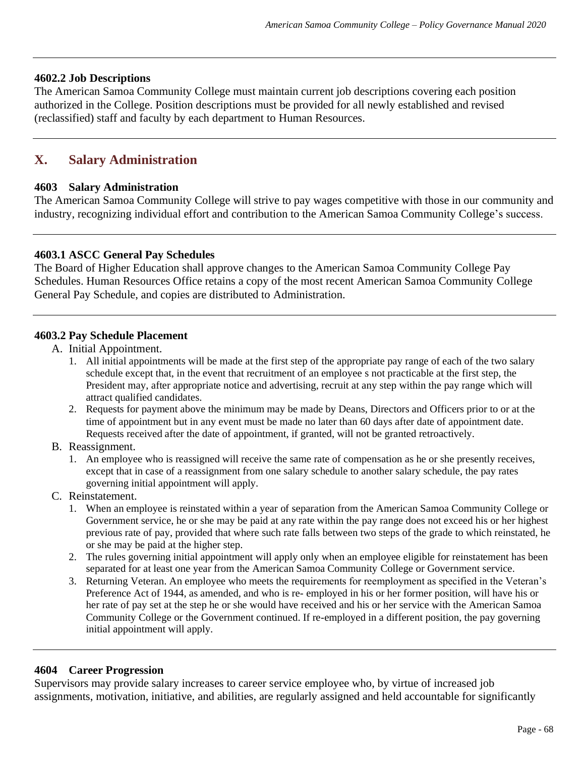#### 4602.2 Job Descriptions

The American Samoa Community College must maintain current job descriptions covering each position authorized in the College. Position descriptions must be provided for all newly established and revised (reclassified) staff and faculty by each department to Human Resources.

## X. Salary Administration

#### 4603 Salary Administration

The American Samoa Community College will strive to pay wages competitive with those in our community and industry, recognizing individual effort and contribution to the American Samoa Community College's success.

#### 4603.1 ASCC General Pay Schedules

The Board of Higher Education shall approve changes to the American Samoa Community College Pay Schedules. Human Resources Office retains a copy of the most recent American Samoa Community College General Pay Schedule, and copies are distributed to Administration.

#### 4603.2 Pay Schedule Placement

A. Initial Appointment.
   1. All initial appointments will be made at the first step of the appropriate pay range of each of the two salary schedule except that, in the event that recruitment of an employee s not practicable at the first step, the President may, after appropriate notice and advertising, recruit at any step within the pay range which will attract qualified candidates.
   2. Requests for payment above the minimum may be made by Deans, Directors and Officers prior to or at the time of appointment but in any event must be made no later than 60 days after date of appointment date. Requests received after the date of appointment, if granted, will not be granted retroactively.

B. Reassignment.
   1. An employee who is reassigned will receive the same rate of compensation as he or she presently receives, except that in case of a reassignment from one salary schedule to another salary schedule, the pay rates governing initial appointment will apply.

C. Reinstatement.
   1. When an employee is reinstated within a year of separation from the American Samoa Community College or Government service, he or she may be paid at any rate within the pay range does not exceed his or her highest previous rate of pay, provided that where such rate falls between two steps of the grade to which reinstated, he or she may be paid at the higher step.
   2. The rules governing initial appointment will apply only when an employee eligible for reinstatement has been separated for at least one year from the American Samoa Community College or Government service.
   3. Returning Veteran. An employee who meets the requirements for reemployment as specified in the Veteran's Preference Act of 1944, as amended, and who is re- employed in his or her former position, will have his or her rate of pay set at the step he or she would have received and his or her service with the American Samoa Community College or the Government continued. If re-employed in a different position, the pay governing initial appointment will apply.

#### 4604 Career Progression

Supervisors may provide salary increases to career service employee who, by virtue of increased job assignments, motivation, initiative, and abilities, are regularly assigned and held accountable for significantly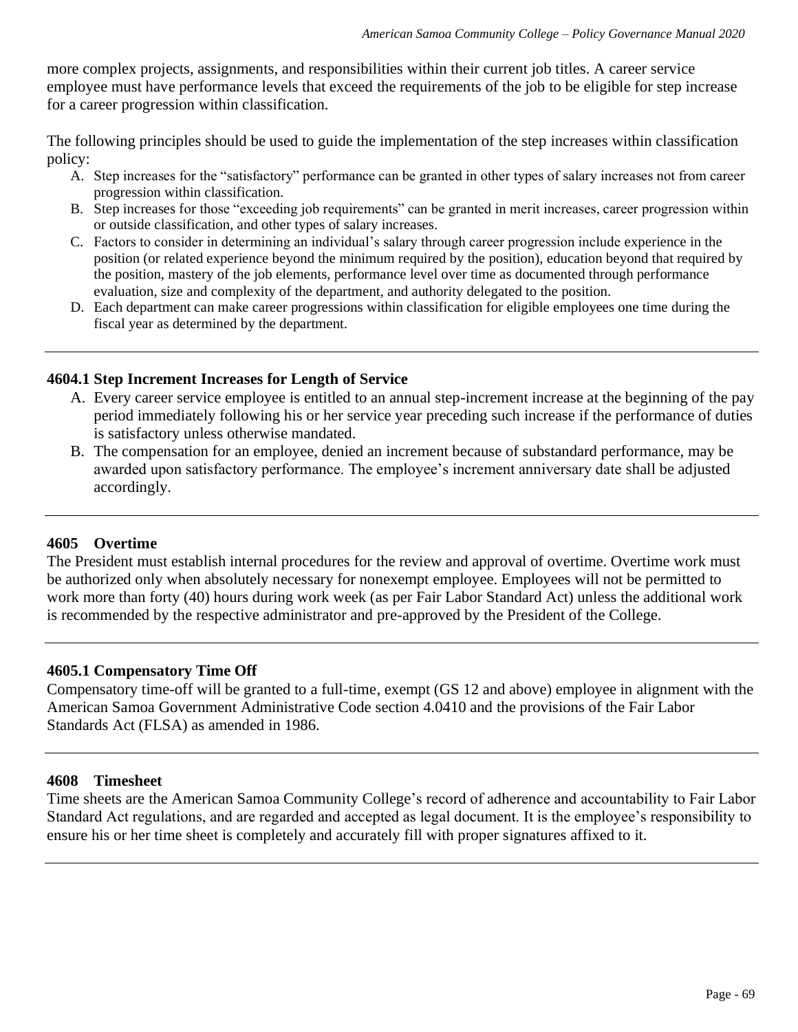more complex projects, assignments, and responsibilities within their current job titles. A career service employee must have performance levels that exceed the requirements of the job to be eligible for step increase for a career progression within classification.

The following principles should be used to guide the implementation of the step increases within classification policy:

A. Step increases for the "satisfactory" performance can be granted in other types of salary increases not from career progression within classification.
B. Step increases for those "exceeding job requirements" can be granted in merit increases, career progression within or outside classification, and other types of salary increases.
C. Factors to consider in determining an individual's salary through career progression include experience in the position (or related experience beyond the minimum required by the position), education beyond that required by the position, mastery of the job elements, performance level over time as documented through performance evaluation, size and complexity of the department, and authority delegated to the position.
D. Each department can make career progressions within classification for eligible employees one time during the fiscal year as determined by the department.

---

### 4604.1 Step Increment Increases for Length of Service

A. Every career service employee is entitled to an annual step-increment increase at the beginning of the pay period immediately following his or her service year preceding such increase if the performance of duties is satisfactory unless otherwise mandated.
B. The compensation for an employee, denied an increment because of substandard performance, may be awarded upon satisfactory performance. The employee's increment anniversary date shall be adjusted accordingly.

---

### 4605 Overtime

The President must establish internal procedures for the review and approval of overtime. Overtime work must be authorized only when absolutely necessary for nonexempt employee. Employees will not be permitted to work more than forty (40) hours during work week (as per Fair Labor Standard Act) unless the additional work is recommended by the respective administrator and pre-approved by the President of the College.

---

### 4605.1 Compensatory Time Off

Compensatory time-off will be granted to a full-time, exempt (GS 12 and above) employee in alignment with the American Samoa Government Administrative Code section 4.0410 and the provisions of the Fair Labor Standards Act (FLSA) as amended in 1986.

---

### 4608 Timesheet

Time sheets are the American Samoa Community College's record of adherence and accountability to Fair Labor Standard Act regulations, and are regarded and accepted as legal document. It is the employee's responsibility to ensure his or her time sheet is completely and accurately fill with proper signatures affixed to it.

---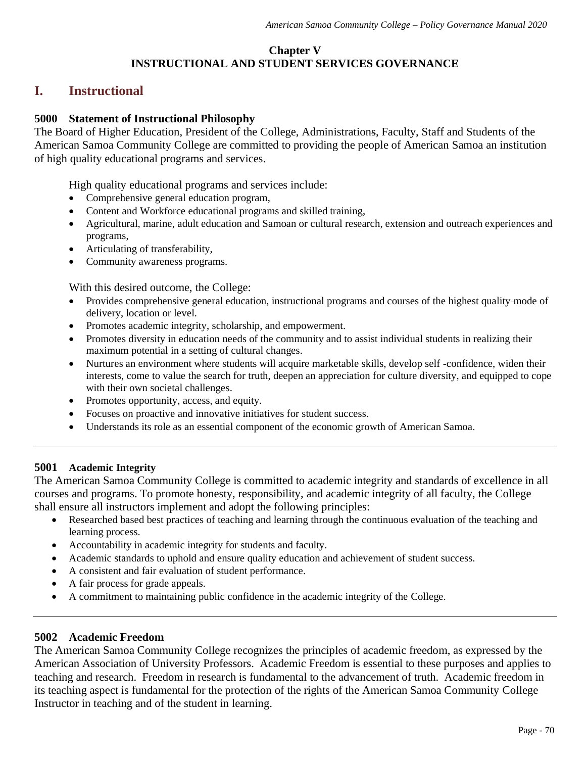**Chapter V**
**INSTRUCTIONAL AND STUDENT SERVICES GOVERNANCE**

# I. Instructional

### 5000 Statement of Instructional Philosophy

The Board of Higher Education, President of the College, Administrations, Faculty, Staff and Students of the American Samoa Community College are committed to providing the people of American Samoa an institution of high quality educational programs and services.

High quality educational programs and services include:

- Comprehensive general education program,
- Content and Workforce educational programs and skilled training,
- Agricultural, marine, adult education and Samoan or cultural research, extension and outreach experiences and programs,
- Articulating of transferability,
- Community awareness programs.

With this desired outcome, the College:

- Provides comprehensive general education, instructional programs and courses of the highest quality-mode of delivery, location or level.
- Promotes academic integrity, scholarship, and empowerment.
- Promotes diversity in education needs of the community and to assist individual students in realizing their maximum potential in a setting of cultural changes.
- Nurtures an environment where students will acquire marketable skills, develop self -confidence, widen their interests, come to value the search for truth, deepen an appreciation for culture diversity, and equipped to cope with their own societal challenges.
- Promotes opportunity, access, and equity.
- Focuses on proactive and innovative initiatives for student success.
- Understands its role as an essential component of the economic growth of American Samoa.

---

### 5001 Academic Integrity

The American Samoa Community College is committed to academic integrity and standards of excellence in all courses and programs. To promote honesty, responsibility, and academic integrity of all faculty, the College shall ensure all instructors implement and adopt the following principles:

- Researched based best practices of teaching and learning through the continuous evaluation of the teaching and learning process.
- Accountability in academic integrity for students and faculty.
- Academic standards to uphold and ensure quality education and achievement of student success.
- A consistent and fair evaluation of student performance.
- A fair process for grade appeals.
- A commitment to maintaining public confidence in the academic integrity of the College.

---

### 5002 Academic Freedom

The American Samoa Community College recognizes the principles of academic freedom, as expressed by the American Association of University Professors. Academic Freedom is essential to these purposes and applies to teaching and research. Freedom in research is fundamental to the advancement of truth. Academic freedom in its teaching aspect is fundamental for the protection of the rights of the American Samoa Community College Instructor in teaching and of the student in learning.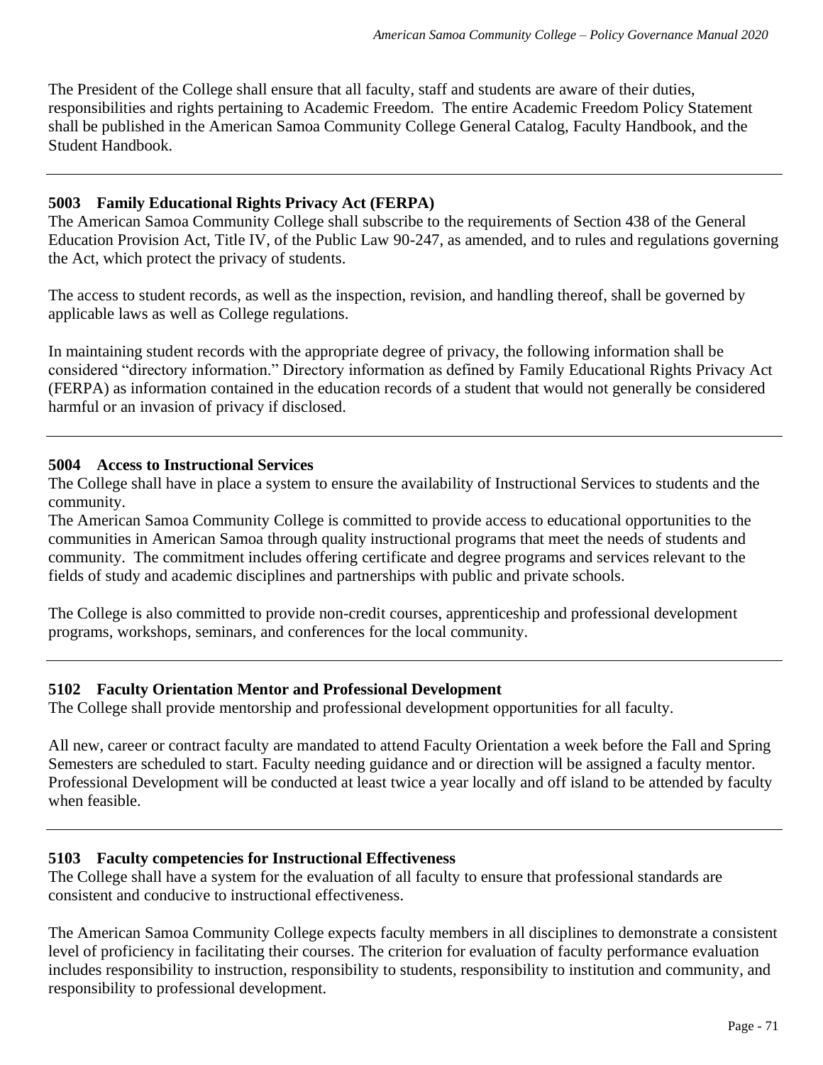The President of the College shall ensure that all faculty, staff and students are aware of their duties, responsibilities and rights pertaining to Academic Freedom. The entire Academic Freedom Policy Statement shall be published in the American Samoa Community College General Catalog, Faculty Handbook, and the Student Handbook.

---

### 5003 Family Educational Rights Privacy Act (FERPA)

The American Samoa Community College shall subscribe to the requirements of Section 438 of the General Education Provision Act, Title IV, of the Public Law 90-247, as amended, and to rules and regulations governing the Act, which protect the privacy of students.

The access to student records, as well as the inspection, revision, and handling thereof, shall be governed by applicable laws as well as College regulations.

In maintaining student records with the appropriate degree of privacy, the following information shall be considered "directory information." Directory information as defined by Family Educational Rights Privacy Act (FERPA) as information contained in the education records of a student that would not generally be considered harmful or an invasion of privacy if disclosed.

---

### 5004 Access to Instructional Services

The College shall have in place a system to ensure the availability of Instructional Services to students and the community.
The American Samoa Community College is committed to provide access to educational opportunities to the communities in American Samoa through quality instructional programs that meet the needs of students and community. The commitment includes offering certificate and degree programs and services relevant to the fields of study and academic disciplines and partnerships with public and private schools.

The College is also committed to provide non-credit courses, apprenticeship and professional development programs, workshops, seminars, and conferences for the local community.

---

### 5102 Faculty Orientation Mentor and Professional Development

The College shall provide mentorship and professional development opportunities for all faculty.

All new, career or contract faculty are mandated to attend Faculty Orientation a week before the Fall and Spring Semesters are scheduled to start. Faculty needing guidance and or direction will be assigned a faculty mentor. Professional Development will be conducted at least twice a year locally and off island to be attended by faculty when feasible.

---

### 5103 Faculty competencies for Instructional Effectiveness

The College shall have a system for the evaluation of all faculty to ensure that professional standards are consistent and conducive to instructional effectiveness.

The American Samoa Community College expects faculty members in all disciplines to demonstrate a consistent level of proficiency in facilitating their courses. The criterion for evaluation of faculty performance evaluation includes responsibility to instruction, responsibility to students, responsibility to institution and community, and responsibility to professional development.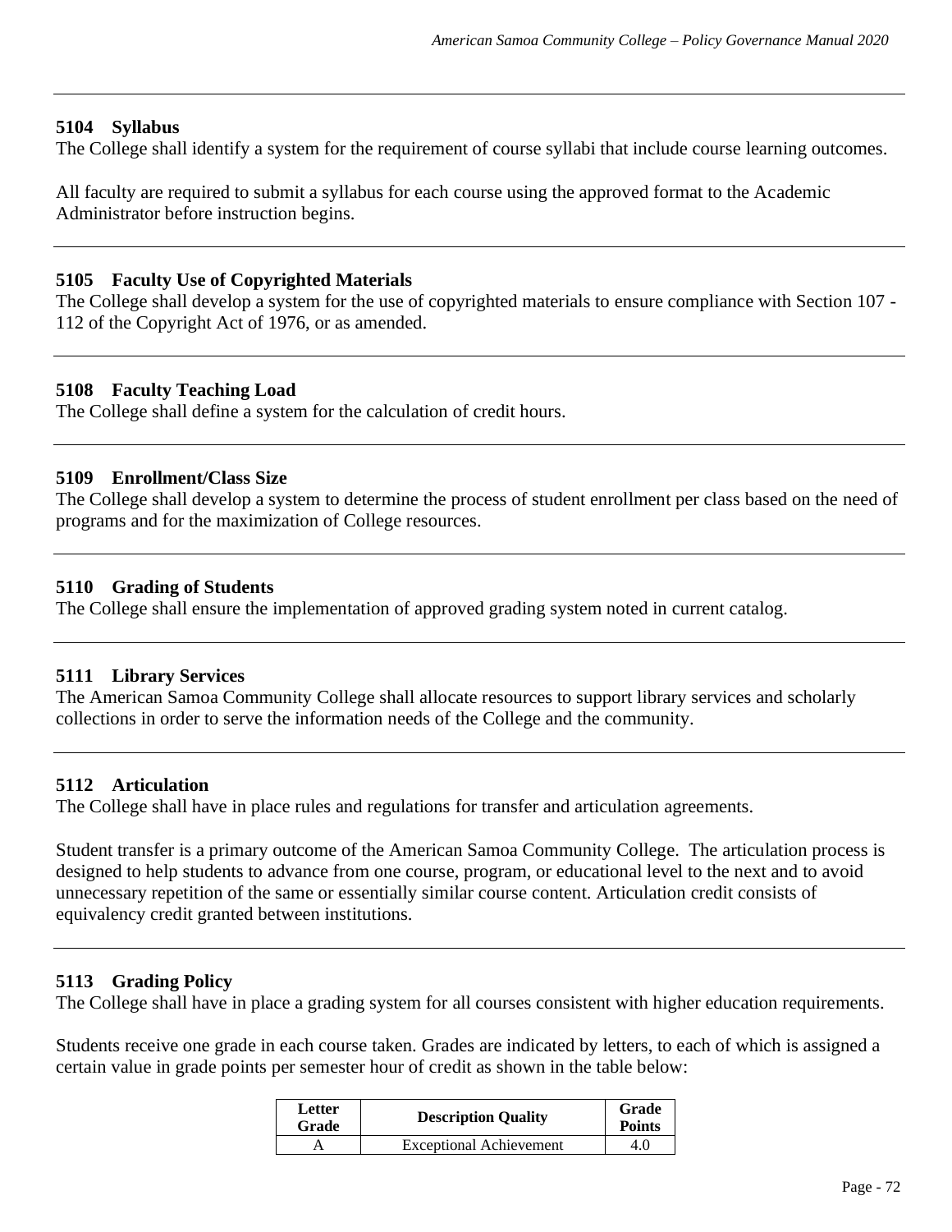### 5104 Syllabus

The College shall identify a system for the requirement of course syllabi that include course learning outcomes.

All faculty are required to submit a syllabus for each course using the approved format to the Academic Administrator before instruction begins.

---

### 5105 Faculty Use of Copyrighted Materials

The College shall develop a system for the use of copyrighted materials to ensure compliance with Section 107 - 112 of the Copyright Act of 1976, or as amended.

---

### 5108 Faculty Teaching Load

The College shall define a system for the calculation of credit hours.

---

### 5109 Enrollment/Class Size

The College shall develop a system to determine the process of student enrollment per class based on the need of programs and for the maximization of College resources.

---

### 5110 Grading of Students

The College shall ensure the implementation of approved grading system noted in current catalog.

---

### 5111 Library Services

The American Samoa Community College shall allocate resources to support library services and scholarly collections in order to serve the information needs of the College and the community.

---

### 5112 Articulation

The College shall have in place rules and regulations for transfer and articulation agreements.

Student transfer is a primary outcome of the American Samoa Community College. The articulation process is designed to help students to advance from one course, program, or educational level to the next and to avoid unnecessary repetition of the same or essentially similar course content. Articulation credit consists of equivalency credit granted between institutions.

---

### 5113 Grading Policy

The College shall have in place a grading system for all courses consistent with higher education requirements.

Students receive one grade in each course taken. Grades are indicated by letters, to each of which is assigned a certain value in grade points per semester hour of credit as shown in the table below:

| Letter Grade | Description Quality | Grade Points |
|---|---|---|
| A | Exceptional Achievement | 4.0 |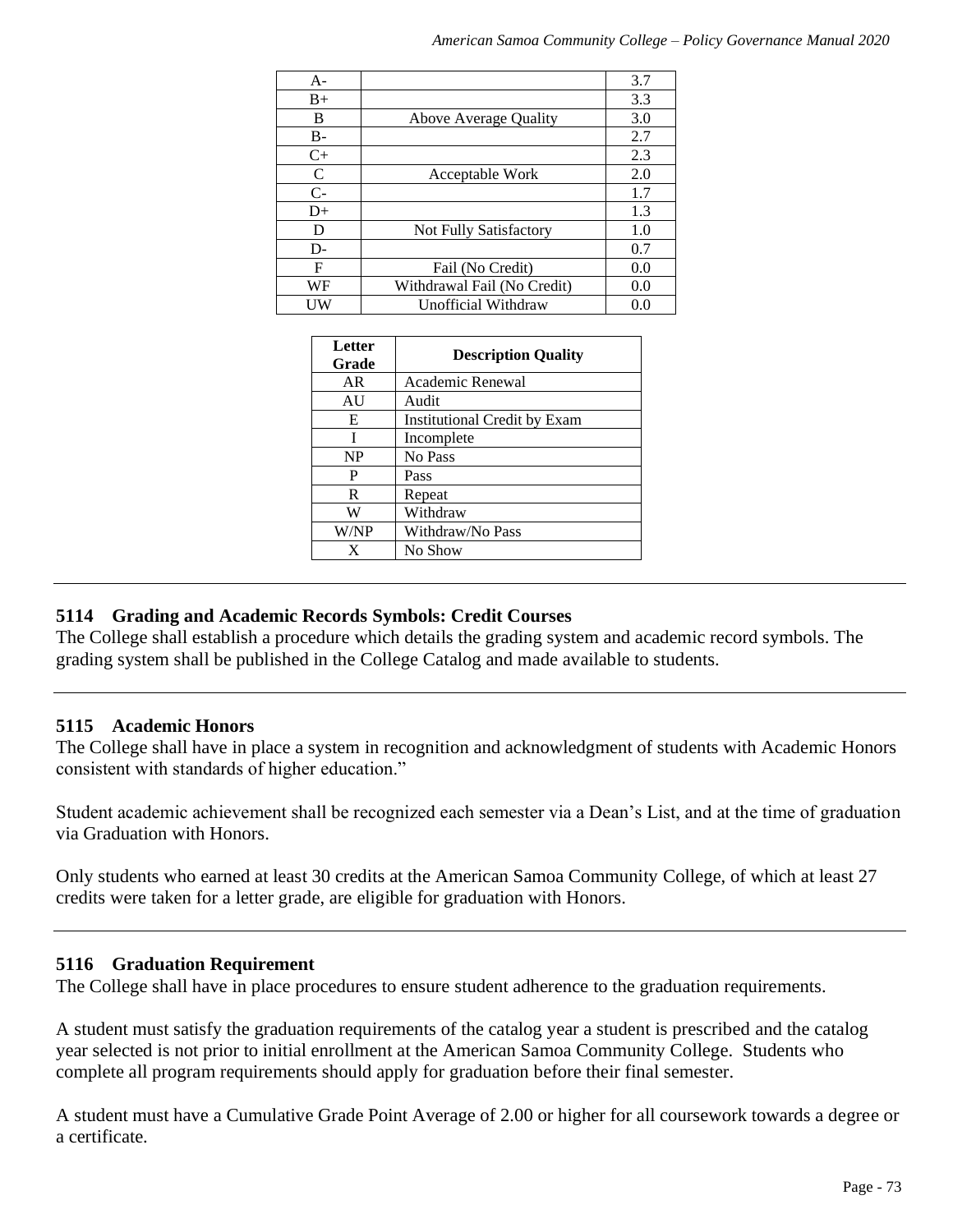| | | |
|---|---|---|
| A- | | 3.7 |
| B+ | | 3.3 |
| B | Above Average Quality | 3.0 |
| B- | | 2.7 |
| C+ | | 2.3 |
| C | Acceptable Work | 2.0 |
| C- | | 1.7 |
| D+ | | 1.3 |
| D | Not Fully Satisfactory | 1.0 |
| D- | | 0.7 |
| F | Fail (No Credit) | 0.0 |
| WF | Withdrawal Fail (No Credit) | 0.0 |
| UW | Unofficial Withdraw | 0.0 |

| Letter Grade | Description Quality |
|---|---|
| AR | Academic Renewal |
| AU | Audit |
| E | Institutional Credit by Exam |
| I | Incomplete |
| NP | No Pass |
| P | Pass |
| R | Repeat |
| W | Withdraw |
| W/NP | Withdraw/No Pass |
| X | No Show |

---

### 5114 Grading and Academic Records Symbols: Credit Courses

The College shall establish a procedure which details the grading system and academic record symbols. The grading system shall be published in the College Catalog and made available to students.

---

### 5115 Academic Honors

The College shall have in place a system in recognition and acknowledgment of students with Academic Honors consistent with standards of higher education."

Student academic achievement shall be recognized each semester via a Dean's List, and at the time of graduation via Graduation with Honors.

Only students who earned at least 30 credits at the American Samoa Community College, of which at least 27 credits were taken for a letter grade, are eligible for graduation with Honors.

---

### 5116 Graduation Requirement

The College shall have in place procedures to ensure student adherence to the graduation requirements.

A student must satisfy the graduation requirements of the catalog year a student is prescribed and the catalog year selected is not prior to initial enrollment at the American Samoa Community College. Students who complete all program requirements should apply for graduation before their final semester.

A student must have a Cumulative Grade Point Average of 2.00 or higher for all coursework towards a degree or a certificate.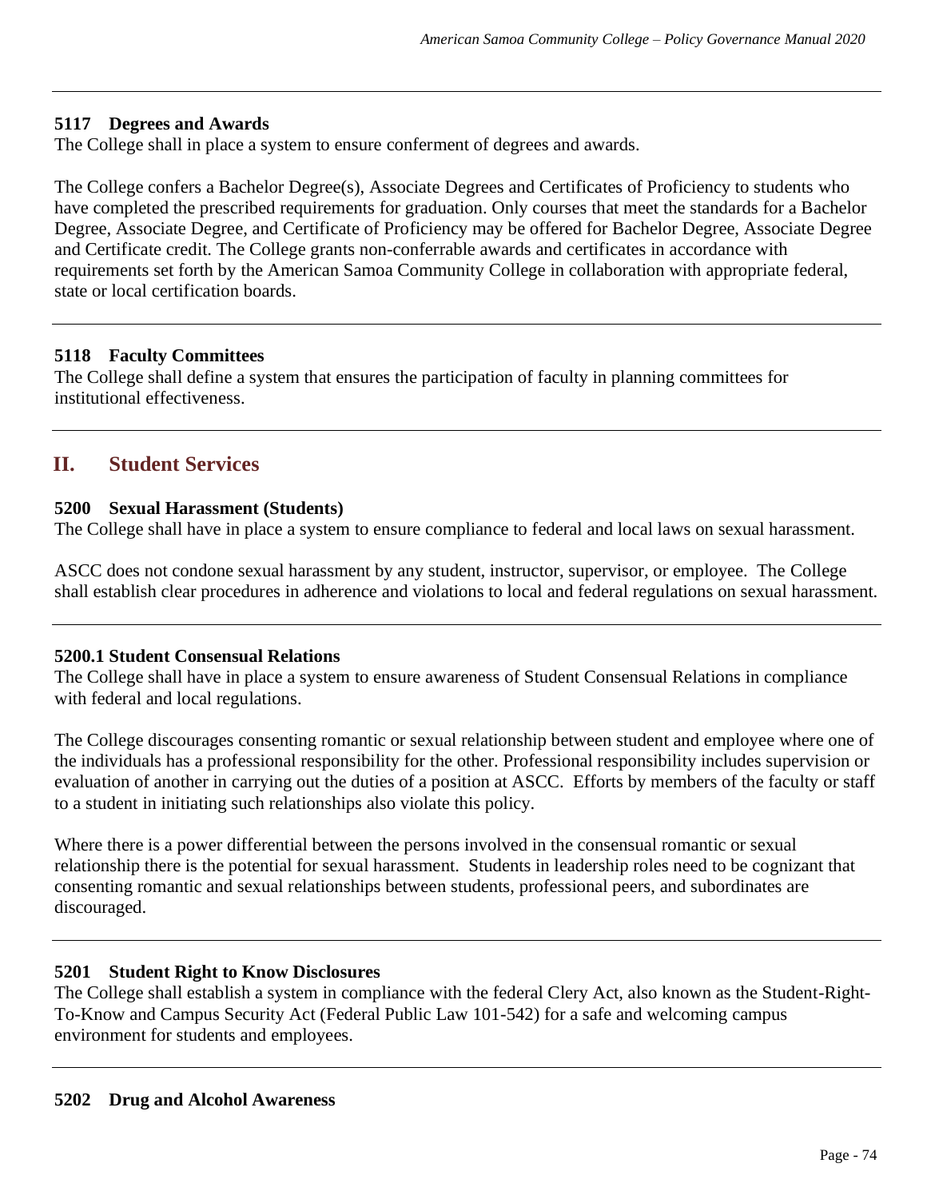### 5117 Degrees and Awards

The College shall in place a system to ensure conferment of degrees and awards.

The College confers a Bachelor Degree(s), Associate Degrees and Certificates of Proficiency to students who have completed the prescribed requirements for graduation. Only courses that meet the standards for a Bachelor Degree, Associate Degree, and Certificate of Proficiency may be offered for Bachelor Degree, Associate Degree and Certificate credit. The College grants non-conferrable awards and certificates in accordance with requirements set forth by the American Samoa Community College in collaboration with appropriate federal, state or local certification boards.

---

### 5118 Faculty Committees

The College shall define a system that ensures the participation of faculty in planning committees for institutional effectiveness.

---

## II. Student Services

### 5200 Sexual Harassment (Students)

The College shall have in place a system to ensure compliance to federal and local laws on sexual harassment.

ASCC does not condone sexual harassment by any student, instructor, supervisor, or employee. The College shall establish clear procedures in adherence and violations to local and federal regulations on sexual harassment.

---

### 5200.1 Student Consensual Relations

The College shall have in place a system to ensure awareness of Student Consensual Relations in compliance with federal and local regulations.

The College discourages consenting romantic or sexual relationship between student and employee where one of the individuals has a professional responsibility for the other. Professional responsibility includes supervision or evaluation of another in carrying out the duties of a position at ASCC. Efforts by members of the faculty or staff to a student in initiating such relationships also violate this policy.

Where there is a power differential between the persons involved in the consensual romantic or sexual relationship there is the potential for sexual harassment. Students in leadership roles need to be cognizant that consenting romantic and sexual relationships between students, professional peers, and subordinates are discouraged.

---

### 5201 Student Right to Know Disclosures

The College shall establish a system in compliance with the federal Clery Act, also known as the Student-Right-To-Know and Campus Security Act (Federal Public Law 101-542) for a safe and welcoming campus environment for students and employees.

---

### 5202 Drug and Alcohol Awareness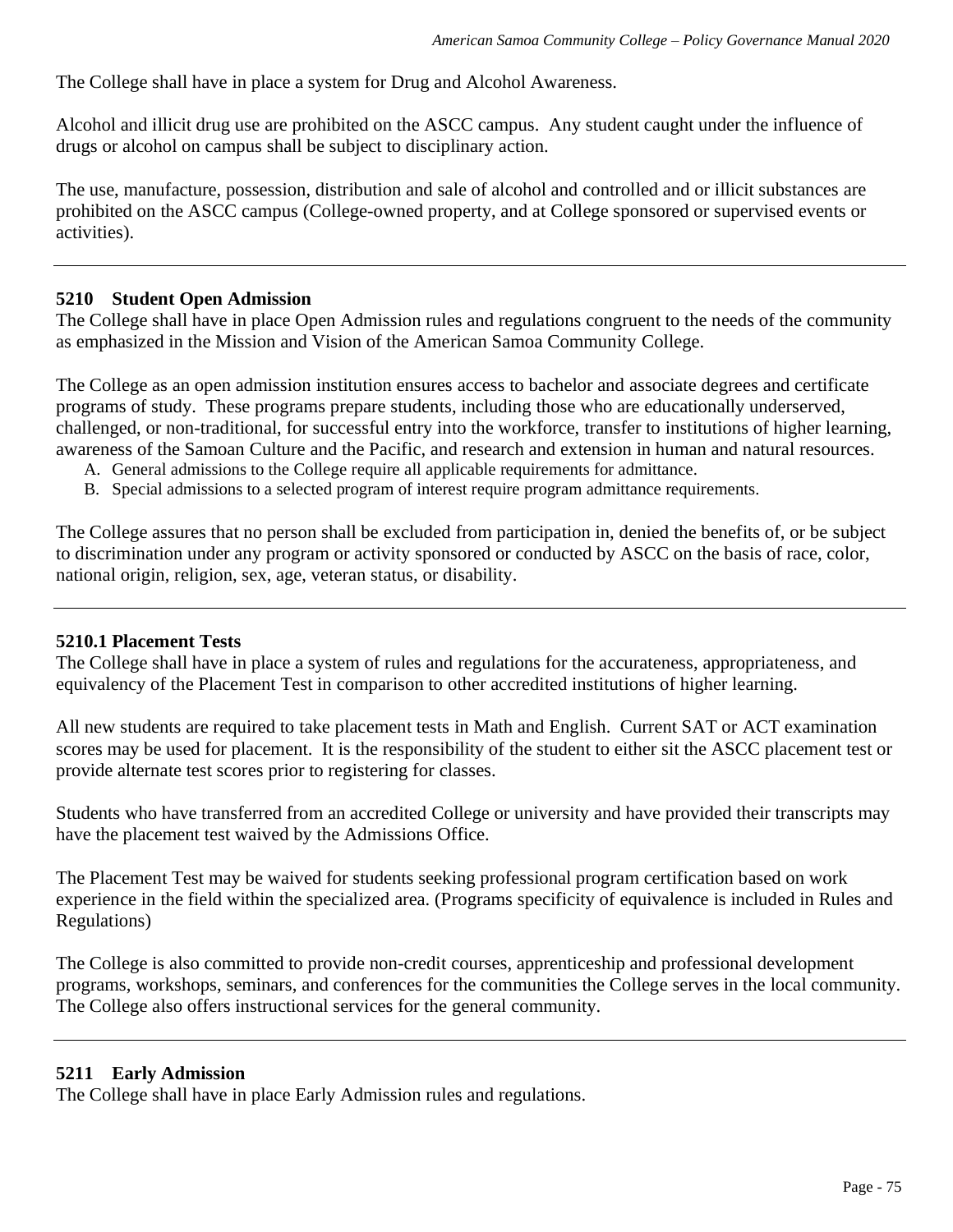The College shall have in place a system for Drug and Alcohol Awareness.

Alcohol and illicit drug use are prohibited on the ASCC campus. Any student caught under the influence of drugs or alcohol on campus shall be subject to disciplinary action.

The use, manufacture, possession, distribution and sale of alcohol and controlled and or illicit substances are prohibited on the ASCC campus (College-owned property, and at College sponsored or supervised events or activities).

---

### 5210 Student Open Admission

The College shall have in place Open Admission rules and regulations congruent to the needs of the community as emphasized in the Mission and Vision of the American Samoa Community College.

The College as an open admission institution ensures access to bachelor and associate degrees and certificate programs of study. These programs prepare students, including those who are educationally underserved, challenged, or non-traditional, for successful entry into the workforce, transfer to institutions of higher learning, awareness of the Samoan Culture and the Pacific, and research and extension in human and natural resources.

A. General admissions to the College require all applicable requirements for admittance.
B. Special admissions to a selected program of interest require program admittance requirements.

The College assures that no person shall be excluded from participation in, denied the benefits of, or be subject to discrimination under any program or activity sponsored or conducted by ASCC on the basis of race, color, national origin, religion, sex, age, veteran status, or disability.

---

### 5210.1 Placement Tests

The College shall have in place a system of rules and regulations for the accurateness, appropriateness, and equivalency of the Placement Test in comparison to other accredited institutions of higher learning.

All new students are required to take placement tests in Math and English. Current SAT or ACT examination scores may be used for placement. It is the responsibility of the student to either sit the ASCC placement test or provide alternate test scores prior to registering for classes.

Students who have transferred from an accredited College or university and have provided their transcripts may have the placement test waived by the Admissions Office.

The Placement Test may be waived for students seeking professional program certification based on work experience in the field within the specialized area. (Programs specificity of equivalence is included in Rules and Regulations)

The College is also committed to provide non-credit courses, apprenticeship and professional development programs, workshops, seminars, and conferences for the communities the College serves in the local community. The College also offers instructional services for the general community.

---

### 5211 Early Admission

The College shall have in place Early Admission rules and regulations.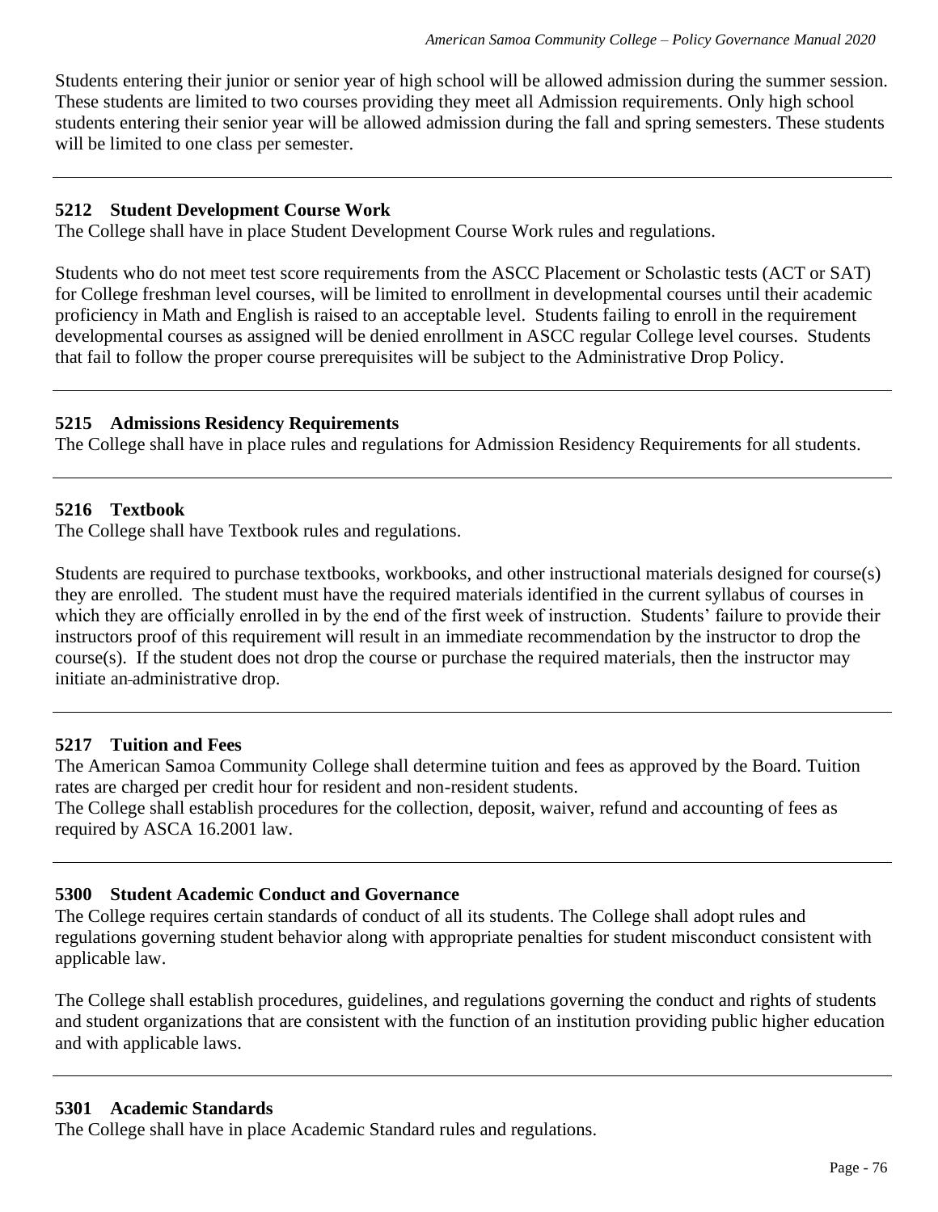Students entering their junior or senior year of high school will be allowed admission during the summer session. These students are limited to two courses providing they meet all Admission requirements. Only high school students entering their senior year will be allowed admission during the fall and spring semesters. These students will be limited to one class per semester.

---

### 5212 Student Development Course Work

The College shall have in place Student Development Course Work rules and regulations.

Students who do not meet test score requirements from the ASCC Placement or Scholastic tests (ACT or SAT) for College freshman level courses, will be limited to enrollment in developmental courses until their academic proficiency in Math and English is raised to an acceptable level. Students failing to enroll in the requirement developmental courses as assigned will be denied enrollment in ASCC regular College level courses. Students that fail to follow the proper course prerequisites will be subject to the Administrative Drop Policy.

---

### 5215 Admissions Residency Requirements

The College shall have in place rules and regulations for Admission Residency Requirements for all students.

---

### 5216 Textbook

The College shall have Textbook rules and regulations.

Students are required to purchase textbooks, workbooks, and other instructional materials designed for course(s) they are enrolled. The student must have the required materials identified in the current syllabus of courses in which they are officially enrolled in by the end of the first week of instruction. Students' failure to provide their instructors proof of this requirement will result in an immediate recommendation by the instructor to drop the course(s). If the student does not drop the course or purchase the required materials, then the instructor may initiate an administrative drop.

---

### 5217 Tuition and Fees

The American Samoa Community College shall determine tuition and fees as approved by the Board. Tuition rates are charged per credit hour for resident and non-resident students.
The College shall establish procedures for the collection, deposit, waiver, refund and accounting of fees as required by ASCA 16.2001 law.

---

### 5300 Student Academic Conduct and Governance

The College requires certain standards of conduct of all its students. The College shall adopt rules and regulations governing student behavior along with appropriate penalties for student misconduct consistent with applicable law.

The College shall establish procedures, guidelines, and regulations governing the conduct and rights of students and student organizations that are consistent with the function of an institution providing public higher education and with applicable laws.

---

### 5301 Academic Standards

The College shall have in place Academic Standard rules and regulations.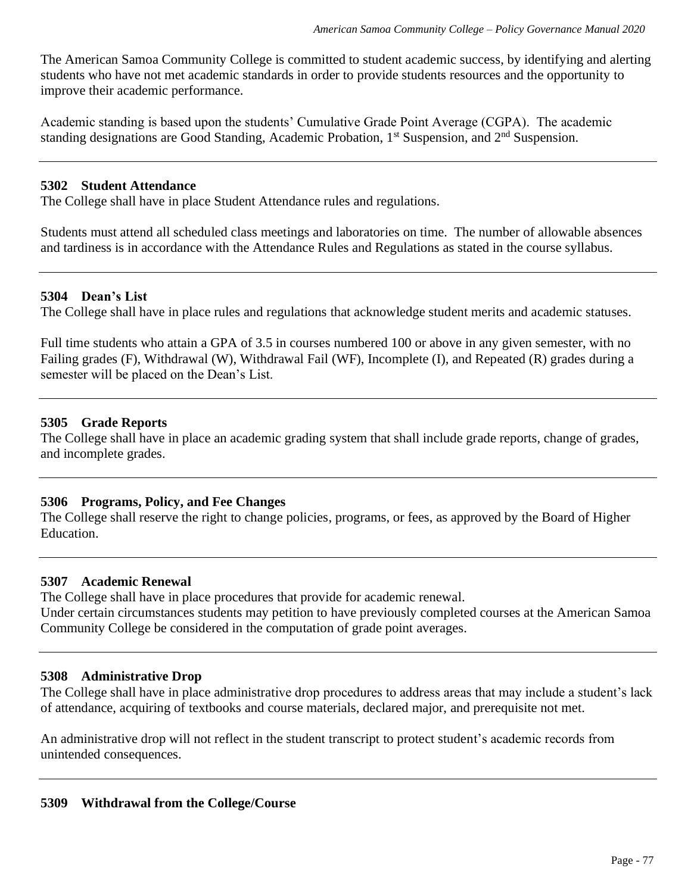The American Samoa Community College is committed to student academic success, by identifying and alerting students who have not met academic standards in order to provide students resources and the opportunity to improve their academic performance.

Academic standing is based upon the students' Cumulative Grade Point Average (CGPA). The academic standing designations are Good Standing, Academic Probation, 1st Suspension, and 2nd Suspension.

---

### 5302 Student Attendance

The College shall have in place Student Attendance rules and regulations.

Students must attend all scheduled class meetings and laboratories on time. The number of allowable absences and tardiness is in accordance with the Attendance Rules and Regulations as stated in the course syllabus.

---

### 5304 Dean's List

The College shall have in place rules and regulations that acknowledge student merits and academic statuses.

Full time students who attain a GPA of 3.5 in courses numbered 100 or above in any given semester, with no Failing grades (F), Withdrawal (W), Withdrawal Fail (WF), Incomplete (I), and Repeated (R) grades during a semester will be placed on the Dean's List.

---

### 5305 Grade Reports

The College shall have in place an academic grading system that shall include grade reports, change of grades, and incomplete grades.

---

### 5306 Programs, Policy, and Fee Changes

The College shall reserve the right to change policies, programs, or fees, as approved by the Board of Higher Education.

---

### 5307 Academic Renewal

The College shall have in place procedures that provide for academic renewal.
Under certain circumstances students may petition to have previously completed courses at the American Samoa Community College be considered in the computation of grade point averages.

---

### 5308 Administrative Drop

The College shall have in place administrative drop procedures to address areas that may include a student's lack of attendance, acquiring of textbooks and course materials, declared major, and prerequisite not met.

An administrative drop will not reflect in the student transcript to protect student's academic records from unintended consequences.

---

### 5309 Withdrawal from the College/Course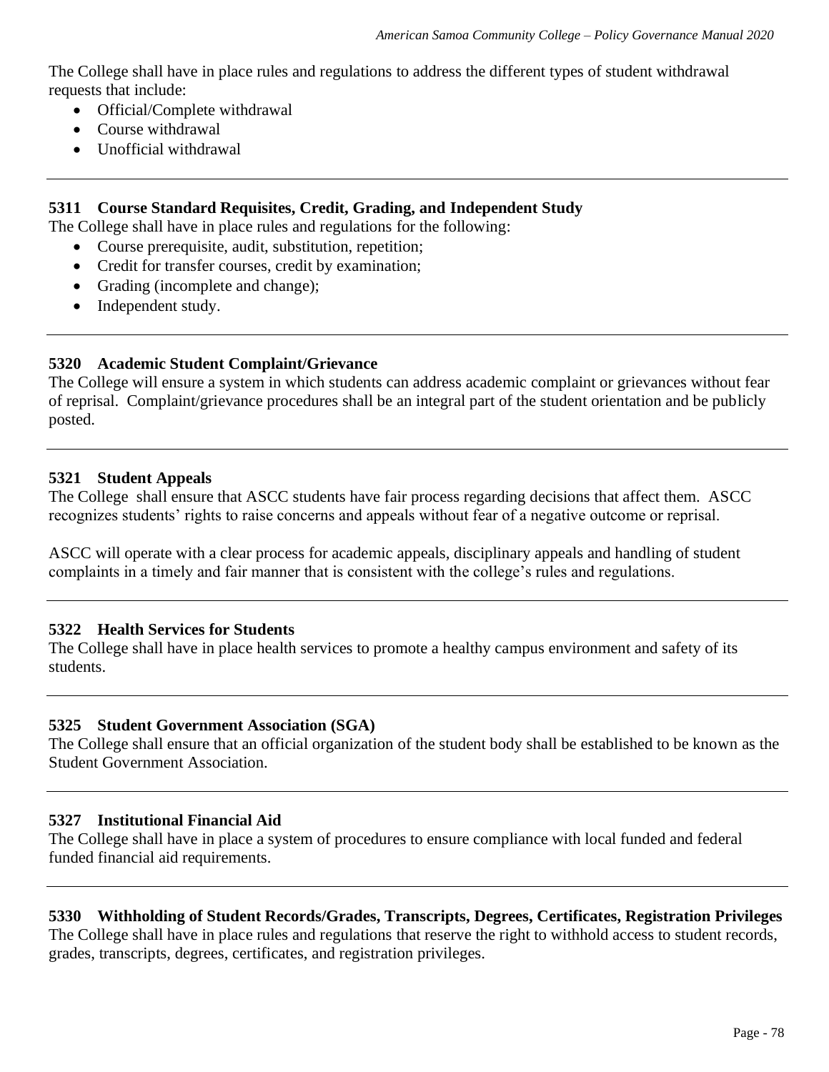The College shall have in place rules and regulations to address the different types of student withdrawal requests that include:

- Official/Complete withdrawal
- Course withdrawal
- Unofficial withdrawal

---

### 5311 Course Standard Requisites, Credit, Grading, and Independent Study

The College shall have in place rules and regulations for the following:

- Course prerequisite, audit, substitution, repetition;
- Credit for transfer courses, credit by examination;
- Grading (incomplete and change);
- Independent study.

---

### 5320 Academic Student Complaint/Grievance

The College will ensure a system in which students can address academic complaint or grievances without fear of reprisal. Complaint/grievance procedures shall be an integral part of the student orientation and be publicly posted.

---

### 5321 Student Appeals

The College shall ensure that ASCC students have fair process regarding decisions that affect them. ASCC recognizes students' rights to raise concerns and appeals without fear of a negative outcome or reprisal.

ASCC will operate with a clear process for academic appeals, disciplinary appeals and handling of student complaints in a timely and fair manner that is consistent with the college's rules and regulations.

---

### 5322 Health Services for Students

The College shall have in place health services to promote a healthy campus environment and safety of its students.

---

### 5325 Student Government Association (SGA)

The College shall ensure that an official organization of the student body shall be established to be known as the Student Government Association.

---

### 5327 Institutional Financial Aid

The College shall have in place a system of procedures to ensure compliance with local funded and federal funded financial aid requirements.

---

### 5330 Withholding of Student Records/Grades, Transcripts, Degrees, Certificates, Registration Privileges

The College shall have in place rules and regulations that reserve the right to withhold access to student records, grades, transcripts, degrees, certificates, and registration privileges.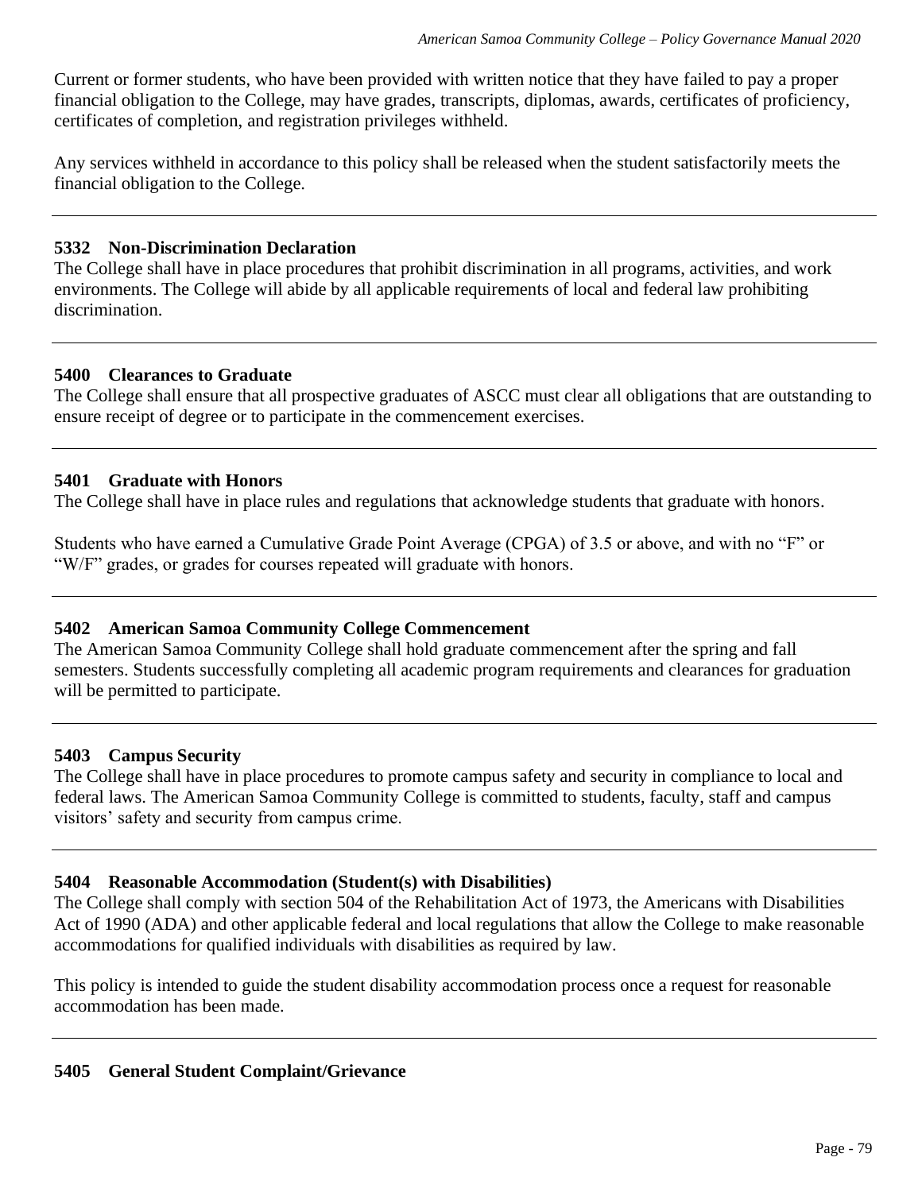Current or former students, who have been provided with written notice that they have failed to pay a proper financial obligation to the College, may have grades, transcripts, diplomas, awards, certificates of proficiency, certificates of completion, and registration privileges withheld.

Any services withheld in accordance to this policy shall be released when the student satisfactorily meets the financial obligation to the College.

---

### 5332 Non-Discrimination Declaration

The College shall have in place procedures that prohibit discrimination in all programs, activities, and work environments. The College will abide by all applicable requirements of local and federal law prohibiting discrimination.

---

### 5400 Clearances to Graduate

The College shall ensure that all prospective graduates of ASCC must clear all obligations that are outstanding to ensure receipt of degree or to participate in the commencement exercises.

---

### 5401 Graduate with Honors

The College shall have in place rules and regulations that acknowledge students that graduate with honors.

Students who have earned a Cumulative Grade Point Average (CPGA) of 3.5 or above, and with no "F" or "W/F" grades, or grades for courses repeated will graduate with honors.

---

### 5402 American Samoa Community College Commencement

The American Samoa Community College shall hold graduate commencement after the spring and fall semesters. Students successfully completing all academic program requirements and clearances for graduation will be permitted to participate.

---

### 5403 Campus Security

The College shall have in place procedures to promote campus safety and security in compliance to local and federal laws. The American Samoa Community College is committed to students, faculty, staff and campus visitors' safety and security from campus crime.

---

### 5404 Reasonable Accommodation (Student(s) with Disabilities)

The College shall comply with section 504 of the Rehabilitation Act of 1973, the Americans with Disabilities Act of 1990 (ADA) and other applicable federal and local regulations that allow the College to make reasonable accommodations for qualified individuals with disabilities as required by law.

This policy is intended to guide the student disability accommodation process once a request for reasonable accommodation has been made.

---

### 5405 General Student Complaint/Grievance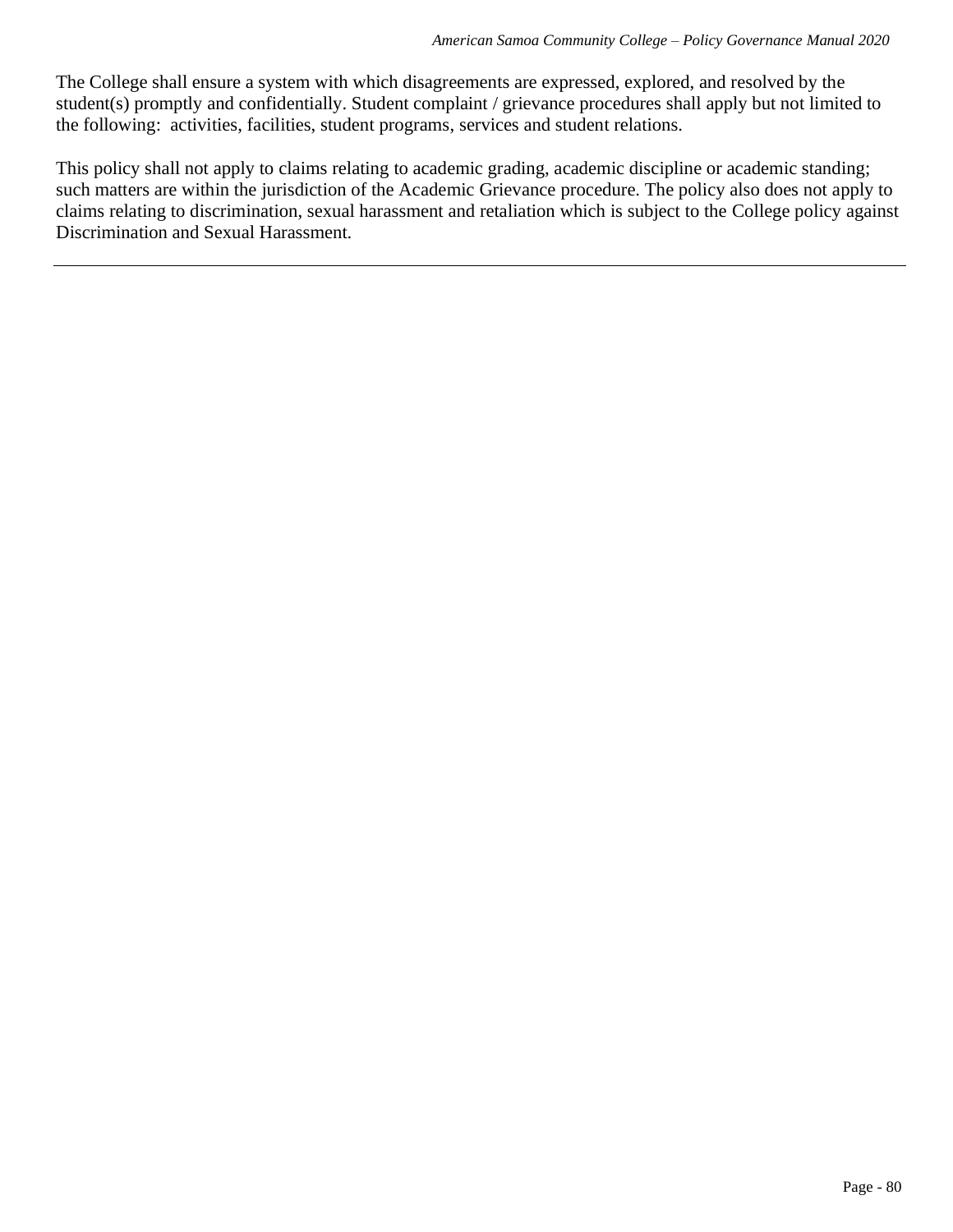The College shall ensure a system with which disagreements are expressed, explored, and resolved by the student(s) promptly and confidentially. Student complaint / grievance procedures shall apply but not limited to the following: activities, facilities, student programs, services and student relations.

This policy shall not apply to claims relating to academic grading, academic discipline or academic standing; such matters are within the jurisdiction of the Academic Grievance procedure. The policy also does not apply to claims relating to discrimination, sexual harassment and retaliation which is subject to the College policy against Discrimination and Sexual Harassment.

---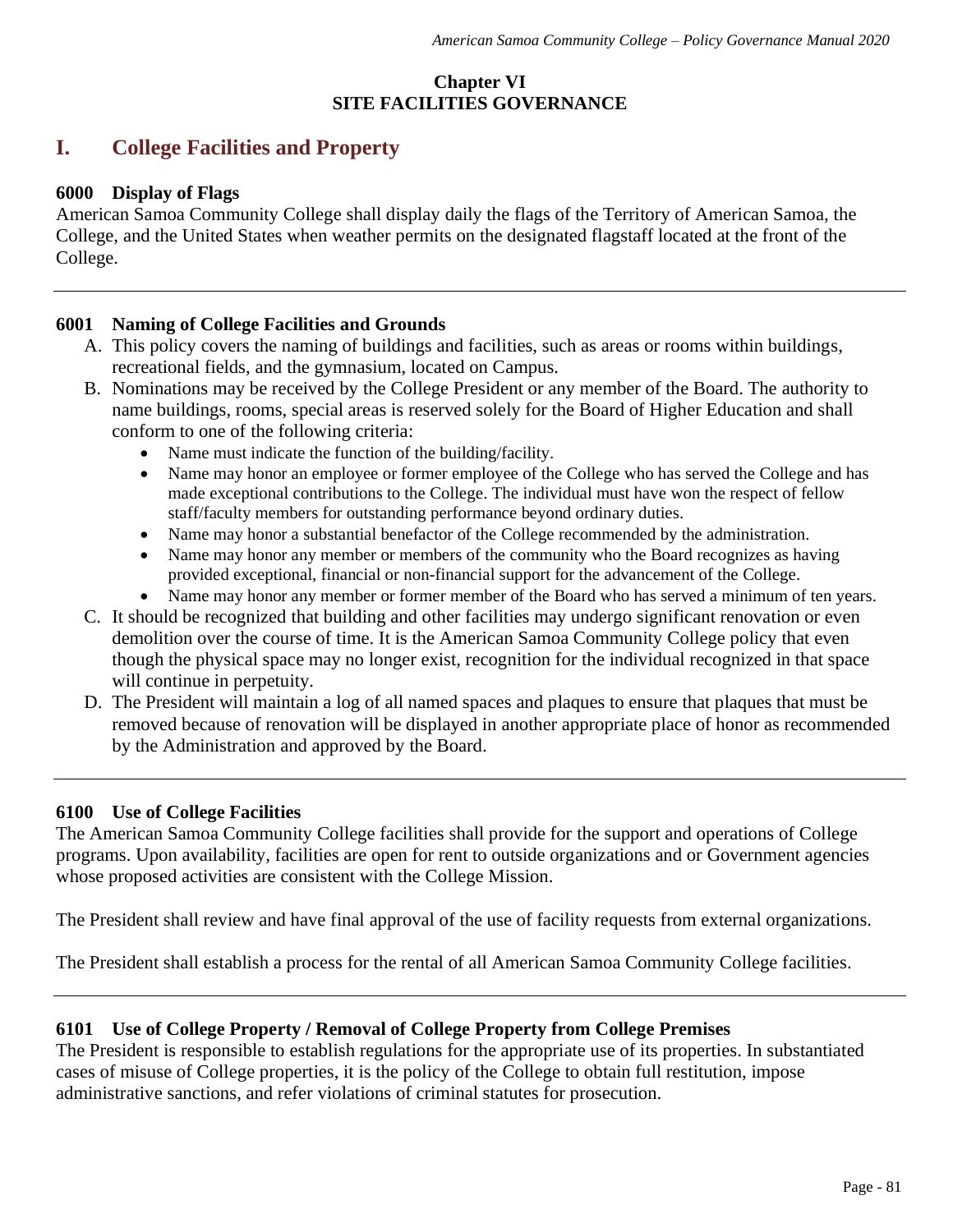## Chapter VI
## SITE FACILITIES GOVERNANCE

# I. College Facilities and Property

### 6000 Display of Flags

American Samoa Community College shall display daily the flags of the Territory of American Samoa, the College, and the United States when weather permits on the designated flagstaff located at the front of the College.

---

### 6001 Naming of College Facilities and Grounds

A. This policy covers the naming of buildings and facilities, such as areas or rooms within buildings, recreational fields, and the gymnasium, located on Campus.

B. Nominations may be received by the College President or any member of the Board. The authority to name buildings, rooms, special areas is reserved solely for the Board of Higher Education and shall conform to one of the following criteria:
   - Name must indicate the function of the building/facility.
   - Name may honor an employee or former employee of the College who has served the College and has made exceptional contributions to the College. The individual must have won the respect of fellow staff/faculty members for outstanding performance beyond ordinary duties.
   - Name may honor a substantial benefactor of the College recommended by the administration.
   - Name may honor any member or members of the community who the Board recognizes as having provided exceptional, financial or non-financial support for the advancement of the College.
   - Name may honor any member or former member of the Board who has served a minimum of ten years.

C. It should be recognized that building and other facilities may undergo significant renovation or even demolition over the course of time. It is the American Samoa Community College policy that even though the physical space may no longer exist, recognition for the individual recognized in that space will continue in perpetuity.

D. The President will maintain a log of all named spaces and plaques to ensure that plaques that must be removed because of renovation will be displayed in another appropriate place of honor as recommended by the Administration and approved by the Board.

---

### 6100 Use of College Facilities

The American Samoa Community College facilities shall provide for the support and operations of College programs. Upon availability, facilities are open for rent to outside organizations and or Government agencies whose proposed activities are consistent with the College Mission.

The President shall review and have final approval of the use of facility requests from external organizations.

The President shall establish a process for the rental of all American Samoa Community College facilities.

---

### 6101 Use of College Property / Removal of College Property from College Premises

The President is responsible to establish regulations for the appropriate use of its properties. In substantiated cases of misuse of College properties, it is the policy of the College to obtain full restitution, impose administrative sanctions, and refer violations of criminal statutes for prosecution.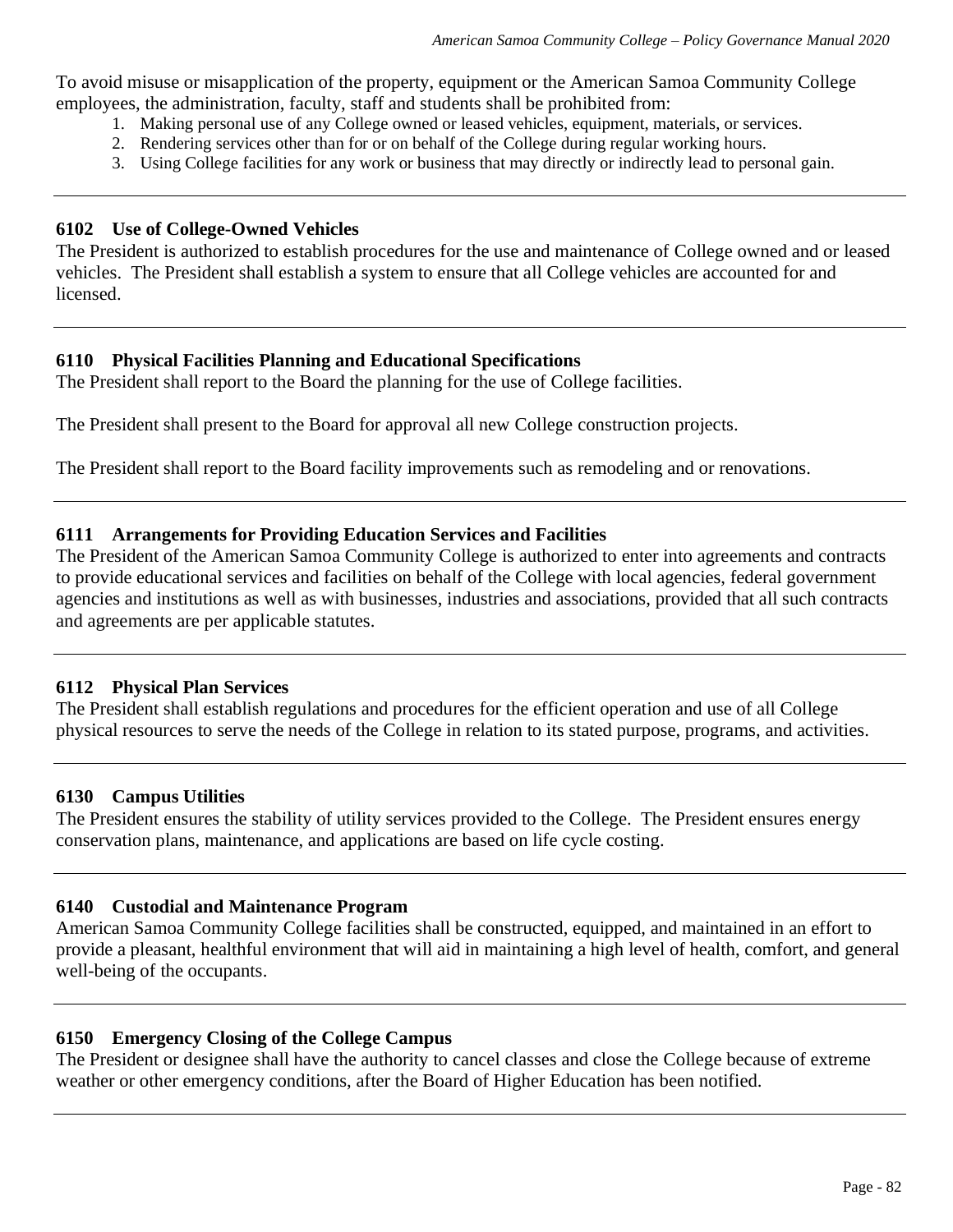To avoid misuse or misapplication of the property, equipment or the American Samoa Community College employees, the administration, faculty, staff and students shall be prohibited from:

1. Making personal use of any College owned or leased vehicles, equipment, materials, or services.
2. Rendering services other than for or on behalf of the College during regular working hours.
3. Using College facilities for any work or business that may directly or indirectly lead to personal gain.

---

### 6102 Use of College-Owned Vehicles

The President is authorized to establish procedures for the use and maintenance of College owned and or leased vehicles. The President shall establish a system to ensure that all College vehicles are accounted for and licensed.

---

### 6110 Physical Facilities Planning and Educational Specifications

The President shall report to the Board the planning for the use of College facilities.

The President shall present to the Board for approval all new College construction projects.

The President shall report to the Board facility improvements such as remodeling and or renovations.

---

### 6111 Arrangements for Providing Education Services and Facilities

The President of the American Samoa Community College is authorized to enter into agreements and contracts to provide educational services and facilities on behalf of the College with local agencies, federal government agencies and institutions as well as with businesses, industries and associations, provided that all such contracts and agreements are per applicable statutes.

---

### 6112 Physical Plan Services

The President shall establish regulations and procedures for the efficient operation and use of all College physical resources to serve the needs of the College in relation to its stated purpose, programs, and activities.

---

### 6130 Campus Utilities

The President ensures the stability of utility services provided to the College. The President ensures energy conservation plans, maintenance, and applications are based on life cycle costing.

---

### 6140 Custodial and Maintenance Program

American Samoa Community College facilities shall be constructed, equipped, and maintained in an effort to provide a pleasant, healthful environment that will aid in maintaining a high level of health, comfort, and general well-being of the occupants.

---

### 6150 Emergency Closing of the College Campus

The President or designee shall have the authority to cancel classes and close the College because of extreme weather or other emergency conditions, after the Board of Higher Education has been notified.

---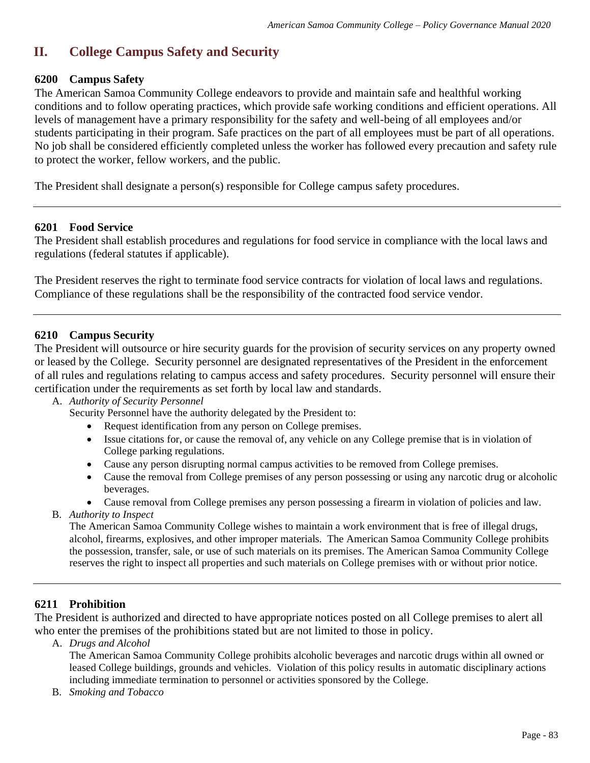## II. College Campus Safety and Security

### 6200 Campus Safety

The American Samoa Community College endeavors to provide and maintain safe and healthful working conditions and to follow operating practices, which provide safe working conditions and efficient operations. All levels of management have a primary responsibility for the safety and well-being of all employees and/or students participating in their program. Safe practices on the part of all employees must be part of all operations. No job shall be considered efficiently completed unless the worker has followed every precaution and safety rule to protect the worker, fellow workers, and the public.

The President shall designate a person(s) responsible for College campus safety procedures.

---

### 6201 Food Service

The President shall establish procedures and regulations for food service in compliance with the local laws and regulations (federal statutes if applicable).

The President reserves the right to terminate food service contracts for violation of local laws and regulations. Compliance of these regulations shall be the responsibility of the contracted food service vendor.

---

### 6210 Campus Security

The President will outsource or hire security guards for the provision of security services on any property owned or leased by the College. Security personnel are designated representatives of the President in the enforcement of all rules and regulations relating to campus access and safety procedures. Security personnel will ensure their certification under the requirements as set forth by local law and standards.

A. *Authority of Security Personnel*

Security Personnel have the authority delegated by the President to:

- Request identification from any person on College premises.
- Issue citations for, or cause the removal of, any vehicle on any College premise that is in violation of College parking regulations.
- Cause any person disrupting normal campus activities to be removed from College premises.
- Cause the removal from College premises of any person possessing or using any narcotic drug or alcoholic beverages.
- Cause removal from College premises any person possessing a firearm in violation of policies and law.

B. *Authority to Inspect*

The American Samoa Community College wishes to maintain a work environment that is free of illegal drugs, alcohol, firearms, explosives, and other improper materials. The American Samoa Community College prohibits the possession, transfer, sale, or use of such materials on its premises. The American Samoa Community College reserves the right to inspect all properties and such materials on College premises with or without prior notice.

---

### 6211 Prohibition

The President is authorized and directed to have appropriate notices posted on all College premises to alert all who enter the premises of the prohibitions stated but are not limited to those in policy.

A. *Drugs and Alcohol*

The American Samoa Community College prohibits alcoholic beverages and narcotic drugs within all owned or leased College buildings, grounds and vehicles. Violation of this policy results in automatic disciplinary actions including immediate termination to personnel or activities sponsored by the College.

B. *Smoking and Tobacco*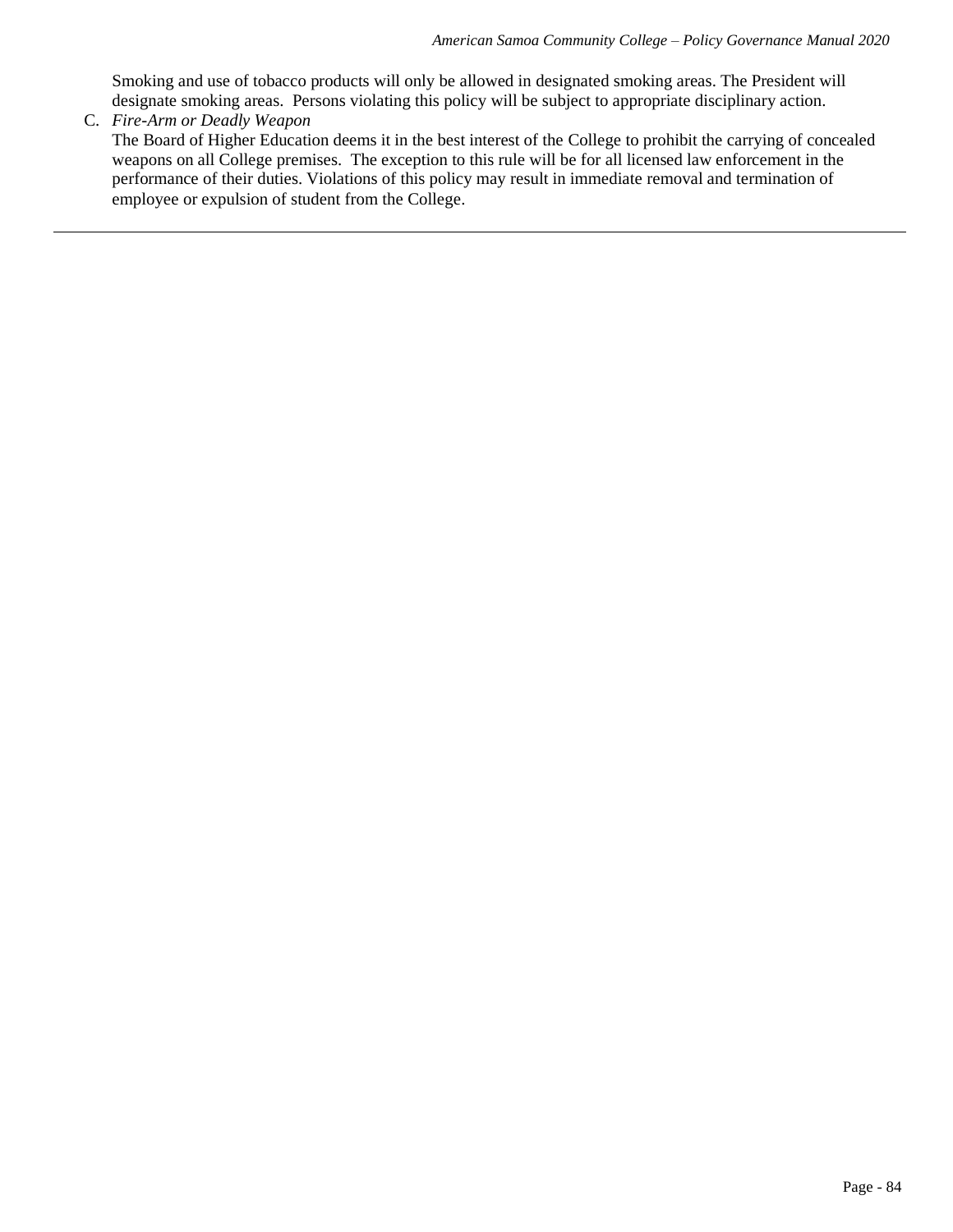Smoking and use of tobacco products will only be allowed in designated smoking areas. The President will designate smoking areas. Persons violating this policy will be subject to appropriate disciplinary action.

C. *Fire-Arm or Deadly Weapon*

   The Board of Higher Education deems it in the best interest of the College to prohibit the carrying of concealed weapons on all College premises. The exception to this rule will be for all licensed law enforcement in the performance of their duties. Violations of this policy may result in immediate removal and termination of employee or expulsion of student from the College.

---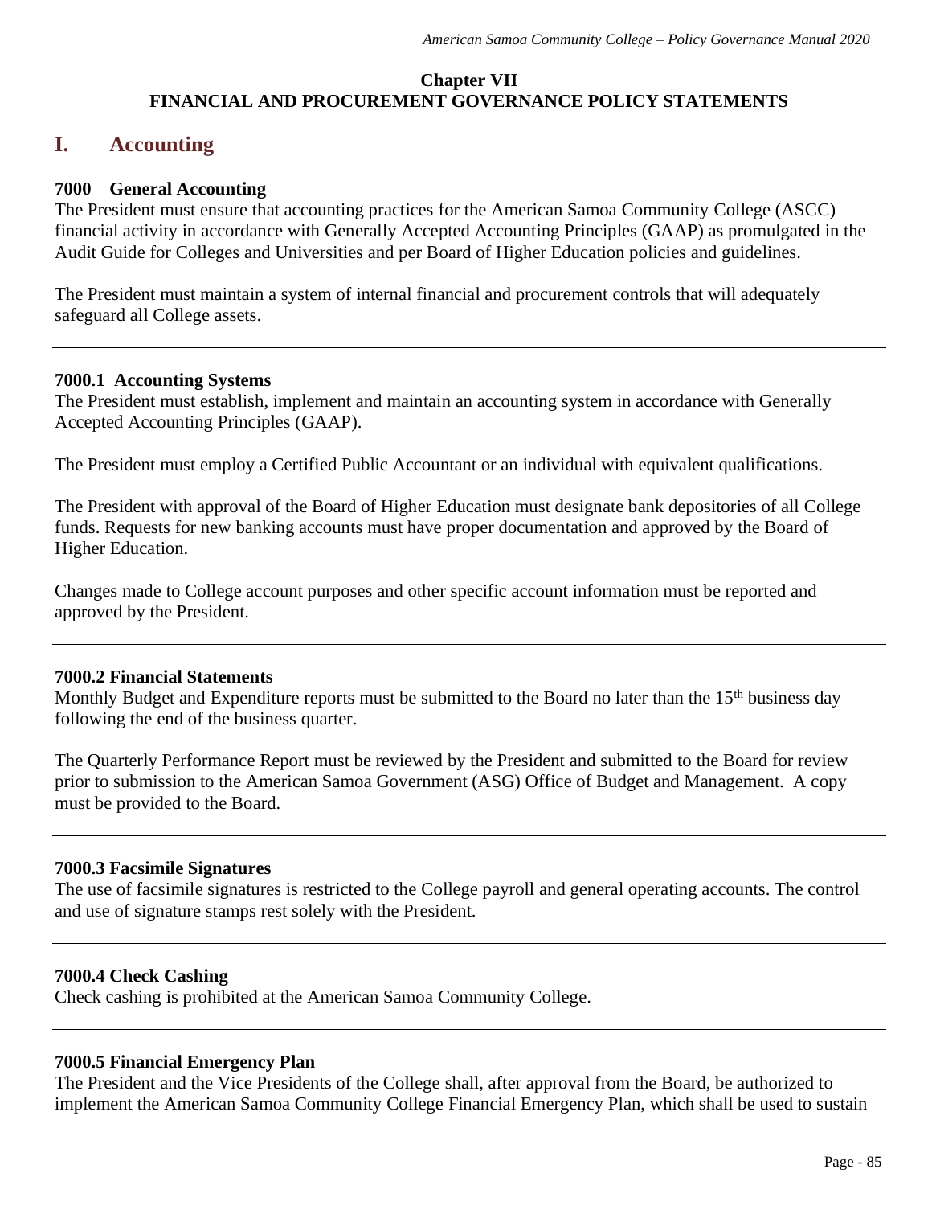**Chapter VII**
**FINANCIAL AND PROCUREMENT GOVERNANCE POLICY STATEMENTS**

## I. Accounting

### 7000 General Accounting

The President must ensure that accounting practices for the American Samoa Community College (ASCC) financial activity in accordance with Generally Accepted Accounting Principles (GAAP) as promulgated in the Audit Guide for Colleges and Universities and per Board of Higher Education policies and guidelines.

The President must maintain a system of internal financial and procurement controls that will adequately safeguard all College assets.

---

### 7000.1 Accounting Systems

The President must establish, implement and maintain an accounting system in accordance with Generally Accepted Accounting Principles (GAAP).

The President must employ a Certified Public Accountant or an individual with equivalent qualifications.

The President with approval of the Board of Higher Education must designate bank depositories of all College funds. Requests for new banking accounts must have proper documentation and approved by the Board of Higher Education.

Changes made to College account purposes and other specific account information must be reported and approved by the President.

---

### 7000.2 Financial Statements

Monthly Budget and Expenditure reports must be submitted to the Board no later than the 15th business day following the end of the business quarter.

The Quarterly Performance Report must be reviewed by the President and submitted to the Board for review prior to submission to the American Samoa Government (ASG) Office of Budget and Management. A copy must be provided to the Board.

---

### 7000.3 Facsimile Signatures

The use of facsimile signatures is restricted to the College payroll and general operating accounts. The control and use of signature stamps rest solely with the President.

---

### 7000.4 Check Cashing

Check cashing is prohibited at the American Samoa Community College.

---

### 7000.5 Financial Emergency Plan

The President and the Vice Presidents of the College shall, after approval from the Board, be authorized to implement the American Samoa Community College Financial Emergency Plan, which shall be used to sustain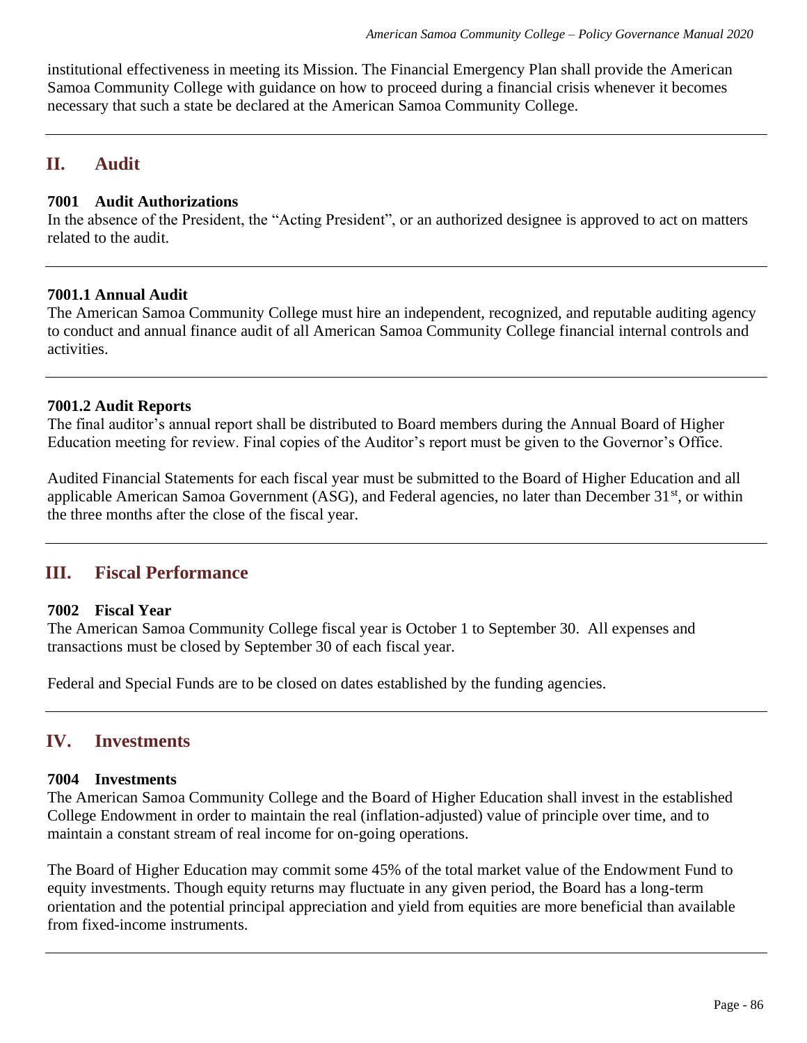institutional effectiveness in meeting its Mission. The Financial Emergency Plan shall provide the American Samoa Community College with guidance on how to proceed during a financial crisis whenever it becomes necessary that such a state be declared at the American Samoa Community College.

---

## II. Audit

### 7001 Audit Authorizations

In the absence of the President, the "Acting President", or an authorized designee is approved to act on matters related to the audit.

---

### 7001.1 Annual Audit

The American Samoa Community College must hire an independent, recognized, and reputable auditing agency to conduct and annual finance audit of all American Samoa Community College financial internal controls and activities.

---

### 7001.2 Audit Reports

The final auditor's annual report shall be distributed to Board members during the Annual Board of Higher Education meeting for review. Final copies of the Auditor's report must be given to the Governor's Office.

Audited Financial Statements for each fiscal year must be submitted to the Board of Higher Education and all applicable American Samoa Government (ASG), and Federal agencies, no later than December 31st, or within the three months after the close of the fiscal year.

---

## III. Fiscal Performance

### 7002 Fiscal Year

The American Samoa Community College fiscal year is October 1 to September 30. All expenses and transactions must be closed by September 30 of each fiscal year.

Federal and Special Funds are to be closed on dates established by the funding agencies.

---

## IV. Investments

### 7004 Investments

The American Samoa Community College and the Board of Higher Education shall invest in the established College Endowment in order to maintain the real (inflation-adjusted) value of principle over time, and to maintain a constant stream of real income for on-going operations.

The Board of Higher Education may commit some 45% of the total market value of the Endowment Fund to equity investments. Though equity returns may fluctuate in any given period, the Board has a long-term orientation and the potential principal appreciation and yield from equities are more beneficial than available from fixed-income instruments.

---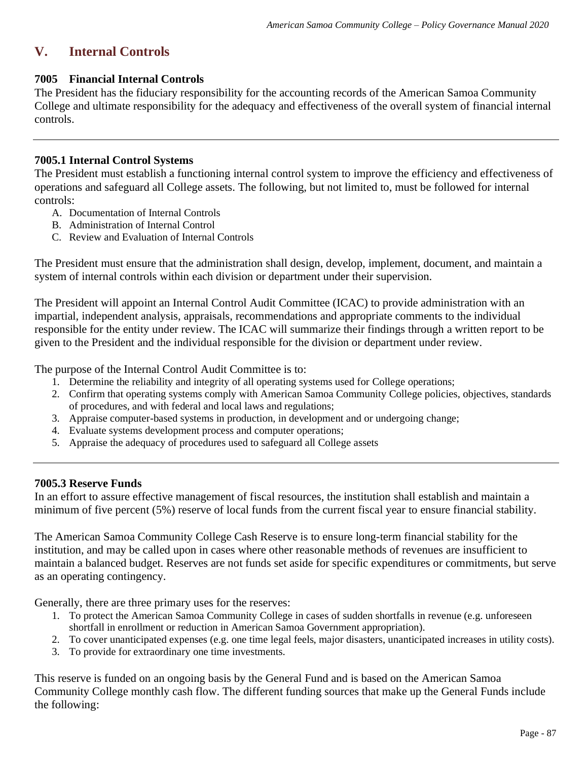## V. Internal Controls

### 7005 Financial Internal Controls

The President has the fiduciary responsibility for the accounting records of the American Samoa Community College and ultimate responsibility for the adequacy and effectiveness of the overall system of financial internal controls.

---

### 7005.1 Internal Control Systems

The President must establish a functioning internal control system to improve the efficiency and effectiveness of operations and safeguard all College assets. The following, but not limited to, must be followed for internal controls:

A. Documentation of Internal Controls
B. Administration of Internal Control
C. Review and Evaluation of Internal Controls

The President must ensure that the administration shall design, develop, implement, document, and maintain a system of internal controls within each division or department under their supervision.

The President will appoint an Internal Control Audit Committee (ICAC) to provide administration with an impartial, independent analysis, appraisals, recommendations and appropriate comments to the individual responsible for the entity under review. The ICAC will summarize their findings through a written report to be given to the President and the individual responsible for the division or department under review.

The purpose of the Internal Control Audit Committee is to:

1. Determine the reliability and integrity of all operating systems used for College operations;
2. Confirm that operating systems comply with American Samoa Community College policies, objectives, standards of procedures, and with federal and local laws and regulations;
3. Appraise computer-based systems in production, in development and or undergoing change;
4. Evaluate systems development process and computer operations;
5. Appraise the adequacy of procedures used to safeguard all College assets

---

### 7005.3 Reserve Funds

In an effort to assure effective management of fiscal resources, the institution shall establish and maintain a minimum of five percent (5%) reserve of local funds from the current fiscal year to ensure financial stability.

The American Samoa Community College Cash Reserve is to ensure long-term financial stability for the institution, and may be called upon in cases where other reasonable methods of revenues are insufficient to maintain a balanced budget. Reserves are not funds set aside for specific expenditures or commitments, but serve as an operating contingency.

Generally, there are three primary uses for the reserves:

1. To protect the American Samoa Community College in cases of sudden shortfalls in revenue (e.g. unforeseen shortfall in enrollment or reduction in American Samoa Government appropriation).
2. To cover unanticipated expenses (e.g. one time legal feels, major disasters, unanticipated increases in utility costs).
3. To provide for extraordinary one time investments.

This reserve is funded on an ongoing basis by the General Fund and is based on the American Samoa Community College monthly cash flow. The different funding sources that make up the General Funds include the following: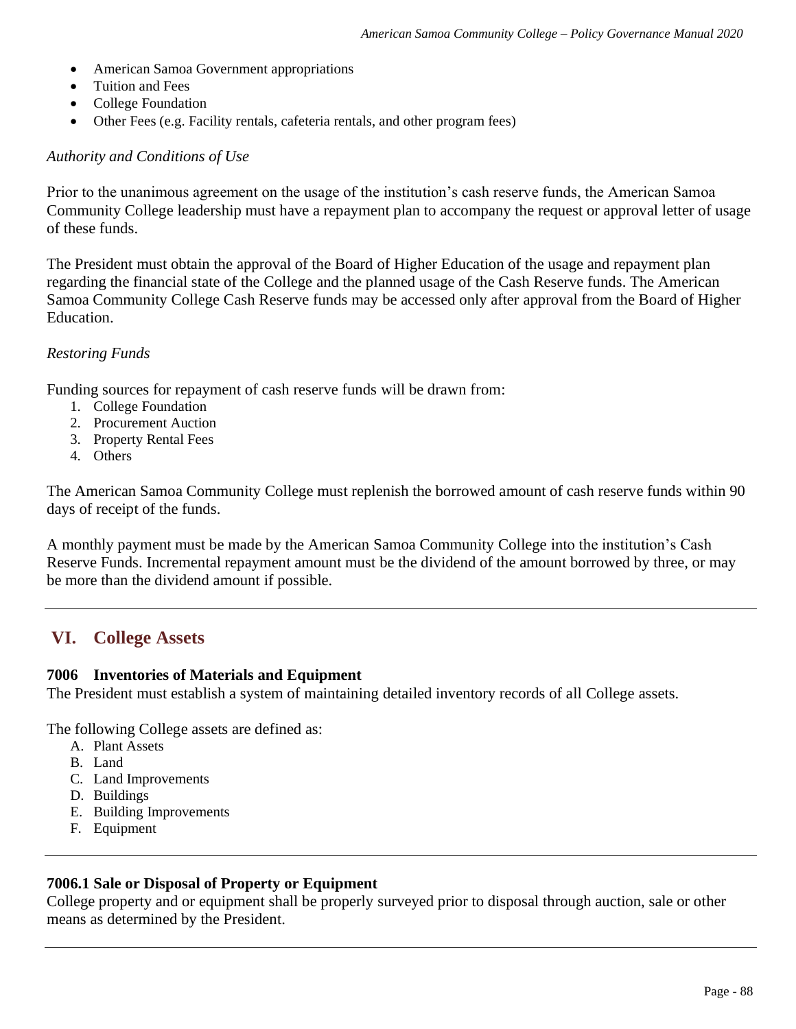- American Samoa Government appropriations
- Tuition and Fees
- College Foundation
- Other Fees (e.g. Facility rentals, cafeteria rentals, and other program fees)

*Authority and Conditions of Use*

Prior to the unanimous agreement on the usage of the institution's cash reserve funds, the American Samoa Community College leadership must have a repayment plan to accompany the request or approval letter of usage of these funds.

The President must obtain the approval of the Board of Higher Education of the usage and repayment plan regarding the financial state of the College and the planned usage of the Cash Reserve funds. The American Samoa Community College Cash Reserve funds may be accessed only after approval from the Board of Higher Education.

*Restoring Funds*

Funding sources for repayment of cash reserve funds will be drawn from:

1. College Foundation
2. Procurement Auction
3. Property Rental Fees
4. Others

The American Samoa Community College must replenish the borrowed amount of cash reserve funds within 90 days of receipt of the funds.

A monthly payment must be made by the American Samoa Community College into the institution's Cash Reserve Funds. Incremental repayment amount must be the dividend of the amount borrowed by three, or may be more than the dividend amount if possible.

---

## VI. College Assets

### 7006 Inventories of Materials and Equipment

The President must establish a system of maintaining detailed inventory records of all College assets.

The following College assets are defined as:

A. Plant Assets
B. Land
C. Land Improvements
D. Buildings
E. Building Improvements
F. Equipment

---

### 7006.1 Sale or Disposal of Property or Equipment

College property and or equipment shall be properly surveyed prior to disposal through auction, sale or other means as determined by the President.

---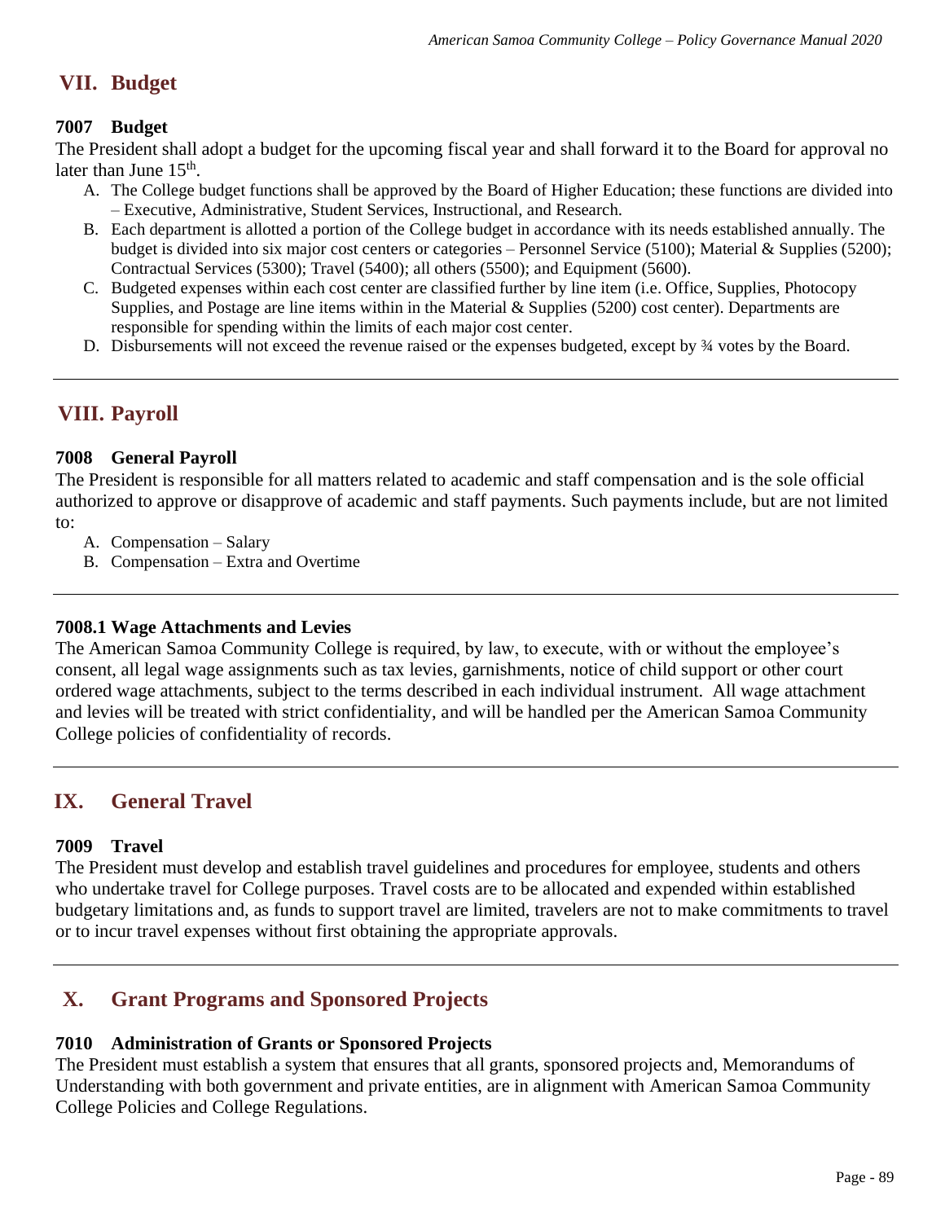## VII. Budget

### 7007 Budget

The President shall adopt a budget for the upcoming fiscal year and shall forward it to the Board for approval no later than June 15th.

A. The College budget functions shall be approved by the Board of Higher Education; these functions are divided into – Executive, Administrative, Student Services, Instructional, and Research.
B. Each department is allotted a portion of the College budget in accordance with its needs established annually. The budget is divided into six major cost centers or categories – Personnel Service (5100); Material & Supplies (5200); Contractual Services (5300); Travel (5400); all others (5500); and Equipment (5600).
C. Budgeted expenses within each cost center are classified further by line item (i.e. Office, Supplies, Photocopy Supplies, and Postage are line items within in the Material & Supplies (5200) cost center). Departments are responsible for spending within the limits of each major cost center.
D. Disbursements will not exceed the revenue raised or the expenses budgeted, except by ¾ votes by the Board.

---

## VIII. Payroll

### 7008 General Payroll

The President is responsible for all matters related to academic and staff compensation and is the sole official authorized to approve or disapprove of academic and staff payments. Such payments include, but are not limited to:

A. Compensation – Salary
B. Compensation – Extra and Overtime

---

### 7008.1 Wage Attachments and Levies

The American Samoa Community College is required, by law, to execute, with or without the employee's consent, all legal wage assignments such as tax levies, garnishments, notice of child support or other court ordered wage attachments, subject to the terms described in each individual instrument. All wage attachment and levies will be treated with strict confidentiality, and will be handled per the American Samoa Community College policies of confidentiality of records.

---

## IX. General Travel

### 7009 Travel

The President must develop and establish travel guidelines and procedures for employee, students and others who undertake travel for College purposes. Travel costs are to be allocated and expended within established budgetary limitations and, as funds to support travel are limited, travelers are not to make commitments to travel or to incur travel expenses without first obtaining the appropriate approvals.

---

## X. Grant Programs and Sponsored Projects

### 7010 Administration of Grants or Sponsored Projects

The President must establish a system that ensures that all grants, sponsored projects and, Memorandums of Understanding with both government and private entities, are in alignment with American Samoa Community College Policies and College Regulations.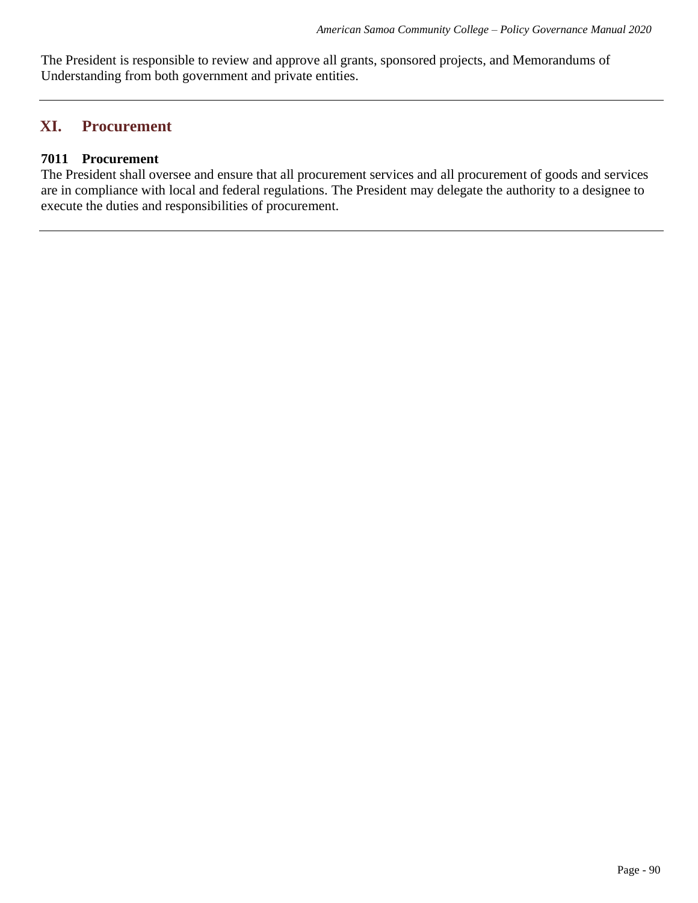The President is responsible to review and approve all grants, sponsored projects, and Memorandums of Understanding from both government and private entities.

---

## XI. Procurement

### 7011 Procurement

The President shall oversee and ensure that all procurement services and all procurement of goods and services are in compliance with local and federal regulations. The President may delegate the authority to a designee to execute the duties and responsibilities of procurement.

---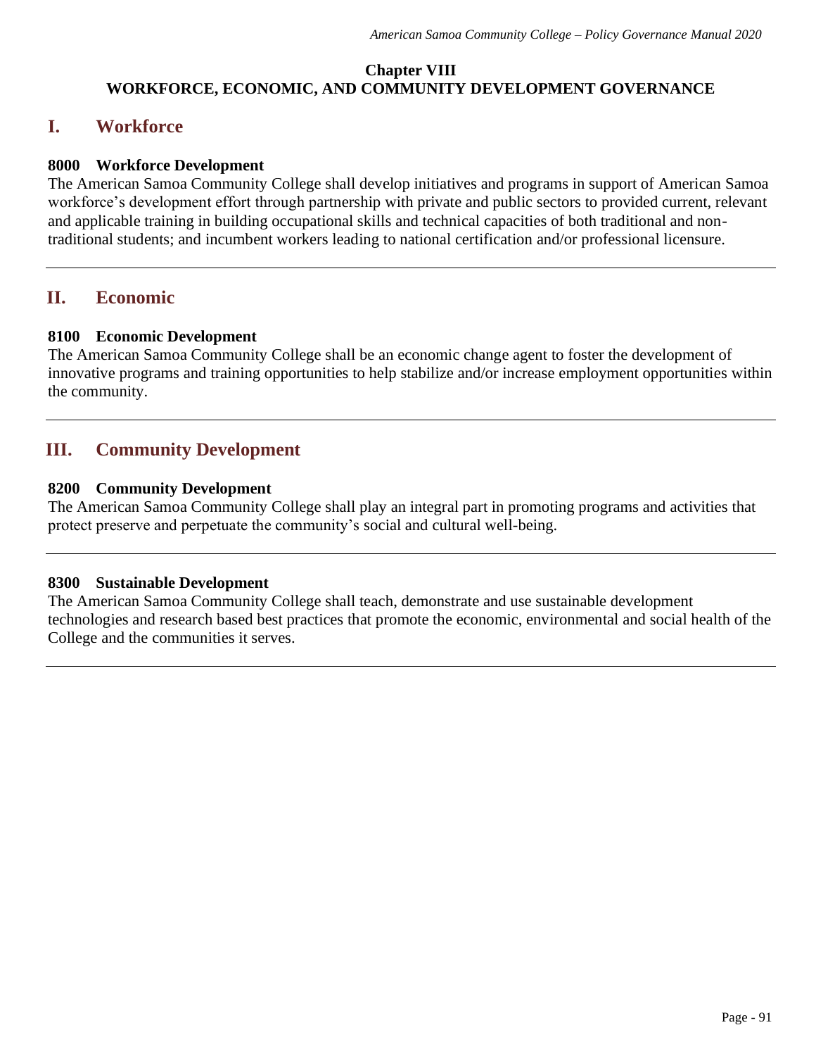**Chapter VIII**
**WORKFORCE, ECONOMIC, AND COMMUNITY DEVELOPMENT GOVERNANCE**

## I. Workforce

### 8000 Workforce Development

The American Samoa Community College shall develop initiatives and programs in support of American Samoa workforce's development effort through partnership with private and public sectors to provided current, relevant and applicable training in building occupational skills and technical capacities of both traditional and non-traditional students; and incumbent workers leading to national certification and/or professional licensure.

---

## II. Economic

### 8100 Economic Development

The American Samoa Community College shall be an economic change agent to foster the development of innovative programs and training opportunities to help stabilize and/or increase employment opportunities within the community.

---

## III. Community Development

### 8200 Community Development

The American Samoa Community College shall play an integral part in promoting programs and activities that protect preserve and perpetuate the community's social and cultural well-being.

---

### 8300 Sustainable Development

The American Samoa Community College shall teach, demonstrate and use sustainable development technologies and research based best practices that promote the economic, environmental and social health of the College and the communities it serves.

---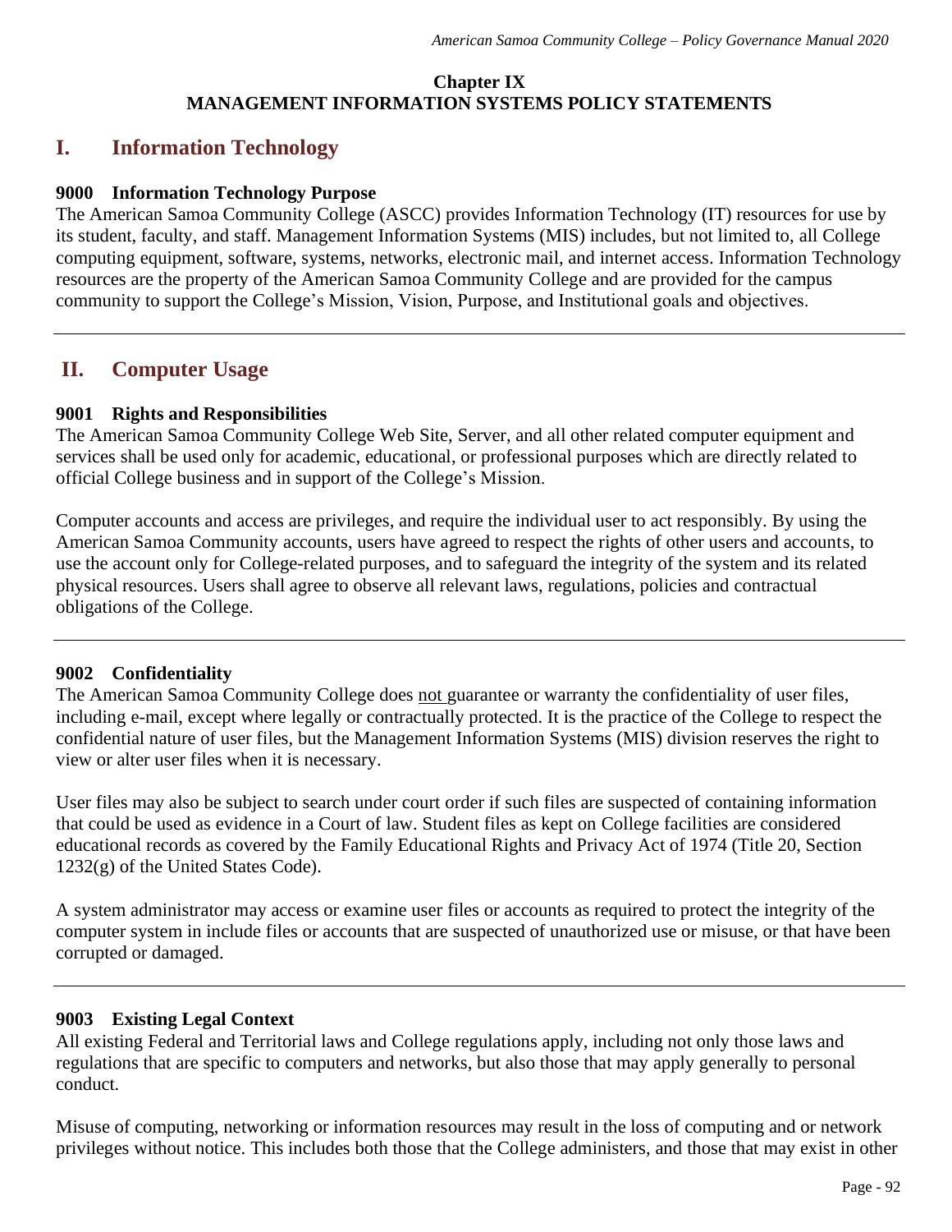**Chapter IX**
**MANAGEMENT INFORMATION SYSTEMS POLICY STATEMENTS**

## I. Information Technology

### 9000 Information Technology Purpose

The American Samoa Community College (ASCC) provides Information Technology (IT) resources for use by its student, faculty, and staff. Management Information Systems (MIS) includes, but not limited to, all College computing equipment, software, systems, networks, electronic mail, and internet access. Information Technology resources are the property of the American Samoa Community College and are provided for the campus community to support the College's Mission, Vision, Purpose, and Institutional goals and objectives.

---

## II. Computer Usage

### 9001 Rights and Responsibilities

The American Samoa Community College Web Site, Server, and all other related computer equipment and services shall be used only for academic, educational, or professional purposes which are directly related to official College business and in support of the College's Mission.

Computer accounts and access are privileges, and require the individual user to act responsibly. By using the American Samoa Community accounts, users have agreed to respect the rights of other users and accounts, to use the account only for College-related purposes, and to safeguard the integrity of the system and its related physical resources. Users shall agree to observe all relevant laws, regulations, policies and contractual obligations of the College.

---

### 9002 Confidentiality

The American Samoa Community College does <u>not</u> guarantee or warranty the confidentiality of user files, including e-mail, except where legally or contractually protected. It is the practice of the College to respect the confidential nature of user files, but the Management Information Systems (MIS) division reserves the right to view or alter user files when it is necessary.

User files may also be subject to search under court order if such files are suspected of containing information that could be used as evidence in a Court of law. Student files as kept on College facilities are considered educational records as covered by the Family Educational Rights and Privacy Act of 1974 (Title 20, Section 1232(g) of the United States Code).

A system administrator may access or examine user files or accounts as required to protect the integrity of the computer system in include files or accounts that are suspected of unauthorized use or misuse, or that have been corrupted or damaged.

---

### 9003 Existing Legal Context

All existing Federal and Territorial laws and College regulations apply, including not only those laws and regulations that are specific to computers and networks, but also those that may apply generally to personal conduct.

Misuse of computing, networking or information resources may result in the loss of computing and or network privileges without notice. This includes both those that the College administers, and those that may exist in other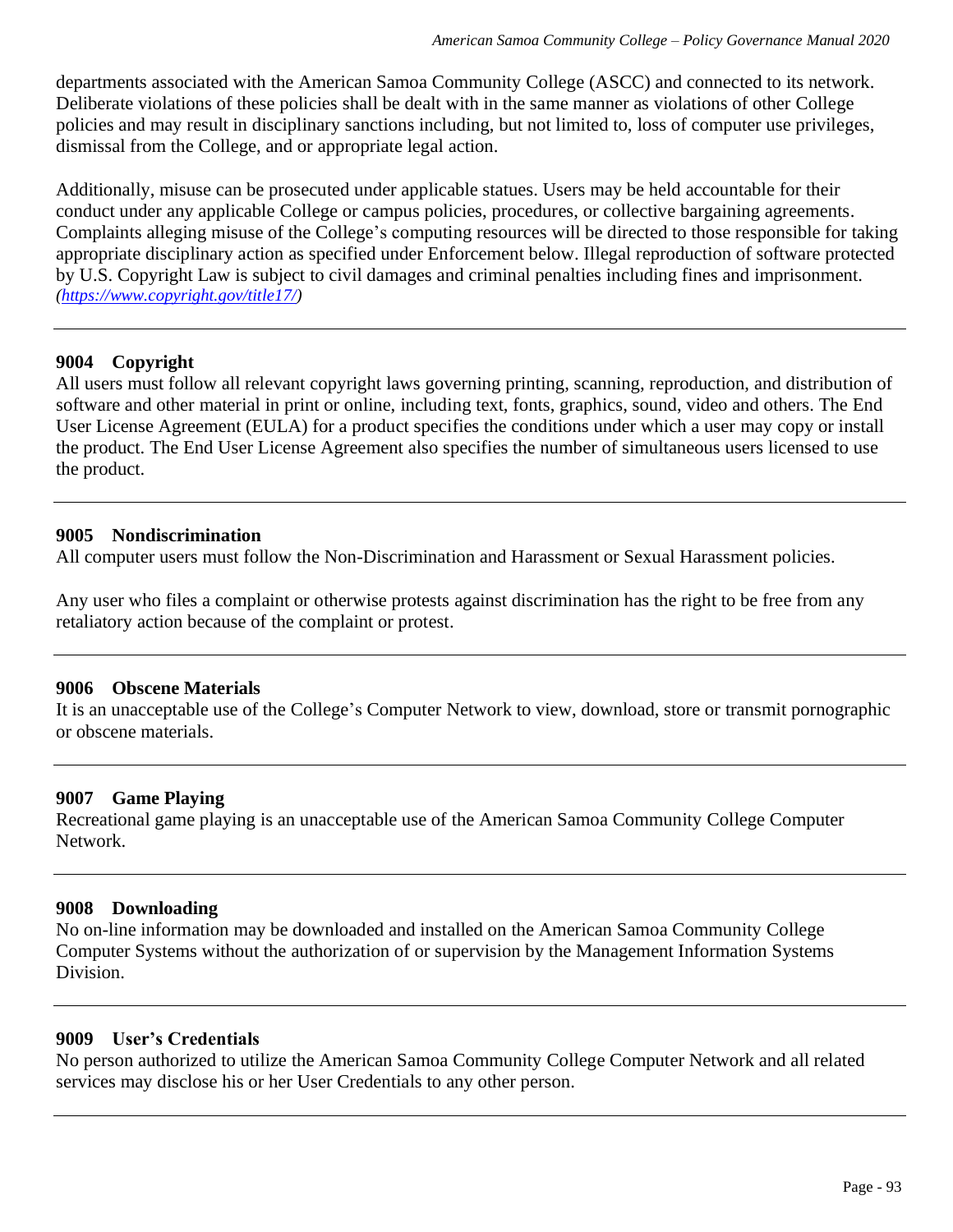departments associated with the American Samoa Community College (ASCC) and connected to its network. Deliberate violations of these policies shall be dealt with in the same manner as violations of other College policies and may result in disciplinary sanctions including, but not limited to, loss of computer use privileges, dismissal from the College, and or appropriate legal action.

Additionally, misuse can be prosecuted under applicable statues. Users may be held accountable for their conduct under any applicable College or campus policies, procedures, or collective bargaining agreements. Complaints alleging misuse of the College's computing resources will be directed to those responsible for taking appropriate disciplinary action as specified under Enforcement below. Illegal reproduction of software protected by U.S. Copyright Law is subject to civil damages and criminal penalties including fines and imprisonment. *([https://www.copyright.gov/title17/](https://www.copyright.gov/title17/))*

---

### 9004 Copyright

All users must follow all relevant copyright laws governing printing, scanning, reproduction, and distribution of software and other material in print or online, including text, fonts, graphics, sound, video and others. The End User License Agreement (EULA) for a product specifies the conditions under which a user may copy or install the product. The End User License Agreement also specifies the number of simultaneous users licensed to use the product.

---

### 9005 Nondiscrimination

All computer users must follow the Non-Discrimination and Harassment or Sexual Harassment policies.

Any user who files a complaint or otherwise protests against discrimination has the right to be free from any retaliatory action because of the complaint or protest.

---

### 9006 Obscene Materials

It is an unacceptable use of the College's Computer Network to view, download, store or transmit pornographic or obscene materials.

---

### 9007 Game Playing

Recreational game playing is an unacceptable use of the American Samoa Community College Computer Network.

---

### 9008 Downloading

No on-line information may be downloaded and installed on the American Samoa Community College Computer Systems without the authorization of or supervision by the Management Information Systems Division.

---

### 9009 User's Credentials

No person authorized to utilize the American Samoa Community College Computer Network and all related services may disclose his or her User Credentials to any other person.

---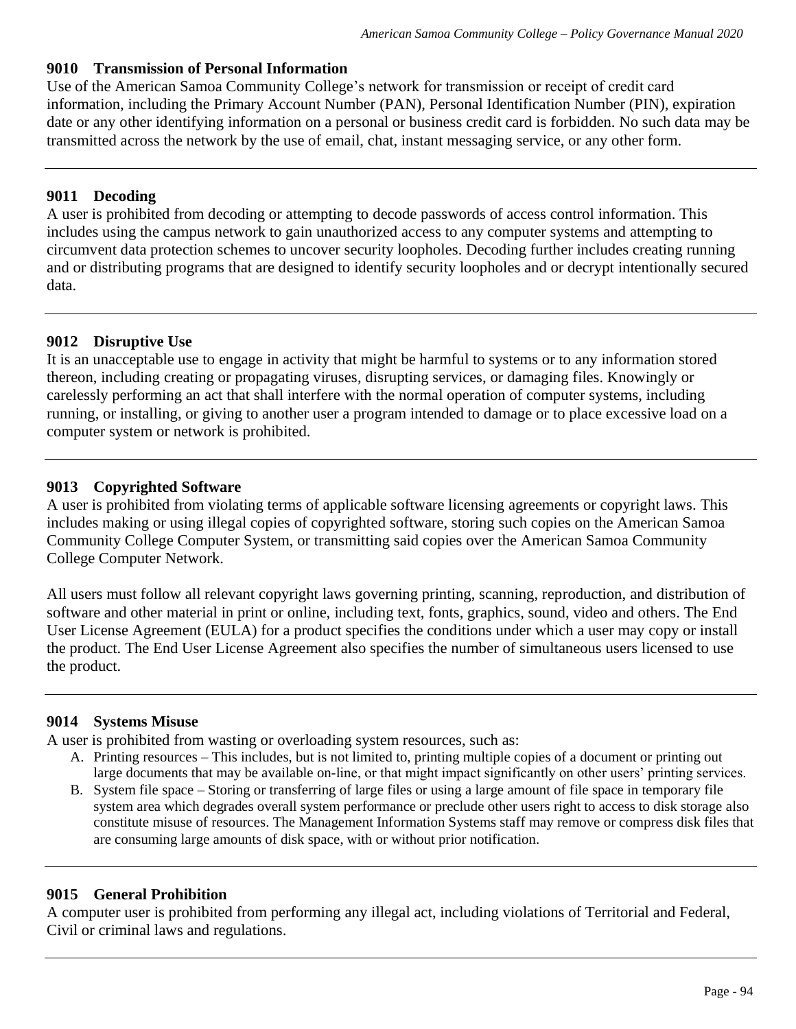### 9010 Transmission of Personal Information

Use of the American Samoa Community College's network for transmission or receipt of credit card information, including the Primary Account Number (PAN), Personal Identification Number (PIN), expiration date or any other identifying information on a personal or business credit card is forbidden. No such data may be transmitted across the network by the use of email, chat, instant messaging service, or any other form.

---

### 9011 Decoding

A user is prohibited from decoding or attempting to decode passwords of access control information. This includes using the campus network to gain unauthorized access to any computer systems and attempting to circumvent data protection schemes to uncover security loopholes. Decoding further includes creating running and or distributing programs that are designed to identify security loopholes and or decrypt intentionally secured data.

---

### 9012 Disruptive Use

It is an unacceptable use to engage in activity that might be harmful to systems or to any information stored thereon, including creating or propagating viruses, disrupting services, or damaging files. Knowingly or carelessly performing an act that shall interfere with the normal operation of computer systems, including running, or installing, or giving to another user a program intended to damage or to place excessive load on a computer system or network is prohibited.

---

### 9013 Copyrighted Software

A user is prohibited from violating terms of applicable software licensing agreements or copyright laws. This includes making or using illegal copies of copyrighted software, storing such copies on the American Samoa Community College Computer System, or transmitting said copies over the American Samoa Community College Computer Network.

All users must follow all relevant copyright laws governing printing, scanning, reproduction, and distribution of software and other material in print or online, including text, fonts, graphics, sound, video and others. The End User License Agreement (EULA) for a product specifies the conditions under which a user may copy or install the product. The End User License Agreement also specifies the number of simultaneous users licensed to use the product.

---

### 9014 Systems Misuse

A user is prohibited from wasting or overloading system resources, such as:

A. Printing resources – This includes, but is not limited to, printing multiple copies of a document or printing out large documents that may be available on-line, or that might impact significantly on other users' printing services.
B. System file space – Storing or transferring of large files or using a large amount of file space in temporary file system area which degrades overall system performance or preclude other users right to access to disk storage also constitute misuse of resources. The Management Information Systems staff may remove or compress disk files that are consuming large amounts of disk space, with or without prior notification.

---

### 9015 General Prohibition

A computer user is prohibited from performing any illegal act, including violations of Territorial and Federal, Civil or criminal laws and regulations.

---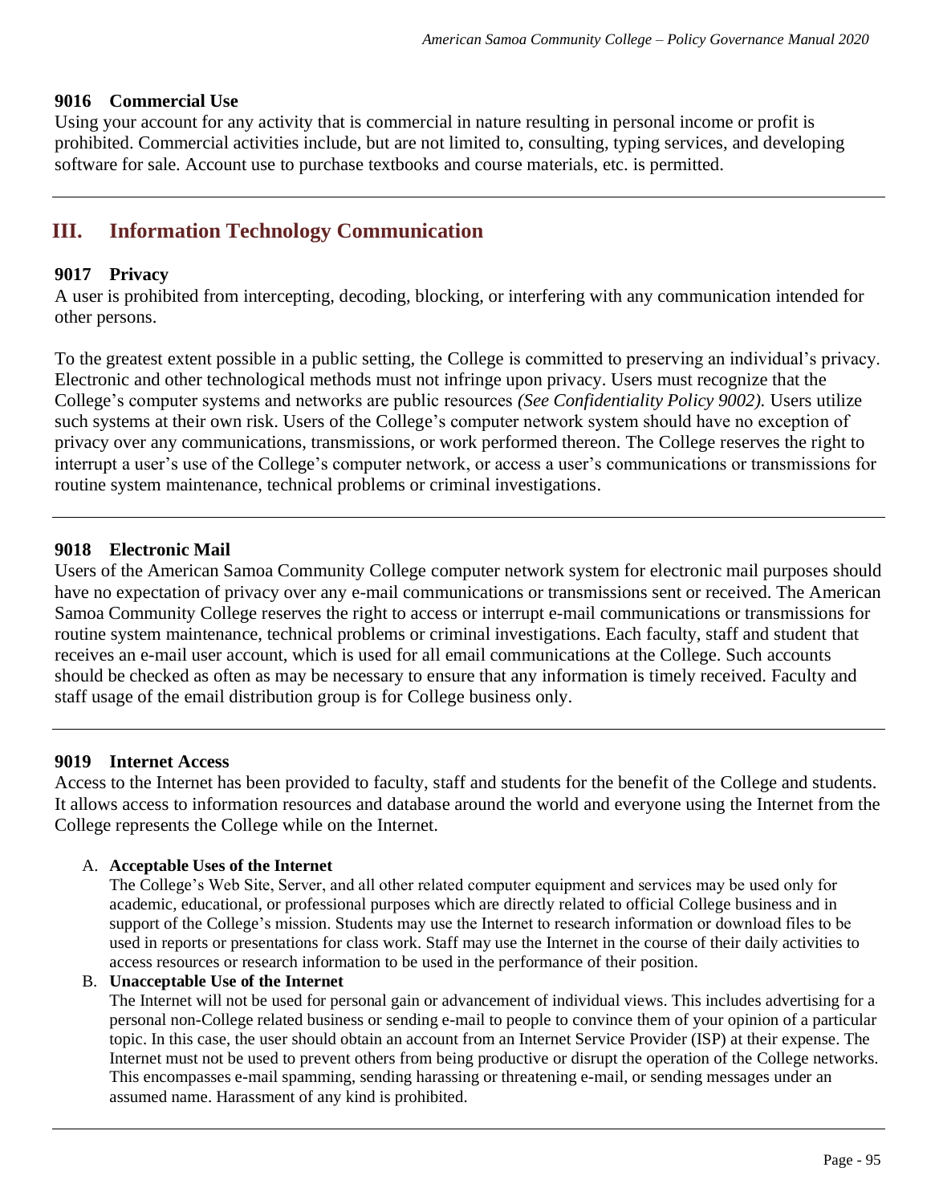### 9016 Commercial Use

Using your account for any activity that is commercial in nature resulting in personal income or profit is prohibited. Commercial activities include, but are not limited to, consulting, typing services, and developing software for sale. Account use to purchase textbooks and course materials, etc. is permitted.

---

## III. Information Technology Communication

### 9017 Privacy

A user is prohibited from intercepting, decoding, blocking, or interfering with any communication intended for other persons.

To the greatest extent possible in a public setting, the College is committed to preserving an individual's privacy. Electronic and other technological methods must not infringe upon privacy. Users must recognize that the College's computer systems and networks are public resources *(See Confidentiality Policy 9002).* Users utilize such systems at their own risk. Users of the College's computer network system should have no exception of privacy over any communications, transmissions, or work performed thereon. The College reserves the right to interrupt a user's use of the College's computer network, or access a user's communications or transmissions for routine system maintenance, technical problems or criminal investigations.

---

### 9018 Electronic Mail

Users of the American Samoa Community College computer network system for electronic mail purposes should have no expectation of privacy over any e-mail communications or transmissions sent or received. The American Samoa Community College reserves the right to access or interrupt e-mail communications or transmissions for routine system maintenance, technical problems or criminal investigations. Each faculty, staff and student that receives an e-mail user account, which is used for all email communications at the College. Such accounts should be checked as often as may be necessary to ensure that any information is timely received. Faculty and staff usage of the email distribution group is for College business only.

---

### 9019 Internet Access

Access to the Internet has been provided to faculty, staff and students for the benefit of the College and students. It allows access to information resources and database around the world and everyone using the Internet from the College represents the College while on the Internet.

A. **Acceptable Uses of the Internet**
   The College's Web Site, Server, and all other related computer equipment and services may be used only for academic, educational, or professional purposes which are directly related to official College business and in support of the College's mission. Students may use the Internet to research information or download files to be used in reports or presentations for class work. Staff may use the Internet in the course of their daily activities to access resources or research information to be used in the performance of their position.

B. **Unacceptable Use of the Internet**
   The Internet will not be used for personal gain or advancement of individual views. This includes advertising for a personal non-College related business or sending e-mail to people to convince them of your opinion of a particular topic. In this case, the user should obtain an account from an Internet Service Provider (ISP) at their expense. The Internet must not be used to prevent others from being productive or disrupt the operation of the College networks. This encompasses e-mail spamming, sending harassing or threatening e-mail, or sending messages under an assumed name. Harassment of any kind is prohibited.

---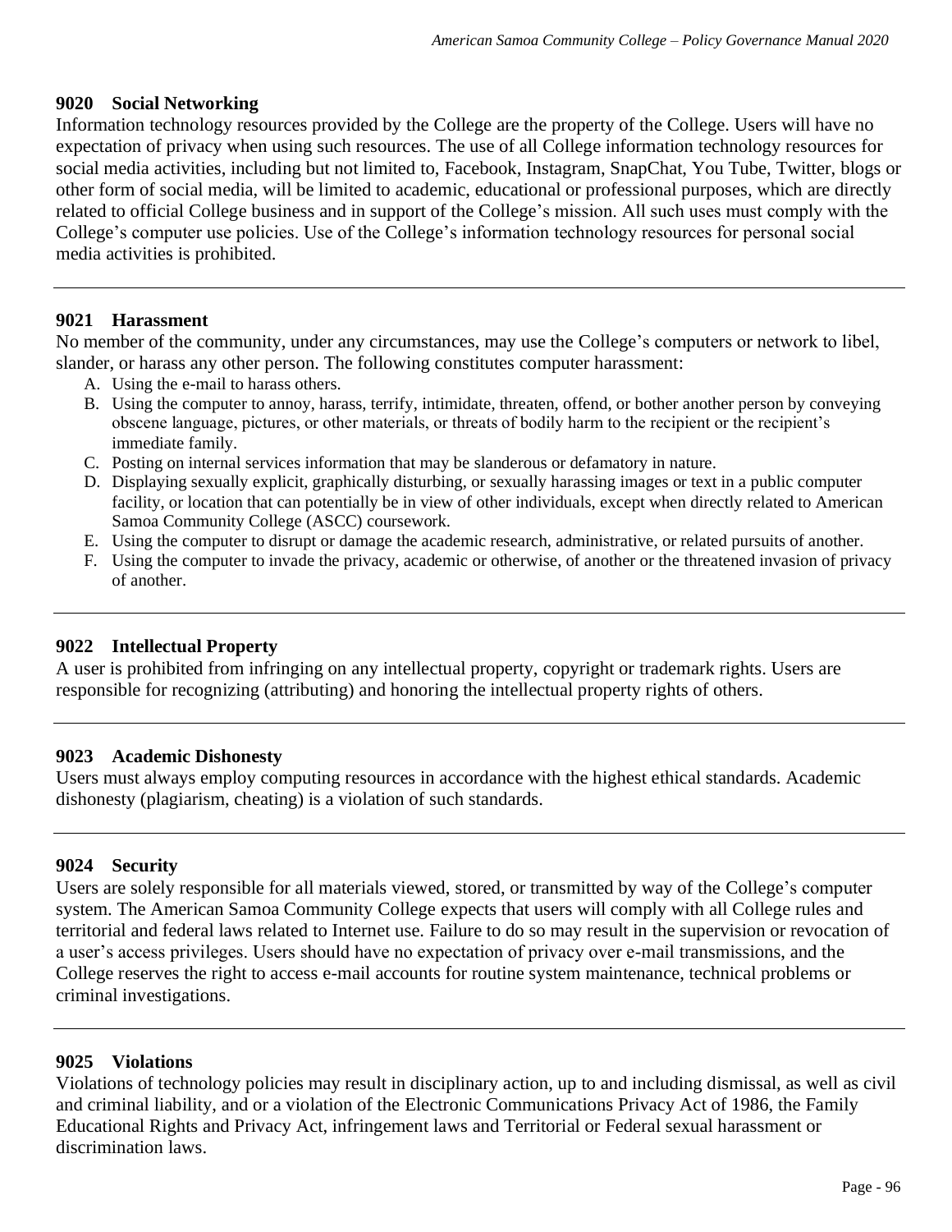### 9020 Social Networking

Information technology resources provided by the College are the property of the College. Users will have no expectation of privacy when using such resources. The use of all College information technology resources for social media activities, including but not limited to, Facebook, Instagram, SnapChat, You Tube, Twitter, blogs or other form of social media, will be limited to academic, educational or professional purposes, which are directly related to official College business and in support of the College's mission. All such uses must comply with the College's computer use policies. Use of the College's information technology resources for personal social media activities is prohibited.

---

### 9021 Harassment

No member of the community, under any circumstances, may use the College's computers or network to libel, slander, or harass any other person. The following constitutes computer harassment:

A. Using the e-mail to harass others.
B. Using the computer to annoy, harass, terrify, intimidate, threaten, offend, or bother another person by conveying obscene language, pictures, or other materials, or threats of bodily harm to the recipient or the recipient's immediate family.
C. Posting on internal services information that may be slanderous or defamatory in nature.
D. Displaying sexually explicit, graphically disturbing, or sexually harassing images or text in a public computer facility, or location that can potentially be in view of other individuals, except when directly related to American Samoa Community College (ASCC) coursework.
E. Using the computer to disrupt or damage the academic research, administrative, or related pursuits of another.
F. Using the computer to invade the privacy, academic or otherwise, of another or the threatened invasion of privacy of another.

---

### 9022 Intellectual Property

A user is prohibited from infringing on any intellectual property, copyright or trademark rights. Users are responsible for recognizing (attributing) and honoring the intellectual property rights of others.

---

### 9023 Academic Dishonesty

Users must always employ computing resources in accordance with the highest ethical standards. Academic dishonesty (plagiarism, cheating) is a violation of such standards.

---

### 9024 Security

Users are solely responsible for all materials viewed, stored, or transmitted by way of the College's computer system. The American Samoa Community College expects that users will comply with all College rules and territorial and federal laws related to Internet use. Failure to do so may result in the supervision or revocation of a user's access privileges. Users should have no expectation of privacy over e-mail transmissions, and the College reserves the right to access e-mail accounts for routine system maintenance, technical problems or criminal investigations.

---

### 9025 Violations

Violations of technology policies may result in disciplinary action, up to and including dismissal, as well as civil and criminal liability, and or a violation of the Electronic Communications Privacy Act of 1986, the Family Educational Rights and Privacy Act, infringement laws and Territorial or Federal sexual harassment or discrimination laws.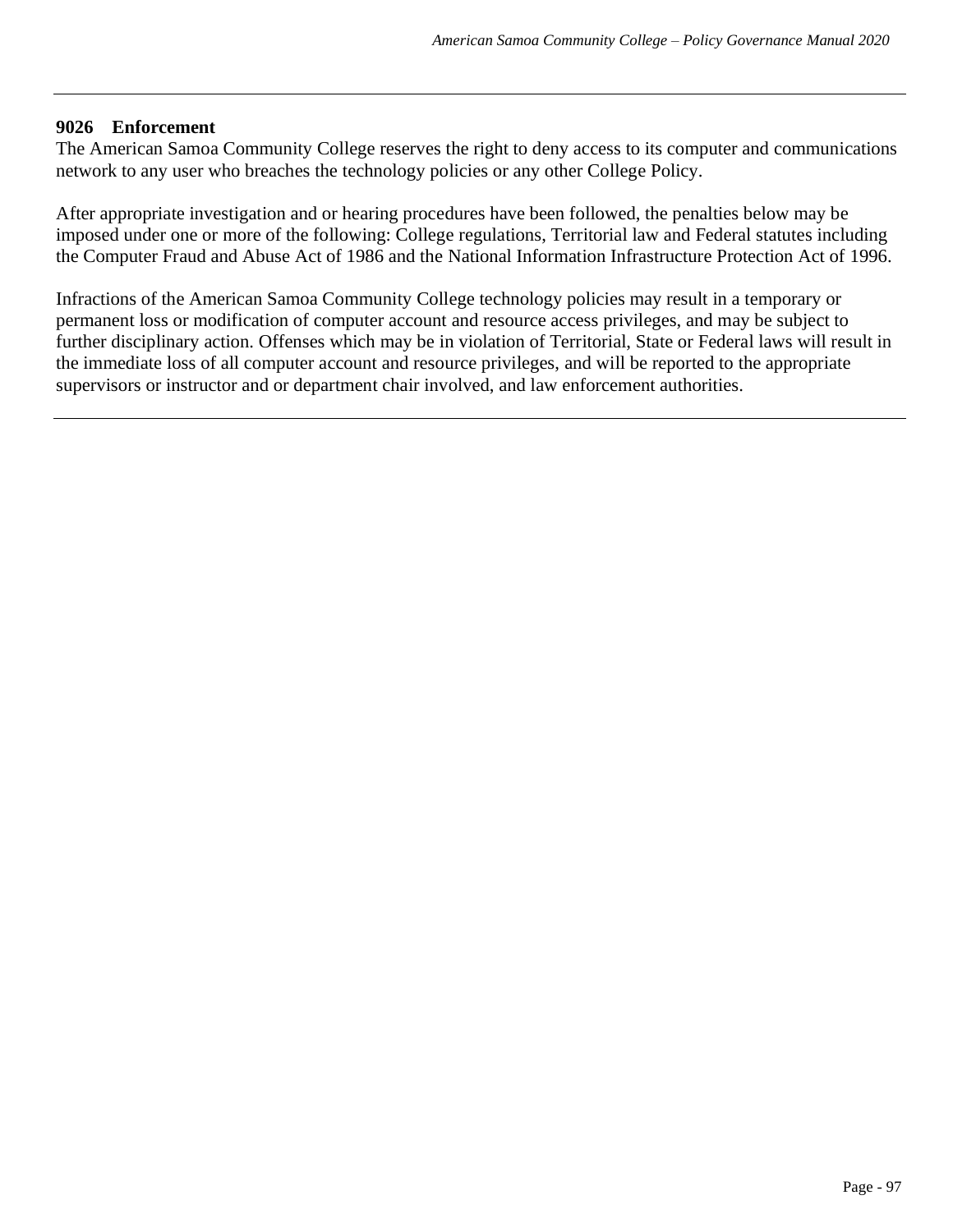## 9026 Enforcement

The American Samoa Community College reserves the right to deny access to its computer and communications network to any user who breaches the technology policies or any other College Policy.

After appropriate investigation and or hearing procedures have been followed, the penalties below may be imposed under one or more of the following: College regulations, Territorial law and Federal statutes including the Computer Fraud and Abuse Act of 1986 and the National Information Infrastructure Protection Act of 1996.

Infractions of the American Samoa Community College technology policies may result in a temporary or permanent loss or modification of computer account and resource access privileges, and may be subject to further disciplinary action. Offenses which may be in violation of Territorial, State or Federal laws will result in the immediate loss of all computer account and resource privileges, and will be reported to the appropriate supervisors or instructor and or department chair involved, and law enforcement authorities.